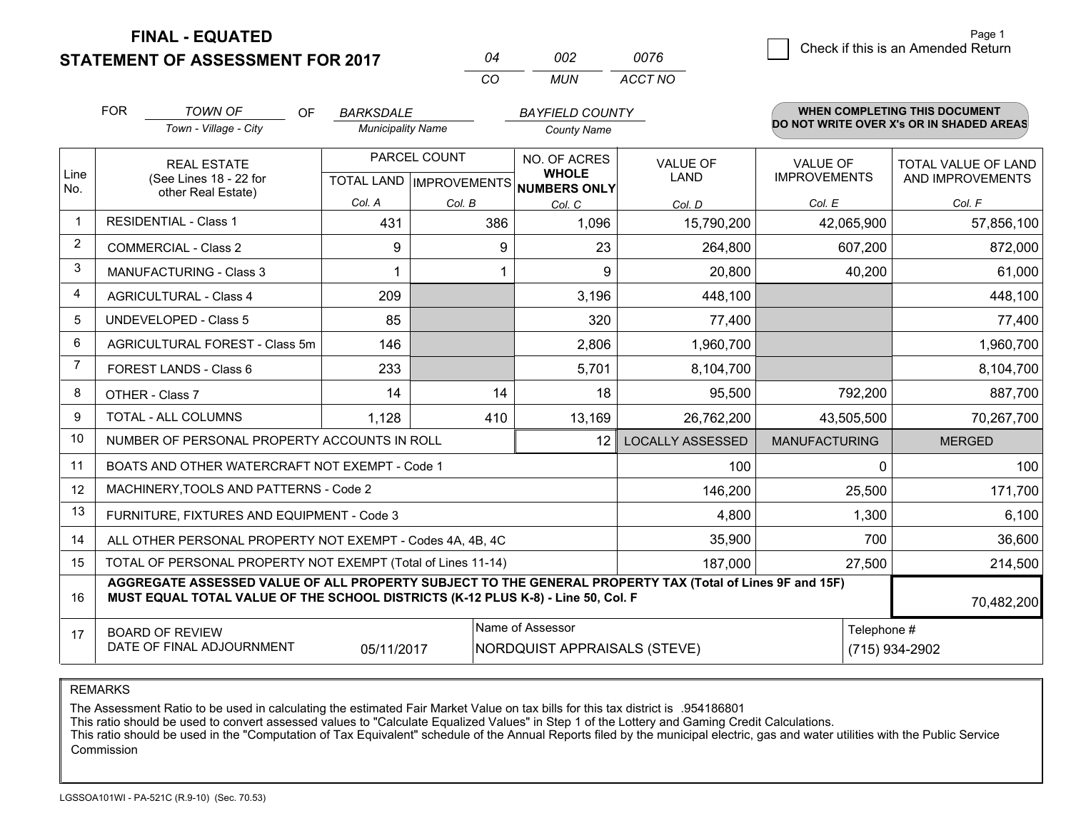# FINAL - EQUATED
## STATEMENT OF ASSESSMENT FOR 2017

| 04 | 002 | 0076 |
|---|---|---|
| CO | MUN | ACCT NO |

☐ Check if this is an Amended Return

FOR *TOWN OF* (Town - Village - City) OF *BARKSDALE* (Municipality Name) *BAYFIELD COUNTY* (County Name)

**WHEN COMPLETING THIS DOCUMENT DO NOT WRITE OVER X's OR IN SHADED AREAS**

| Line No. | REAL ESTATE (See Lines 18 - 22 for other Real Estate) | PARCEL COUNT TOTAL LAND Col. A | PARCEL COUNT IMPROVEMENTS Col. B | NO. OF ACRES WHOLE NUMBERS ONLY Col. C | VALUE OF LAND Col. D | VALUE OF IMPROVEMENTS Col. E | TOTAL VALUE OF LAND AND IMPROVEMENTS Col. F |
|---|---|---|---|---|---|---|---|
| 1 | RESIDENTIAL - Class 1 | 431 | 386 | 1,096 | 15,790,200 | 42,065,900 | 57,856,100 |
| 2 | COMMERCIAL - Class 2 | 9 | 9 | 23 | 264,800 | 607,200 | 872,000 |
| 3 | MANUFACTURING - Class 3 | 1 | 1 | 9 | 20,800 | 40,200 | 61,000 |
| 4 | AGRICULTURAL - Class 4 | 209 | | 3,196 | 448,100 | | 448,100 |
| 5 | UNDEVELOPED - Class 5 | 85 | | 320 | 77,400 | | 77,400 |
| 6 | AGRICULTURAL FOREST - Class 5m | 146 | | 2,806 | 1,960,700 | | 1,960,700 |
| 7 | FOREST LANDS - Class 6 | 233 | | 5,701 | 8,104,700 | | 8,104,700 |
| 8 | OTHER - Class 7 | 14 | 14 | 18 | 95,500 | 792,200 | 887,700 |
| 9 | TOTAL - ALL COLUMNS | 1,128 | 410 | 13,169 | 26,762,200 | 43,505,500 | 70,267,700 |
| 10 | NUMBER OF PERSONAL PROPERTY ACCOUNTS IN ROLL | | | 12 | LOCALLY ASSESSED | MANUFACTURING | MERGED |
| 11 | BOATS AND OTHER WATERCRAFT NOT EXEMPT - Code 1 | | | | 100 | 0 | 100 |
| 12 | MACHINERY,TOOLS AND PATTERNS - Code 2 | | | | 146,200 | 25,500 | 171,700 |
| 13 | FURNITURE, FIXTURES AND EQUIPMENT - Code 3 | | | | 4,800 | 1,300 | 6,100 |
| 14 | ALL OTHER PERSONAL PROPERTY NOT EXEMPT - Codes 4A, 4B, 4C | | | | 35,900 | 700 | 36,600 |
| 15 | TOTAL OF PERSONAL PROPERTY NOT EXEMPT (Total of Lines 11-14) | | | | 187,000 | 27,500 | 214,500 |
| 16 | **AGGREGATE ASSESSED VALUE OF ALL PROPERTY SUBJECT TO THE GENERAL PROPERTY TAX (Total of Lines 9F and 15F) MUST EQUAL TOTAL VALUE OF THE SCHOOL DISTRICTS (K-12 PLUS K-8) - Line 50, Col. F** | | | | | | 70,482,200 |
| 17 | BOARD OF REVIEW DATE OF FINAL ADJOURNMENT | 05/11/2017 | | Name of Assessor: NORDQUIST APPRAISALS (STEVE) | | | Telephone #: (715) 934-2902 |

REMARKS

The Assessment Ratio to be used in calculating the estimated Fair Market Value on tax bills for this tax district is .954186801
This ratio should be used to convert assessed values to "Calculate Equalized Values" in Step 1 of the Lottery and Gaming Credit Calculations.
This ratio should be used in the "Computation of Tax Equivalent" schedule of the Annual Reports filed by the municipal electric, gas and water utilities with the Public Service Commission

LGSSOA101WI - PA-521C (R.9-10) (Sec. 70.53)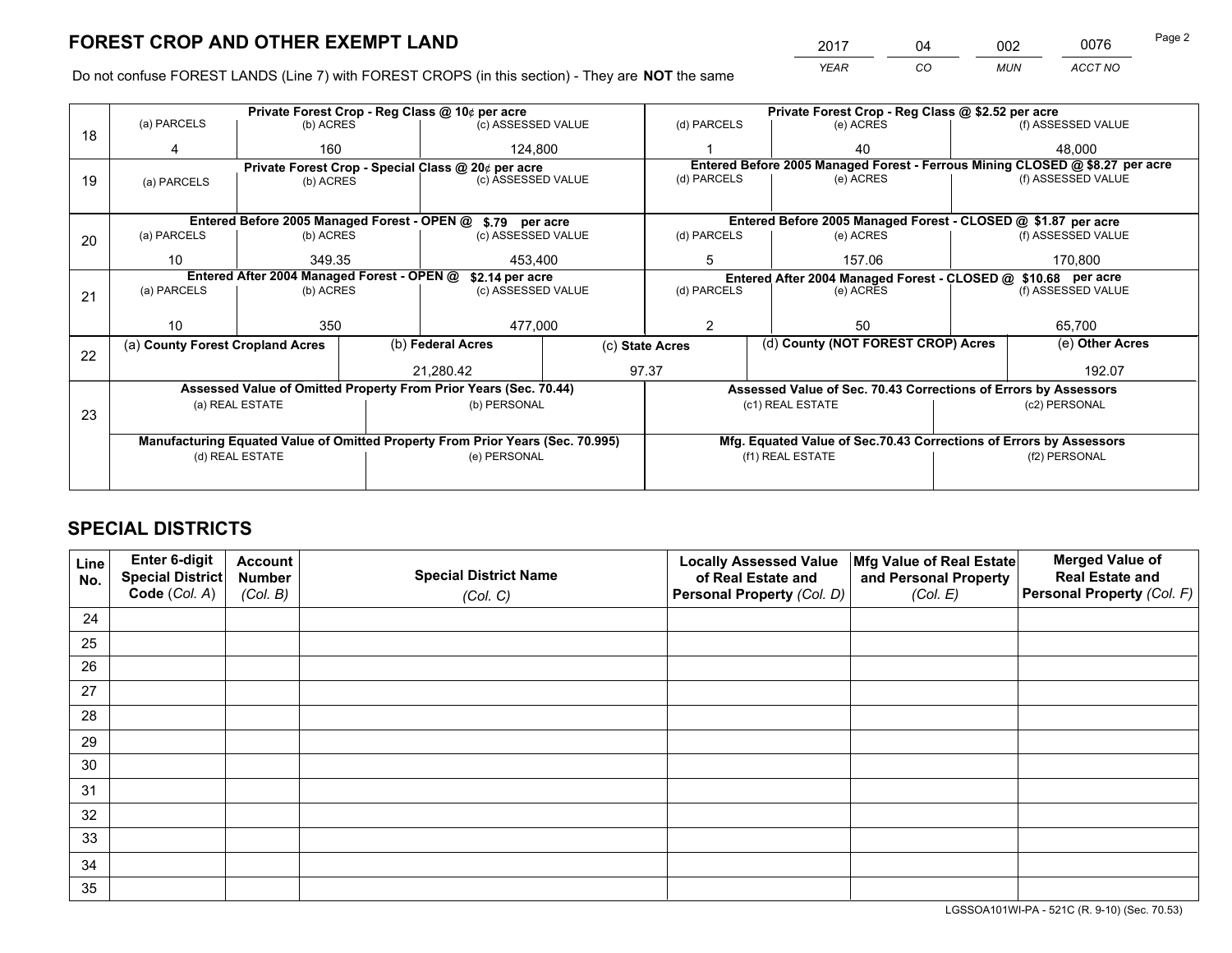# FOREST CROP AND OTHER EXEMPT LAND

| 2017 | 04 | 002 | 0076 |
|---|---|---|---|
| *YEAR* | *CO* | *MUN* | *ACCT NO* |

Do not confuse FOREST LANDS (Line 7) with FOREST CROPS (in this section) - They are **NOT** the same

| Line | Private Forest Crop - Reg Class @ 10¢ per acre | | | Private Forest Crop - Reg Class @ $2.52 per acre | | |
|---|---|---|---|---|---|---|
| | (a) PARCELS | (b) ACRES | (c) ASSESSED VALUE | (d) PARCELS | (e) ACRES | (f) ASSESSED VALUE |
| 18 | 4 | 160 | 124,800 | 1 | 40 | 48,000 |
| | **Private Forest Crop - Special Class @ 20¢ per acre** | | | **Entered Before 2005 Managed Forest - Ferrous Mining CLOSED @ $8.27 per acre** | | |
| 19 | (a) PARCELS | (b) ACRES | (c) ASSESSED VALUE | (d) PARCELS | (e) ACRES | (f) ASSESSED VALUE |
| | | | | | | |
| | **Entered Before 2005 Managed Forest - OPEN @ $.79 per acre** | | | **Entered Before 2005 Managed Forest - CLOSED @ $1.87 per acre** | | |
| | (a) PARCELS | (b) ACRES | (c) ASSESSED VALUE | (d) PARCELS | (e) ACRES | (f) ASSESSED VALUE |
| 20 | 10 | 349.35 | 453,400 | 5 | 157.06 | 170,800 |
| | **Entered After 2004 Managed Forest - OPEN @ $2.14 per acre** | | | **Entered After 2004 Managed Forest - CLOSED @ $10.68 per acre** | | |
| | (a) PARCELS | (b) ACRES | (c) ASSESSED VALUE | (d) PARCELS | (e) ACRES | (f) ASSESSED VALUE |
| 21 | 10 | 350 | 477,000 | 2 | 50 | 65,700 |

| Line | (a) County Forest Cropland Acres | (b) Federal Acres | (c) State Acres | (d) County (NOT FOREST CROP) Acres | (e) Other Acres |
|---|---|---|---|---|---|
| 22 | | 21,280.42 | 97.37 | | 192.07 |

| Line | Assessed Value of Omitted Property From Prior Years (Sec. 70.44) | | Assessed Value of Sec. 70.43 Corrections of Errors by Assessors | |
|---|---|---|---|---|
| | (a) REAL ESTATE | (b) PERSONAL | (c1) REAL ESTATE | (c2) PERSONAL |
| 23 | | | | |
| | **Manufacturing Equated Value of Omitted Property From Prior Years (Sec. 70.995)** | | **Mfg. Equated Value of Sec.70.43 Corrections of Errors by Assessors** | |
| | (d) REAL ESTATE | (e) PERSONAL | (f1) REAL ESTATE | (f2) PERSONAL |
| | | | | |

# SPECIAL DISTRICTS

| Line No. | Enter 6-digit Special District Code (*Col. A*) | Account Number (*Col. B*) | Special District Name (*Col. C*) | Locally Assessed Value of Real Estate and Personal Property (*Col. D*) | Mfg Value of Real Estate and Personal Property (*Col. E*) | Merged Value of Real Estate and Personal Property (*Col. F*) |
|---|---|---|---|---|---|---|
| 24 | | | | | | |
| 25 | | | | | | |
| 26 | | | | | | |
| 27 | | | | | | |
| 28 | | | | | | |
| 29 | | | | | | |
| 30 | | | | | | |
| 31 | | | | | | |
| 32 | | | | | | |
| 33 | | | | | | |
| 34 | | | | | | |
| 35 | | | | | | |

LGSSOA101WI-PA - 521C (R. 9-10) (Sec. 70.53)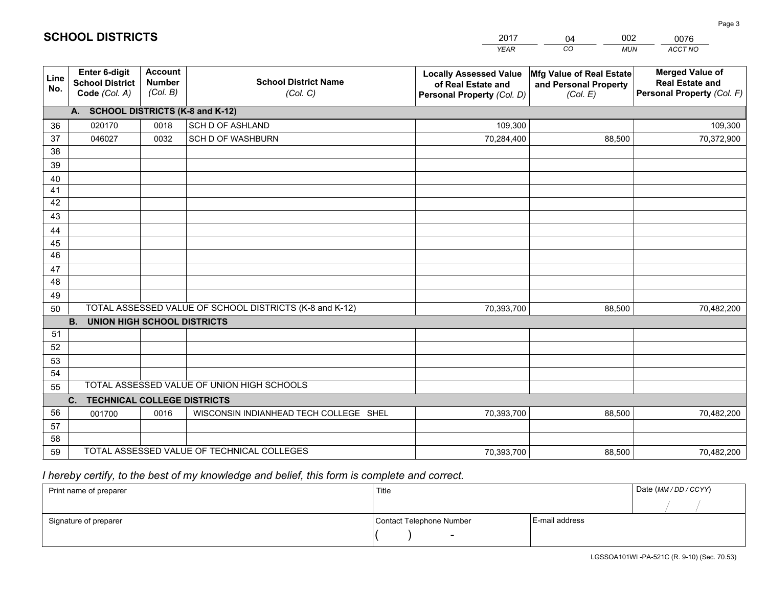# SCHOOL DISTRICTS

| 2017 | 04 | 002 | 0076 |
|---|---|---|---|
| *YEAR* | *CO* | *MUN* | *ACCT NO* |

| Line No. | Enter 6-digit School District Code *(Col. A)* | Account Number *(Col. B)* | School District Name *(Col. C)* | Locally Assessed Value of Real Estate and Personal Property *(Col. D)* | Mfg Value of Real Estate and Personal Property *(Col. E)* | Merged Value of Real Estate and Personal Property *(Col. F)* |
|---|---|---|---|---|---|---|
| **A. SCHOOL DISTRICTS (K-8 and K-12)** | | | | | | |
| 36 | 020170 | 0018 | SCH D OF ASHLAND | 109,300 | | 109,300 |
| 37 | 046027 | 0032 | SCH D OF WASHBURN | 70,284,400 | 88,500 | 70,372,900 |
| 38 | | | | | | |
| 39 | | | | | | |
| 40 | | | | | | |
| 41 | | | | | | |
| 42 | | | | | | |
| 43 | | | | | | |
| 44 | | | | | | |
| 45 | | | | | | |
| 46 | | | | | | |
| 47 | | | | | | |
| 48 | | | | | | |
| 49 | | | | | | |
| 50 | TOTAL ASSESSED VALUE OF SCHOOL DISTRICTS (K-8 and K-12) | | | 70,393,700 | 88,500 | 70,482,200 |
| **B. UNION HIGH SCHOOL DISTRICTS** | | | | | | |
| 51 | | | | | | |
| 52 | | | | | | |
| 53 | | | | | | |
| 54 | | | | | | |
| 55 | TOTAL ASSESSED VALUE OF UNION HIGH SCHOOLS | | | | | |
| **C. TECHNICAL COLLEGE DISTRICTS** | | | | | | |
| 56 | 001700 | 0016 | WISCONSIN INDIANHEAD TECH COLLEGE SHEL | 70,393,700 | 88,500 | 70,482,200 |
| 57 | | | | | | |
| 58 | | | | | | |
| 59 | TOTAL ASSESSED VALUE OF TECHNICAL COLLEGES | | | 70,393,700 | 88,500 | 70,482,200 |

*I hereby certify, to the best of my knowledge and belief, this form is complete and correct.*

| Print name of preparer | Title | | Date *(MM / DD / CCYY)* |
|---|---|---|---|
| | | | / / |
| Signature of preparer | Contact Telephone Number | E-mail address | |
| | ( ) - | | |

LGSSOA101WI -PA-521C (R. 9-10) (Sec. 70.53)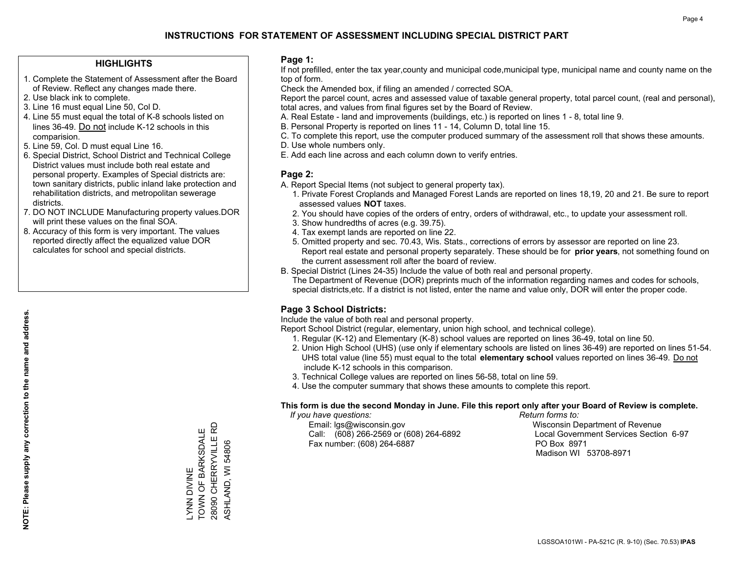# INSTRUCTIONS FOR STATEMENT OF ASSESSMENT INCLUDING SPECIAL DISTRICT PART

## HIGHLIGHTS

1. Complete the Statement of Assessment after the Board of Review. Reflect any changes made there.
2. Use black ink to complete.
3. Line 16 must equal Line 50, Col D.
4. Line 55 must equal the total of K-8 schools listed on lines 36-49. Do not include K-12 schools in this comparision.
5. Line 59, Col. D must equal Line 16.
6. Special District, School District and Technical College District values must include both real estate and personal property. Examples of Special districts are: town sanitary districts, public inland lake protection and rehabilitation districts, and metropolitan sewerage districts.
7. DO NOT INCLUDE Manufacturing property values.DOR will print these values on the final SOA.
8. Accuracy of this form is very important. The values reported directly affect the equalized value DOR calculates for school and special districts.

**NOTE: Please supply any correction to the name and address.**

LYNN DIVINE
TOWN OF BARKSDALE
28090 CHERRYVILLE RD
ASHLAND, WI 54806

## Page 1:

If not prefilled, enter the tax year,county and municipal code,municipal type, municipal name and county name on the top of form.

Check the Amended box, if filing an amended / corrected SOA.

Report the parcel count, acres and assessed value of taxable general property, total parcel count, (real and personal), total acres, and values from final figures set by the Board of Review.

A. Real Estate - land and improvements (buildings, etc.) is reported on lines 1 - 8, total line 9.
B. Personal Property is reported on lines 11 - 14, Column D, total line 15.
C. To complete this report, use the computer produced summary of the assessment roll that shows these amounts.
D. Use whole numbers only.
E. Add each line across and each column down to verify entries.

## Page 2:

A. Report Special Items (not subject to general property tax).
   1. Private Forest Croplands and Managed Forest Lands are reported on lines 18,19, 20 and 21. Be sure to report assessed values **NOT** taxes.
   2. You should have copies of the orders of entry, orders of withdrawal, etc., to update your assessment roll.
   3. Show hundredths of acres (e.g. 39.75).
   4. Tax exempt lands are reported on line 22.
   5. Omitted property and sec. 70.43, Wis. Stats., corrections of errors by assessor are reported on line 23. Report real estate and personal property separately. These should be for **prior years**, not something found on the current assessment roll after the board of review.
B. Special District (Lines 24-35) Include the value of both real and personal property.
   The Department of Revenue (DOR) preprints much of the information regarding names and codes for schools, special districts,etc. If a district is not listed, enter the name and value only, DOR will enter the proper code.

## Page 3 School Districts:

Include the value of both real and personal property.

Report School District (regular, elementary, union high school, and technical college).

1. Regular (K-12) and Elementary (K-8) school values are reported on lines 36-49, total on line 50.
2. Union High School (UHS) (use only if elementary schools are listed on lines 36-49) are reported on lines 51-54. UHS total value (line 55) must equal to the total **elementary school** values reported on lines 36-49. Do not include K-12 schools in this comparison.
3. Technical College values are reported on lines 56-58, total on line 59.
4. Use the computer summary that shows these amounts to complete this report.

**This form is due the second Monday in June. File this report only after your Board of Review is complete.**

*If you have questions:*
Email: lgs@wisconsin.gov
Call: (608) 266-2569 or (608) 264-6892
Fax number: (608) 264-6887

*Return forms to:*
Wisconsin Department of Revenue
Local Government Services Section 6-97
PO Box 8971
Madison WI 53708-8971

LGSSOA101WI - PA-521C (R. 9-10) (Sec. 70.53) **IPAS**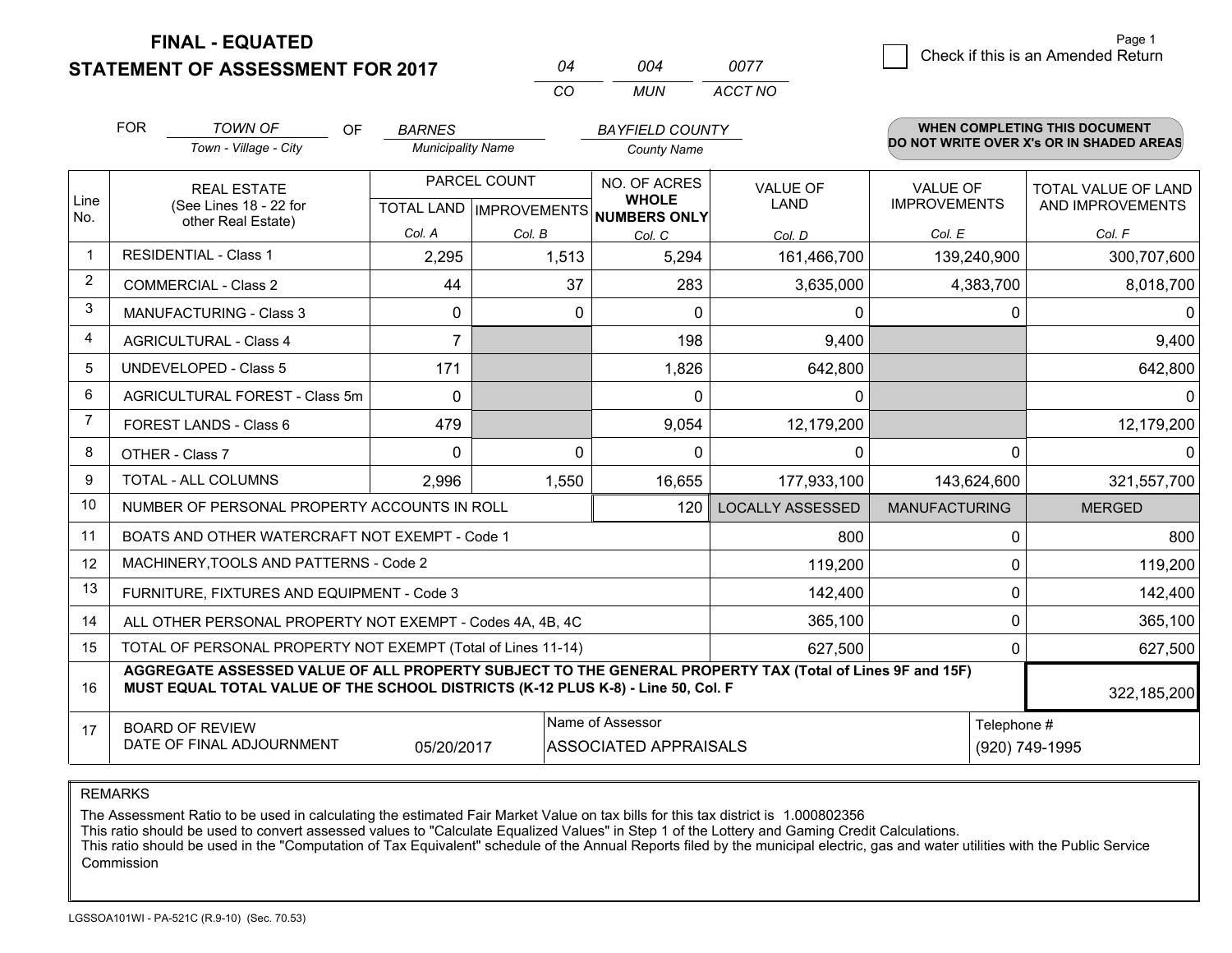# FINAL - EQUATED
# STATEMENT OF ASSESSMENT FOR 2017

| 04 | 004 | 0077 |
|---|---|---|
| CO | MUN | ACCT NO |

Page 1

☐ Check if this is an Amended Return

FOR *TOWN OF* (Town - Village - City) OF *BARNES* (Municipality Name) *BAYFIELD COUNTY* (County Name)

**WHEN COMPLETING THIS DOCUMENT DO NOT WRITE OVER X's OR IN SHADED AREAS**

| Line No. | REAL ESTATE (See Lines 18 - 22 for other Real Estate) | PARCEL COUNT TOTAL LAND Col. A | PARCEL COUNT IMPROVEMENTS Col. B | NO. OF ACRES WHOLE NUMBERS ONLY Col. C | VALUE OF LAND Col. D | VALUE OF IMPROVEMENTS Col. E | TOTAL VALUE OF LAND AND IMPROVEMENTS Col. F |
|---|---|---|---|---|---|---|---|
| 1 | RESIDENTIAL - Class 1 | 2,295 | 1,513 | 5,294 | 161,466,700 | 139,240,900 | 300,707,600 |
| 2 | COMMERCIAL - Class 2 | 44 | 37 | 283 | 3,635,000 | 4,383,700 | 8,018,700 |
| 3 | MANUFACTURING - Class 3 | 0 | 0 | 0 | 0 | 0 | 0 |
| 4 | AGRICULTURAL - Class 4 | 7 | | 198 | 9,400 | | 9,400 |
| 5 | UNDEVELOPED - Class 5 | 171 | | 1,826 | 642,800 | | 642,800 |
| 6 | AGRICULTURAL FOREST - Class 5m | 0 | | 0 | 0 | | 0 |
| 7 | FOREST LANDS - Class 6 | 479 | | 9,054 | 12,179,200 | | 12,179,200 |
| 8 | OTHER - Class 7 | 0 | 0 | 0 | 0 | 0 | 0 |
| 9 | TOTAL - ALL COLUMNS | 2,996 | 1,550 | 16,655 | 177,933,100 | 143,624,600 | 321,557,700 |
| 10 | NUMBER OF PERSONAL PROPERTY ACCOUNTS IN ROLL | | | 120 | LOCALLY ASSESSED | MANUFACTURING | MERGED |
| 11 | BOATS AND OTHER WATERCRAFT NOT EXEMPT - Code 1 | | | | 800 | 0 | 800 |
| 12 | MACHINERY,TOOLS AND PATTERNS - Code 2 | | | | 119,200 | 0 | 119,200 |
| 13 | FURNITURE, FIXTURES AND EQUIPMENT - Code 3 | | | | 142,400 | 0 | 142,400 |
| 14 | ALL OTHER PERSONAL PROPERTY NOT EXEMPT - Codes 4A, 4B, 4C | | | | 365,100 | 0 | 365,100 |
| 15 | TOTAL OF PERSONAL PROPERTY NOT EXEMPT (Total of Lines 11-14) | | | | 627,500 | 0 | 627,500 |
| 16 | **AGGREGATE ASSESSED VALUE OF ALL PROPERTY SUBJECT TO THE GENERAL PROPERTY TAX (Total of Lines 9F and 15F) MUST EQUAL TOTAL VALUE OF THE SCHOOL DISTRICTS (K-12 PLUS K-8) - Line 50, Col. F** | | | | | | 322,185,200 |
| 17 | BOARD OF REVIEW DATE OF FINAL ADJOURNMENT | 05/20/2017 | Name of Assessor | ASSOCIATED APPRAISALS | | Telephone # | (920) 749-1995 |

REMARKS

The Assessment Ratio to be used in calculating the estimated Fair Market Value on tax bills for this tax district is 1.000802356
This ratio should be used to convert assessed values to "Calculate Equalized Values" in Step 1 of the Lottery and Gaming Credit Calculations.
This ratio should be used in the "Computation of Tax Equivalent" schedule of the Annual Reports filed by the municipal electric, gas and water utilities with the Public Service Commission

LGSSOA101WI - PA-521C (R.9-10) (Sec. 70.53)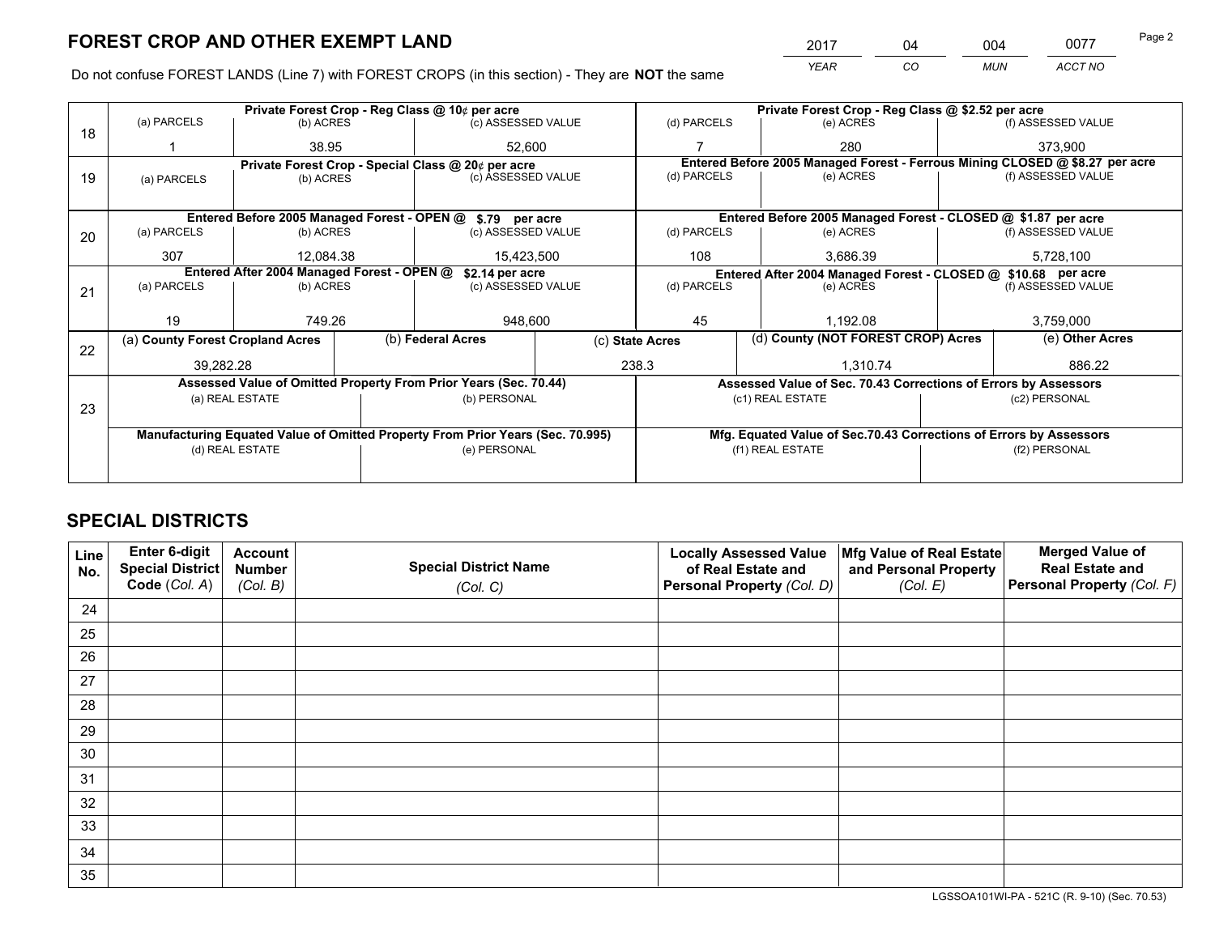# FOREST CROP AND OTHER EXEMPT LAND

| 2017 | 04 | 004 | 0077 |
|---|---|---|---|
| *YEAR* | *CO* | *MUN* | *ACCT NO* |

Do not confuse FOREST LANDS (Line 7) with FOREST CROPS (in this section) - They are **NOT** the same

| Line | Private Forest Crop - Reg Class @ 10¢ per acre | | | Private Forest Crop - Reg Class @ $2.52 per acre | | |
|---|---|---|---|---|---|---|
| 18 | (a) PARCELS | (b) ACRES | (c) ASSESSED VALUE | (d) PARCELS | (e) ACRES | (f) ASSESSED VALUE |
| | 1 | 38.95 | 52,600 | 7 | 280 | 373,900 |
| | **Private Forest Crop - Special Class @ 20¢ per acre** | | | **Entered Before 2005 Managed Forest - Ferrous Mining CLOSED @ $8.27 per acre** | | |
| 19 | (a) PARCELS | (b) ACRES | (c) ASSESSED VALUE | (d) PARCELS | (e) ACRES | (f) ASSESSED VALUE |
| | | | | | | |
| | **Entered Before 2005 Managed Forest - OPEN @ $.79 per acre** | | | **Entered Before 2005 Managed Forest - CLOSED @ $1.87 per acre** | | |
| 20 | (a) PARCELS | (b) ACRES | (c) ASSESSED VALUE | (d) PARCELS | (e) ACRES | (f) ASSESSED VALUE |
| | 307 | 12,084.38 | 15,423,500 | 108 | 3,686.39 | 5,728,100 |
| | **Entered After 2004 Managed Forest - OPEN @ $2.14 per acre** | | | **Entered After 2004 Managed Forest - CLOSED @ $10.68 per acre** | | |
| 21 | (a) PARCELS | (b) ACRES | (c) ASSESSED VALUE | (d) PARCELS | (e) ACRES | (f) ASSESSED VALUE |
| | 19 | 749.26 | 948,600 | 45 | 1,192.08 | 3,759,000 |

| Line | (a) County Forest Cropland Acres | (b) Federal Acres | (c) State Acres | (d) County (NOT FOREST CROP) Acres | (e) Other Acres |
|---|---|---|---|---|---|
| 22 | 39,282.28 | | 238.3 | 1,310.74 | 886.22 |

| Line | Assessed Value of Omitted Property From Prior Years (Sec. 70.44) | | Assessed Value of Sec. 70.43 Corrections of Errors by Assessors | |
|---|---|---|---|---|
| 23 | (a) REAL ESTATE | (b) PERSONAL | (c1) REAL ESTATE | (c2) PERSONAL |
| | | | | |
| | **Manufacturing Equated Value of Omitted Property From Prior Years (Sec. 70.995)** | | **Mfg. Equated Value of Sec.70.43 Corrections of Errors by Assessors** | |
| | (d) REAL ESTATE | (e) PERSONAL | (f1) REAL ESTATE | (f2) PERSONAL |
| | | | | |

# SPECIAL DISTRICTS

| Line No. | Enter 6-digit Special District Code (*Col. A*) | Account Number (*Col. B*) | Special District Name (*Col. C*) | Locally Assessed Value of Real Estate and Personal Property (*Col. D*) | Mfg Value of Real Estate and Personal Property (*Col. E*) | Merged Value of Real Estate and Personal Property (*Col. F*) |
|---|---|---|---|---|---|---|
| 24 | | | | | | |
| 25 | | | | | | |
| 26 | | | | | | |
| 27 | | | | | | |
| 28 | | | | | | |
| 29 | | | | | | |
| 30 | | | | | | |
| 31 | | | | | | |
| 32 | | | | | | |
| 33 | | | | | | |
| 34 | | | | | | |
| 35 | | | | | | |

LGSSOA101WI-PA - 521C (R. 9-10) (Sec. 70.53)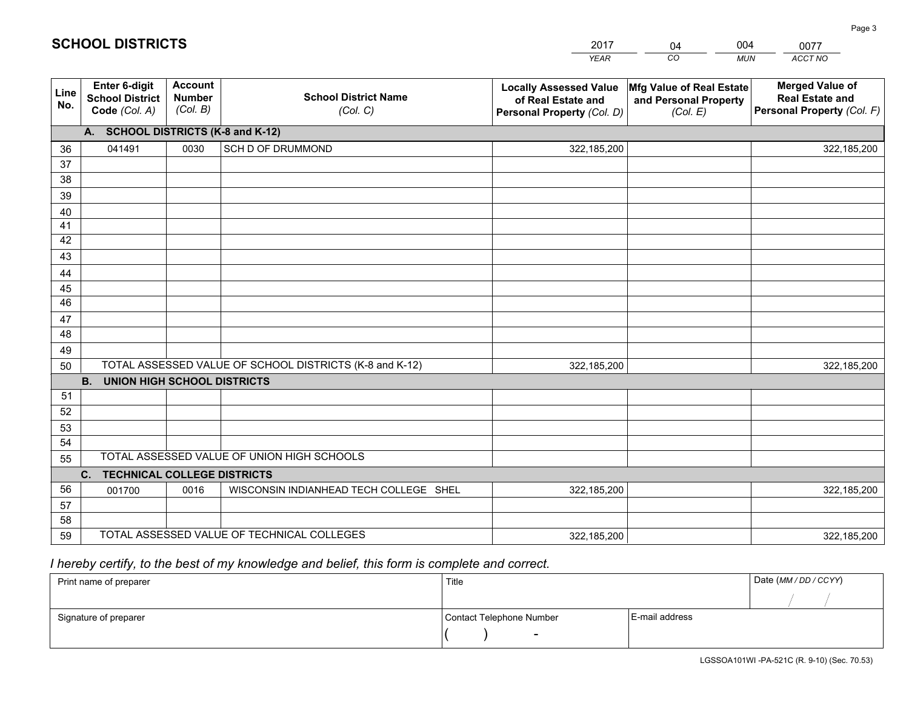# SCHOOL DISTRICTS

| 2017 | 04 | 004 | 0077 |
|---|---|---|---|
| *YEAR* | *CO* | *MUN* | *ACCT NO* |

| Line No. | Enter 6-digit School District Code (Col. A) | Account Number (Col. B) | School District Name (Col. C) | Locally Assessed Value of Real Estate and Personal Property (Col. D) | Mfg Value of Real Estate and Personal Property (Col. E) | Merged Value of Real Estate and Personal Property (Col. F) |
|---|---|---|---|---|---|---|
| | **A. SCHOOL DISTRICTS (K-8 and K-12)** | | | | | |
| 36 | 041491 | 0030 | SCH D OF DRUMMOND | 322,185,200 | | 322,185,200 |
| 37 | | | | | | |
| 38 | | | | | | |
| 39 | | | | | | |
| 40 | | | | | | |
| 41 | | | | | | |
| 42 | | | | | | |
| 43 | | | | | | |
| 44 | | | | | | |
| 45 | | | | | | |
| 46 | | | | | | |
| 47 | | | | | | |
| 48 | | | | | | |
| 49 | | | | | | |
| 50 | TOTAL ASSESSED VALUE OF SCHOOL DISTRICTS (K-8 and K-12) | | | 322,185,200 | | 322,185,200 |
| | **B. UNION HIGH SCHOOL DISTRICTS** | | | | | |
| 51 | | | | | | |
| 52 | | | | | | |
| 53 | | | | | | |
| 54 | | | | | | |
| 55 | TOTAL ASSESSED VALUE OF UNION HIGH SCHOOLS | | | | | |
| | **C. TECHNICAL COLLEGE DISTRICTS** | | | | | |
| 56 | 001700 | 0016 | WISCONSIN INDIANHEAD TECH COLLEGE SHEL | 322,185,200 | | 322,185,200 |
| 57 | | | | | | |
| 58 | | | | | | |
| 59 | TOTAL ASSESSED VALUE OF TECHNICAL COLLEGES | | | 322,185,200 | | 322,185,200 |

*I hereby certify, to the best of my knowledge and belief, this form is complete and correct.*

| Print name of preparer | Title | | Date (MM / DD / CCYY) |
|---|---|---|---|
| | | | / / |
| Signature of preparer | Contact Telephone Number | E-mail address | |
| | ( ) - | | |

LGSSOA101WI -PA-521C (R. 9-10) (Sec. 70.53)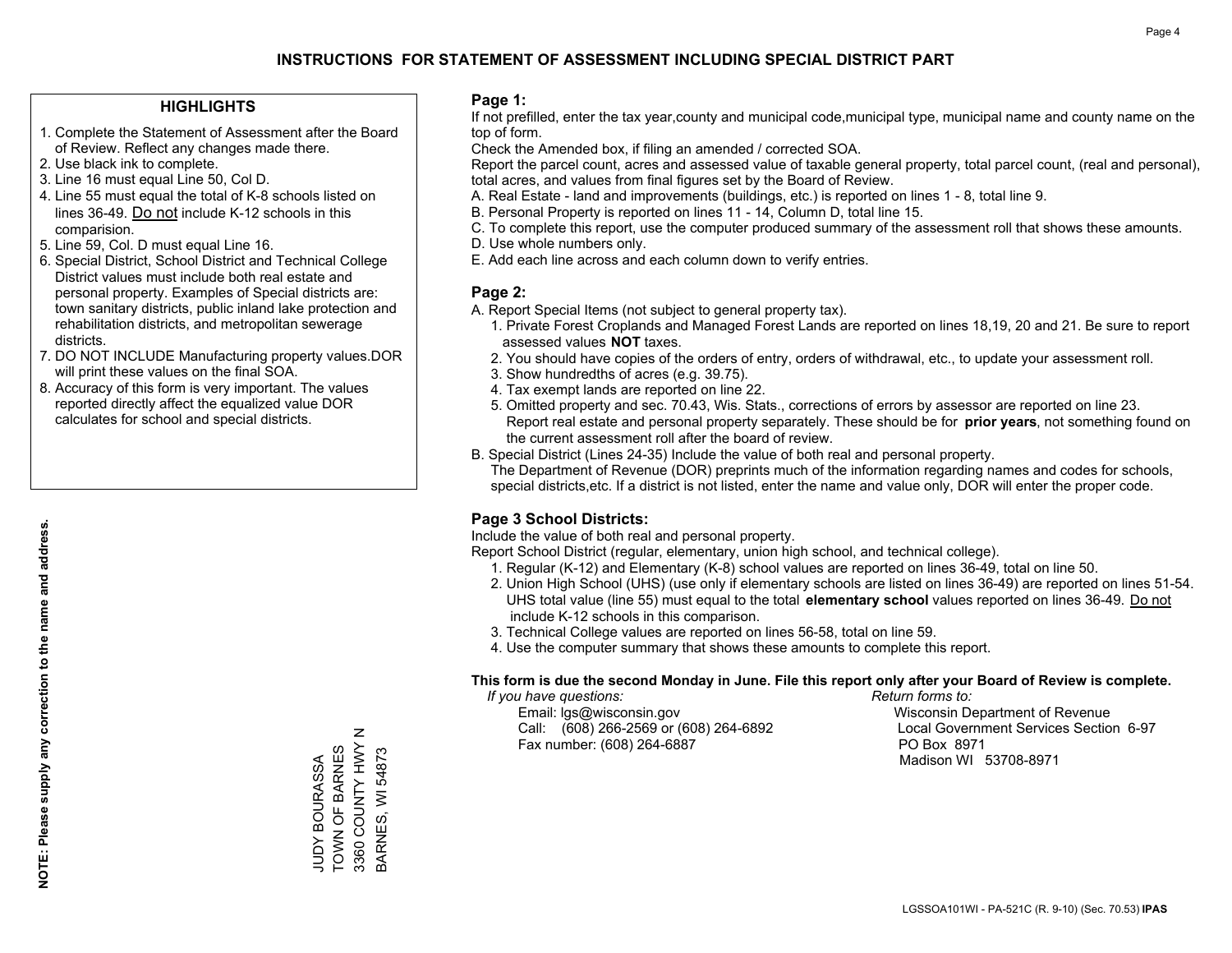# INSTRUCTIONS FOR STATEMENT OF ASSESSMENT INCLUDING SPECIAL DISTRICT PART

## HIGHLIGHTS

1. Complete the Statement of Assessment after the Board of Review. Reflect any changes made there.
2. Use black ink to complete.
3. Line 16 must equal Line 50, Col D.
4. Line 55 must equal the total of K-8 schools listed on lines 36-49. Do not include K-12 schools in this comparision.
5. Line 59, Col. D must equal Line 16.
6. Special District, School District and Technical College District values must include both real estate and personal property. Examples of Special districts are: town sanitary districts, public inland lake protection and rehabilitation districts, and metropolitan sewerage districts.
7. DO NOT INCLUDE Manufacturing property values.DOR will print these values on the final SOA.
8. Accuracy of this form is very important. The values reported directly affect the equalized value DOR calculates for school and special districts.

**NOTE: Please supply any correction to the name and address.**

JUDY BOURASSA
TOWN OF BARNES
3360 COUNTY HWY N
BARNES, WI 54873

## Page 1:

If not prefilled, enter the tax year,county and municipal code,municipal type, municipal name and county name on the top of form.

Check the Amended box, if filing an amended / corrected SOA.

Report the parcel count, acres and assessed value of taxable general property, total parcel count, (real and personal), total acres, and values from final figures set by the Board of Review.

A. Real Estate - land and improvements (buildings, etc.) is reported on lines 1 - 8, total line 9.
B. Personal Property is reported on lines 11 - 14, Column D, total line 15.
C. To complete this report, use the computer produced summary of the assessment roll that shows these amounts.
D. Use whole numbers only.
E. Add each line across and each column down to verify entries.

## Page 2:

A. Report Special Items (not subject to general property tax).
   1. Private Forest Croplands and Managed Forest Lands are reported on lines 18,19, 20 and 21. Be sure to report assessed values **NOT** taxes.
   2. You should have copies of the orders of entry, orders of withdrawal, etc., to update your assessment roll.
   3. Show hundredths of acres (e.g. 39.75).
   4. Tax exempt lands are reported on line 22.
   5. Omitted property and sec. 70.43, Wis. Stats., corrections of errors by assessor are reported on line 23. Report real estate and personal property separately. These should be for **prior years**, not something found on the current assessment roll after the board of review.
B. Special District (Lines 24-35) Include the value of both real and personal property.
   The Department of Revenue (DOR) preprints much of the information regarding names and codes for schools, special districts,etc. If a district is not listed, enter the name and value only, DOR will enter the proper code.

## Page 3 School Districts:

Include the value of both real and personal property.

Report School District (regular, elementary, union high school, and technical college).

1. Regular (K-12) and Elementary (K-8) school values are reported on lines 36-49, total on line 50.
2. Union High School (UHS) (use only if elementary schools are listed on lines 36-49) are reported on lines 51-54. UHS total value (line 55) must equal to the total **elementary school** values reported on lines 36-49. Do not include K-12 schools in this comparison.
3. Technical College values are reported on lines 56-58, total on line 59.
4. Use the computer summary that shows these amounts to complete this report.

**This form is due the second Monday in June. File this report only after your Board of Review is complete.**

*If you have questions:*
Email: lgs@wisconsin.gov
Call: (608) 266-2569 or (608) 264-6892
Fax number: (608) 264-6887

*Return forms to:*
Wisconsin Department of Revenue
Local Government Services Section 6-97
PO Box 8971
Madison WI 53708-8971

LGSSOA101WI - PA-521C (R. 9-10) (Sec. 70.53) **IPAS**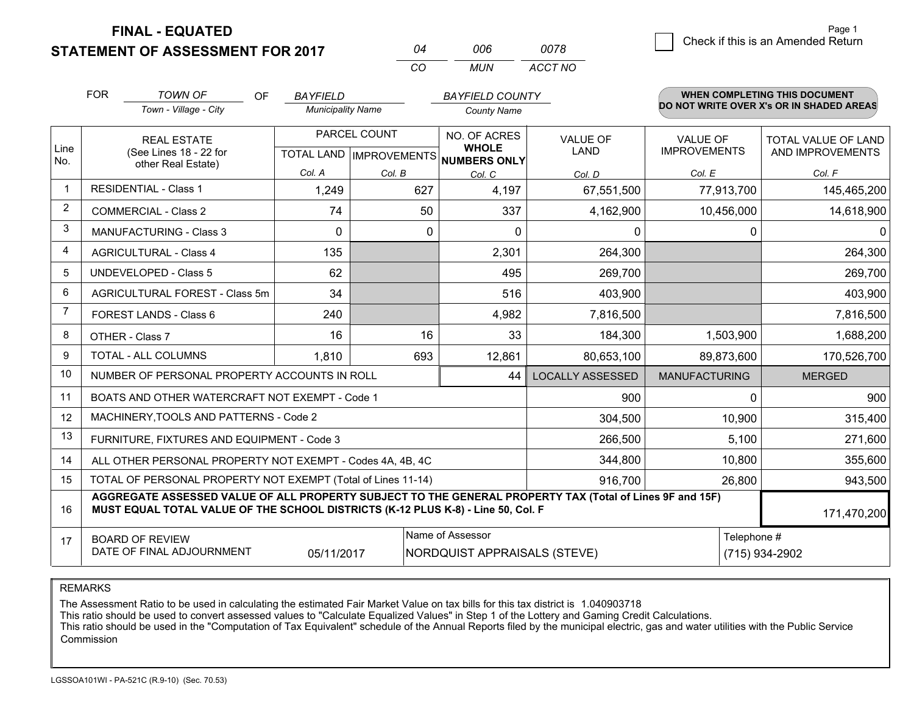**FINAL - EQUATED**
**STATEMENT OF ASSESSMENT FOR 2017**

| 04 | 006 | 0078 |
|---|---|---|
| CO | MUN | ACCT NO |

Page 1

☐ Check if this is an Amended Return

FOR *TOWN OF* (Town - Village - City) OF *BAYFIELD* (Municipality Name) *BAYFIELD COUNTY* (County Name)

**WHEN COMPLETING THIS DOCUMENT DO NOT WRITE OVER X's OR IN SHADED AREAS**

| Line No. | REAL ESTATE (See Lines 18 - 22 for other Real Estate) | PARCEL COUNT | | NO. OF ACRES WHOLE NUMBERS ONLY | VALUE OF LAND | VALUE OF IMPROVEMENTS | TOTAL VALUE OF LAND AND IMPROVEMENTS |
|---|---|---|---|---|---|---|---|
| | | TOTAL LAND | IMPROVEMENTS | | | | |
| | | Col. A | Col. B | Col. C | Col. D | Col. E | Col. F |
| 1 | RESIDENTIAL - Class 1 | 1,249 | 627 | 4,197 | 67,551,500 | 77,913,700 | 145,465,200 |
| 2 | COMMERCIAL - Class 2 | 74 | 50 | 337 | 4,162,900 | 10,456,000 | 14,618,900 |
| 3 | MANUFACTURING - Class 3 | 0 | 0 | 0 | 0 | 0 | 0 |
| 4 | AGRICULTURAL - Class 4 | 135 | | 2,301 | 264,300 | | 264,300 |
| 5 | UNDEVELOPED - Class 5 | 62 | | 495 | 269,700 | | 269,700 |
| 6 | AGRICULTURAL FOREST - Class 5m | 34 | | 516 | 403,900 | | 403,900 |
| 7 | FOREST LANDS - Class 6 | 240 | | 4,982 | 7,816,500 | | 7,816,500 |
| 8 | OTHER - Class 7 | 16 | 16 | 33 | 184,300 | 1,503,900 | 1,688,200 |
| 9 | TOTAL - ALL COLUMNS | 1,810 | 693 | 12,861 | 80,653,100 | 89,873,600 | 170,526,700 |
| 10 | NUMBER OF PERSONAL PROPERTY ACCOUNTS IN ROLL | | | 44 | LOCALLY ASSESSED | MANUFACTURING | MERGED |
| 11 | BOATS AND OTHER WATERCRAFT NOT EXEMPT - Code 1 | | | | 900 | 0 | 900 |
| 12 | MACHINERY,TOOLS AND PATTERNS - Code 2 | | | | 304,500 | 10,900 | 315,400 |
| 13 | FURNITURE, FIXTURES AND EQUIPMENT - Code 3 | | | | 266,500 | 5,100 | 271,600 |
| 14 | ALL OTHER PERSONAL PROPERTY NOT EXEMPT - Codes 4A, 4B, 4C | | | | 344,800 | 10,800 | 355,600 |
| 15 | TOTAL OF PERSONAL PROPERTY NOT EXEMPT (Total of Lines 11-14) | | | | 916,700 | 26,800 | 943,500 |
| 16 | **AGGREGATE ASSESSED VALUE OF ALL PROPERTY SUBJECT TO THE GENERAL PROPERTY TAX (Total of Lines 9F and 15F) MUST EQUAL TOTAL VALUE OF THE SCHOOL DISTRICTS (K-12 PLUS K-8) - Line 50, Col. F** | | | | | | 171,470,200 |
| 17 | BOARD OF REVIEW DATE OF FINAL ADJOURNMENT | 05/11/2017 | | Name of Assessor: NORDQUIST APPRAISALS (STEVE) | | | Telephone #: (715) 934-2902 |

REMARKS

The Assessment Ratio to be used in calculating the estimated Fair Market Value on tax bills for this tax district is 1.040903718
This ratio should be used to convert assessed values to "Calculate Equalized Values" in Step 1 of the Lottery and Gaming Credit Calculations.
This ratio should be used in the "Computation of Tax Equivalent" schedule of the Annual Reports filed by the municipal electric, gas and water utilities with the Public Service Commission

LGSSOA101WI - PA-521C (R.9-10) (Sec. 70.53)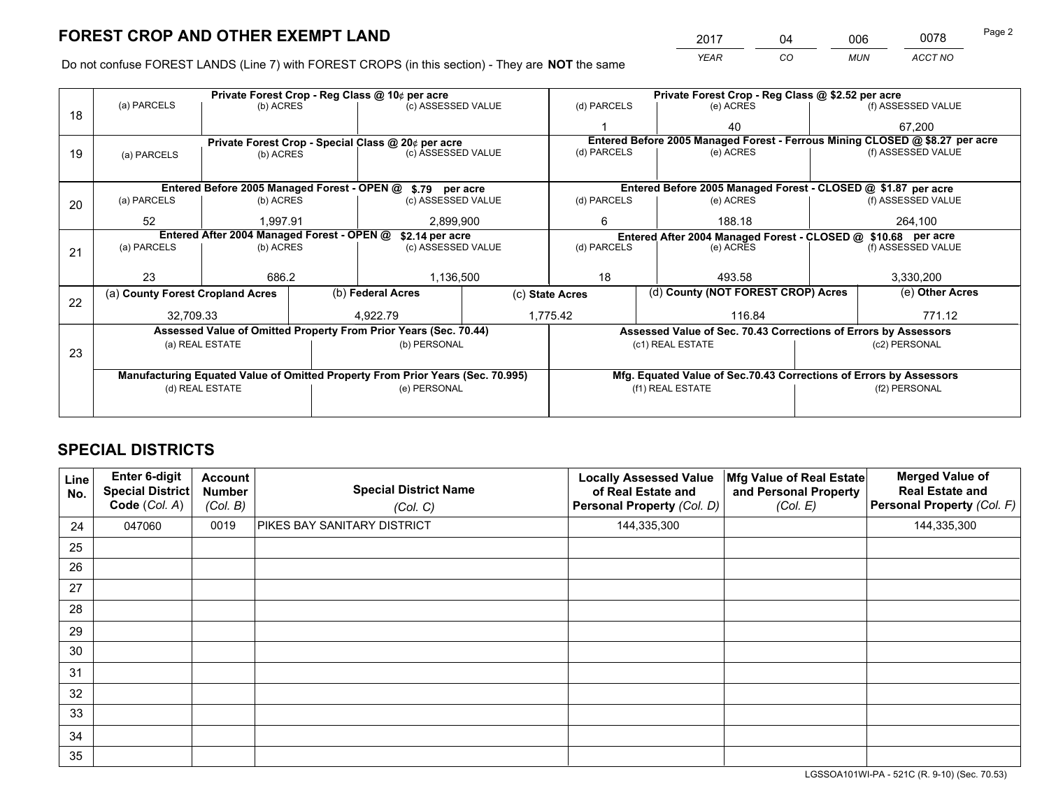# FOREST CROP AND OTHER EXEMPT LAND

| 2017 | 04 | 006 | 0078 |
|---|---|---|---|
| *YEAR* | *CO* | *MUN* | *ACCT NO* |

Do not confuse FOREST LANDS (Line 7) with FOREST CROPS (in this section) - They are **NOT** the same

| Line | Private Forest Crop - Reg Class @ 10¢ per acre | | | Private Forest Crop - Reg Class @ $2.52 per acre | | |
|---|---|---|---|---|---|---|
| 18 | (a) PARCELS | (b) ACRES | (c) ASSESSED VALUE | (d) PARCELS | (e) ACRES | (f) ASSESSED VALUE |
| | | | | 1 | 40 | 67,200 |
| | **Private Forest Crop - Special Class @ 20¢ per acre** | | | **Entered Before 2005 Managed Forest - Ferrous Mining CLOSED @ $8.27 per acre** | | |
| 19 | (a) PARCELS | (b) ACRES | (c) ASSESSED VALUE | (d) PARCELS | (e) ACRES | (f) ASSESSED VALUE |
| | | | | | | |
| | **Entered Before 2005 Managed Forest - OPEN @ $.79 per acre** | | | **Entered Before 2005 Managed Forest - CLOSED @ $1.87 per acre** | | |
| 20 | (a) PARCELS | (b) ACRES | (c) ASSESSED VALUE | (d) PARCELS | (e) ACRES | (f) ASSESSED VALUE |
| | 52 | 1,997.91 | 2,899,900 | 6 | 188.18 | 264,100 |
| | **Entered After 2004 Managed Forest - OPEN @ $2.14 per acre** | | | **Entered After 2004 Managed Forest - CLOSED @ $10.68 per acre** | | |
| 21 | (a) PARCELS | (b) ACRES | (c) ASSESSED VALUE | (d) PARCELS | (e) ACRES | (f) ASSESSED VALUE |
| | 23 | 686.2 | 1,136,500 | 18 | 493.58 | 3,330,200 |

| Line | (a) County Forest Cropland Acres | (b) Federal Acres | (c) State Acres | (d) County (NOT FOREST CROP) Acres | (e) Other Acres |
|---|---|---|---|---|---|
| 22 | 32,709.33 | 4,922.79 | 1,775.42 | 116.84 | 771.12 |

| Line | Assessed Value of Omitted Property From Prior Years (Sec. 70.44) | | Assessed Value of Sec. 70.43 Corrections of Errors by Assessors | |
|---|---|---|---|---|
| 23 | (a) REAL ESTATE | (b) PERSONAL | (c1) REAL ESTATE | (c2) PERSONAL |
| | | | | |
| | **Manufacturing Equated Value of Omitted Property From Prior Years (Sec. 70.995)** | | **Mfg. Equated Value of Sec.70.43 Corrections of Errors by Assessors** | |
| | (d) REAL ESTATE | (e) PERSONAL | (f1) REAL ESTATE | (f2) PERSONAL |
| | | | | |

## SPECIAL DISTRICTS

| Line No. | Enter 6-digit Special District Code (Col. A) | Account Number (Col. B) | Special District Name (Col. C) | Locally Assessed Value of Real Estate and Personal Property (Col. D) | Mfg Value of Real Estate and Personal Property (Col. E) | Merged Value of Real Estate and Personal Property (Col. F) |
|---|---|---|---|---|---|---|
| 24 | 047060 | 0019 | PIKES BAY SANITARY DISTRICT | 144,335,300 | | 144,335,300 |
| 25 | | | | | | |
| 26 | | | | | | |
| 27 | | | | | | |
| 28 | | | | | | |
| 29 | | | | | | |
| 30 | | | | | | |
| 31 | | | | | | |
| 32 | | | | | | |
| 33 | | | | | | |
| 34 | | | | | | |
| 35 | | | | | | |

LGSSOA101WI-PA - 521C (R. 9-10) (Sec. 70.53)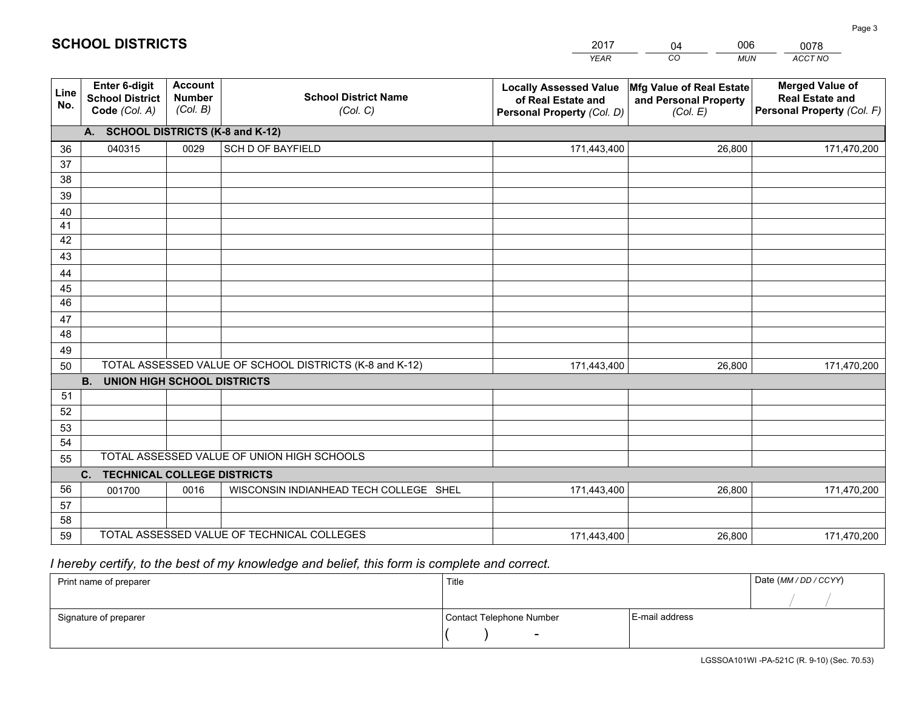# SCHOOL DISTRICTS

| 2017 | 04 | 006 | 0078 |
|---|---|---|---|
| *YEAR* | *CO* | *MUN* | *ACCT NO* |

| Line No. | Enter 6-digit School District Code *(Col. A)* | Account Number *(Col. B)* | School District Name *(Col. C)* | Locally Assessed Value of Real Estate and Personal Property *(Col. D)* | Mfg Value of Real Estate and Personal Property *(Col. E)* | Merged Value of Real Estate and Personal Property *(Col. F)* |
|---|---|---|---|---|---|---|
| **A. SCHOOL DISTRICTS (K-8 and K-12)** | | | | | | |
| 36 | 040315 | 0029 | SCH D OF BAYFIELD | 171,443,400 | 26,800 | 171,470,200 |
| 37 | | | | | | |
| 38 | | | | | | |
| 39 | | | | | | |
| 40 | | | | | | |
| 41 | | | | | | |
| 42 | | | | | | |
| 43 | | | | | | |
| 44 | | | | | | |
| 45 | | | | | | |
| 46 | | | | | | |
| 47 | | | | | | |
| 48 | | | | | | |
| 49 | | | | | | |
| 50 | TOTAL ASSESSED VALUE OF SCHOOL DISTRICTS (K-8 and K-12) | | | 171,443,400 | 26,800 | 171,470,200 |
| **B. UNION HIGH SCHOOL DISTRICTS** | | | | | | |
| 51 | | | | | | |
| 52 | | | | | | |
| 53 | | | | | | |
| 54 | | | | | | |
| 55 | TOTAL ASSESSED VALUE OF UNION HIGH SCHOOLS | | | | | |
| **C. TECHNICAL COLLEGE DISTRICTS** | | | | | | |
| 56 | 001700 | 0016 | WISCONSIN INDIANHEAD TECH COLLEGE SHEL | 171,443,400 | 26,800 | 171,470,200 |
| 57 | | | | | | |
| 58 | | | | | | |
| 59 | TOTAL ASSESSED VALUE OF TECHNICAL COLLEGES | | | 171,443,400 | 26,800 | 171,470,200 |

*I hereby certify, to the best of my knowledge and belief, this form is complete and correct.*

| Print name of preparer | Title | | Date *(MM / DD / CCYY)* |
|---|---|---|---|
| | | | / / |
| **Signature of preparer** | **Contact Telephone Number** | **E-mail address** | |
| | ( ) - | | |

LGSSOA101WI -PA-521C (R. 9-10) (Sec. 70.53)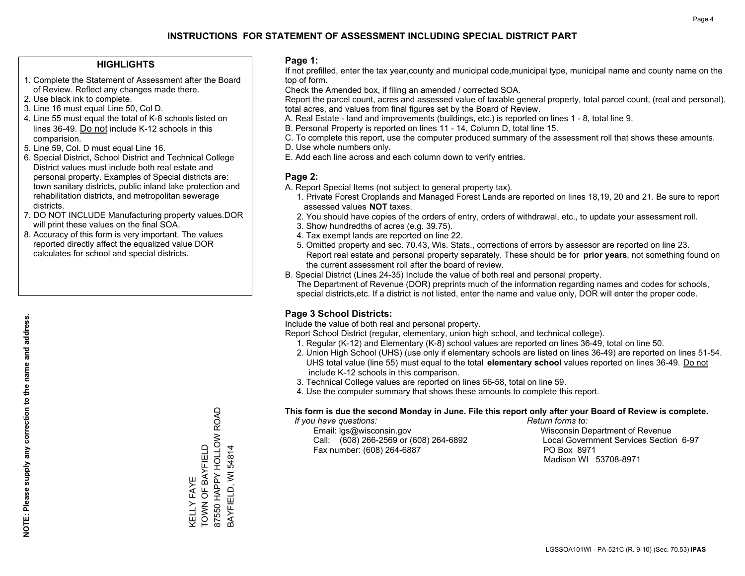# INSTRUCTIONS FOR STATEMENT OF ASSESSMENT INCLUDING SPECIAL DISTRICT PART

## HIGHLIGHTS

1. Complete the Statement of Assessment after the Board of Review. Reflect any changes made there.
2. Use black ink to complete.
3. Line 16 must equal Line 50, Col D.
4. Line 55 must equal the total of K-8 schools listed on lines 36-49. Do not include K-12 schools in this comparision.
5. Line 59, Col. D must equal Line 16.
6. Special District, School District and Technical College District values must include both real estate and personal property. Examples of Special districts are: town sanitary districts, public inland lake protection and rehabilitation districts, and metropolitan sewerage districts.
7. DO NOT INCLUDE Manufacturing property values.DOR will print these values on the final SOA.
8. Accuracy of this form is very important. The values reported directly affect the equalized value DOR calculates for school and special districts.

**NOTE: Please supply any correction to the name and address.**

KELLY FAYE
TOWN OF BAYFIELD
87550 HAPPY HOLLOW ROAD
BAYFIELD, WI 54814

## Page 1:

If not prefilled, enter the tax year,county and municipal code,municipal type, municipal name and county name on the top of form.

Check the Amended box, if filing an amended / corrected SOA.

Report the parcel count, acres and assessed value of taxable general property, total parcel count, (real and personal), total acres, and values from final figures set by the Board of Review.

A. Real Estate - land and improvements (buildings, etc.) is reported on lines 1 - 8, total line 9.
B. Personal Property is reported on lines 11 - 14, Column D, total line 15.
C. To complete this report, use the computer produced summary of the assessment roll that shows these amounts.
D. Use whole numbers only.
E. Add each line across and each column down to verify entries.

## Page 2:

A. Report Special Items (not subject to general property tax).
   1. Private Forest Croplands and Managed Forest Lands are reported on lines 18,19, 20 and 21. Be sure to report assessed values **NOT** taxes.
   2. You should have copies of the orders of entry, orders of withdrawal, etc., to update your assessment roll.
   3. Show hundredths of acres (e.g. 39.75).
   4. Tax exempt lands are reported on line 22.
   5. Omitted property and sec. 70.43, Wis. Stats., corrections of errors by assessor are reported on line 23. Report real estate and personal property separately. These should be for **prior years**, not something found on the current assessment roll after the board of review.
B. Special District (Lines 24-35) Include the value of both real and personal property.
   The Department of Revenue (DOR) preprints much of the information regarding names and codes for schools, special districts,etc. If a district is not listed, enter the name and value only, DOR will enter the proper code.

## Page 3 School Districts:

Include the value of both real and personal property.

Report School District (regular, elementary, union high school, and technical college).

1. Regular (K-12) and Elementary (K-8) school values are reported on lines 36-49, total on line 50.
2. Union High School (UHS) (use only if elementary schools are listed on lines 36-49) are reported on lines 51-54. UHS total value (line 55) must equal to the total **elementary school** values reported on lines 36-49. Do not include K-12 schools in this comparison.
3. Technical College values are reported on lines 56-58, total on line 59.
4. Use the computer summary that shows these amounts to complete this report.

**This form is due the second Monday in June. File this report only after your Board of Review is complete.**

*If you have questions:*
Email: lgs@wisconsin.gov
Call: (608) 266-2569 or (608) 264-6892
Fax number: (608) 264-6887

*Return forms to:*
Wisconsin Department of Revenue
Local Government Services Section 6-97
PO Box 8971
Madison WI 53708-8971

LGSSOA101WI - PA-521C (R. 9-10) (Sec. 70.53) **IPAS**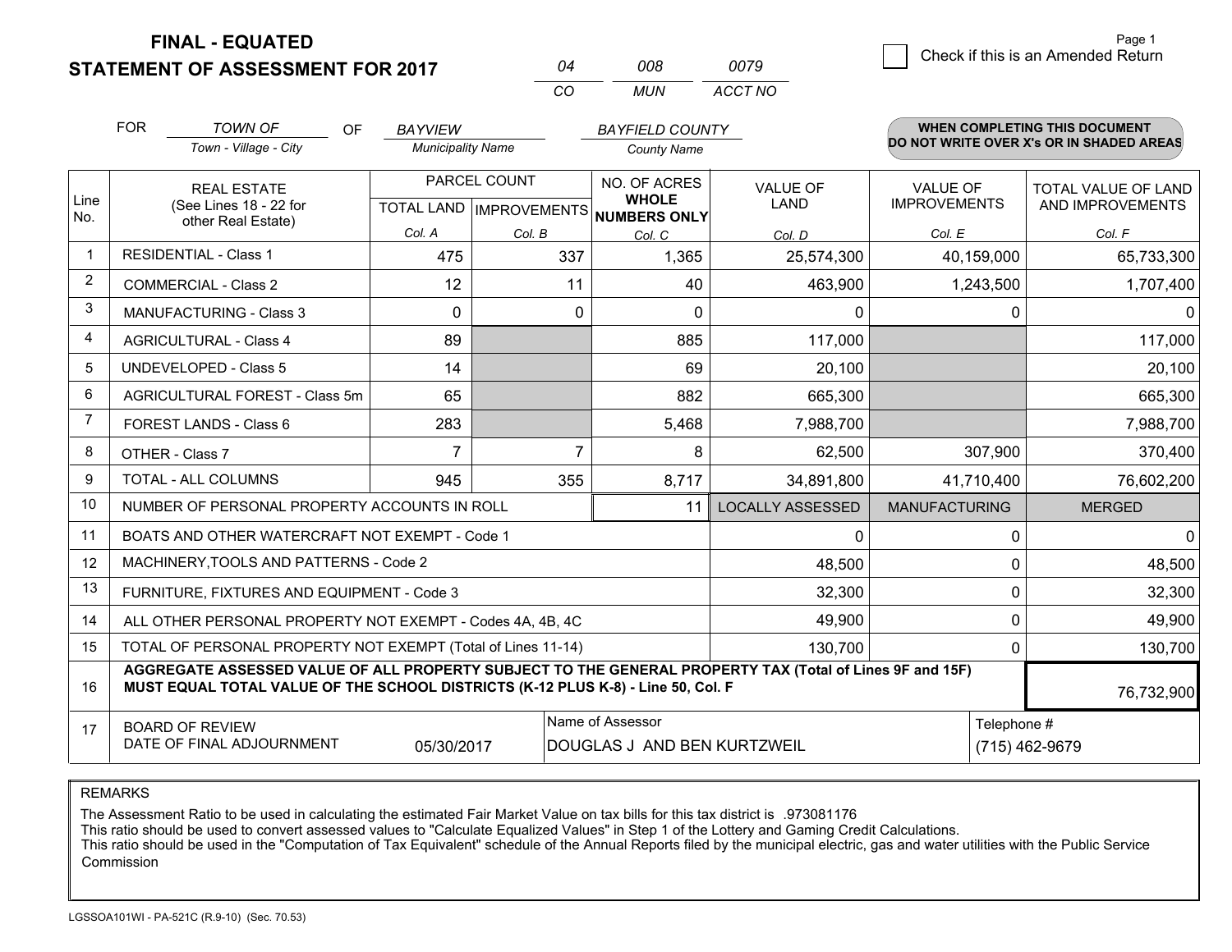**FINAL - EQUATED**
**STATEMENT OF ASSESSMENT FOR 2017**

| 04 | 008 | 0079 |
|---|---|---|
| *CO* | *MUN* | *ACCT NO* |

Page 1

☐ Check if this is an Amended Return

FOR *TOWN OF* (Town - Village - City) OF *BAYVIEW* (Municipality Name) *BAYFIELD COUNTY* (County Name)

**WHEN COMPLETING THIS DOCUMENT DO NOT WRITE OVER X's OR IN SHADED AREAS**

| Line No. | REAL ESTATE (See Lines 18 - 22 for other Real Estate) | PARCEL COUNT TOTAL LAND Col. A | PARCEL COUNT IMPROVEMENTS Col. B | NO. OF ACRES WHOLE NUMBERS ONLY Col. C | VALUE OF LAND Col. D | VALUE OF IMPROVEMENTS Col. E | TOTAL VALUE OF LAND AND IMPROVEMENTS Col. F |
|---|---|---|---|---|---|---|---|
| 1 | RESIDENTIAL - Class 1 | 475 | 337 | 1,365 | 25,574,300 | 40,159,000 | 65,733,300 |
| 2 | COMMERCIAL - Class 2 | 12 | 11 | 40 | 463,900 | 1,243,500 | 1,707,400 |
| 3 | MANUFACTURING - Class 3 | 0 | 0 | 0 | 0 | 0 | 0 |
| 4 | AGRICULTURAL - Class 4 | 89 | | 885 | 117,000 | | 117,000 |
| 5 | UNDEVELOPED - Class 5 | 14 | | 69 | 20,100 | | 20,100 |
| 6 | AGRICULTURAL FOREST - Class 5m | 65 | | 882 | 665,300 | | 665,300 |
| 7 | FOREST LANDS - Class 6 | 283 | | 5,468 | 7,988,700 | | 7,988,700 |
| 8 | OTHER - Class 7 | 7 | 7 | 8 | 62,500 | 307,900 | 370,400 |
| 9 | TOTAL - ALL COLUMNS | 945 | 355 | 8,717 | 34,891,800 | 41,710,400 | 76,602,200 |
| 10 | NUMBER OF PERSONAL PROPERTY ACCOUNTS IN ROLL | | | 11 | LOCALLY ASSESSED | MANUFACTURING | MERGED |
| 11 | BOATS AND OTHER WATERCRAFT NOT EXEMPT - Code 1 | | | | 0 | 0 | 0 |
| 12 | MACHINERY,TOOLS AND PATTERNS - Code 2 | | | | 48,500 | 0 | 48,500 |
| 13 | FURNITURE, FIXTURES AND EQUIPMENT - Code 3 | | | | 32,300 | 0 | 32,300 |
| 14 | ALL OTHER PERSONAL PROPERTY NOT EXEMPT - Codes 4A, 4B, 4C | | | | 49,900 | 0 | 49,900 |
| 15 | TOTAL OF PERSONAL PROPERTY NOT EXEMPT (Total of Lines 11-14) | | | | 130,700 | 0 | 130,700 |
| 16 | **AGGREGATE ASSESSED VALUE OF ALL PROPERTY SUBJECT TO THE GENERAL PROPERTY TAX (Total of Lines 9F and 15F) MUST EQUAL TOTAL VALUE OF THE SCHOOL DISTRICTS (K-12 PLUS K-8) - Line 50, Col. F** | | | | | | 76,732,900 |
| 17 | BOARD OF REVIEW DATE OF FINAL ADJOURNMENT | 05/30/2017 | | Name of Assessor: DOUGLAS J AND BEN KURTZWEIL | | | Telephone #: (715) 462-9679 |

REMARKS

The Assessment Ratio to be used in calculating the estimated Fair Market Value on tax bills for this tax district is .973081176
This ratio should be used to convert assessed values to "Calculate Equalized Values" in Step 1 of the Lottery and Gaming Credit Calculations.
This ratio should be used in the "Computation of Tax Equivalent" schedule of the Annual Reports filed by the municipal electric, gas and water utilities with the Public Service Commission

LGSSOA101WI - PA-521C (R.9-10) (Sec. 70.53)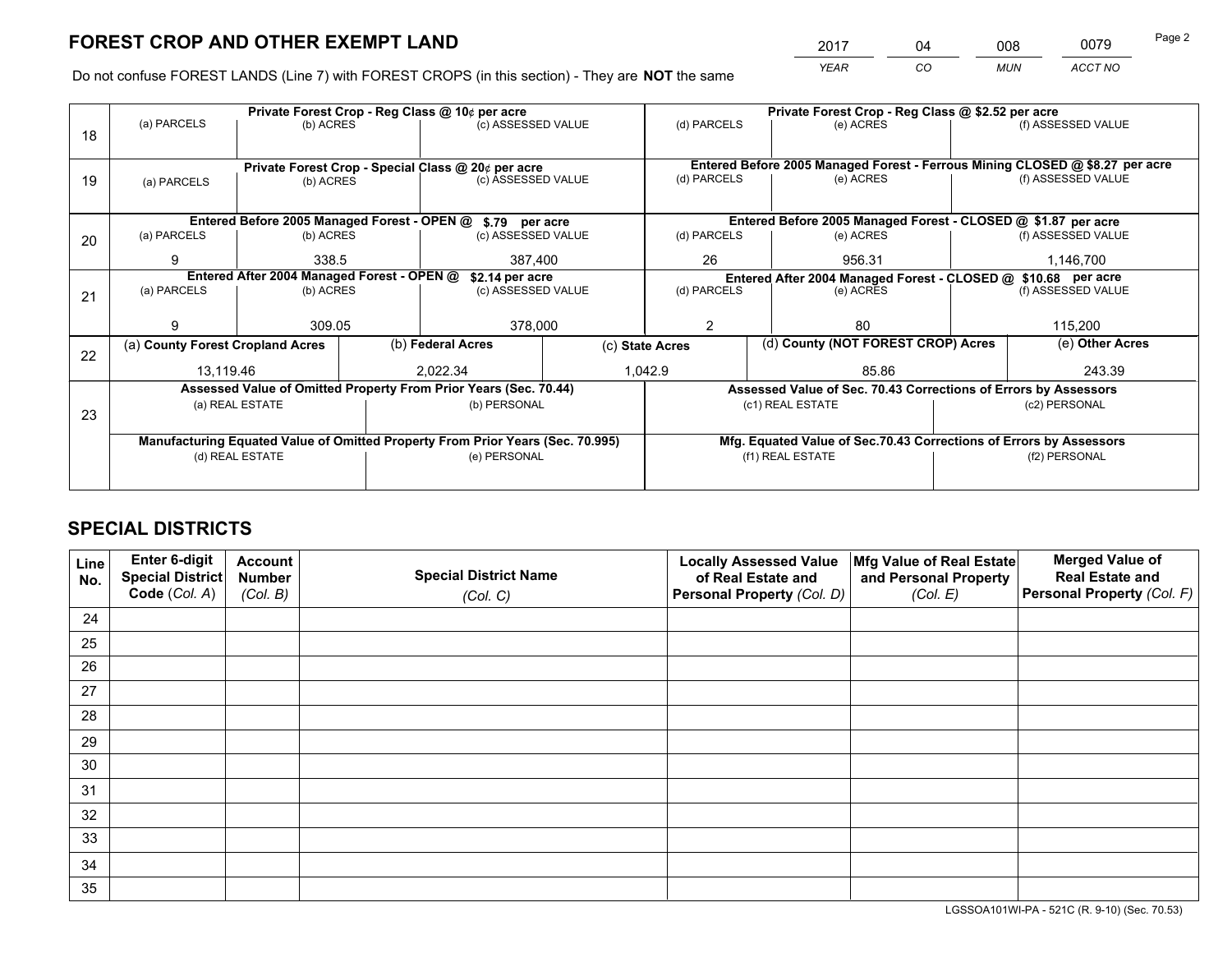# FOREST CROP AND OTHER EXEMPT LAND

| 2017 | 04 | 008 | 0079 |
|---|---|---|---|
| *YEAR* | *CO* | *MUN* | *ACCT NO* |

Do not confuse FOREST LANDS (Line 7) with FOREST CROPS (in this section) - They are **NOT** the same

| Line | Private Forest Crop - Reg Class @ 10¢ per acre | | | Private Forest Crop - Reg Class @ $2.52 per acre | | |
|---|---|---|---|---|---|---|
| | (a) PARCELS | (b) ACRES | (c) ASSESSED VALUE | (d) PARCELS | (e) ACRES | (f) ASSESSED VALUE |
| 18 | | | | | | |
| | **Private Forest Crop - Special Class @ 20¢ per acre** | | | **Entered Before 2005 Managed Forest - Ferrous Mining CLOSED @ $8.27 per acre** | | |
| 19 | (a) PARCELS | (b) ACRES | (c) ASSESSED VALUE | (d) PARCELS | (e) ACRES | (f) ASSESSED VALUE |
| | | | | | | |
| | **Entered Before 2005 Managed Forest - OPEN @ $.79 per acre** | | | **Entered Before 2005 Managed Forest - CLOSED @ $1.87 per acre** | | |
| 20 | (a) PARCELS | (b) ACRES | (c) ASSESSED VALUE | (d) PARCELS | (e) ACRES | (f) ASSESSED VALUE |
| | 9 | 338.5 | 387,400 | 26 | 956.31 | 1,146,700 |
| | **Entered After 2004 Managed Forest - OPEN @ $2.14 per acre** | | | **Entered After 2004 Managed Forest - CLOSED @ $10.68 per acre** | | |
| 21 | (a) PARCELS | (b) ACRES | (c) ASSESSED VALUE | (d) PARCELS | (e) ACRES | (f) ASSESSED VALUE |
| | 9 | 309.05 | 378,000 | 2 | 80 | 115,200 |

| Line | (a) County Forest Cropland Acres | (b) Federal Acres | (c) State Acres | (d) County (NOT FOREST CROP) Acres | (e) Other Acres |
|---|---|---|---|---|---|
| 22 | 13,119.46 | 2,022.34 | 1,042.9 | 85.86 | 243.39 |

| Line | Assessed Value of Omitted Property From Prior Years (Sec. 70.44) | | Assessed Value of Sec. 70.43 Corrections of Errors by Assessors | |
|---|---|---|---|---|
| 23 | (a) REAL ESTATE | (b) PERSONAL | (c1) REAL ESTATE | (c2) PERSONAL |
| | | | | |
| | **Manufacturing Equated Value of Omitted Property From Prior Years (Sec. 70.995)** | | **Mfg. Equated Value of Sec.70.43 Corrections of Errors by Assessors** | |
| | (d) REAL ESTATE | (e) PERSONAL | (f1) REAL ESTATE | (f2) PERSONAL |
| | | | | |

# SPECIAL DISTRICTS

| Line No. | Enter 6-digit Special District Code (*Col. A*) | Account Number (*Col. B*) | Special District Name (*Col. C*) | Locally Assessed Value of Real Estate and Personal Property (*Col. D*) | Mfg Value of Real Estate and Personal Property (*Col. E*) | Merged Value of Real Estate and Personal Property (*Col. F*) |
|---|---|---|---|---|---|---|
| 24 | | | | | | |
| 25 | | | | | | |
| 26 | | | | | | |
| 27 | | | | | | |
| 28 | | | | | | |
| 29 | | | | | | |
| 30 | | | | | | |
| 31 | | | | | | |
| 32 | | | | | | |
| 33 | | | | | | |
| 34 | | | | | | |
| 35 | | | | | | |

LGSSOA101WI-PA - 521C (R. 9-10) (Sec. 70.53)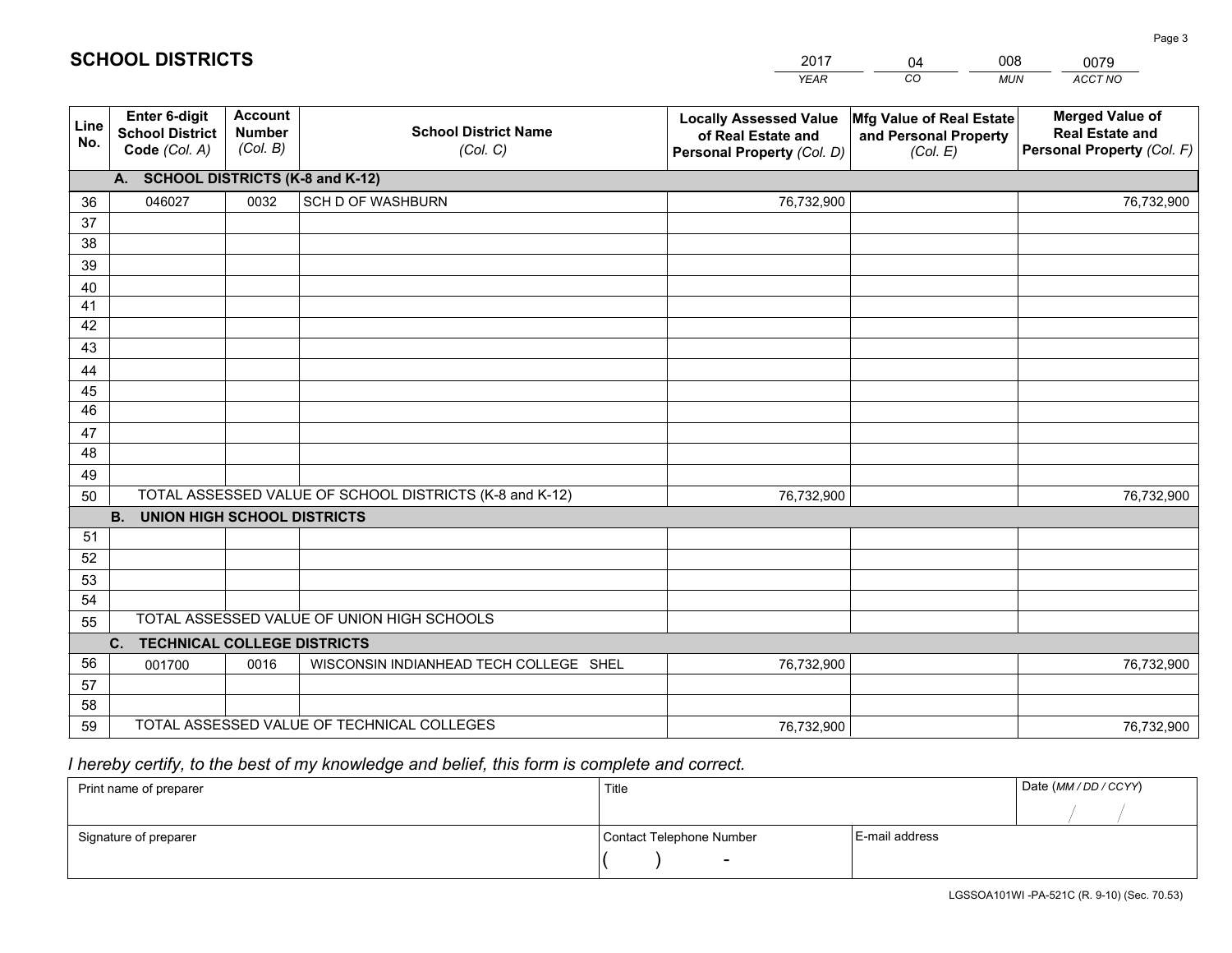# SCHOOL DISTRICTS

| 2017 | 04 | 008 | 0079 |
|---|---|---|---|
| *YEAR* | *CO* | *MUN* | *ACCT NO* |

| Line No. | Enter 6-digit School District Code *(Col. A)* | Account Number *(Col. B)* | School District Name *(Col. C)* | Locally Assessed Value of Real Estate and Personal Property *(Col. D)* | Mfg Value of Real Estate and Personal Property *(Col. E)* | Merged Value of Real Estate and Personal Property *(Col. F)* |
|---|---|---|---|---|---|---|
| | **A. SCHOOL DISTRICTS (K-8 and K-12)** | | | | | |
| 36 | 046027 | 0032 | SCH D OF WASHBURN | 76,732,900 | | 76,732,900 |
| 37 | | | | | | |
| 38 | | | | | | |
| 39 | | | | | | |
| 40 | | | | | | |
| 41 | | | | | | |
| 42 | | | | | | |
| 43 | | | | | | |
| 44 | | | | | | |
| 45 | | | | | | |
| 46 | | | | | | |
| 47 | | | | | | |
| 48 | | | | | | |
| 49 | | | | | | |
| 50 | TOTAL ASSESSED VALUE OF SCHOOL DISTRICTS (K-8 and K-12) | | | 76,732,900 | | 76,732,900 |
| | **B. UNION HIGH SCHOOL DISTRICTS** | | | | | |
| 51 | | | | | | |
| 52 | | | | | | |
| 53 | | | | | | |
| 54 | | | | | | |
| 55 | TOTAL ASSESSED VALUE OF UNION HIGH SCHOOLS | | | | | |
| | **C. TECHNICAL COLLEGE DISTRICTS** | | | | | |
| 56 | 001700 | 0016 | WISCONSIN INDIANHEAD TECH COLLEGE SHEL | 76,732,900 | | 76,732,900 |
| 57 | | | | | | |
| 58 | | | | | | |
| 59 | TOTAL ASSESSED VALUE OF TECHNICAL COLLEGES | | | 76,732,900 | | 76,732,900 |

*I hereby certify, to the best of my knowledge and belief, this form is complete and correct.*

| Print name of preparer | Title | | Date *(MM / DD / CCYY)* |
|---|---|---|---|
| | | | / / |
| Signature of preparer | Contact Telephone Number | E-mail address | |
| | ( ) - | | |

LGSSOA101WI -PA-521C (R. 9-10) (Sec. 70.53)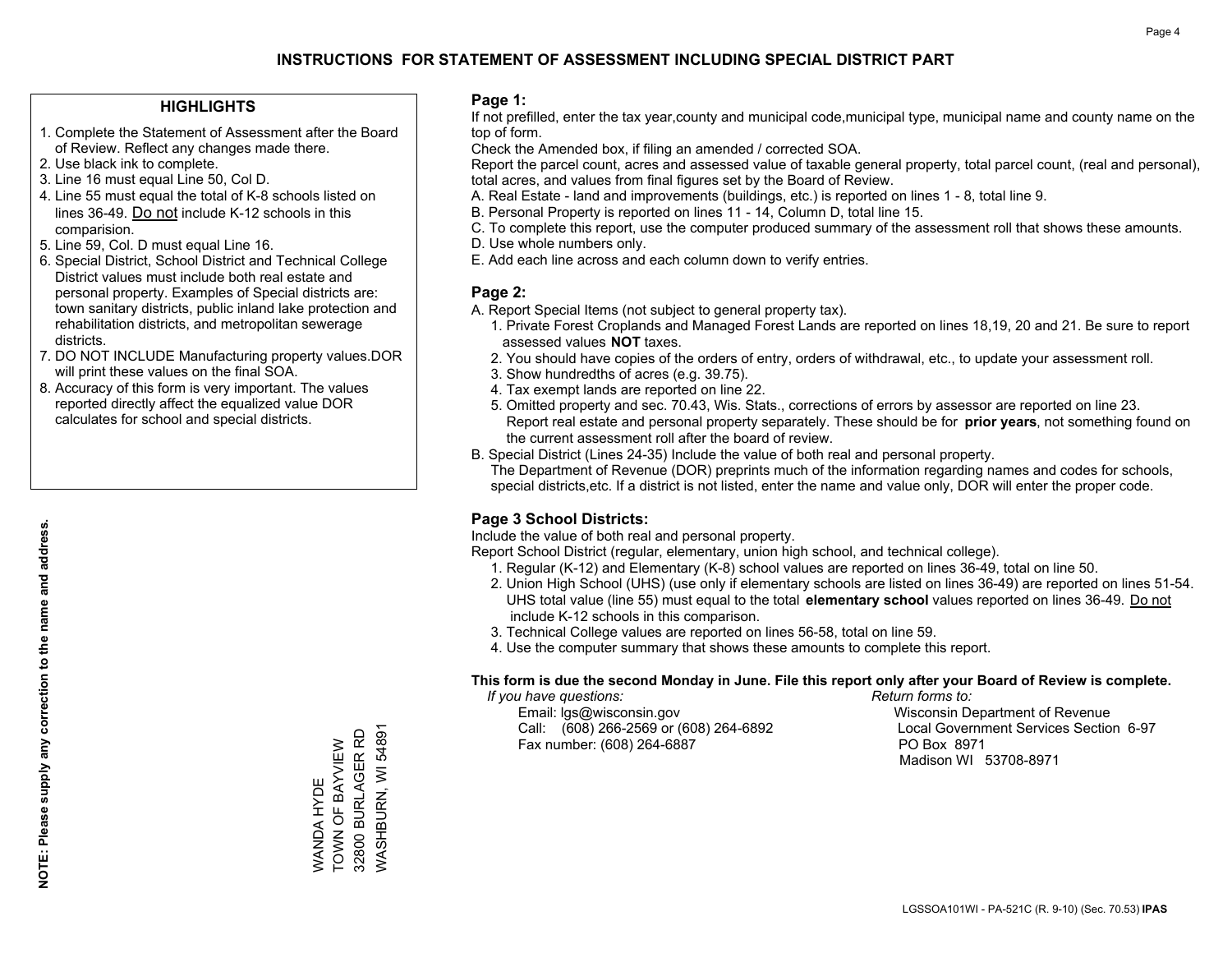# INSTRUCTIONS FOR STATEMENT OF ASSESSMENT INCLUDING SPECIAL DISTRICT PART

## HIGHLIGHTS

1. Complete the Statement of Assessment after the Board of Review. Reflect any changes made there.
2. Use black ink to complete.
3. Line 16 must equal Line 50, Col D.
4. Line 55 must equal the total of K-8 schools listed on lines 36-49. Do not include K-12 schools in this comparision.
5. Line 59, Col. D must equal Line 16.
6. Special District, School District and Technical College District values must include both real estate and personal property. Examples of Special districts are: town sanitary districts, public inland lake protection and rehabilitation districts, and metropolitan sewerage districts.
7. DO NOT INCLUDE Manufacturing property values.DOR will print these values on the final SOA.
8. Accuracy of this form is very important. The values reported directly affect the equalized value DOR calculates for school and special districts.

**NOTE: Please supply any correction to the name and address.**

WANDA HYDE
TOWN OF BAYVIEW
32800 BURLAGER RD
WASHBURN, WI 54891

## Page 1:

If not prefilled, enter the tax year,county and municipal code,municipal type, municipal name and county name on the top of form.

Check the Amended box, if filing an amended / corrected SOA.

Report the parcel count, acres and assessed value of taxable general property, total parcel count, (real and personal), total acres, and values from final figures set by the Board of Review.

A. Real Estate - land and improvements (buildings, etc.) is reported on lines 1 - 8, total line 9.
B. Personal Property is reported on lines 11 - 14, Column D, total line 15.
C. To complete this report, use the computer produced summary of the assessment roll that shows these amounts.
D. Use whole numbers only.
E. Add each line across and each column down to verify entries.

## Page 2:

A. Report Special Items (not subject to general property tax).
   1. Private Forest Croplands and Managed Forest Lands are reported on lines 18,19, 20 and 21. Be sure to report assessed values **NOT** taxes.
   2. You should have copies of the orders of entry, orders of withdrawal, etc., to update your assessment roll.
   3. Show hundredths of acres (e.g. 39.75).
   4. Tax exempt lands are reported on line 22.
   5. Omitted property and sec. 70.43, Wis. Stats., corrections of errors by assessor are reported on line 23. Report real estate and personal property separately. These should be for **prior years**, not something found on the current assessment roll after the board of review.
B. Special District (Lines 24-35) Include the value of both real and personal property.
   The Department of Revenue (DOR) preprints much of the information regarding names and codes for schools, special districts,etc. If a district is not listed, enter the name and value only, DOR will enter the proper code.

## Page 3 School Districts:

Include the value of both real and personal property.

Report School District (regular, elementary, union high school, and technical college).

1. Regular (K-12) and Elementary (K-8) school values are reported on lines 36-49, total on line 50.
2. Union High School (UHS) (use only if elementary schools are listed on lines 36-49) are reported on lines 51-54. UHS total value (line 55) must equal to the total **elementary school** values reported on lines 36-49. Do not include K-12 schools in this comparison.
3. Technical College values are reported on lines 56-58, total on line 59.
4. Use the computer summary that shows these amounts to complete this report.

**This form is due the second Monday in June. File this report only after your Board of Review is complete.**

*If you have questions:*
Email: lgs@wisconsin.gov
Call: (608) 266-2569 or (608) 264-6892
Fax number: (608) 264-6887

*Return forms to:*
Wisconsin Department of Revenue
Local Government Services Section 6-97
PO Box 8971
Madison WI 53708-8971

LGSSOA101WI - PA-521C (R. 9-10) (Sec. 70.53) **IPAS**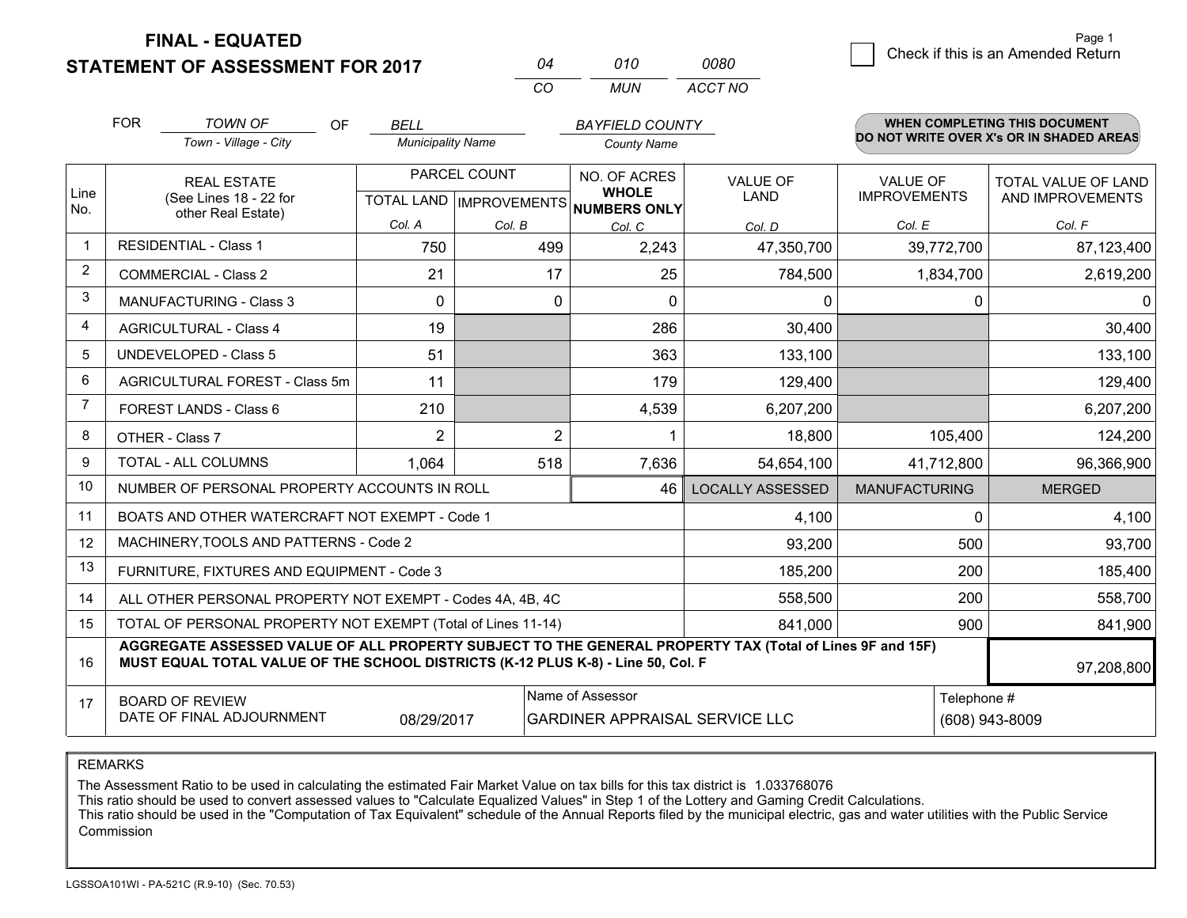# FINAL - EQUATED
# STATEMENT OF ASSESSMENT FOR 2017

| 04 | 010 | 0080 |
|---|---|---|
| CO | MUN | ACCT NO |

Page 1

☐ Check if this is an Amended Return

FOR *TOWN OF* (Town - Village - City) OF *BELL* (Municipality Name) *BAYFIELD COUNTY* (County Name)

**WHEN COMPLETING THIS DOCUMENT DO NOT WRITE OVER X's OR IN SHADED AREAS**

| Line No. | REAL ESTATE (See Lines 18 - 22 for other Real Estate) | PARCEL COUNT TOTAL LAND Col. A | PARCEL COUNT IMPROVEMENTS Col. B | NO. OF ACRES WHOLE NUMBERS ONLY Col. C | VALUE OF LAND Col. D | VALUE OF IMPROVEMENTS Col. E | TOTAL VALUE OF LAND AND IMPROVEMENTS Col. F |
|---|---|---|---|---|---|---|---|
| 1 | RESIDENTIAL - Class 1 | 750 | 499 | 2,243 | 47,350,700 | 39,772,700 | 87,123,400 |
| 2 | COMMERCIAL - Class 2 | 21 | 17 | 25 | 784,500 | 1,834,700 | 2,619,200 |
| 3 | MANUFACTURING - Class 3 | 0 | 0 | 0 | 0 | 0 | 0 |
| 4 | AGRICULTURAL - Class 4 | 19 | | 286 | 30,400 | | 30,400 |
| 5 | UNDEVELOPED - Class 5 | 51 | | 363 | 133,100 | | 133,100 |
| 6 | AGRICULTURAL FOREST - Class 5m | 11 | | 179 | 129,400 | | 129,400 |
| 7 | FOREST LANDS - Class 6 | 210 | | 4,539 | 6,207,200 | | 6,207,200 |
| 8 | OTHER - Class 7 | 2 | 2 | 1 | 18,800 | 105,400 | 124,200 |
| 9 | TOTAL - ALL COLUMNS | 1,064 | 518 | 7,636 | 54,654,100 | 41,712,800 | 96,366,900 |
| 10 | NUMBER OF PERSONAL PROPERTY ACCOUNTS IN ROLL | | | 46 | LOCALLY ASSESSED | MANUFACTURING | MERGED |
| 11 | BOATS AND OTHER WATERCRAFT NOT EXEMPT - Code 1 | | | | 4,100 | 0 | 4,100 |
| 12 | MACHINERY,TOOLS AND PATTERNS - Code 2 | | | | 93,200 | 500 | 93,700 |
| 13 | FURNITURE, FIXTURES AND EQUIPMENT - Code 3 | | | | 185,200 | 200 | 185,400 |
| 14 | ALL OTHER PERSONAL PROPERTY NOT EXEMPT - Codes 4A, 4B, 4C | | | | 558,500 | 200 | 558,700 |
| 15 | TOTAL OF PERSONAL PROPERTY NOT EXEMPT (Total of Lines 11-14) | | | | 841,000 | 900 | 841,900 |
| 16 | **AGGREGATE ASSESSED VALUE OF ALL PROPERTY SUBJECT TO THE GENERAL PROPERTY TAX (Total of Lines 9F and 15F) MUST EQUAL TOTAL VALUE OF THE SCHOOL DISTRICTS (K-12 PLUS K-8) - Line 50, Col. F** | | | | | | 97,208,800 |
| 17 | BOARD OF REVIEW DATE OF FINAL ADJOURNMENT | 08/29/2017 | Name of Assessor: GARDINER APPRAISAL SERVICE LLC | | | Telephone #: (608) 943-8009 | |

REMARKS

The Assessment Ratio to be used in calculating the estimated Fair Market Value on tax bills for this tax district is 1.033768076
This ratio should be used to convert assessed values to "Calculate Equalized Values" in Step 1 of the Lottery and Gaming Credit Calculations.
This ratio should be used in the "Computation of Tax Equivalent" schedule of the Annual Reports filed by the municipal electric, gas and water utilities with the Public Service Commission

LGSSOA101WI - PA-521C (R.9-10) (Sec. 70.53)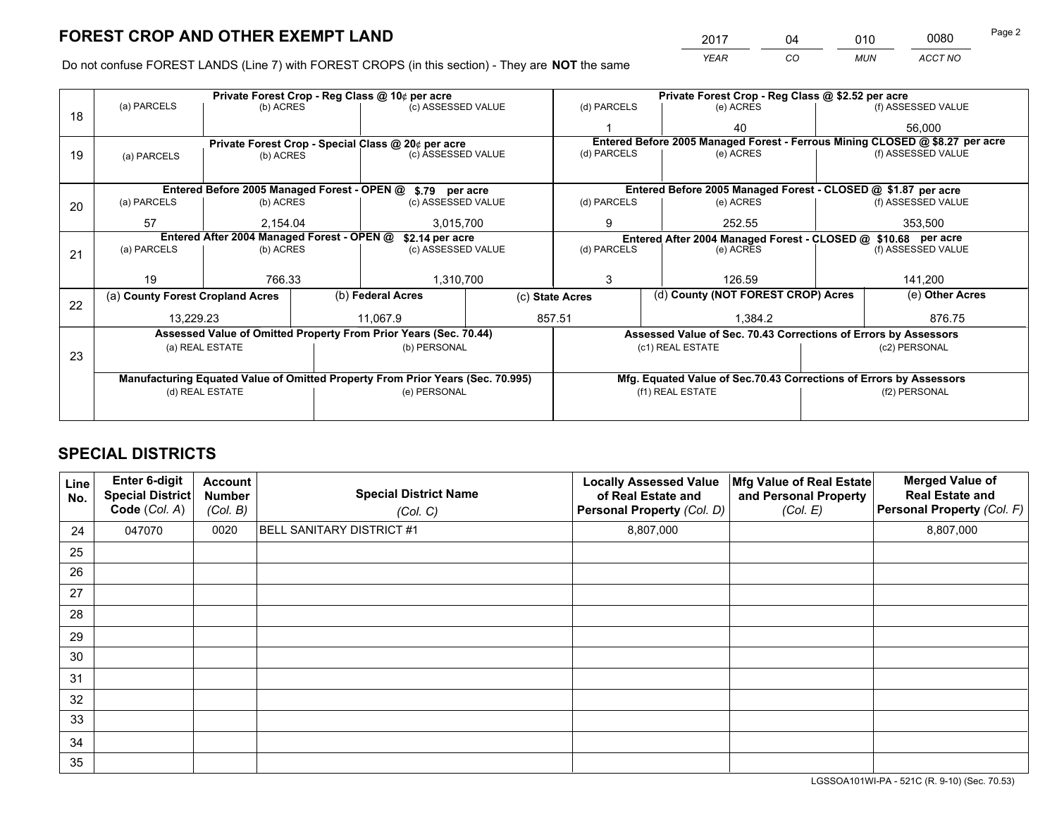# FOREST CROP AND OTHER EXEMPT LAND

| 2017 | 04 | 010 | 0080 |
|---|---|---|---|
| *YEAR* | *CO* | *MUN* | *ACCT NO* |

Do not confuse FOREST LANDS (Line 7) with FOREST CROPS (in this section) - They are **NOT** the same

| Line | (a) PARCELS | (b) ACRES | (c) ASSESSED VALUE | (d) PARCELS | (e) ACRES | (f) ASSESSED VALUE |
|---|---|---|---|---|---|---|
| 18 | Private Forest Crop - Reg Class @ 10¢ per acre | | | Private Forest Crop - Reg Class @ $2.52 per acre | | |
| | | | | 1 | 40 | 56,000 |
| 19 | Private Forest Crop - Special Class @ 20¢ per acre | | | Entered Before 2005 Managed Forest - Ferrous Mining CLOSED @ $8.27 per acre | | |
| | | | | | | |
| 20 | Entered Before 2005 Managed Forest - OPEN @ $.79 per acre | | | Entered Before 2005 Managed Forest - CLOSED @ $1.87 per acre | | |
| | 57 | 2,154.04 | 3,015,700 | 9 | 252.55 | 353,500 |
| 21 | Entered After 2004 Managed Forest - OPEN @ $2.14 per acre | | | Entered After 2004 Managed Forest - CLOSED @ $10.68 per acre | | |
| | 19 | 766.33 | 1,310,700 | 3 | 126.59 | 141,200 |

| Line | (a) **County Forest Cropland Acres** | (b) **Federal Acres** | (c) **State Acres** | (d) **County (NOT FOREST CROP) Acres** | (e) **Other Acres** |
|---|---|---|---|---|---|
| 22 | 13,229.23 | 11,067.9 | 857.51 | 1,384.2 | 876.75 |

| Line | Assessed Value of Omitted Property From Prior Years (Sec. 70.44) | | Assessed Value of Sec. 70.43 Corrections of Errors by Assessors | |
|---|---|---|---|---|
| 23 | (a) REAL ESTATE | (b) PERSONAL | (c1) REAL ESTATE | (c2) PERSONAL |
| | | | | |
| | **Manufacturing Equated Value of Omitted Property From Prior Years (Sec. 70.995)** | | **Mfg. Equated Value of Sec.70.43 Corrections of Errors by Assessors** | |
| | (d) REAL ESTATE | (e) PERSONAL | (f1) REAL ESTATE | (f2) PERSONAL |
| | | | | |

# SPECIAL DISTRICTS

| Line No. | Enter 6-digit Special District Code (*Col. A*) | Account Number (*Col. B*) | Special District Name (*Col. C*) | Locally Assessed Value of Real Estate and Personal Property (*Col. D*) | Mfg Value of Real Estate and Personal Property (*Col. E*) | Merged Value of Real Estate and Personal Property (*Col. F*) |
|---|---|---|---|---|---|---|
| 24 | 047070 | 0020 | BELL SANITARY DISTRICT #1 | 8,807,000 | | 8,807,000 |
| 25 | | | | | | |
| 26 | | | | | | |
| 27 | | | | | | |
| 28 | | | | | | |
| 29 | | | | | | |
| 30 | | | | | | |
| 31 | | | | | | |
| 32 | | | | | | |
| 33 | | | | | | |
| 34 | | | | | | |
| 35 | | | | | | |

LGSSOA101WI-PA - 521C (R. 9-10) (Sec. 70.53)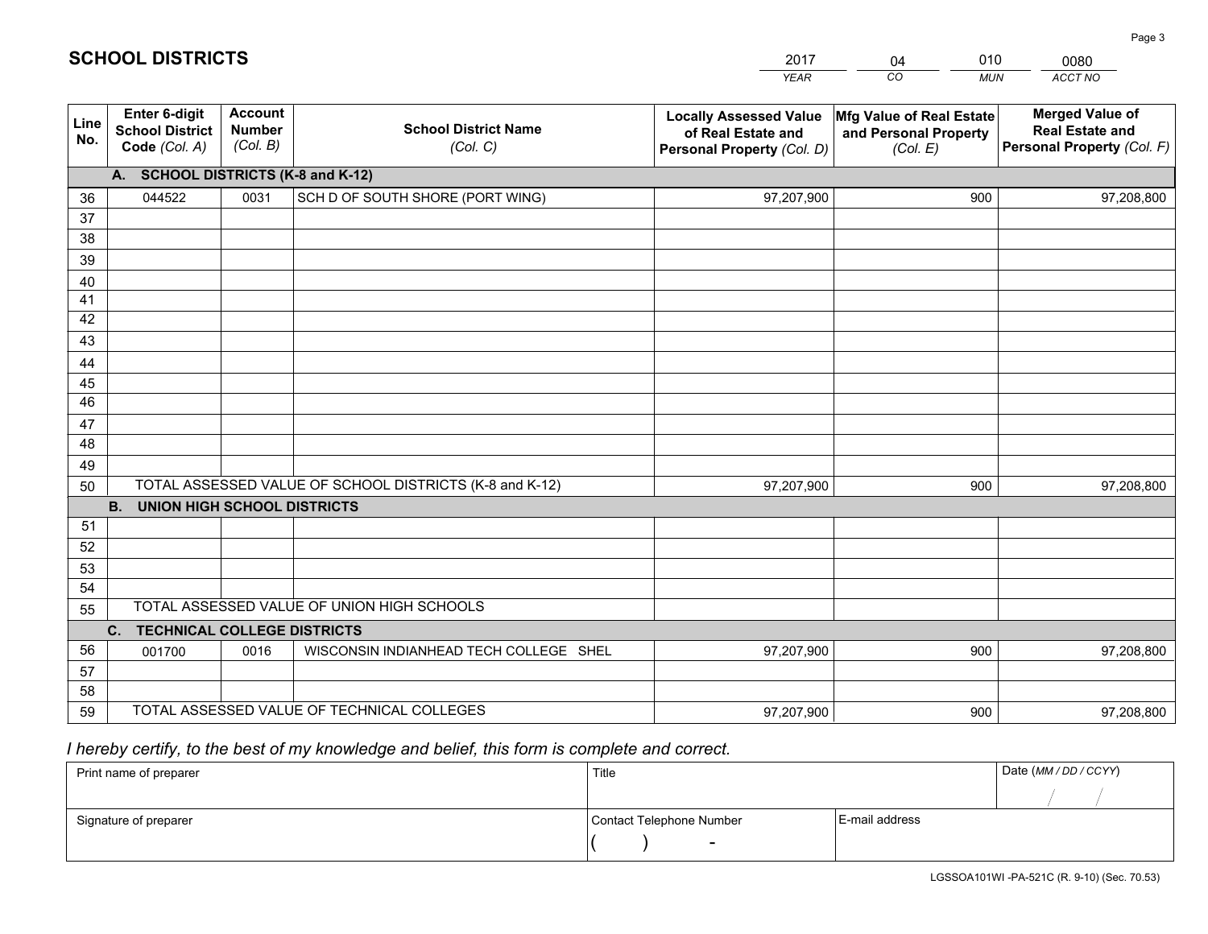# SCHOOL DISTRICTS

| 2017 | 04 | 010 | 0080 |
|---|---|---|---|
| *YEAR* | *CO* | *MUN* | *ACCT NO* |

| Line No. | Enter 6-digit School District Code *(Col. A)* | Account Number *(Col. B)* | School District Name *(Col. C)* | Locally Assessed Value of Real Estate and Personal Property *(Col. D)* | Mfg Value of Real Estate and Personal Property *(Col. E)* | Merged Value of Real Estate and Personal Property *(Col. F)* |
|---|---|---|---|---|---|---|
| | **A. SCHOOL DISTRICTS (K-8 and K-12)** | | | | | |
| 36 | 044522 | 0031 | SCH D OF SOUTH SHORE (PORT WING) | 97,207,900 | 900 | 97,208,800 |
| 37 | | | | | | |
| 38 | | | | | | |
| 39 | | | | | | |
| 40 | | | | | | |
| 41 | | | | | | |
| 42 | | | | | | |
| 43 | | | | | | |
| 44 | | | | | | |
| 45 | | | | | | |
| 46 | | | | | | |
| 47 | | | | | | |
| 48 | | | | | | |
| 49 | | | | | | |
| 50 | TOTAL ASSESSED VALUE OF SCHOOL DISTRICTS (K-8 and K-12) | | | 97,207,900 | 900 | 97,208,800 |
| | **B. UNION HIGH SCHOOL DISTRICTS** | | | | | |
| 51 | | | | | | |
| 52 | | | | | | |
| 53 | | | | | | |
| 54 | | | | | | |
| 55 | TOTAL ASSESSED VALUE OF UNION HIGH SCHOOLS | | | | | |
| | **C. TECHNICAL COLLEGE DISTRICTS** | | | | | |
| 56 | 001700 | 0016 | WISCONSIN INDIANHEAD TECH COLLEGE SHEL | 97,207,900 | 900 | 97,208,800 |
| 57 | | | | | | |
| 58 | | | | | | |
| 59 | TOTAL ASSESSED VALUE OF TECHNICAL COLLEGES | | | 97,207,900 | 900 | 97,208,800 |

*I hereby certify, to the best of my knowledge and belief, this form is complete and correct.*

| Print name of preparer | Title | | Date *(MM / DD / CCYY)* |
|---|---|---|---|
| | | | / / |
| Signature of preparer | Contact Telephone Number | E-mail address | |
| | ( ) - | | |

LGSSOA101WI -PA-521C (R. 9-10) (Sec. 70.53)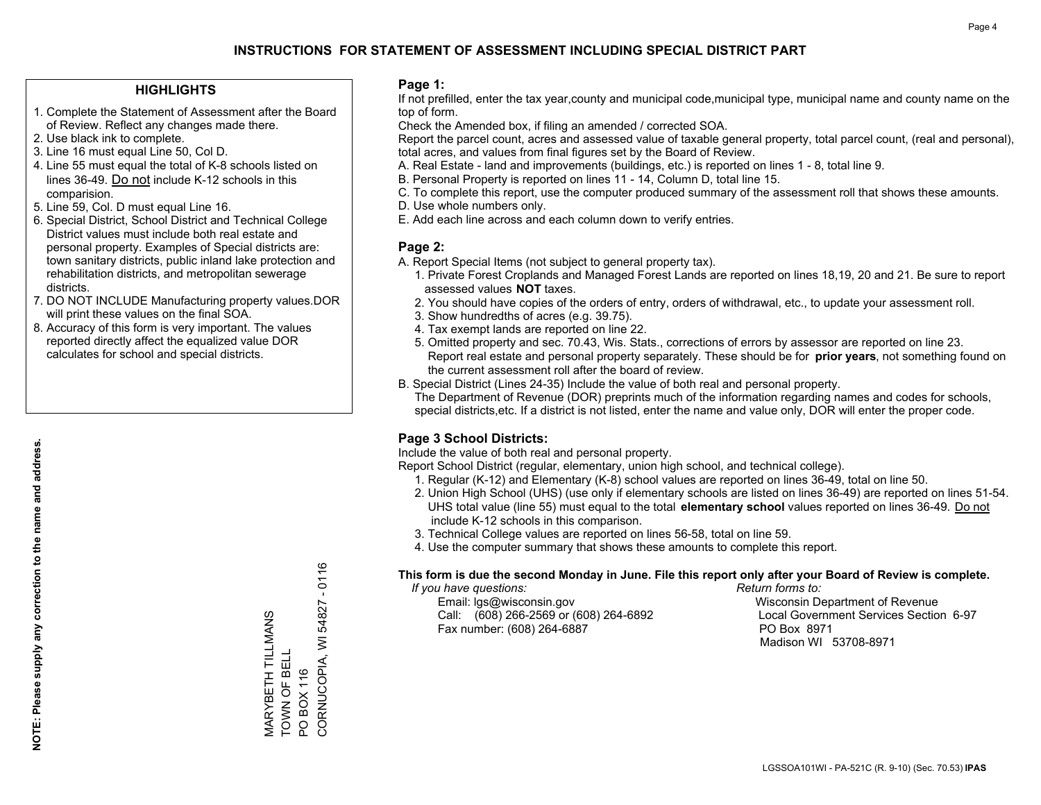# INSTRUCTIONS FOR STATEMENT OF ASSESSMENT INCLUDING SPECIAL DISTRICT PART

## HIGHLIGHTS

1. Complete the Statement of Assessment after the Board of Review. Reflect any changes made there.
2. Use black ink to complete.
3. Line 16 must equal Line 50, Col D.
4. Line 55 must equal the total of K-8 schools listed on lines 36-49. Do not include K-12 schools in this comparision.
5. Line 59, Col. D must equal Line 16.
6. Special District, School District and Technical College District values must include both real estate and personal property. Examples of Special districts are: town sanitary districts, public inland lake protection and rehabilitation districts, and metropolitan sewerage districts.
7. DO NOT INCLUDE Manufacturing property values.DOR will print these values on the final SOA.
8. Accuracy of this form is very important. The values reported directly affect the equalized value DOR calculates for school and special districts.

**NOTE: Please supply any correction to the name and address.**

MARYBETH TILLMANS
TOWN OF BELL
PO BOX 116
CORNUCOPIA, WI 54827 - 0116

## Page 1:

If not prefilled, enter the tax year,county and municipal code,municipal type, municipal name and county name on the top of form.

Check the Amended box, if filing an amended / corrected SOA.

Report the parcel count, acres and assessed value of taxable general property, total parcel count, (real and personal), total acres, and values from final figures set by the Board of Review.

A. Real Estate - land and improvements (buildings, etc.) is reported on lines 1 - 8, total line 9.
B. Personal Property is reported on lines 11 - 14, Column D, total line 15.
C. To complete this report, use the computer produced summary of the assessment roll that shows these amounts.
D. Use whole numbers only.
E. Add each line across and each column down to verify entries.

## Page 2:

A. Report Special Items (not subject to general property tax).
   1. Private Forest Croplands and Managed Forest Lands are reported on lines 18,19, 20 and 21. Be sure to report assessed values **NOT** taxes.
   2. You should have copies of the orders of entry, orders of withdrawal, etc., to update your assessment roll.
   3. Show hundredths of acres (e.g. 39.75).
   4. Tax exempt lands are reported on line 22.
   5. Omitted property and sec. 70.43, Wis. Stats., corrections of errors by assessor are reported on line 23. Report real estate and personal property separately. These should be for **prior years**, not something found on the current assessment roll after the board of review.
B. Special District (Lines 24-35) Include the value of both real and personal property.
   The Department of Revenue (DOR) preprints much of the information regarding names and codes for schools, special districts,etc. If a district is not listed, enter the name and value only, DOR will enter the proper code.

## Page 3 School Districts:

Include the value of both real and personal property.

Report School District (regular, elementary, union high school, and technical college).

1. Regular (K-12) and Elementary (K-8) school values are reported on lines 36-49, total on line 50.
2. Union High School (UHS) (use only if elementary schools are listed on lines 36-49) are reported on lines 51-54. UHS total value (line 55) must equal to the total **elementary school** values reported on lines 36-49. Do not include K-12 schools in this comparison.
3. Technical College values are reported on lines 56-58, total on line 59.
4. Use the computer summary that shows these amounts to complete this report.

**This form is due the second Monday in June. File this report only after your Board of Review is complete.**

*If you have questions:*
Email: lgs@wisconsin.gov
Call: (608) 266-2569 or (608) 264-6892
Fax number: (608) 264-6887

*Return forms to:*
Wisconsin Department of Revenue
Local Government Services Section 6-97
PO Box 8971
Madison WI 53708-8971

LGSSOA101WI - PA-521C (R. 9-10) (Sec. 70.53) **IPAS**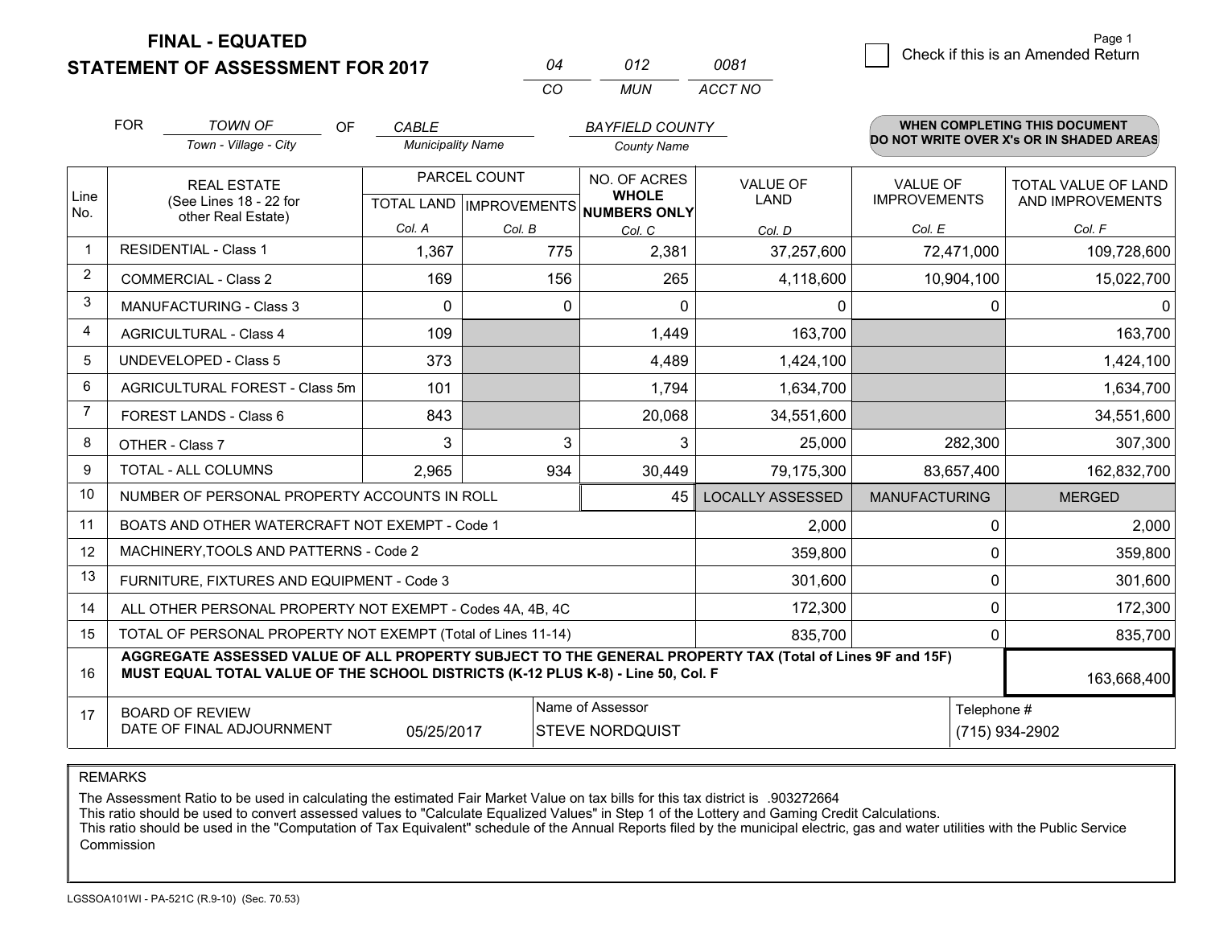**FINAL - EQUATED**

**STATEMENT OF ASSESSMENT FOR 2017**

| 04 | 012 | 0081 |
|---|---|---|
| CO | MUN | ACCT NO |

☐ Check if this is an Amended Return

Page 1

FOR *TOWN OF* (Town - Village - City) OF *CABLE* (Municipality Name) *BAYFIELD COUNTY* (County Name)

**WHEN COMPLETING THIS DOCUMENT DO NOT WRITE OVER X's OR IN SHADED AREAS**

| Line No. | REAL ESTATE (See Lines 18 - 22 for other Real Estate) | PARCEL COUNT TOTAL LAND Col. A | PARCEL COUNT IMPROVEMENTS Col. B | NO. OF ACRES WHOLE NUMBERS ONLY Col. C | VALUE OF LAND Col. D | VALUE OF IMPROVEMENTS Col. E | TOTAL VALUE OF LAND AND IMPROVEMENTS Col. F |
|---|---|---|---|---|---|---|---|
| 1 | RESIDENTIAL - Class 1 | 1,367 | 775 | 2,381 | 37,257,600 | 72,471,000 | 109,728,600 |
| 2 | COMMERCIAL - Class 2 | 169 | 156 | 265 | 4,118,600 | 10,904,100 | 15,022,700 |
| 3 | MANUFACTURING - Class 3 | 0 | 0 | 0 | 0 | 0 | 0 |
| 4 | AGRICULTURAL - Class 4 | 109 | | 1,449 | 163,700 | | 163,700 |
| 5 | UNDEVELOPED - Class 5 | 373 | | 4,489 | 1,424,100 | | 1,424,100 |
| 6 | AGRICULTURAL FOREST - Class 5m | 101 | | 1,794 | 1,634,700 | | 1,634,700 |
| 7 | FOREST LANDS - Class 6 | 843 | | 20,068 | 34,551,600 | | 34,551,600 |
| 8 | OTHER - Class 7 | 3 | 3 | 3 | 25,000 | 282,300 | 307,300 |
| 9 | TOTAL - ALL COLUMNS | 2,965 | 934 | 30,449 | 79,175,300 | 83,657,400 | 162,832,700 |
| 10 | NUMBER OF PERSONAL PROPERTY ACCOUNTS IN ROLL | | | 45 | LOCALLY ASSESSED | MANUFACTURING | MERGED |
| 11 | BOATS AND OTHER WATERCRAFT NOT EXEMPT - Code 1 | | | | 2,000 | 0 | 2,000 |
| 12 | MACHINERY,TOOLS AND PATTERNS - Code 2 | | | | 359,800 | 0 | 359,800 |
| 13 | FURNITURE, FIXTURES AND EQUIPMENT - Code 3 | | | | 301,600 | 0 | 301,600 |
| 14 | ALL OTHER PERSONAL PROPERTY NOT EXEMPT - Codes 4A, 4B, 4C | | | | 172,300 | 0 | 172,300 |
| 15 | TOTAL OF PERSONAL PROPERTY NOT EXEMPT (Total of Lines 11-14) | | | | 835,700 | 0 | 835,700 |
| 16 | **AGGREGATE ASSESSED VALUE OF ALL PROPERTY SUBJECT TO THE GENERAL PROPERTY TAX (Total of Lines 9F and 15F) MUST EQUAL TOTAL VALUE OF THE SCHOOL DISTRICTS (K-12 PLUS K-8) - Line 50, Col. F** | | | | | | 163,668,400 |
| 17 | BOARD OF REVIEW DATE OF FINAL ADJOURNMENT | 05/25/2017 | | Name of Assessor: STEVE NORDQUIST | | Telephone #: (715) 934-2902 | |

REMARKS

The Assessment Ratio to be used in calculating the estimated Fair Market Value on tax bills for this tax district is .903272664
This ratio should be used to convert assessed values to "Calculate Equalized Values" in Step 1 of the Lottery and Gaming Credit Calculations.
This ratio should be used in the "Computation of Tax Equivalent" schedule of the Annual Reports filed by the municipal electric, gas and water utilities with the Public Service Commission

LGSSOA101WI - PA-521C (R.9-10) (Sec. 70.53)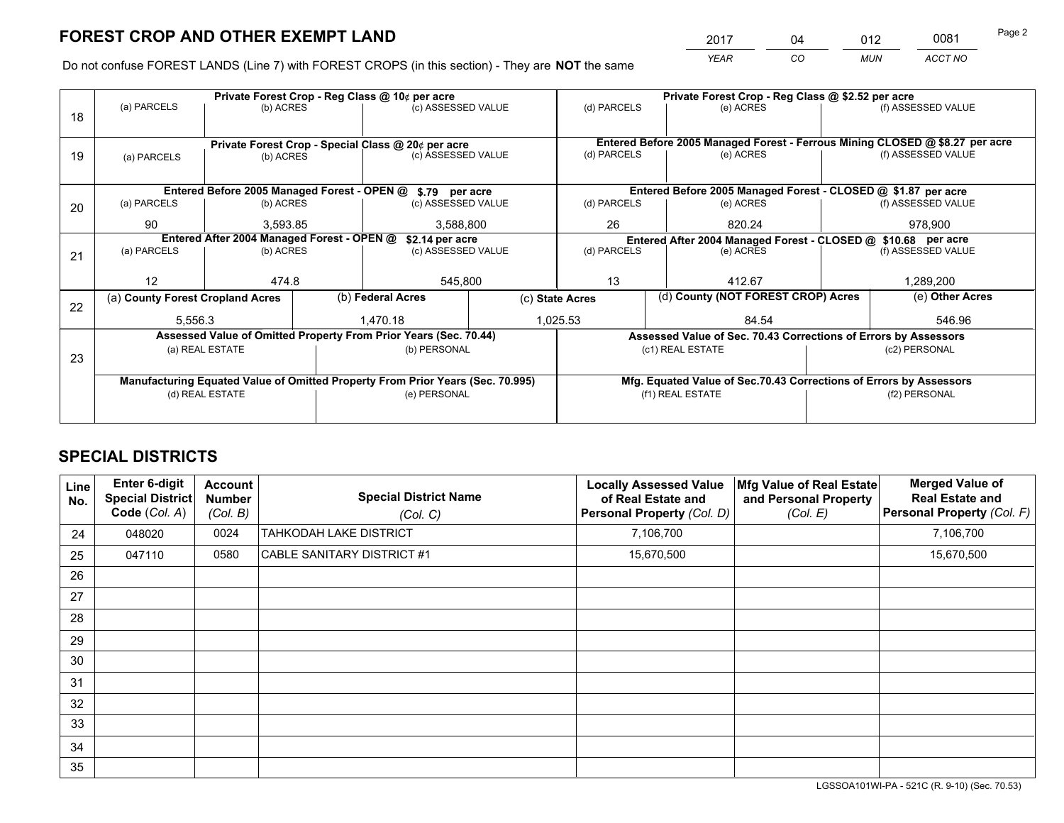# FOREST CROP AND OTHER EXEMPT LAND

| YEAR | CO | MUN | ACCT NO |
|---|---|---|---|
| 2017 | 04 | 012 | 0081 |

Do not confuse FOREST LANDS (Line 7) with FOREST CROPS (in this section) - They are **NOT** the same

| Line | Private Forest Crop - Reg Class @ 10¢ per acre | | | Private Forest Crop - Reg Class @ $2.52 per acre | | |
|---|---|---|---|---|---|---|
| 18 | (a) PARCELS | (b) ACRES | (c) ASSESSED VALUE | (d) PARCELS | (e) ACRES | (f) ASSESSED VALUE |
| | | | | | | |
| | **Private Forest Crop - Special Class @ 20¢ per acre** | | | **Entered Before 2005 Managed Forest - Ferrous Mining CLOSED @ $8.27 per acre** | | |
| 19 | (a) PARCELS | (b) ACRES | (c) ASSESSED VALUE | (d) PARCELS | (e) ACRES | (f) ASSESSED VALUE |
| | | | | | | |
| | **Entered Before 2005 Managed Forest - OPEN @ $.79 per acre** | | | **Entered Before 2005 Managed Forest - CLOSED @ $1.87 per acre** | | |
| 20 | (a) PARCELS | (b) ACRES | (c) ASSESSED VALUE | (d) PARCELS | (e) ACRES | (f) ASSESSED VALUE |
| | 90 | 3,593.85 | 3,588,800 | 26 | 820.24 | 978,900 |
| | **Entered After 2004 Managed Forest - OPEN @ $2.14 per acre** | | | **Entered After 2004 Managed Forest - CLOSED @ $10.68 per acre** | | |
| 21 | (a) PARCELS | (b) ACRES | (c) ASSESSED VALUE | (d) PARCELS | (e) ACRES | (f) ASSESSED VALUE |
| | 12 | 474.8 | 545,800 | 13 | 412.67 | 1,289,200 |

| Line | (a) County Forest Cropland Acres | (b) Federal Acres | (c) State Acres | (d) County (NOT FOREST CROP) Acres | (e) Other Acres |
|---|---|---|---|---|---|
| 22 | 5,556.3 | 1,470.18 | 1,025.53 | 84.54 | 546.96 |

| Line | Assessed Value of Omitted Property From Prior Years (Sec. 70.44) | | Assessed Value of Sec. 70.43 Corrections of Errors by Assessors | |
|---|---|---|---|---|
| 23 | (a) REAL ESTATE | (b) PERSONAL | (c1) REAL ESTATE | (c2) PERSONAL |
| | | | | |
| | **Manufacturing Equated Value of Omitted Property From Prior Years (Sec. 70.995)** | | **Mfg. Equated Value of Sec.70.43 Corrections of Errors by Assessors** | |
| | (d) REAL ESTATE | (e) PERSONAL | (f1) REAL ESTATE | (f2) PERSONAL |
| | | | | |

# SPECIAL DISTRICTS

| Line No. | Enter 6-digit Special District Code (Col. A) | Account Number (Col. B) | Special District Name (Col. C) | Locally Assessed Value of Real Estate and Personal Property (Col. D) | Mfg Value of Real Estate and Personal Property (Col. E) | Merged Value of Real Estate and Personal Property (Col. F) |
|---|---|---|---|---|---|---|
| 24 | 048020 | 0024 | TAHKODAH LAKE DISTRICT | 7,106,700 | | 7,106,700 |
| 25 | 047110 | 0580 | CABLE SANITARY DISTRICT #1 | 15,670,500 | | 15,670,500 |
| 26 | | | | | | |
| 27 | | | | | | |
| 28 | | | | | | |
| 29 | | | | | | |
| 30 | | | | | | |
| 31 | | | | | | |
| 32 | | | | | | |
| 33 | | | | | | |
| 34 | | | | | | |
| 35 | | | | | | |

LGSSOA101WI-PA - 521C (R. 9-10) (Sec. 70.53)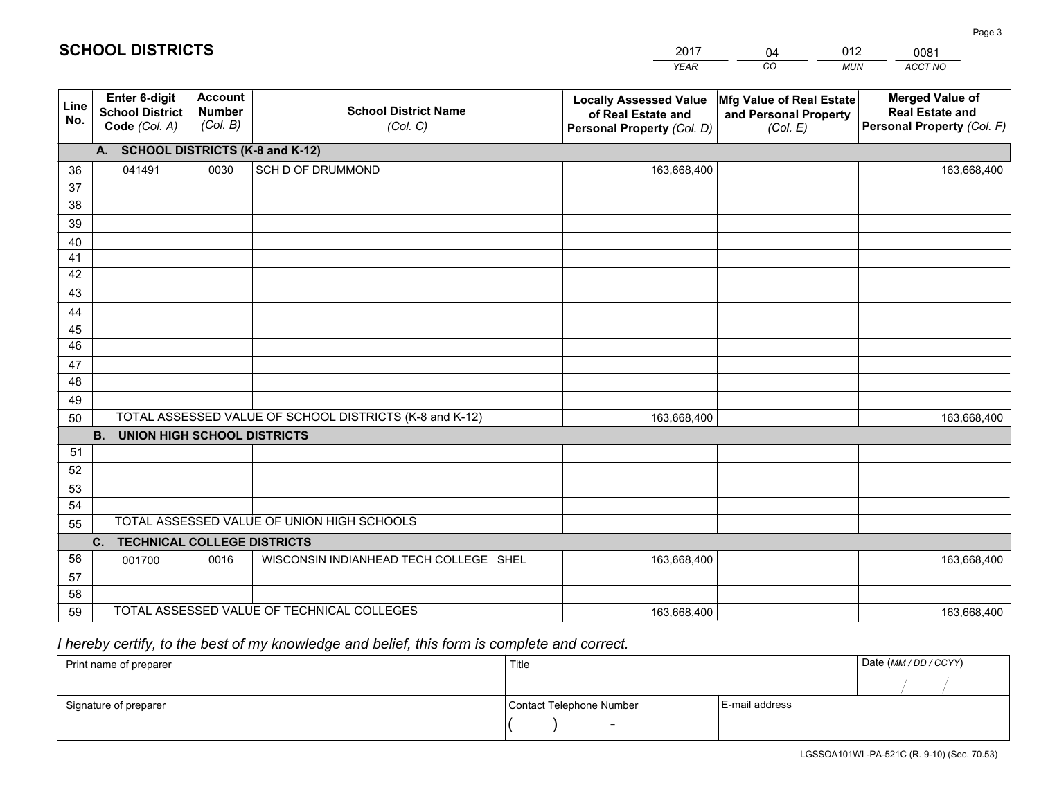# SCHOOL DISTRICTS

| 2017 | 04 | 012 | 0081 |
|---|---|---|---|
| *YEAR* | *CO* | *MUN* | *ACCT NO* |

| Line No. | Enter 6-digit School District Code *(Col. A)* | Account Number *(Col. B)* | School District Name *(Col. C)* | Locally Assessed Value of Real Estate and Personal Property *(Col. D)* | Mfg Value of Real Estate and Personal Property *(Col. E)* | Merged Value of Real Estate and Personal Property *(Col. F)* |
|---|---|---|---|---|---|---|
| **A. SCHOOL DISTRICTS (K-8 and K-12)** | | | | | | |
| 36 | 041491 | 0030 | SCH D OF DRUMMOND | 163,668,400 | | 163,668,400 |
| 37 | | | | | | |
| 38 | | | | | | |
| 39 | | | | | | |
| 40 | | | | | | |
| 41 | | | | | | |
| 42 | | | | | | |
| 43 | | | | | | |
| 44 | | | | | | |
| 45 | | | | | | |
| 46 | | | | | | |
| 47 | | | | | | |
| 48 | | | | | | |
| 49 | | | | | | |
| 50 | TOTAL ASSESSED VALUE OF SCHOOL DISTRICTS (K-8 and K-12) | | | 163,668,400 | | 163,668,400 |
| **B. UNION HIGH SCHOOL DISTRICTS** | | | | | | |
| 51 | | | | | | |
| 52 | | | | | | |
| 53 | | | | | | |
| 54 | | | | | | |
| 55 | TOTAL ASSESSED VALUE OF UNION HIGH SCHOOLS | | | | | |
| **C. TECHNICAL COLLEGE DISTRICTS** | | | | | | |
| 56 | 001700 | 0016 | WISCONSIN INDIANHEAD TECH COLLEGE SHEL | 163,668,400 | | 163,668,400 |
| 57 | | | | | | |
| 58 | | | | | | |
| 59 | TOTAL ASSESSED VALUE OF TECHNICAL COLLEGES | | | 163,668,400 | | 163,668,400 |

*I hereby certify, to the best of my knowledge and belief, this form is complete and correct.*

| Print name of preparer | Title | | Date *(MM / DD / CCYY)* |
|---|---|---|---|
| | | | / / |
| Signature of preparer | Contact Telephone Number | E-mail address | |
| | ( ) - | | |

LGSSOA101WI -PA-521C (R. 9-10) (Sec. 70.53)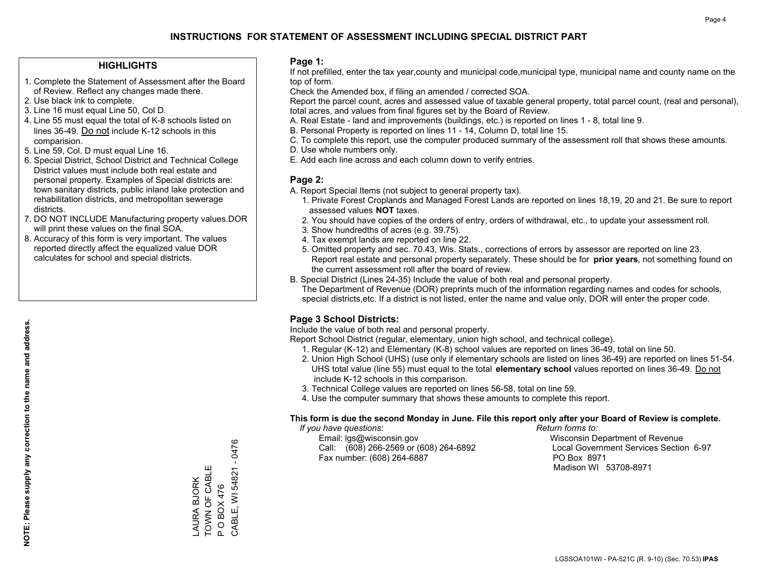# INSTRUCTIONS FOR STATEMENT OF ASSESSMENT INCLUDING SPECIAL DISTRICT PART

## HIGHLIGHTS

1. Complete the Statement of Assessment after the Board of Review. Reflect any changes made there.
2. Use black ink to complete.
3. Line 16 must equal Line 50, Col D.
4. Line 55 must equal the total of K-8 schools listed on lines 36-49. Do not include K-12 schools in this comparision.
5. Line 59, Col. D must equal Line 16.
6. Special District, School District and Technical College District values must include both real estate and personal property. Examples of Special districts are: town sanitary districts, public inland lake protection and rehabilitation districts, and metropolitan sewerage districts.
7. DO NOT INCLUDE Manufacturing property values.DOR will print these values on the final SOA.
8. Accuracy of this form is very important. The values reported directly affect the equalized value DOR calculates for school and special districts.

**NOTE: Please supply any correction to the name and address.**

LAURA BJORK
TOWN OF CABLE
P O BOX 476
CABLE, WI 54821 - 0476

## Page 1:

If not prefilled, enter the tax year,county and municipal code,municipal type, municipal name and county name on the top of form.

Check the Amended box, if filing an amended / corrected SOA.

Report the parcel count, acres and assessed value of taxable general property, total parcel count, (real and personal), total acres, and values from final figures set by the Board of Review.

A. Real Estate - land and improvements (buildings, etc.) is reported on lines 1 - 8, total line 9.
B. Personal Property is reported on lines 11 - 14, Column D, total line 15.
C. To complete this report, use the computer produced summary of the assessment roll that shows these amounts.
D. Use whole numbers only.
E. Add each line across and each column down to verify entries.

## Page 2:

A. Report Special Items (not subject to general property tax).
   1. Private Forest Croplands and Managed Forest Lands are reported on lines 18,19, 20 and 21. Be sure to report assessed values **NOT** taxes.
   2. You should have copies of the orders of entry, orders of withdrawal, etc., to update your assessment roll.
   3. Show hundredths of acres (e.g. 39.75).
   4. Tax exempt lands are reported on line 22.
   5. Omitted property and sec. 70.43, Wis. Stats., corrections of errors by assessor are reported on line 23. Report real estate and personal property separately. These should be for **prior years**, not something found on the current assessment roll after the board of review.
B. Special District (Lines 24-35) Include the value of both real and personal property.
   The Department of Revenue (DOR) preprints much of the information regarding names and codes for schools, special districts,etc. If a district is not listed, enter the name and value only, DOR will enter the proper code.

## Page 3 School Districts:

Include the value of both real and personal property.

Report School District (regular, elementary, union high school, and technical college).

1. Regular (K-12) and Elementary (K-8) school values are reported on lines 36-49, total on line 50.
2. Union High School (UHS) (use only if elementary schools are listed on lines 36-49) are reported on lines 51-54. UHS total value (line 55) must equal to the total **elementary school** values reported on lines 36-49. Do not include K-12 schools in this comparison.
3. Technical College values are reported on lines 56-58, total on line 59.
4. Use the computer summary that shows these amounts to complete this report.

**This form is due the second Monday in June. File this report only after your Board of Review is complete.**

*If you have questions:*
Email: lgs@wisconsin.gov
Call: (608) 266-2569 or (608) 264-6892
Fax number: (608) 264-6887

*Return forms to:*
Wisconsin Department of Revenue
Local Government Services Section 6-97
PO Box 8971
Madison WI 53708-8971

LGSSOA101WI - PA-521C (R. 9-10) (Sec. 70.53) **IPAS**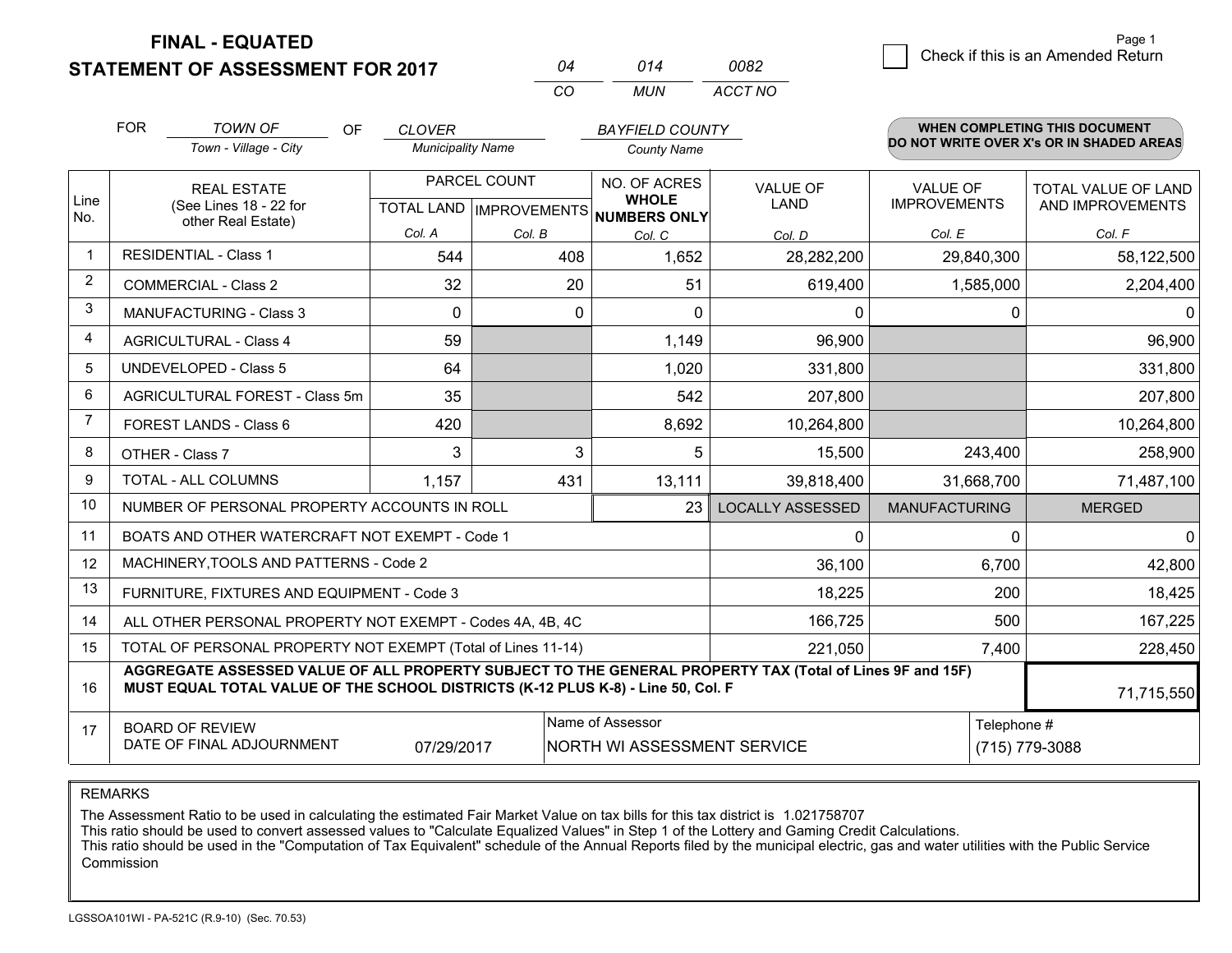**FINAL - EQUATED**
**STATEMENT OF ASSESSMENT FOR 2017**

| 04 | 014 | 0082 |
|---|---|---|
| CO | MUN | ACCT NO |

Page 1
☐ Check if this is an Amended Return

FOR *TOWN OF* (Town - Village - City) OF *CLOVER* (Municipality Name) *BAYFIELD COUNTY* (County Name)

**WHEN COMPLETING THIS DOCUMENT DO NOT WRITE OVER X's OR IN SHADED AREAS**

| Line No. | REAL ESTATE (See Lines 18 - 22 for other Real Estate) | PARCEL COUNT TOTAL LAND Col. A | PARCEL COUNT IMPROVEMENTS Col. B | NO. OF ACRES WHOLE NUMBERS ONLY Col. C | VALUE OF LAND Col. D | VALUE OF IMPROVEMENTS Col. E | TOTAL VALUE OF LAND AND IMPROVEMENTS Col. F |
|---|---|---|---|---|---|---|---|
| 1 | RESIDENTIAL - Class 1 | 544 | 408 | 1,652 | 28,282,200 | 29,840,300 | 58,122,500 |
| 2 | COMMERCIAL - Class 2 | 32 | 20 | 51 | 619,400 | 1,585,000 | 2,204,400 |
| 3 | MANUFACTURING - Class 3 | 0 | 0 | 0 | 0 | 0 | 0 |
| 4 | AGRICULTURAL - Class 4 | 59 | | 1,149 | 96,900 | | 96,900 |
| 5 | UNDEVELOPED - Class 5 | 64 | | 1,020 | 331,800 | | 331,800 |
| 6 | AGRICULTURAL FOREST - Class 5m | 35 | | 542 | 207,800 | | 207,800 |
| 7 | FOREST LANDS - Class 6 | 420 | | 8,692 | 10,264,800 | | 10,264,800 |
| 8 | OTHER - Class 7 | 3 | 3 | 5 | 15,500 | 243,400 | 258,900 |
| 9 | TOTAL - ALL COLUMNS | 1,157 | 431 | 13,111 | 39,818,400 | 31,668,700 | 71,487,100 |
| 10 | NUMBER OF PERSONAL PROPERTY ACCOUNTS IN ROLL | | | 23 | LOCALLY ASSESSED | MANUFACTURING | MERGED |
| 11 | BOATS AND OTHER WATERCRAFT NOT EXEMPT - Code 1 | | | | 0 | 0 | 0 |
| 12 | MACHINERY,TOOLS AND PATTERNS - Code 2 | | | | 36,100 | 6,700 | 42,800 |
| 13 | FURNITURE, FIXTURES AND EQUIPMENT - Code 3 | | | | 18,225 | 200 | 18,425 |
| 14 | ALL OTHER PERSONAL PROPERTY NOT EXEMPT - Codes 4A, 4B, 4C | | | | 166,725 | 500 | 167,225 |
| 15 | TOTAL OF PERSONAL PROPERTY NOT EXEMPT (Total of Lines 11-14) | | | | 221,050 | 7,400 | 228,450 |
| 16 | **AGGREGATE ASSESSED VALUE OF ALL PROPERTY SUBJECT TO THE GENERAL PROPERTY TAX (Total of Lines 9F and 15F) MUST EQUAL TOTAL VALUE OF THE SCHOOL DISTRICTS (K-12 PLUS K-8) - Line 50, Col. F** | | | | | | 71,715,550 |
| 17 | BOARD OF REVIEW DATE OF FINAL ADJOURNMENT | 07/29/2017 | Name of Assessor | NORTH WI ASSESSMENT SERVICE | | Telephone # | (715) 779-3088 |

REMARKS

The Assessment Ratio to be used in calculating the estimated Fair Market Value on tax bills for this tax district is 1.021758707
This ratio should be used to convert assessed values to "Calculate Equalized Values" in Step 1 of the Lottery and Gaming Credit Calculations.
This ratio should be used in the "Computation of Tax Equivalent" schedule of the Annual Reports filed by the municipal electric, gas and water utilities with the Public Service Commission

LGSSOA101WI - PA-521C (R.9-10) (Sec. 70.53)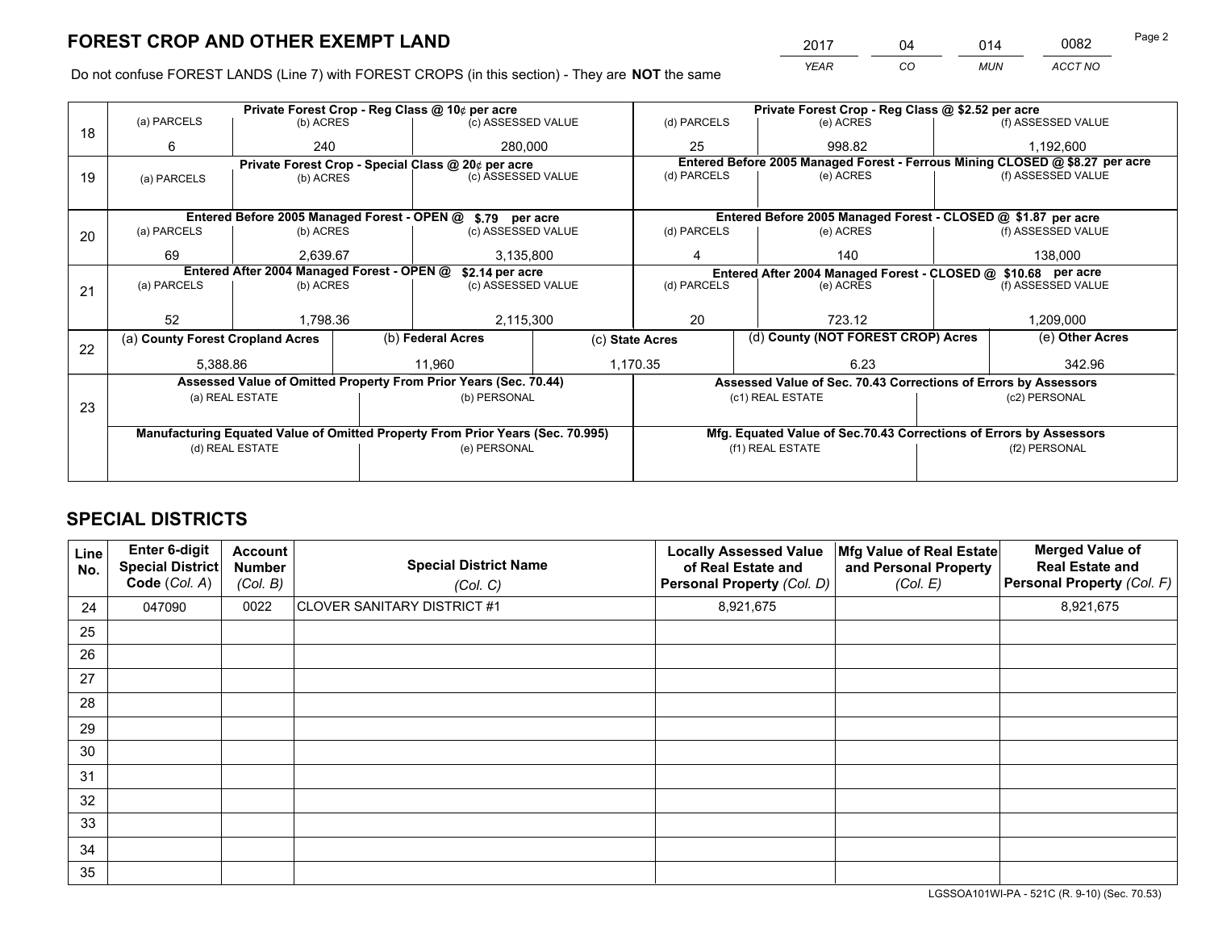# FOREST CROP AND OTHER EXEMPT LAND

| 2017 | 04 | 014 | 0082 |
|---|---|---|---|
| *YEAR* | *CO* | *MUN* | *ACCT NO* |

Do not confuse FOREST LANDS (Line 7) with FOREST CROPS (in this section) - They are **NOT** the same

| Line | Private Forest Crop - Reg Class @ 10¢ per acre | | | Private Forest Crop - Reg Class @ $2.52 per acre | | |
|---|---|---|---|---|---|---|
| | (a) PARCELS | (b) ACRES | (c) ASSESSED VALUE | (d) PARCELS | (e) ACRES | (f) ASSESSED VALUE |
| 18 | 6 | 240 | 280,000 | 25 | 998.82 | 1,192,600 |
| | **Private Forest Crop - Special Class @ 20¢ per acre** | | | **Entered Before 2005 Managed Forest - Ferrous Mining CLOSED @ $8.27 per acre** | | |
| 19 | (a) PARCELS | (b) ACRES | (c) ASSESSED VALUE | (d) PARCELS | (e) ACRES | (f) ASSESSED VALUE |
| | **Entered Before 2005 Managed Forest - OPEN @ $.79 per acre** | | | **Entered Before 2005 Managed Forest - CLOSED @ $1.87 per acre** | | |
| | (a) PARCELS | (b) ACRES | (c) ASSESSED VALUE | (d) PARCELS | (e) ACRES | (f) ASSESSED VALUE |
| 20 | 69 | 2,639.67 | 3,135,800 | 4 | 140 | 138,000 |
| | **Entered After 2004 Managed Forest - OPEN @ $2.14 per acre** | | | **Entered After 2004 Managed Forest - CLOSED @ $10.68 per acre** | | |
| | (a) PARCELS | (b) ACRES | (c) ASSESSED VALUE | (d) PARCELS | (e) ACRES | (f) ASSESSED VALUE |
| 21 | 52 | 1,798.36 | 2,115,300 | 20 | 723.12 | 1,209,000 |

| Line | (a) County Forest Cropland Acres | (b) Federal Acres | (c) State Acres | (d) County (NOT FOREST CROP) Acres | (e) Other Acres |
|---|---|---|---|---|---|
| 22 | 5,388.86 | 11,960 | 1,170.35 | 6.23 | 342.96 |

| Line | Assessed Value of Omitted Property From Prior Years (Sec. 70.44) | | Assessed Value of Sec. 70.43 Corrections of Errors by Assessors | |
|---|---|---|---|---|
| 23 | (a) REAL ESTATE | (b) PERSONAL | (c1) REAL ESTATE | (c2) PERSONAL |
| | **Manufacturing Equated Value of Omitted Property From Prior Years (Sec. 70.995)** | | **Mfg. Equated Value of Sec.70.43 Corrections of Errors by Assessors** | |
| | (d) REAL ESTATE | (e) PERSONAL | (f1) REAL ESTATE | (f2) PERSONAL |

# SPECIAL DISTRICTS

| Line No. | Enter 6-digit Special District Code (*Col. A*) | Account Number (*Col. B*) | Special District Name (*Col. C*) | Locally Assessed Value of Real Estate and Personal Property (*Col. D*) | Mfg Value of Real Estate and Personal Property (*Col. E*) | Merged Value of Real Estate and Personal Property (*Col. F*) |
|---|---|---|---|---|---|---|
| 24 | 047090 | 0022 | CLOVER SANITARY DISTRICT #1 | 8,921,675 | | 8,921,675 |
| 25 | | | | | | |
| 26 | | | | | | |
| 27 | | | | | | |
| 28 | | | | | | |
| 29 | | | | | | |
| 30 | | | | | | |
| 31 | | | | | | |
| 32 | | | | | | |
| 33 | | | | | | |
| 34 | | | | | | |
| 35 | | | | | | |

LGSSOA101WI-PA - 521C (R. 9-10) (Sec. 70.53)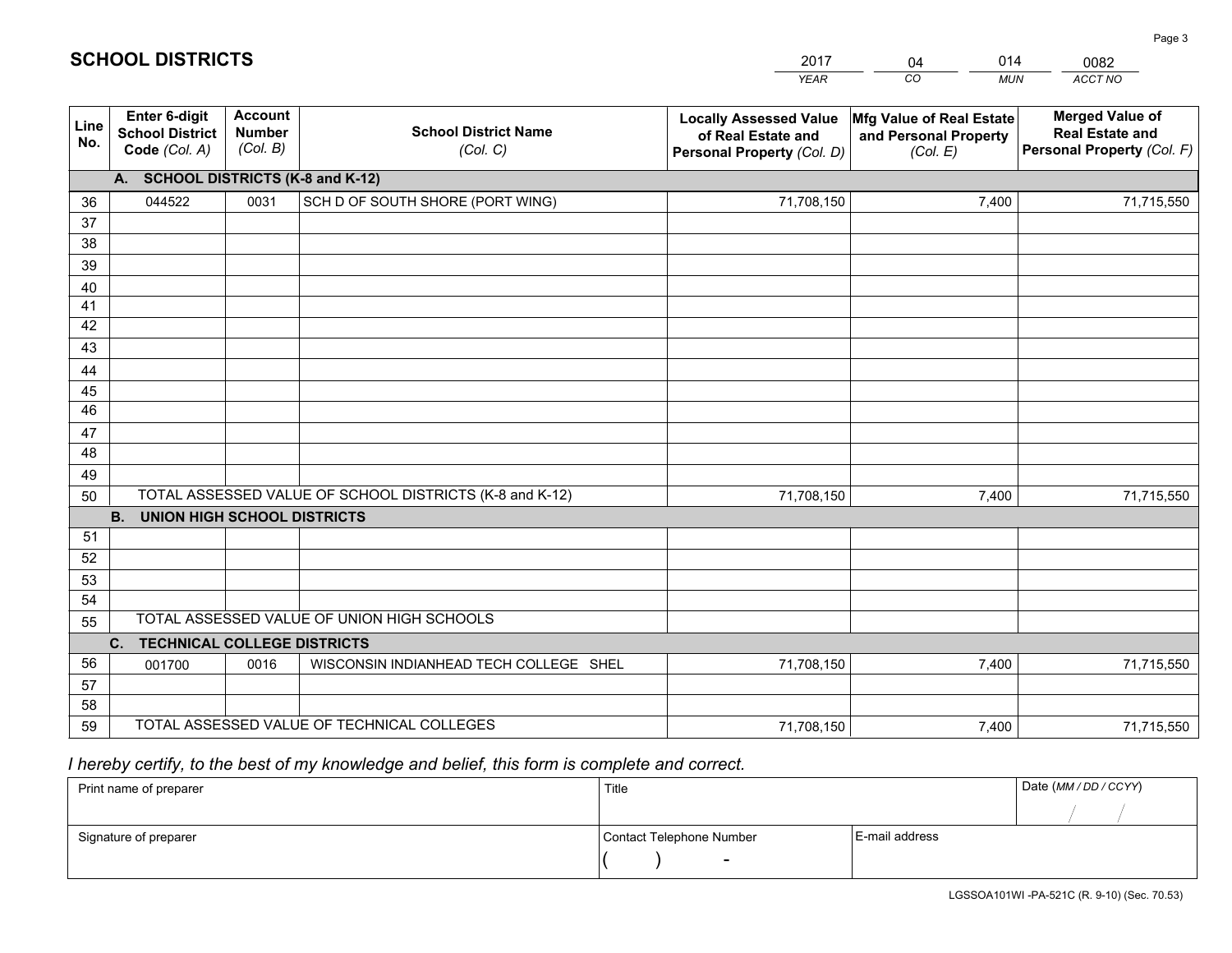# SCHOOL DISTRICTS

| 2017 | 04 | 014 | 0082 |
|---|---|---|---|
| *YEAR* | *CO* | *MUN* | *ACCT NO* |

| Line No. | Enter 6-digit School District Code *(Col. A)* | Account Number *(Col. B)* | School District Name *(Col. C)* | Locally Assessed Value of Real Estate and Personal Property *(Col. D)* | Mfg Value of Real Estate and Personal Property *(Col. E)* | Merged Value of Real Estate and Personal Property *(Col. F)* |
|---|---|---|---|---|---|---|
| | **A. SCHOOL DISTRICTS (K-8 and K-12)** | | | | | |
| 36 | 044522 | 0031 | SCH D OF SOUTH SHORE (PORT WING) | 71,708,150 | 7,400 | 71,715,550 |
| 37 | | | | | | |
| 38 | | | | | | |
| 39 | | | | | | |
| 40 | | | | | | |
| 41 | | | | | | |
| 42 | | | | | | |
| 43 | | | | | | |
| 44 | | | | | | |
| 45 | | | | | | |
| 46 | | | | | | |
| 47 | | | | | | |
| 48 | | | | | | |
| 49 | | | | | | |
| 50 | TOTAL ASSESSED VALUE OF SCHOOL DISTRICTS (K-8 and K-12) | | | 71,708,150 | 7,400 | 71,715,550 |
| | **B. UNION HIGH SCHOOL DISTRICTS** | | | | | |
| 51 | | | | | | |
| 52 | | | | | | |
| 53 | | | | | | |
| 54 | | | | | | |
| 55 | TOTAL ASSESSED VALUE OF UNION HIGH SCHOOLS | | | | | |
| | **C. TECHNICAL COLLEGE DISTRICTS** | | | | | |
| 56 | 001700 | 0016 | WISCONSIN INDIANHEAD TECH COLLEGE SHEL | 71,708,150 | 7,400 | 71,715,550 |
| 57 | | | | | | |
| 58 | | | | | | |
| 59 | TOTAL ASSESSED VALUE OF TECHNICAL COLLEGES | | | 71,708,150 | 7,400 | 71,715,550 |

*I hereby certify, to the best of my knowledge and belief, this form is complete and correct.*

| Print name of preparer | Title | | Date *(MM / DD / CCYY)* |
|---|---|---|---|
| | | | / / |
| Signature of preparer | Contact Telephone Number | E-mail address | |
| | ( ) - | | |

LGSSOA101WI -PA-521C (R. 9-10) (Sec. 70.53)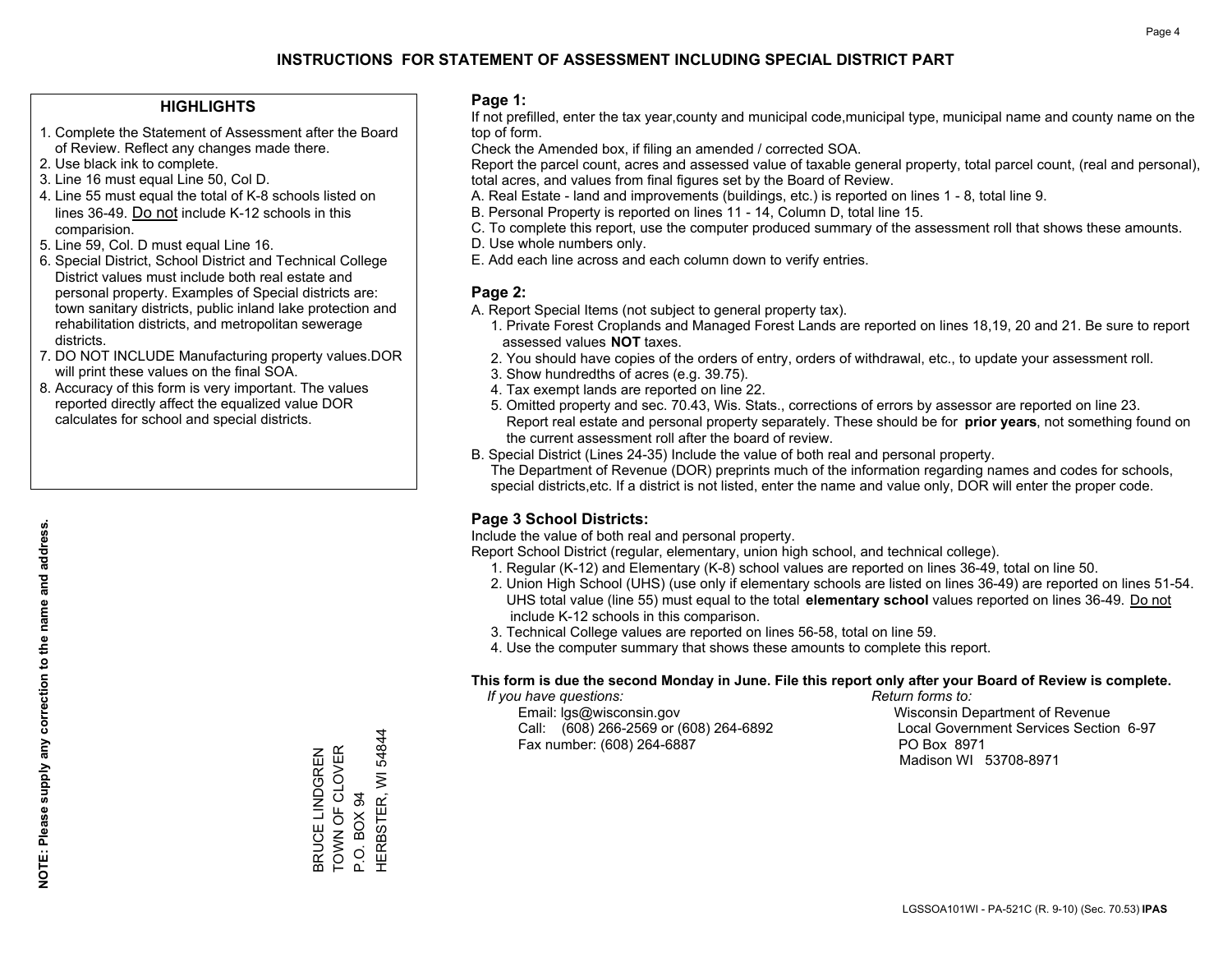# INSTRUCTIONS FOR STATEMENT OF ASSESSMENT INCLUDING SPECIAL DISTRICT PART

## HIGHLIGHTS

1. Complete the Statement of Assessment after the Board of Review. Reflect any changes made there.
2. Use black ink to complete.
3. Line 16 must equal Line 50, Col D.
4. Line 55 must equal the total of K-8 schools listed on lines 36-49. Do not include K-12 schools in this comparision.
5. Line 59, Col. D must equal Line 16.
6. Special District, School District and Technical College District values must include both real estate and personal property. Examples of Special districts are: town sanitary districts, public inland lake protection and rehabilitation districts, and metropolitan sewerage districts.
7. DO NOT INCLUDE Manufacturing property values.DOR will print these values on the final SOA.
8. Accuracy of this form is very important. The values reported directly affect the equalized value DOR calculates for school and special districts.

**NOTE: Please supply any correction to the name and address.**

BRUCE LINDGREN
TOWN OF CLOVER
P.O. BOX 94
HERBSTER, WI 54844

## Page 1:

If not prefilled, enter the tax year,county and municipal code,municipal type, municipal name and county name on the top of form.

Check the Amended box, if filing an amended / corrected SOA.

Report the parcel count, acres and assessed value of taxable general property, total parcel count, (real and personal), total acres, and values from final figures set by the Board of Review.

A. Real Estate - land and improvements (buildings, etc.) is reported on lines 1 - 8, total line 9.
B. Personal Property is reported on lines 11 - 14, Column D, total line 15.
C. To complete this report, use the computer produced summary of the assessment roll that shows these amounts.
D. Use whole numbers only.
E. Add each line across and each column down to verify entries.

## Page 2:

A. Report Special Items (not subject to general property tax).
   1. Private Forest Croplands and Managed Forest Lands are reported on lines 18,19, 20 and 21. Be sure to report assessed values **NOT** taxes.
   2. You should have copies of the orders of entry, orders of withdrawal, etc., to update your assessment roll.
   3. Show hundredths of acres (e.g. 39.75).
   4. Tax exempt lands are reported on line 22.
   5. Omitted property and sec. 70.43, Wis. Stats., corrections of errors by assessor are reported on line 23. Report real estate and personal property separately. These should be for **prior years**, not something found on the current assessment roll after the board of review.
B. Special District (Lines 24-35) Include the value of both real and personal property.
   The Department of Revenue (DOR) preprints much of the information regarding names and codes for schools, special districts,etc. If a district is not listed, enter the name and value only, DOR will enter the proper code.

## Page 3 School Districts:

Include the value of both real and personal property.

Report School District (regular, elementary, union high school, and technical college).

1. Regular (K-12) and Elementary (K-8) school values are reported on lines 36-49, total on line 50.
2. Union High School (UHS) (use only if elementary schools are listed on lines 36-49) are reported on lines 51-54. UHS total value (line 55) must equal to the total **elementary school** values reported on lines 36-49. Do not include K-12 schools in this comparison.
3. Technical College values are reported on lines 56-58, total on line 59.
4. Use the computer summary that shows these amounts to complete this report.

**This form is due the second Monday in June. File this report only after your Board of Review is complete.**

*If you have questions:*
Email: lgs@wisconsin.gov
Call: (608) 266-2569 or (608) 264-6892
Fax number: (608) 264-6887

*Return forms to:*
Wisconsin Department of Revenue
Local Government Services Section 6-97
PO Box 8971
Madison WI 53708-8971

LGSSOA101WI - PA-521C (R. 9-10) (Sec. 70.53) **IPAS**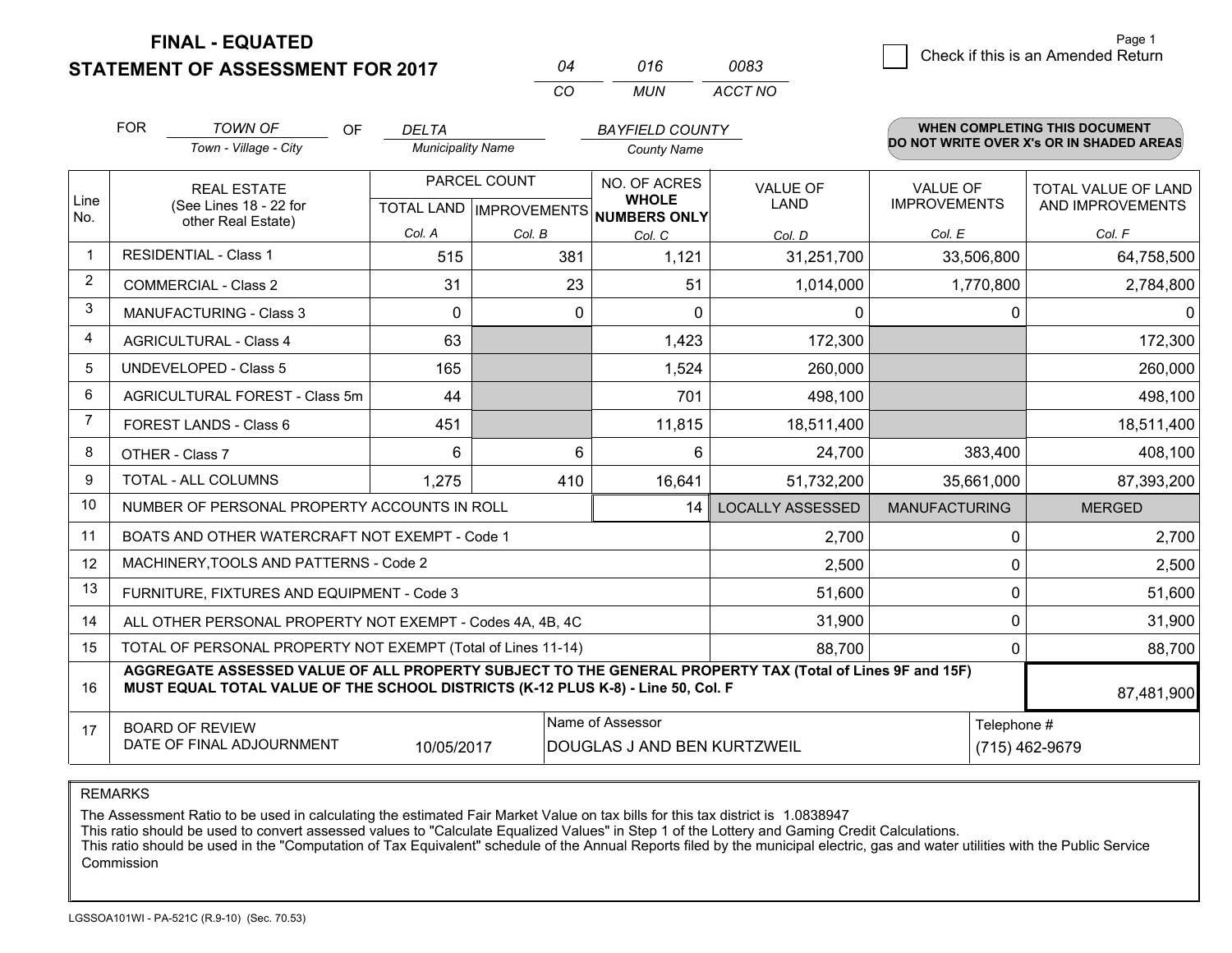# FINAL - EQUATED
# STATEMENT OF ASSESSMENT FOR 2017

| 04 | 016 | 0083 |
|---|---|---|
| CO | MUN | ACCT NO |

Page 1

☐ Check if this is an Amended Return

FOR *TOWN OF* (Town - Village - City) OF *DELTA* (Municipality Name) *BAYFIELD COUNTY* (County Name)

**WHEN COMPLETING THIS DOCUMENT DO NOT WRITE OVER X's OR IN SHADED AREAS**

| Line No. | REAL ESTATE (See Lines 18 - 22 for other Real Estate) | PARCEL COUNT TOTAL LAND Col. A | PARCEL COUNT IMPROVEMENTS Col. B | NO. OF ACRES WHOLE NUMBERS ONLY Col. C | VALUE OF LAND Col. D | VALUE OF IMPROVEMENTS Col. E | TOTAL VALUE OF LAND AND IMPROVEMENTS Col. F |
|---|---|---|---|---|---|---|---|
| 1 | RESIDENTIAL - Class 1 | 515 | 381 | 1,121 | 31,251,700 | 33,506,800 | 64,758,500 |
| 2 | COMMERCIAL - Class 2 | 31 | 23 | 51 | 1,014,000 | 1,770,800 | 2,784,800 |
| 3 | MANUFACTURING - Class 3 | 0 | 0 | 0 | 0 | 0 | 0 |
| 4 | AGRICULTURAL - Class 4 | 63 | | 1,423 | 172,300 | | 172,300 |
| 5 | UNDEVELOPED - Class 5 | 165 | | 1,524 | 260,000 | | 260,000 |
| 6 | AGRICULTURAL FOREST - Class 5m | 44 | | 701 | 498,100 | | 498,100 |
| 7 | FOREST LANDS - Class 6 | 451 | | 11,815 | 18,511,400 | | 18,511,400 |
| 8 | OTHER - Class 7 | 6 | 6 | 6 | 24,700 | 383,400 | 408,100 |
| 9 | TOTAL - ALL COLUMNS | 1,275 | 410 | 16,641 | 51,732,200 | 35,661,000 | 87,393,200 |
| 10 | NUMBER OF PERSONAL PROPERTY ACCOUNTS IN ROLL | | | 14 | LOCALLY ASSESSED | MANUFACTURING | MERGED |
| 11 | BOATS AND OTHER WATERCRAFT NOT EXEMPT - Code 1 | | | | 2,700 | 0 | 2,700 |
| 12 | MACHINERY,TOOLS AND PATTERNS - Code 2 | | | | 2,500 | 0 | 2,500 |
| 13 | FURNITURE, FIXTURES AND EQUIPMENT - Code 3 | | | | 51,600 | 0 | 51,600 |
| 14 | ALL OTHER PERSONAL PROPERTY NOT EXEMPT - Codes 4A, 4B, 4C | | | | 31,900 | 0 | 31,900 |
| 15 | TOTAL OF PERSONAL PROPERTY NOT EXEMPT (Total of Lines 11-14) | | | | 88,700 | 0 | 88,700 |
| 16 | **AGGREGATE ASSESSED VALUE OF ALL PROPERTY SUBJECT TO THE GENERAL PROPERTY TAX (Total of Lines 9F and 15F) MUST EQUAL TOTAL VALUE OF THE SCHOOL DISTRICTS (K-12 PLUS K-8) - Line 50, Col. F** | | | | | | 87,481,900 |
| 17 | BOARD OF REVIEW DATE OF FINAL ADJOURNMENT | 10/05/2017 | | Name of Assessor: DOUGLAS J AND BEN KURTZWEIL | | Telephone #: (715) 462-9679 | |

REMARKS

The Assessment Ratio to be used in calculating the estimated Fair Market Value on tax bills for this tax district is 1.0838947
This ratio should be used to convert assessed values to "Calculate Equalized Values" in Step 1 of the Lottery and Gaming Credit Calculations.
This ratio should be used in the "Computation of Tax Equivalent" schedule of the Annual Reports filed by the municipal electric, gas and water utilities with the Public Service Commission

LGSSOA101WI - PA-521C (R.9-10) (Sec. 70.53)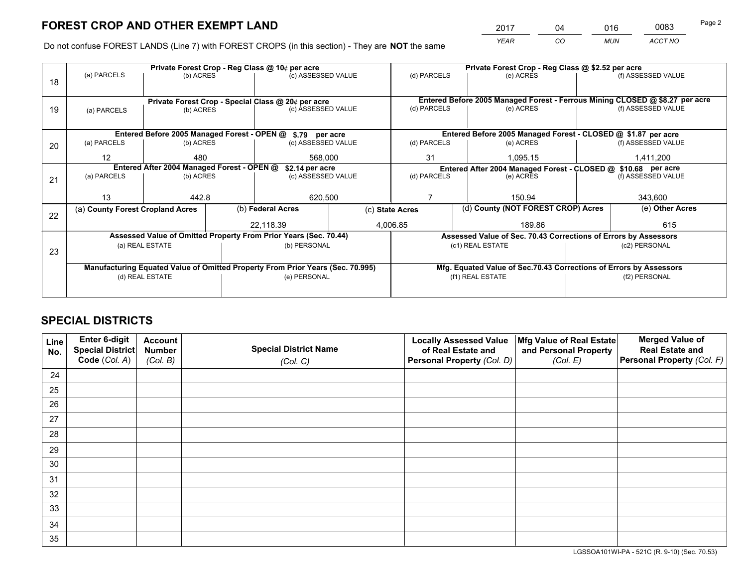# FOREST CROP AND OTHER EXEMPT LAND

| 2017 | 04 | 016 | 0083 |
|---|---|---|---|
| *YEAR* | *CO* | *MUN* | *ACCT NO* |

Do not confuse FOREST LANDS (Line 7) with FOREST CROPS (in this section) - They are **NOT** the same

| | Private Forest Crop - Reg Class @ 10¢ per acre | | | Private Forest Crop - Reg Class @ $2.52 per acre | | |
|---|---|---|---|---|---|---|
| 18 | (a) PARCELS | (b) ACRES | (c) ASSESSED VALUE | (d) PARCELS | (e) ACRES | (f) ASSESSED VALUE |
| | | | | | | |
| | **Private Forest Crop - Special Class @ 20¢ per acre** | | | **Entered Before 2005 Managed Forest - Ferrous Mining CLOSED @ $8.27 per acre** | | |
| 19 | (a) PARCELS | (b) ACRES | (c) ASSESSED VALUE | (d) PARCELS | (e) ACRES | (f) ASSESSED VALUE |
| | | | | | | |
| | **Entered Before 2005 Managed Forest - OPEN @ $.79 per acre** | | | **Entered Before 2005 Managed Forest - CLOSED @ $1.87 per acre** | | |
| 20 | (a) PARCELS | (b) ACRES | (c) ASSESSED VALUE | (d) PARCELS | (e) ACRES | (f) ASSESSED VALUE |
| | 12 | 480 | 568,000 | 31 | 1,095.15 | 1,411,200 |
| | **Entered After 2004 Managed Forest - OPEN @ $2.14 per acre** | | | **Entered After 2004 Managed Forest - CLOSED @ $10.68 per acre** | | |
| 21 | (a) PARCELS | (b) ACRES | (c) ASSESSED VALUE | (d) PARCELS | (e) ACRES | (f) ASSESSED VALUE |
| | 13 | 442.8 | 620,500 | 7 | 150.94 | 343,600 |

| | (a) County Forest Cropland Acres | (b) Federal Acres | (c) State Acres | (d) County (NOT FOREST CROP) Acres | (e) Other Acres |
|---|---|---|---|---|---|
| 22 | | 22,118.39 | 4,006.85 | 189.86 | 615 |

| | Assessed Value of Omitted Property From Prior Years (Sec. 70.44) | | Assessed Value of Sec. 70.43 Corrections of Errors by Assessors | |
|---|---|---|---|---|
| 23 | (a) REAL ESTATE | (b) PERSONAL | (c1) REAL ESTATE | (c2) PERSONAL |
| | | | | |
| | **Manufacturing Equated Value of Omitted Property From Prior Years (Sec. 70.995)** | | **Mfg. Equated Value of Sec.70.43 Corrections of Errors by Assessors** | |
| | (d) REAL ESTATE | (e) PERSONAL | (f1) REAL ESTATE | (f2) PERSONAL |
| | | | | |

# SPECIAL DISTRICTS

| Line No. | Enter 6-digit Special District Code (*Col. A*) | Account Number (*Col. B*) | Special District Name (*Col. C*) | Locally Assessed Value of Real Estate and Personal Property (*Col. D*) | Mfg Value of Real Estate and Personal Property (*Col. E*) | Merged Value of Real Estate and Personal Property (*Col. F*) |
|---|---|---|---|---|---|---|
| 24 | | | | | | |
| 25 | | | | | | |
| 26 | | | | | | |
| 27 | | | | | | |
| 28 | | | | | | |
| 29 | | | | | | |
| 30 | | | | | | |
| 31 | | | | | | |
| 32 | | | | | | |
| 33 | | | | | | |
| 34 | | | | | | |
| 35 | | | | | | |

LGSSOA101WI-PA - 521C (R. 9-10) (Sec. 70.53)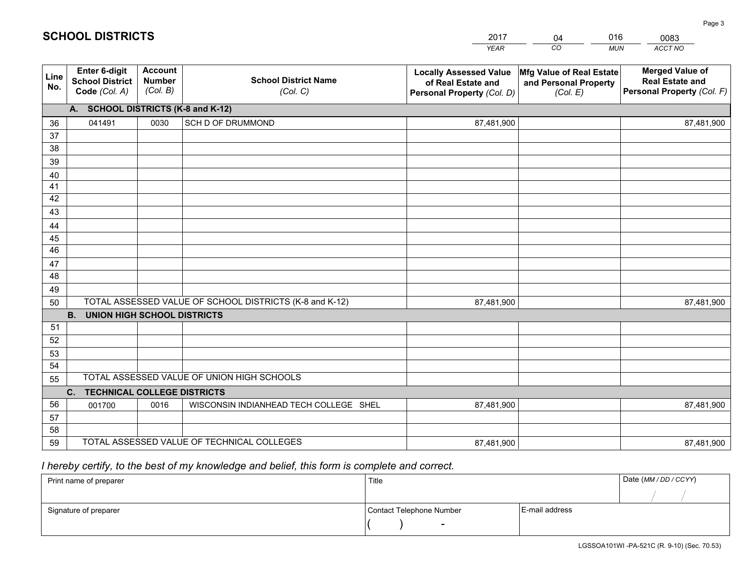# SCHOOL DISTRICTS

| 2017 | 04 | 016 | 0083 |
|---|---|---|---|
| *YEAR* | *CO* | *MUN* | *ACCT NO* |

| Line No. | Enter 6-digit School District Code *(Col. A)* | Account Number *(Col. B)* | School District Name *(Col. C)* | Locally Assessed Value of Real Estate and Personal Property *(Col. D)* | Mfg Value of Real Estate and Personal Property *(Col. E)* | Merged Value of Real Estate and Personal Property *(Col. F)* |
|---|---|---|---|---|---|---|
| | **A. SCHOOL DISTRICTS (K-8 and K-12)** | | | | | |
| 36 | 041491 | 0030 | SCH D OF DRUMMOND | 87,481,900 | | 87,481,900 |
| 37 | | | | | | |
| 38 | | | | | | |
| 39 | | | | | | |
| 40 | | | | | | |
| 41 | | | | | | |
| 42 | | | | | | |
| 43 | | | | | | |
| 44 | | | | | | |
| 45 | | | | | | |
| 46 | | | | | | |
| 47 | | | | | | |
| 48 | | | | | | |
| 49 | | | | | | |
| 50 | TOTAL ASSESSED VALUE OF SCHOOL DISTRICTS (K-8 and K-12) | | | 87,481,900 | | 87,481,900 |
| | **B. UNION HIGH SCHOOL DISTRICTS** | | | | | |
| 51 | | | | | | |
| 52 | | | | | | |
| 53 | | | | | | |
| 54 | | | | | | |
| 55 | TOTAL ASSESSED VALUE OF UNION HIGH SCHOOLS | | | | | |
| | **C. TECHNICAL COLLEGE DISTRICTS** | | | | | |
| 56 | 001700 | 0016 | WISCONSIN INDIANHEAD TECH COLLEGE SHEL | 87,481,900 | | 87,481,900 |
| 57 | | | | | | |
| 58 | | | | | | |
| 59 | TOTAL ASSESSED VALUE OF TECHNICAL COLLEGES | | | 87,481,900 | | 87,481,900 |

*I hereby certify, to the best of my knowledge and belief, this form is complete and correct.*

| Print name of preparer | Title | | Date *(MM / DD / CCYY)* |
|---|---|---|---|
| | | | / / |
| Signature of preparer | Contact Telephone Number | E-mail address | |
| | ( ) - | | |

LGSSOA101WI -PA-521C (R. 9-10) (Sec. 70.53)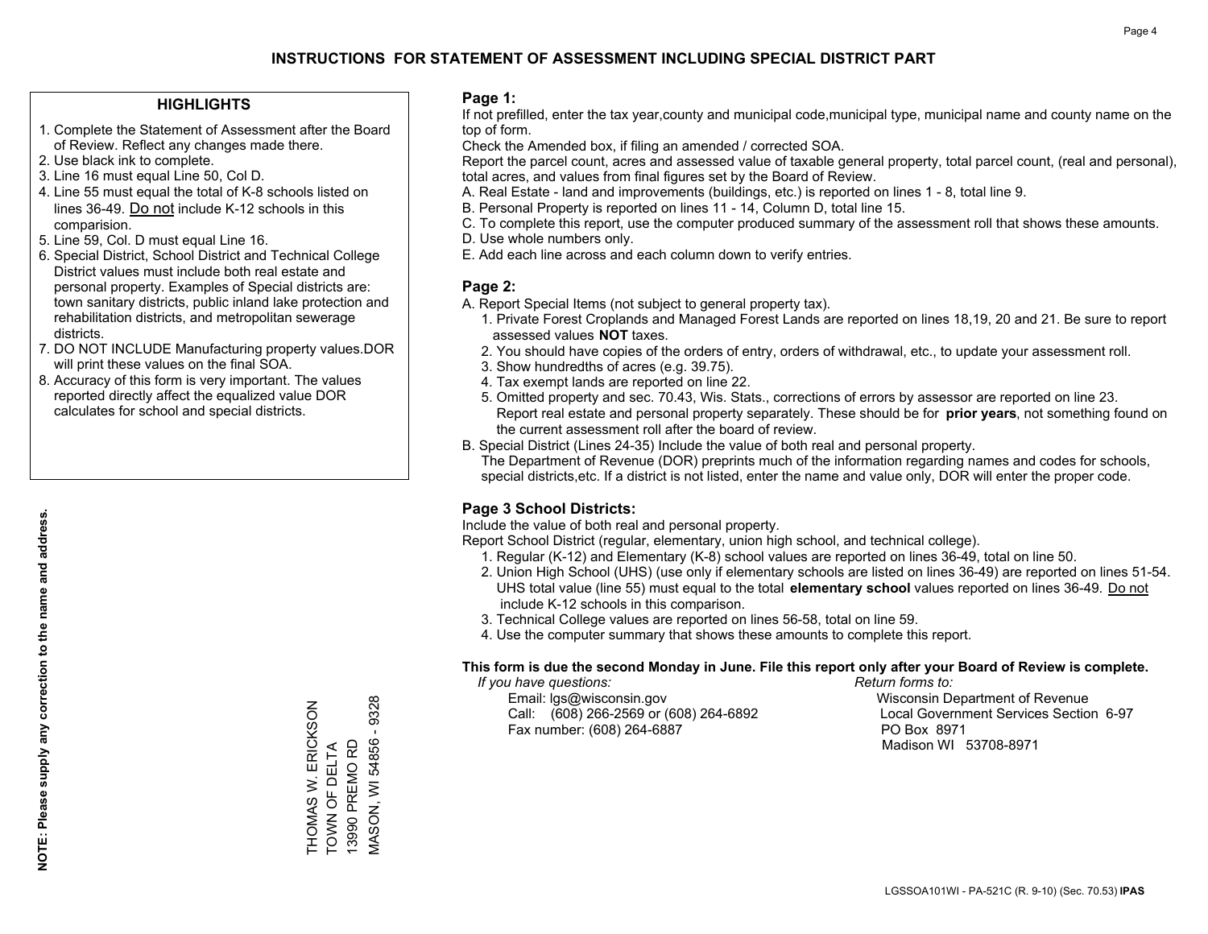# INSTRUCTIONS FOR STATEMENT OF ASSESSMENT INCLUDING SPECIAL DISTRICT PART

## HIGHLIGHTS

1. Complete the Statement of Assessment after the Board of Review. Reflect any changes made there.
2. Use black ink to complete.
3. Line 16 must equal Line 50, Col D.
4. Line 55 must equal the total of K-8 schools listed on lines 36-49. Do not include K-12 schools in this comparision.
5. Line 59, Col. D must equal Line 16.
6. Special District, School District and Technical College District values must include both real estate and personal property. Examples of Special districts are: town sanitary districts, public inland lake protection and rehabilitation districts, and metropolitan sewerage districts.
7. DO NOT INCLUDE Manufacturing property values.DOR will print these values on the final SOA.
8. Accuracy of this form is very important. The values reported directly affect the equalized value DOR calculates for school and special districts.

**NOTE: Please supply any correction to the name and address.**

THOMAS W. ERICKSON
TOWN OF DELTA
13990 PREMO RD
MASON, WI 54856 - 9328

## Page 1:

If not prefilled, enter the tax year,county and municipal code,municipal type, municipal name and county name on the top of form.

Check the Amended box, if filing an amended / corrected SOA.

Report the parcel count, acres and assessed value of taxable general property, total parcel count, (real and personal), total acres, and values from final figures set by the Board of Review.

A. Real Estate - land and improvements (buildings, etc.) is reported on lines 1 - 8, total line 9.
B. Personal Property is reported on lines 11 - 14, Column D, total line 15.
C. To complete this report, use the computer produced summary of the assessment roll that shows these amounts.
D. Use whole numbers only.
E. Add each line across and each column down to verify entries.

## Page 2:

A. Report Special Items (not subject to general property tax).
   1. Private Forest Croplands and Managed Forest Lands are reported on lines 18,19, 20 and 21. Be sure to report assessed values **NOT** taxes.
   2. You should have copies of the orders of entry, orders of withdrawal, etc., to update your assessment roll.
   3. Show hundredths of acres (e.g. 39.75).
   4. Tax exempt lands are reported on line 22.
   5. Omitted property and sec. 70.43, Wis. Stats., corrections of errors by assessor are reported on line 23. Report real estate and personal property separately. These should be for **prior years**, not something found on the current assessment roll after the board of review.
B. Special District (Lines 24-35) Include the value of both real and personal property.
   The Department of Revenue (DOR) preprints much of the information regarding names and codes for schools, special districts,etc. If a district is not listed, enter the name and value only, DOR will enter the proper code.

## Page 3 School Districts:

Include the value of both real and personal property.

Report School District (regular, elementary, union high school, and technical college).

1. Regular (K-12) and Elementary (K-8) school values are reported on lines 36-49, total on line 50.
2. Union High School (UHS) (use only if elementary schools are listed on lines 36-49) are reported on lines 51-54. UHS total value (line 55) must equal to the total **elementary school** values reported on lines 36-49. Do not include K-12 schools in this comparison.
3. Technical College values are reported on lines 56-58, total on line 59.
4. Use the computer summary that shows these amounts to complete this report.

**This form is due the second Monday in June. File this report only after your Board of Review is complete.**

*If you have questions:*
Email: lgs@wisconsin.gov
Call: (608) 266-2569 or (608) 264-6892
Fax number: (608) 264-6887

*Return forms to:*
Wisconsin Department of Revenue
Local Government Services Section 6-97
PO Box 8971
Madison WI 53708-8971

LGSSOA101WI - PA-521C (R. 9-10) (Sec. 70.53) **IPAS**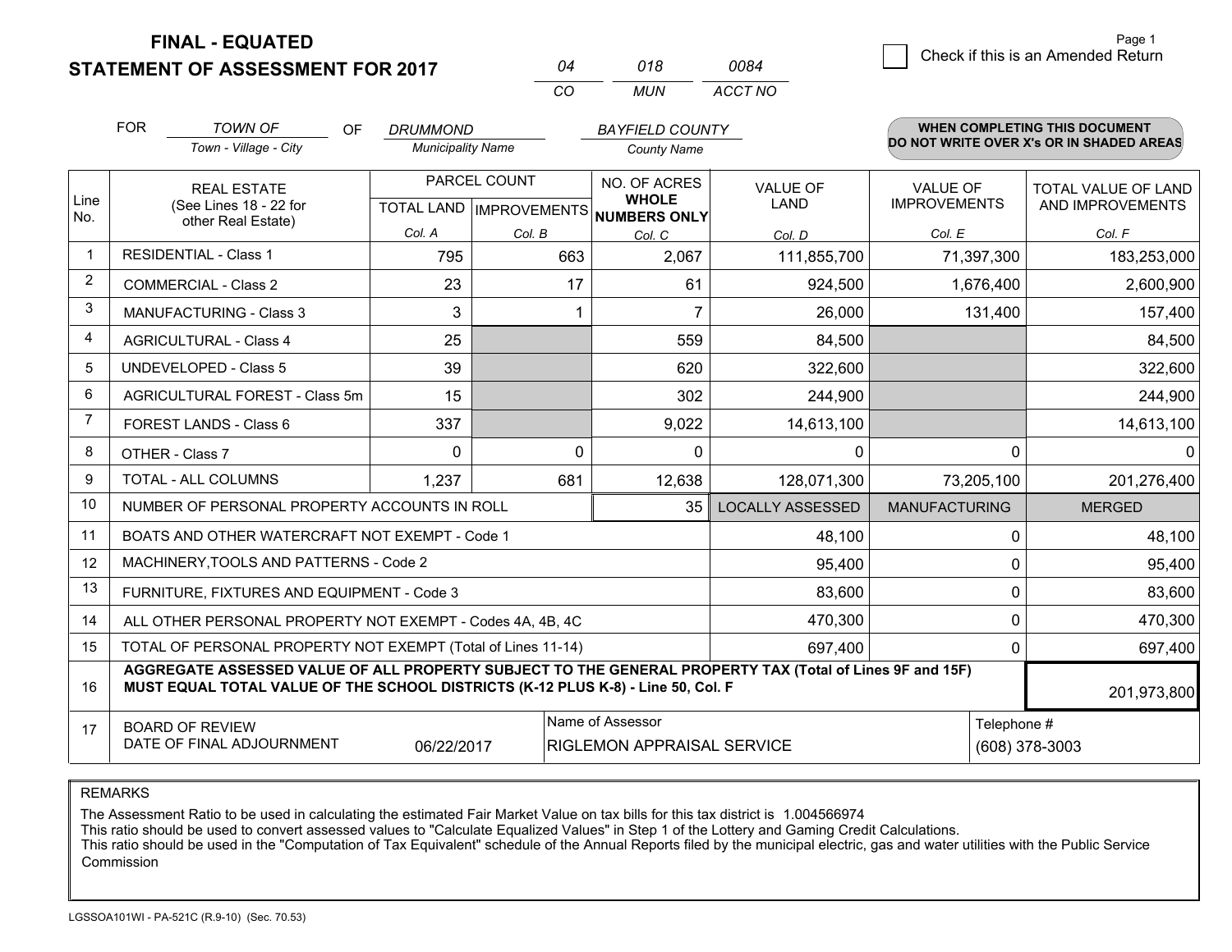# FINAL - EQUATED
## STATEMENT OF ASSESSMENT FOR 2017

| 04 | 018 | 0084 |
|---|---|---|
| CO | MUN | ACCT NO |

☐ Check if this is an Amended Return

Page 1

FOR *TOWN OF* (Town - Village - City) OF *DRUMMOND* (Municipality Name) *BAYFIELD COUNTY* (County Name)

**WHEN COMPLETING THIS DOCUMENT DO NOT WRITE OVER X's OR IN SHADED AREAS**

| Line No. | REAL ESTATE (See Lines 18 - 22 for other Real Estate) | PARCEL COUNT TOTAL LAND Col. A | PARCEL COUNT IMPROVEMENTS Col. B | NO. OF ACRES WHOLE NUMBERS ONLY Col. C | VALUE OF LAND Col. D | VALUE OF IMPROVEMENTS Col. E | TOTAL VALUE OF LAND AND IMPROVEMENTS Col. F |
|---|---|---|---|---|---|---|---|
| 1 | RESIDENTIAL - Class 1 | 795 | 663 | 2,067 | 111,855,700 | 71,397,300 | 183,253,000 |
| 2 | COMMERCIAL - Class 2 | 23 | 17 | 61 | 924,500 | 1,676,400 | 2,600,900 |
| 3 | MANUFACTURING - Class 3 | 3 | 1 | 7 | 26,000 | 131,400 | 157,400 |
| 4 | AGRICULTURAL - Class 4 | 25 | | 559 | 84,500 | | 84,500 |
| 5 | UNDEVELOPED - Class 5 | 39 | | 620 | 322,600 | | 322,600 |
| 6 | AGRICULTURAL FOREST - Class 5m | 15 | | 302 | 244,900 | | 244,900 |
| 7 | FOREST LANDS - Class 6 | 337 | | 9,022 | 14,613,100 | | 14,613,100 |
| 8 | OTHER - Class 7 | 0 | 0 | 0 | 0 | 0 | 0 |
| 9 | TOTAL - ALL COLUMNS | 1,237 | 681 | 12,638 | 128,071,300 | 73,205,100 | 201,276,400 |
| 10 | NUMBER OF PERSONAL PROPERTY ACCOUNTS IN ROLL | | | 35 | LOCALLY ASSESSED | MANUFACTURING | MERGED |
| 11 | BOATS AND OTHER WATERCRAFT NOT EXEMPT - Code 1 | | | | 48,100 | 0 | 48,100 |
| 12 | MACHINERY,TOOLS AND PATTERNS - Code 2 | | | | 95,400 | 0 | 95,400 |
| 13 | FURNITURE, FIXTURES AND EQUIPMENT - Code 3 | | | | 83,600 | 0 | 83,600 |
| 14 | ALL OTHER PERSONAL PROPERTY NOT EXEMPT - Codes 4A, 4B, 4C | | | | 470,300 | 0 | 470,300 |
| 15 | TOTAL OF PERSONAL PROPERTY NOT EXEMPT (Total of Lines 11-14) | | | | 697,400 | 0 | 697,400 |
| 16 | **AGGREGATE ASSESSED VALUE OF ALL PROPERTY SUBJECT TO THE GENERAL PROPERTY TAX (Total of Lines 9F and 15F) MUST EQUAL TOTAL VALUE OF THE SCHOOL DISTRICTS (K-12 PLUS K-8) - Line 50, Col. F** | | | | | | 201,973,800 |
| 17 | BOARD OF REVIEW DATE OF FINAL ADJOURNMENT | 06/22/2017 | | Name of Assessor: RIGLEMON APPRAISAL SERVICE | | Telephone #: (608) 378-3003 | |

REMARKS

The Assessment Ratio to be used in calculating the estimated Fair Market Value on tax bills for this tax district is 1.004566974
This ratio should be used to convert assessed values to "Calculate Equalized Values" in Step 1 of the Lottery and Gaming Credit Calculations.
This ratio should be used in the "Computation of Tax Equivalent" schedule of the Annual Reports filed by the municipal electric, gas and water utilities with the Public Service Commission

LGSSOA101WI - PA-521C (R.9-10) (Sec. 70.53)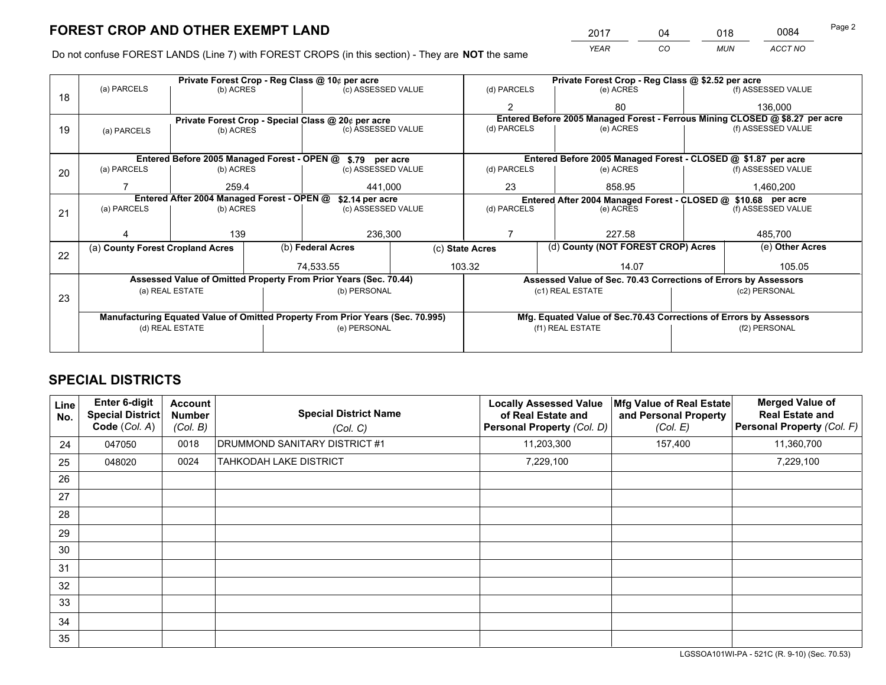# FOREST CROP AND OTHER EXEMPT LAND

| 2017 | 04 | 018 | 0084 |
|---|---|---|---|
| *YEAR* | *CO* | *MUN* | *ACCT NO* |

Do not confuse FOREST LANDS (Line 7) with FOREST CROPS (in this section) - They are **NOT** the same

| Line | (a) PARCELS | (b) ACRES | (c) ASSESSED VALUE | (d) PARCELS | (e) ACRES | (f) ASSESSED VALUE |
|---|---|---|---|---|---|---|
| 18 | Private Forest Crop - Reg Class @ 10¢ per acre | | | Private Forest Crop - Reg Class @ $2.52 per acre | | |
| 18 | | | | 2 | 80 | 136,000 |
| 19 | Private Forest Crop - Special Class @ 20¢ per acre | | | Entered Before 2005 Managed Forest - Ferrous Mining CLOSED @ $8.27 per acre | | |
| 19 | | | | | | |
| 20 | Entered Before 2005 Managed Forest - OPEN @ $.79 per acre | | | Entered Before 2005 Managed Forest - CLOSED @ $1.87 per acre | | |
| 20 | 7 | 259.4 | 441,000 | 23 | 858.95 | 1,460,200 |
| 21 | Entered After 2004 Managed Forest - OPEN @ $2.14 per acre | | | Entered After 2004 Managed Forest - CLOSED @ $10.68 per acre | | |
| 21 | 4 | 139 | 236,300 | 7 | 227.58 | 485,700 |

| Line | (a) County Forest Cropland Acres | (b) Federal Acres | (c) State Acres | (d) County (NOT FOREST CROP) Acres | (e) Other Acres |
|---|---|---|---|---|---|
| 22 | | 74,533.55 | 103.32 | 14.07 | 105.05 |

| Line | Assessed Value of Omitted Property From Prior Years (Sec. 70.44) | | Assessed Value of Sec. 70.43 Corrections of Errors by Assessors | |
|---|---|---|---|---|
| 23 | (a) REAL ESTATE | (b) PERSONAL | (c1) REAL ESTATE | (c2) PERSONAL |
| | | | | |
| | Manufacturing Equated Value of Omitted Property From Prior Years (Sec. 70.995) | | Mfg. Equated Value of Sec.70.43 Corrections of Errors by Assessors | |
| | (d) REAL ESTATE | (e) PERSONAL | (f1) REAL ESTATE | (f2) PERSONAL |
| | | | | |

# SPECIAL DISTRICTS

| Line No. | Enter 6-digit Special District Code (Col. A) | Account Number (Col. B) | Special District Name (Col. C) | Locally Assessed Value of Real Estate and Personal Property (Col. D) | Mfg Value of Real Estate and Personal Property (Col. E) | Merged Value of Real Estate and Personal Property (Col. F) |
|---|---|---|---|---|---|---|
| 24 | 047050 | 0018 | DRUMMOND SANITARY DISTRICT #1 | 11,203,300 | 157,400 | 11,360,700 |
| 25 | 048020 | 0024 | TAHKODAH LAKE DISTRICT | 7,229,100 | | 7,229,100 |
| 26 | | | | | | |
| 27 | | | | | | |
| 28 | | | | | | |
| 29 | | | | | | |
| 30 | | | | | | |
| 31 | | | | | | |
| 32 | | | | | | |
| 33 | | | | | | |
| 34 | | | | | | |
| 35 | | | | | | |

LGSSOA101WI-PA - 521C (R. 9-10) (Sec. 70.53)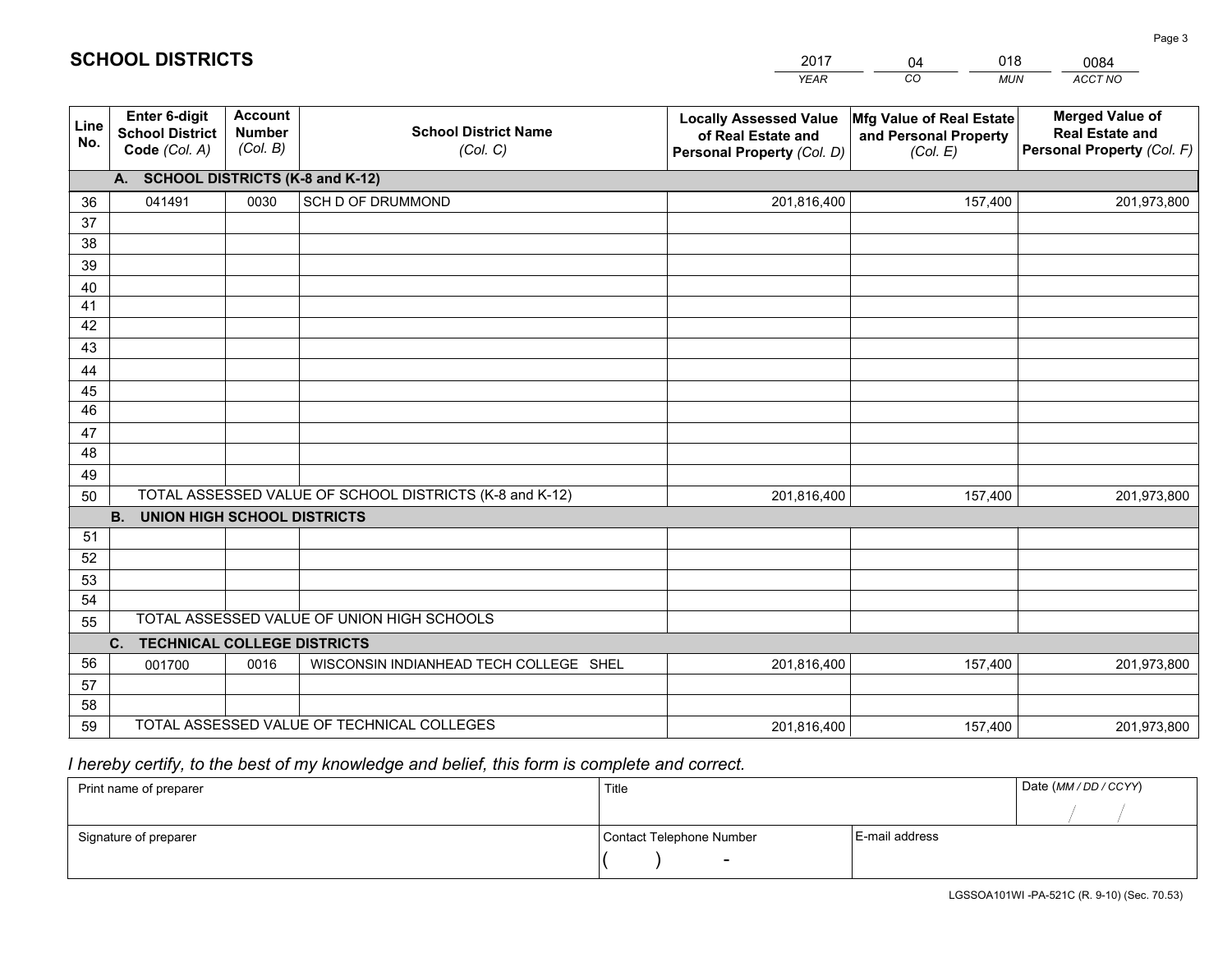## SCHOOL DISTRICTS

| 2017 | 04 | 018 | 0084 |
|---|---|---|---|
| *YEAR* | *CO* | *MUN* | *ACCT NO* |

| Line No. | Enter 6-digit School District Code *(Col. A)* | Account Number *(Col. B)* | School District Name *(Col. C)* | Locally Assessed Value of Real Estate and Personal Property *(Col. D)* | Mfg Value of Real Estate and Personal Property *(Col. E)* | Merged Value of Real Estate and Personal Property *(Col. F)* |
|---|---|---|---|---|---|---|
| | **A. SCHOOL DISTRICTS (K-8 and K-12)** | | | | | |
| 36 | 041491 | 0030 | SCH D OF DRUMMOND | 201,816,400 | 157,400 | 201,973,800 |
| 37 | | | | | | |
| 38 | | | | | | |
| 39 | | | | | | |
| 40 | | | | | | |
| 41 | | | | | | |
| 42 | | | | | | |
| 43 | | | | | | |
| 44 | | | | | | |
| 45 | | | | | | |
| 46 | | | | | | |
| 47 | | | | | | |
| 48 | | | | | | |
| 49 | | | | | | |
| 50 | TOTAL ASSESSED VALUE OF SCHOOL DISTRICTS (K-8 and K-12) | | | 201,816,400 | 157,400 | 201,973,800 |
| | **B. UNION HIGH SCHOOL DISTRICTS** | | | | | |
| 51 | | | | | | |
| 52 | | | | | | |
| 53 | | | | | | |
| 54 | | | | | | |
| 55 | TOTAL ASSESSED VALUE OF UNION HIGH SCHOOLS | | | | | |
| | **C. TECHNICAL COLLEGE DISTRICTS** | | | | | |
| 56 | 001700 | 0016 | WISCONSIN INDIANHEAD TECH COLLEGE SHEL | 201,816,400 | 157,400 | 201,973,800 |
| 57 | | | | | | |
| 58 | | | | | | |
| 59 | TOTAL ASSESSED VALUE OF TECHNICAL COLLEGES | | | 201,816,400 | 157,400 | 201,973,800 |

*I hereby certify, to the best of my knowledge and belief, this form is complete and correct.*

| Print name of preparer | Title | | Date *(MM / DD / CCYY)* |
|---|---|---|---|
| | | | / / |
| Signature of preparer | Contact Telephone Number | E-mail address | |
| | ( ) - | | |

LGSSOA101WI -PA-521C (R. 9-10) (Sec. 70.53)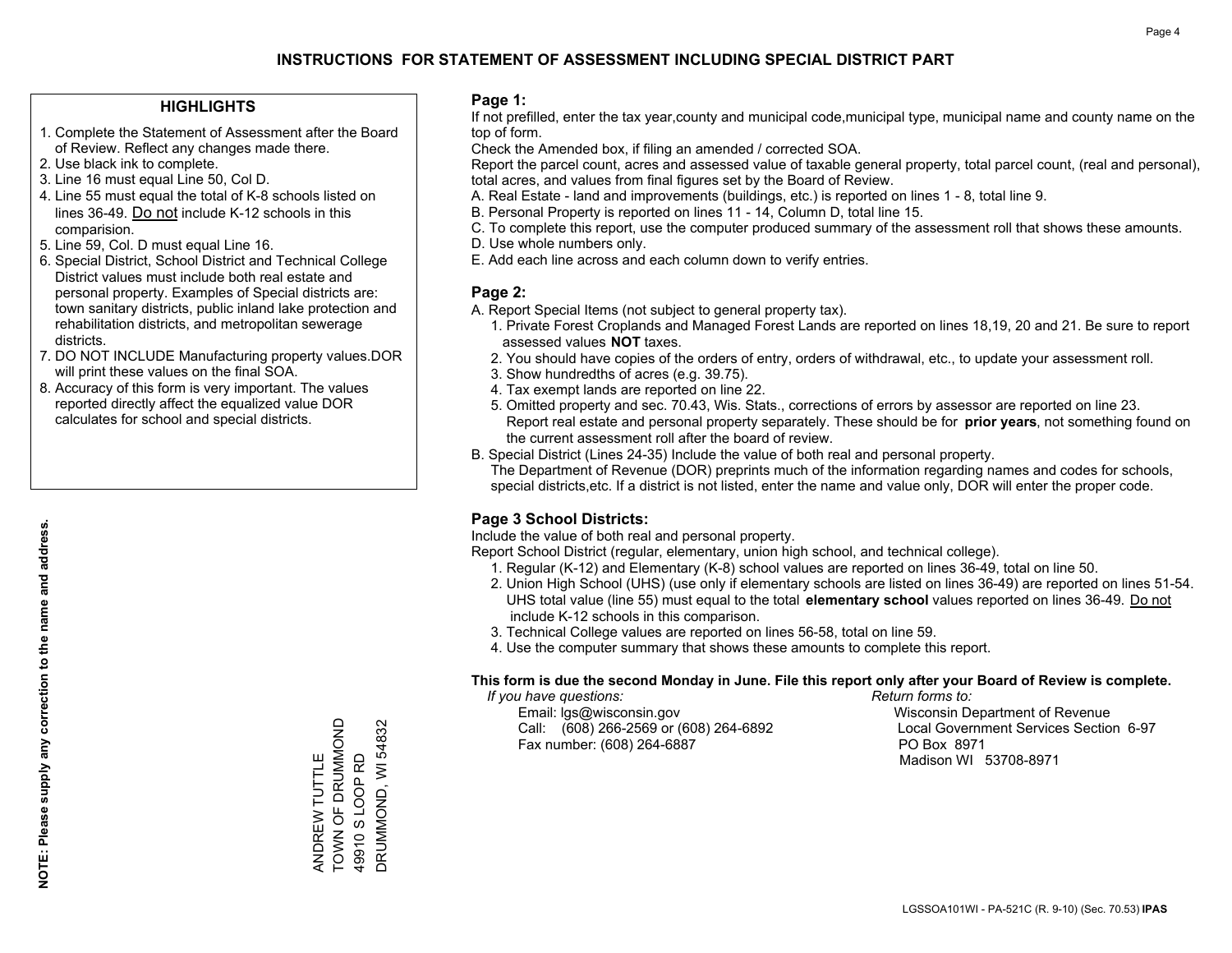# INSTRUCTIONS FOR STATEMENT OF ASSESSMENT INCLUDING SPECIAL DISTRICT PART

## HIGHLIGHTS

1. Complete the Statement of Assessment after the Board of Review. Reflect any changes made there.
2. Use black ink to complete.
3. Line 16 must equal Line 50, Col D.
4. Line 55 must equal the total of K-8 schools listed on lines 36-49. Do not include K-12 schools in this comparision.
5. Line 59, Col. D must equal Line 16.
6. Special District, School District and Technical College District values must include both real estate and personal property. Examples of Special districts are: town sanitary districts, public inland lake protection and rehabilitation districts, and metropolitan sewerage districts.
7. DO NOT INCLUDE Manufacturing property values.DOR will print these values on the final SOA.
8. Accuracy of this form is very important. The values reported directly affect the equalized value DOR calculates for school and special districts.

**NOTE: Please supply any correction to the name and address.**

ANDREW TUTTLE
TOWN OF DRUMMOND
49910 S LOOP RD
DRUMMOND, WI 54832

## Page 1:

If not prefilled, enter the tax year,county and municipal code,municipal type, municipal name and county name on the top of form.

Check the Amended box, if filing an amended / corrected SOA.

Report the parcel count, acres and assessed value of taxable general property, total parcel count, (real and personal), total acres, and values from final figures set by the Board of Review.

A. Real Estate - land and improvements (buildings, etc.) is reported on lines 1 - 8, total line 9.
B. Personal Property is reported on lines 11 - 14, Column D, total line 15.
C. To complete this report, use the computer produced summary of the assessment roll that shows these amounts.
D. Use whole numbers only.
E. Add each line across and each column down to verify entries.

## Page 2:

A. Report Special Items (not subject to general property tax).
   1. Private Forest Croplands and Managed Forest Lands are reported on lines 18,19, 20 and 21. Be sure to report assessed values **NOT** taxes.
   2. You should have copies of the orders of entry, orders of withdrawal, etc., to update your assessment roll.
   3. Show hundredths of acres (e.g. 39.75).
   4. Tax exempt lands are reported on line 22.
   5. Omitted property and sec. 70.43, Wis. Stats., corrections of errors by assessor are reported on line 23. Report real estate and personal property separately. These should be for **prior years**, not something found on the current assessment roll after the board of review.
B. Special District (Lines 24-35) Include the value of both real and personal property.
   The Department of Revenue (DOR) preprints much of the information regarding names and codes for schools, special districts,etc. If a district is not listed, enter the name and value only, DOR will enter the proper code.

## Page 3 School Districts:

Include the value of both real and personal property.

Report School District (regular, elementary, union high school, and technical college).

1. Regular (K-12) and Elementary (K-8) school values are reported on lines 36-49, total on line 50.
2. Union High School (UHS) (use only if elementary schools are listed on lines 36-49) are reported on lines 51-54. UHS total value (line 55) must equal to the total **elementary school** values reported on lines 36-49. Do not include K-12 schools in this comparison.
3. Technical College values are reported on lines 56-58, total on line 59.
4. Use the computer summary that shows these amounts to complete this report.

**This form is due the second Monday in June. File this report only after your Board of Review is complete.**

*If you have questions:*
Email: lgs@wisconsin.gov
Call: (608) 266-2569 or (608) 264-6892
Fax number: (608) 264-6887

*Return forms to:*
Wisconsin Department of Revenue
Local Government Services Section 6-97
PO Box 8971
Madison WI 53708-8971

LGSSOA101WI - PA-521C (R. 9-10) (Sec. 70.53) **IPAS**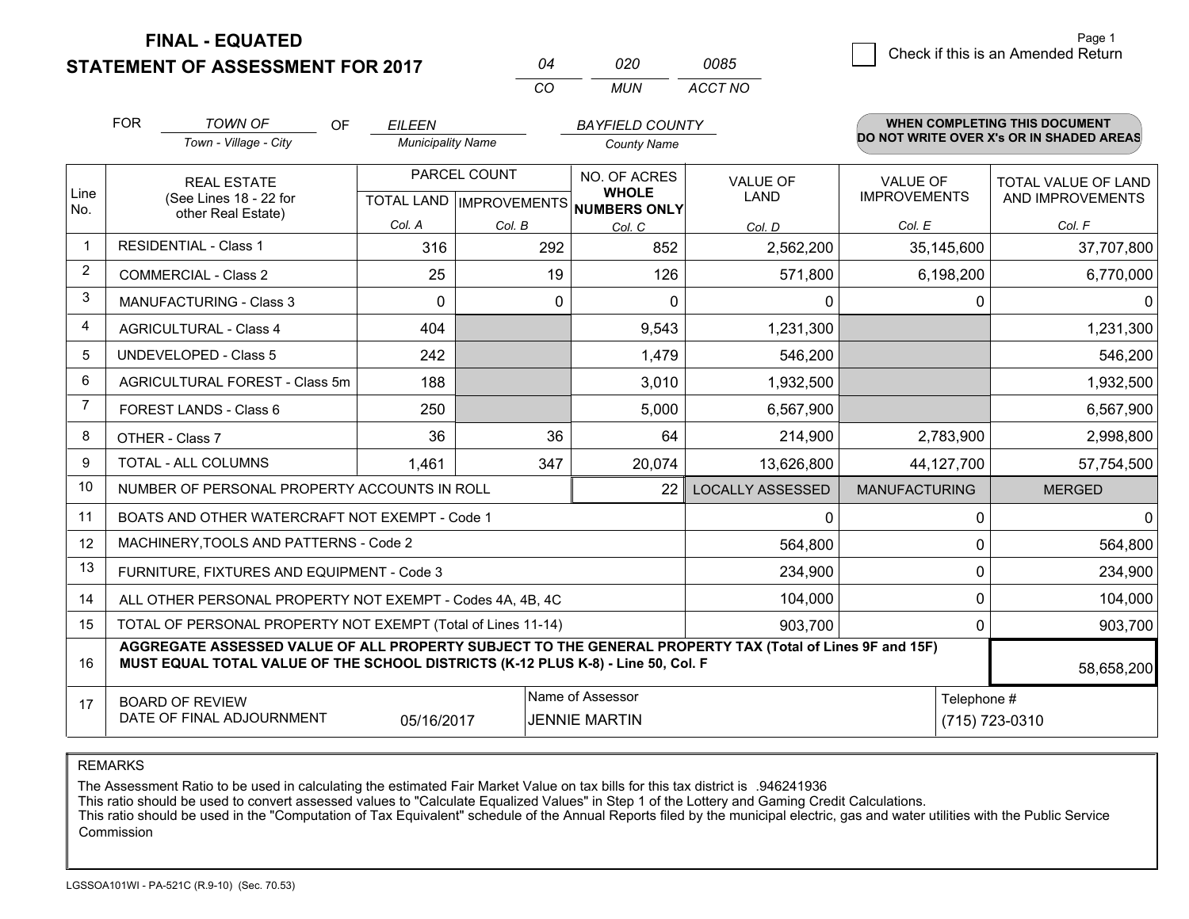# FINAL - EQUATED
# STATEMENT OF ASSESSMENT FOR 2017

| 04 | 020 | 0085 |
|---|---|---|
| CO | MUN | ACCT NO |

Page 1

☐ Check if this is an Amended Return

FOR TOWN OF (Town - Village - City) OF EILEEN (Municipality Name) BAYFIELD COUNTY (County Name)

**WHEN COMPLETING THIS DOCUMENT DO NOT WRITE OVER X's OR IN SHADED AREAS**

| Line No. | REAL ESTATE (See Lines 18 - 22 for other Real Estate) | PARCEL COUNT TOTAL LAND Col. A | PARCEL COUNT IMPROVEMENTS Col. B | NO. OF ACRES WHOLE NUMBERS ONLY Col. C | VALUE OF LAND Col. D | VALUE OF IMPROVEMENTS Col. E | TOTAL VALUE OF LAND AND IMPROVEMENTS Col. F |
|---|---|---|---|---|---|---|---|
| 1 | RESIDENTIAL - Class 1 | 316 | 292 | 852 | 2,562,200 | 35,145,600 | 37,707,800 |
| 2 | COMMERCIAL - Class 2 | 25 | 19 | 126 | 571,800 | 6,198,200 | 6,770,000 |
| 3 | MANUFACTURING - Class 3 | 0 | 0 | 0 | 0 | 0 | 0 |
| 4 | AGRICULTURAL - Class 4 | 404 | | 9,543 | 1,231,300 | | 1,231,300 |
| 5 | UNDEVELOPED - Class 5 | 242 | | 1,479 | 546,200 | | 546,200 |
| 6 | AGRICULTURAL FOREST - Class 5m | 188 | | 3,010 | 1,932,500 | | 1,932,500 |
| 7 | FOREST LANDS - Class 6 | 250 | | 5,000 | 6,567,900 | | 6,567,900 |
| 8 | OTHER - Class 7 | 36 | 36 | 64 | 214,900 | 2,783,900 | 2,998,800 |
| 9 | TOTAL - ALL COLUMNS | 1,461 | 347 | 20,074 | 13,626,800 | 44,127,700 | 57,754,500 |
| 10 | NUMBER OF PERSONAL PROPERTY ACCOUNTS IN ROLL | | | 22 | LOCALLY ASSESSED | MANUFACTURING | MERGED |
| 11 | BOATS AND OTHER WATERCRAFT NOT EXEMPT - Code 1 | | | | 0 | 0 | 0 |
| 12 | MACHINERY,TOOLS AND PATTERNS - Code 2 | | | | 564,800 | 0 | 564,800 |
| 13 | FURNITURE, FIXTURES AND EQUIPMENT - Code 3 | | | | 234,900 | 0 | 234,900 |
| 14 | ALL OTHER PERSONAL PROPERTY NOT EXEMPT - Codes 4A, 4B, 4C | | | | 104,000 | 0 | 104,000 |
| 15 | TOTAL OF PERSONAL PROPERTY NOT EXEMPT (Total of Lines 11-14) | | | | 903,700 | 0 | 903,700 |
| 16 | **AGGREGATE ASSESSED VALUE OF ALL PROPERTY SUBJECT TO THE GENERAL PROPERTY TAX (Total of Lines 9F and 15F) MUST EQUAL TOTAL VALUE OF THE SCHOOL DISTRICTS (K-12 PLUS K-8) - Line 50, Col. F** | | | | | | 58,658,200 |
| 17 | BOARD OF REVIEW DATE OF FINAL ADJOURNMENT | 05/16/2017 | Name of Assessor | JENNIE MARTIN | | Telephone # | (715) 723-0310 |

REMARKS

The Assessment Ratio to be used in calculating the estimated Fair Market Value on tax bills for this tax district is .946241936
This ratio should be used to convert assessed values to "Calculate Equalized Values" in Step 1 of the Lottery and Gaming Credit Calculations.
This ratio should be used in the "Computation of Tax Equivalent" schedule of the Annual Reports filed by the municipal electric, gas and water utilities with the Public Service Commission

LGSSOA101WI - PA-521C (R.9-10) (Sec. 70.53)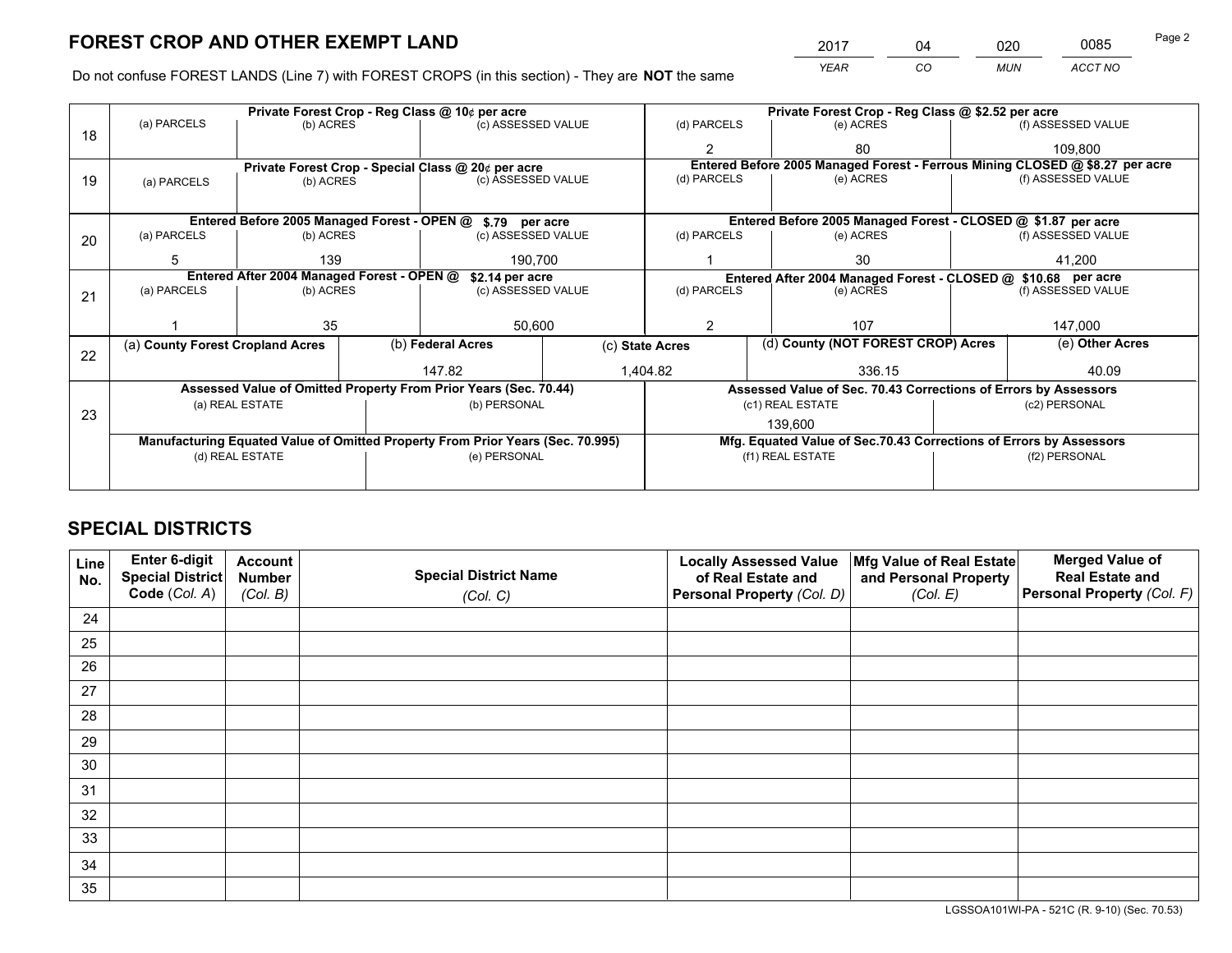# FOREST CROP AND OTHER EXEMPT LAND

| 2017 | 04 | 020 | 0085 |
|---|---|---|---|
| *YEAR* | *CO* | *MUN* | *ACCT NO* |

Do not confuse FOREST LANDS (Line 7) with FOREST CROPS (in this section) - They are **NOT** the same

| Line | Private Forest Crop - Reg Class @ 10¢ per acre | | | Private Forest Crop - Reg Class @ $2.52 per acre | | |
|---|---|---|---|---|---|---|
| | (a) PARCELS | (b) ACRES | (c) ASSESSED VALUE | (d) PARCELS | (e) ACRES | (f) ASSESSED VALUE |
| 18 | | | | 2 | 80 | 109,800 |
| | **Private Forest Crop - Special Class @ 20¢ per acre** | | | **Entered Before 2005 Managed Forest - Ferrous Mining CLOSED @ $8.27 per acre** | | |
| | (a) PARCELS | (b) ACRES | (c) ASSESSED VALUE | (d) PARCELS | (e) ACRES | (f) ASSESSED VALUE |
| 19 | | | | | | |
| | **Entered Before 2005 Managed Forest - OPEN @ $.79 per acre** | | | **Entered Before 2005 Managed Forest - CLOSED @ $1.87 per acre** | | |
| | (a) PARCELS | (b) ACRES | (c) ASSESSED VALUE | (d) PARCELS | (e) ACRES | (f) ASSESSED VALUE |
| 20 | 5 | 139 | 190,700 | 1 | 30 | 41,200 |
| | **Entered After 2004 Managed Forest - OPEN @ $2.14 per acre** | | | **Entered After 2004 Managed Forest - CLOSED @ $10.68 per acre** | | |
| | (a) PARCELS | (b) ACRES | (c) ASSESSED VALUE | (d) PARCELS | (e) ACRES | (f) ASSESSED VALUE |
| 21 | 1 | 35 | 50,600 | 2 | 107 | 147,000 |

| Line | (a) County Forest Cropland Acres | (b) Federal Acres | (c) State Acres | (d) County (NOT FOREST CROP) Acres | (e) Other Acres |
|---|---|---|---|---|---|
| 22 | | 147.82 | 1,404.82 | 336.15 | 40.09 |

| Line | Assessed Value of Omitted Property From Prior Years (Sec. 70.44) | | Assessed Value of Sec. 70.43 Corrections of Errors by Assessors | |
|---|---|---|---|---|
| | (a) REAL ESTATE | (b) PERSONAL | (c1) REAL ESTATE | (c2) PERSONAL |
| 23 | | | 139,600 | |
| | **Manufacturing Equated Value of Omitted Property From Prior Years (Sec. 70.995)** | | **Mfg. Equated Value of Sec.70.43 Corrections of Errors by Assessors** | |
| | (d) REAL ESTATE | (e) PERSONAL | (f1) REAL ESTATE | (f2) PERSONAL |
| | | | | |

# SPECIAL DISTRICTS

| Line No. | Enter 6-digit Special District Code (Col. A) | Account Number (Col. B) | Special District Name (Col. C) | Locally Assessed Value of Real Estate and Personal Property (Col. D) | Mfg Value of Real Estate and Personal Property (Col. E) | Merged Value of Real Estate and Personal Property (Col. F) |
|---|---|---|---|---|---|---|
| 24 | | | | | | |
| 25 | | | | | | |
| 26 | | | | | | |
| 27 | | | | | | |
| 28 | | | | | | |
| 29 | | | | | | |
| 30 | | | | | | |
| 31 | | | | | | |
| 32 | | | | | | |
| 33 | | | | | | |
| 34 | | | | | | |
| 35 | | | | | | |

LGSSOA101WI-PA - 521C (R. 9-10) (Sec. 70.53)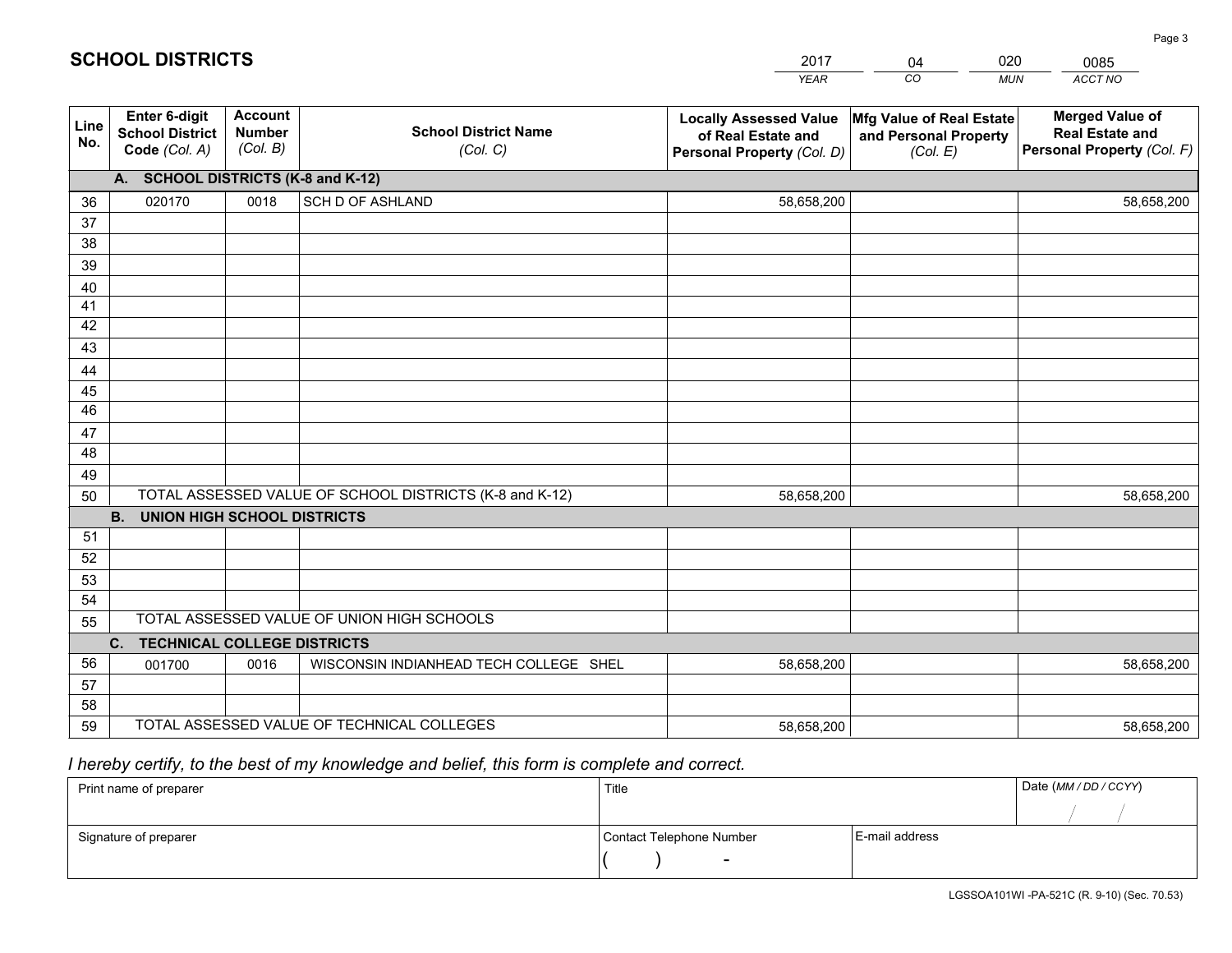# SCHOOL DISTRICTS

| 2017 | 04 | 020 | 0085 |
|---|---|---|---|
| *YEAR* | *CO* | *MUN* | *ACCT NO* |

| Line No. | Enter 6-digit School District Code *(Col. A)* | Account Number *(Col. B)* | School District Name *(Col. C)* | Locally Assessed Value of Real Estate and Personal Property *(Col. D)* | Mfg Value of Real Estate and Personal Property *(Col. E)* | Merged Value of Real Estate and Personal Property *(Col. F)* |
|---|---|---|---|---|---|---|
| **A. SCHOOL DISTRICTS (K-8 and K-12)** | | | | | | |
| 36 | 020170 | 0018 | SCH D OF ASHLAND | 58,658,200 | | 58,658,200 |
| 37 | | | | | | |
| 38 | | | | | | |
| 39 | | | | | | |
| 40 | | | | | | |
| 41 | | | | | | |
| 42 | | | | | | |
| 43 | | | | | | |
| 44 | | | | | | |
| 45 | | | | | | |
| 46 | | | | | | |
| 47 | | | | | | |
| 48 | | | | | | |
| 49 | | | | | | |
| 50 | TOTAL ASSESSED VALUE OF SCHOOL DISTRICTS (K-8 and K-12) | | | 58,658,200 | | 58,658,200 |
| **B. UNION HIGH SCHOOL DISTRICTS** | | | | | | |
| 51 | | | | | | |
| 52 | | | | | | |
| 53 | | | | | | |
| 54 | | | | | | |
| 55 | TOTAL ASSESSED VALUE OF UNION HIGH SCHOOLS | | | | | |
| **C. TECHNICAL COLLEGE DISTRICTS** | | | | | | |
| 56 | 001700 | 0016 | WISCONSIN INDIANHEAD TECH COLLEGE SHEL | 58,658,200 | | 58,658,200 |
| 57 | | | | | | |
| 58 | | | | | | |
| 59 | TOTAL ASSESSED VALUE OF TECHNICAL COLLEGES | | | 58,658,200 | | 58,658,200 |

*I hereby certify, to the best of my knowledge and belief, this form is complete and correct.*

| Print name of preparer | Title | | Date *(MM / DD / CCYY)* |
|---|---|---|---|
| | | | / / |
| Signature of preparer | Contact Telephone Number | E-mail address | |
| | ( ) - | | |

LGSSOA101WI -PA-521C (R. 9-10) (Sec. 70.53)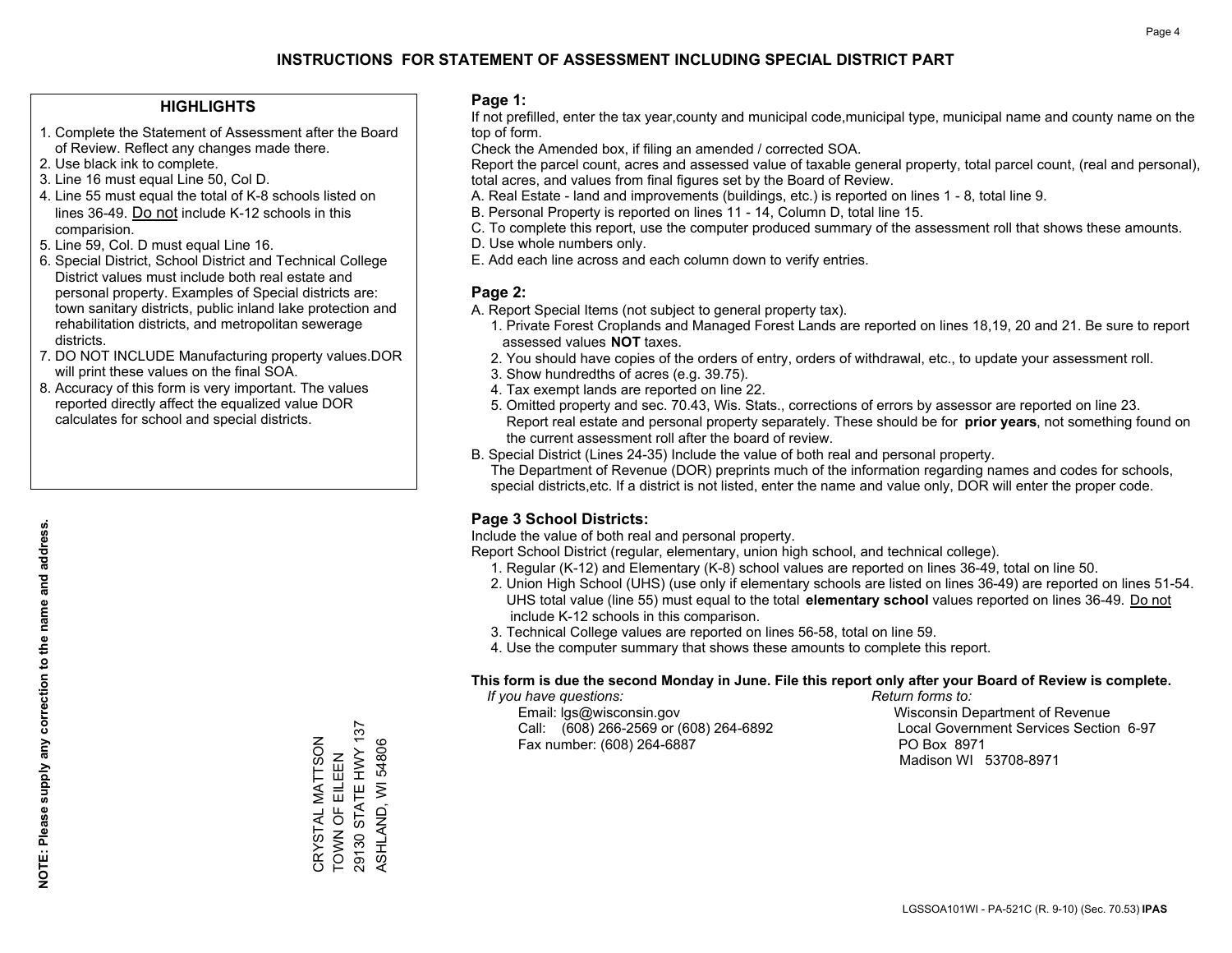# INSTRUCTIONS FOR STATEMENT OF ASSESSMENT INCLUDING SPECIAL DISTRICT PART

## HIGHLIGHTS

1. Complete the Statement of Assessment after the Board of Review. Reflect any changes made there.
2. Use black ink to complete.
3. Line 16 must equal Line 50, Col D.
4. Line 55 must equal the total of K-8 schools listed on lines 36-49. Do not include K-12 schools in this comparision.
5. Line 59, Col. D must equal Line 16.
6. Special District, School District and Technical College District values must include both real estate and personal property. Examples of Special districts are: town sanitary districts, public inland lake protection and rehabilitation districts, and metropolitan sewerage districts.
7. DO NOT INCLUDE Manufacturing property values.DOR will print these values on the final SOA.
8. Accuracy of this form is very important. The values reported directly affect the equalized value DOR calculates for school and special districts.

**NOTE: Please supply any correction to the name and address.**

CRYSTAL MATTSON
TOWN OF EILEEN
29130 STATE HWY 137
ASHLAND, WI 54806

## Page 1:

If not prefilled, enter the tax year,county and municipal code,municipal type, municipal name and county name on the top of form.

Check the Amended box, if filing an amended / corrected SOA.

Report the parcel count, acres and assessed value of taxable general property, total parcel count, (real and personal), total acres, and values from final figures set by the Board of Review.

A. Real Estate - land and improvements (buildings, etc.) is reported on lines 1 - 8, total line 9.
B. Personal Property is reported on lines 11 - 14, Column D, total line 15.
C. To complete this report, use the computer produced summary of the assessment roll that shows these amounts.
D. Use whole numbers only.
E. Add each line across and each column down to verify entries.

## Page 2:

A. Report Special Items (not subject to general property tax).
   1. Private Forest Croplands and Managed Forest Lands are reported on lines 18,19, 20 and 21. Be sure to report assessed values **NOT** taxes.
   2. You should have copies of the orders of entry, orders of withdrawal, etc., to update your assessment roll.
   3. Show hundredths of acres (e.g. 39.75).
   4. Tax exempt lands are reported on line 22.
   5. Omitted property and sec. 70.43, Wis. Stats., corrections of errors by assessor are reported on line 23. Report real estate and personal property separately. These should be for **prior years**, not something found on the current assessment roll after the board of review.
B. Special District (Lines 24-35) Include the value of both real and personal property.
   The Department of Revenue (DOR) preprints much of the information regarding names and codes for schools, special districts,etc. If a district is not listed, enter the name and value only, DOR will enter the proper code.

## Page 3 School Districts:

Include the value of both real and personal property.

Report School District (regular, elementary, union high school, and technical college).

1. Regular (K-12) and Elementary (K-8) school values are reported on lines 36-49, total on line 50.
2. Union High School (UHS) (use only if elementary schools are listed on lines 36-49) are reported on lines 51-54. UHS total value (line 55) must equal to the total **elementary school** values reported on lines 36-49. Do not include K-12 schools in this comparison.
3. Technical College values are reported on lines 56-58, total on line 59.
4. Use the computer summary that shows these amounts to complete this report.

**This form is due the second Monday in June. File this report only after your Board of Review is complete.**

*If you have questions:*
Email: lgs@wisconsin.gov
Call: (608) 266-2569 or (608) 264-6892
Fax number: (608) 264-6887

*Return forms to:*
Wisconsin Department of Revenue
Local Government Services Section 6-97
PO Box 8971
Madison WI 53708-8971

LGSSOA101WI - PA-521C (R. 9-10) (Sec. 70.53) **IPAS**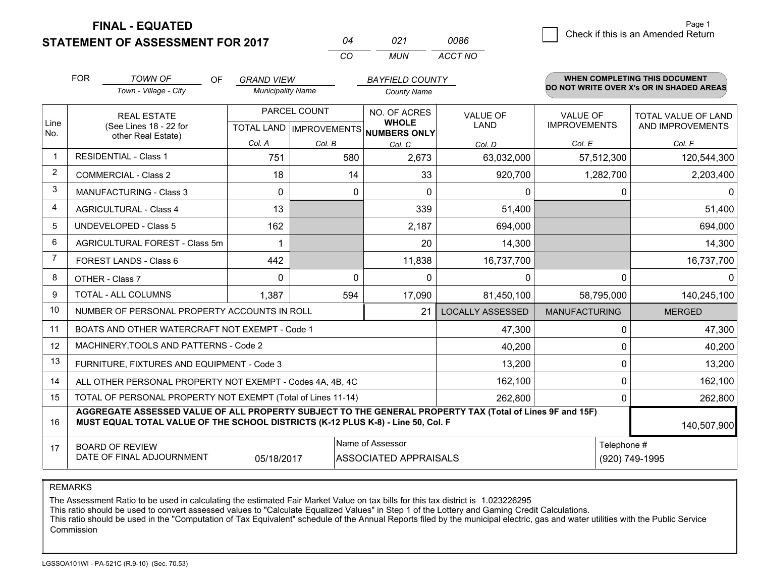# FINAL - EQUATED
## STATEMENT OF ASSESSMENT FOR 2017

| 04 | 021 | 0086 |
|---|---|---|
| CO | MUN | ACCT NO |

Page 1

☐ Check if this is an Amended Return

FOR *TOWN OF* (Town - Village - City) OF *GRAND VIEW* (Municipality Name) *BAYFIELD COUNTY* (County Name)

**WHEN COMPLETING THIS DOCUMENT DO NOT WRITE OVER X's OR IN SHADED AREAS**

| Line No. | REAL ESTATE (See Lines 18 - 22 for other Real Estate) | PARCEL COUNT TOTAL LAND Col. A | PARCEL COUNT IMPROVEMENTS Col. B | NO. OF ACRES WHOLE NUMBERS ONLY Col. C | VALUE OF LAND Col. D | VALUE OF IMPROVEMENTS Col. E | TOTAL VALUE OF LAND AND IMPROVEMENTS Col. F |
|---|---|---|---|---|---|---|---|
| 1 | RESIDENTIAL - Class 1 | 751 | 580 | 2,673 | 63,032,000 | 57,512,300 | 120,544,300 |
| 2 | COMMERCIAL - Class 2 | 18 | 14 | 33 | 920,700 | 1,282,700 | 2,203,400 |
| 3 | MANUFACTURING - Class 3 | 0 | 0 | 0 | 0 | 0 | 0 |
| 4 | AGRICULTURAL - Class 4 | 13 | | 339 | 51,400 | | 51,400 |
| 5 | UNDEVELOPED - Class 5 | 162 | | 2,187 | 694,000 | | 694,000 |
| 6 | AGRICULTURAL FOREST - Class 5m | 1 | | 20 | 14,300 | | 14,300 |
| 7 | FOREST LANDS - Class 6 | 442 | | 11,838 | 16,737,700 | | 16,737,700 |
| 8 | OTHER - Class 7 | 0 | 0 | 0 | 0 | 0 | 0 |
| 9 | TOTAL - ALL COLUMNS | 1,387 | 594 | 17,090 | 81,450,100 | 58,795,000 | 140,245,100 |
| 10 | NUMBER OF PERSONAL PROPERTY ACCOUNTS IN ROLL | | | 21 | LOCALLY ASSESSED | MANUFACTURING | MERGED |
| 11 | BOATS AND OTHER WATERCRAFT NOT EXEMPT - Code 1 | | | | 47,300 | 0 | 47,300 |
| 12 | MACHINERY,TOOLS AND PATTERNS - Code 2 | | | | 40,200 | 0 | 40,200 |
| 13 | FURNITURE, FIXTURES AND EQUIPMENT - Code 3 | | | | 13,200 | 0 | 13,200 |
| 14 | ALL OTHER PERSONAL PROPERTY NOT EXEMPT - Codes 4A, 4B, 4C | | | | 162,100 | 0 | 162,100 |
| 15 | TOTAL OF PERSONAL PROPERTY NOT EXEMPT (Total of Lines 11-14) | | | | 262,800 | 0 | 262,800 |
| 16 | **AGGREGATE ASSESSED VALUE OF ALL PROPERTY SUBJECT TO THE GENERAL PROPERTY TAX (Total of Lines 9F and 15F) MUST EQUAL TOTAL VALUE OF THE SCHOOL DISTRICTS (K-12 PLUS K-8) - Line 50, Col. F** | | | | | | 140,507,900 |
| 17 | BOARD OF REVIEW DATE OF FINAL ADJOURNMENT | 05/18/2017 | Name of Assessor: ASSOCIATED APPRAISALS | | | Telephone #: (920) 749-1995 | |

REMARKS

The Assessment Ratio to be used in calculating the estimated Fair Market Value on tax bills for this tax district is 1.023226295
This ratio should be used to convert assessed values to "Calculate Equalized Values" in Step 1 of the Lottery and Gaming Credit Calculations.
This ratio should be used in the "Computation of Tax Equivalent" schedule of the Annual Reports filed by the municipal electric, gas and water utilities with the Public Service Commission

LGSSOA101WI - PA-521C (R.9-10) (Sec. 70.53)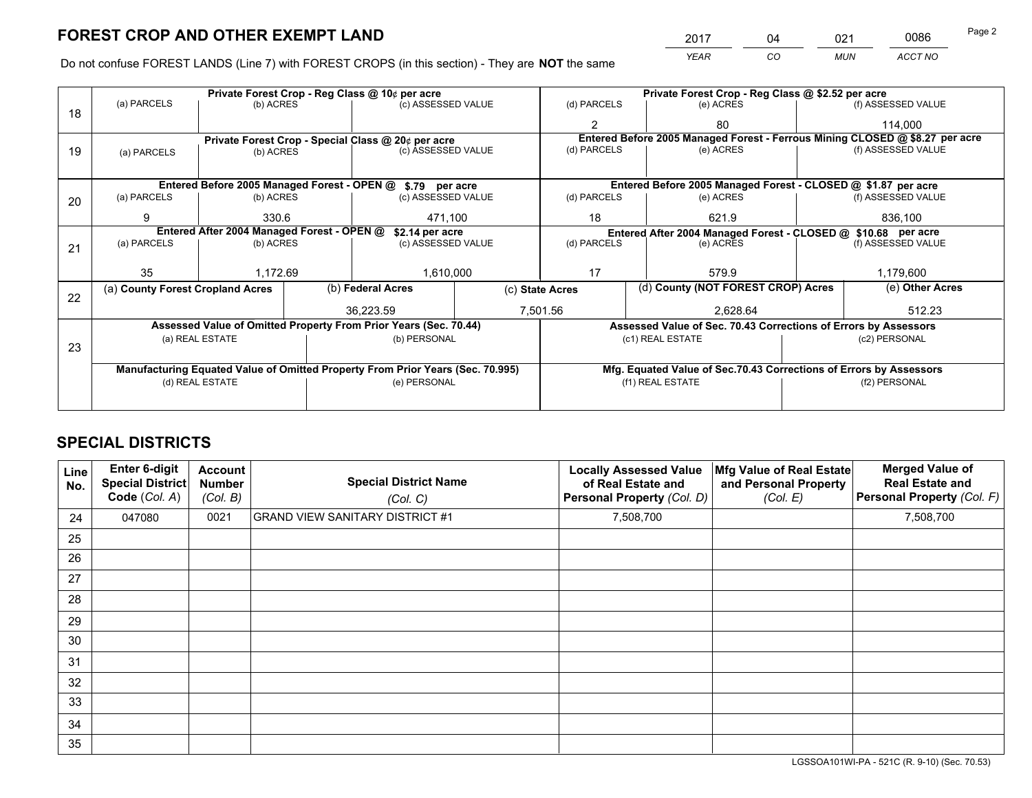# FOREST CROP AND OTHER EXEMPT LAND

| 2017 | 04 | 021 | 0086 |
|---|---|---|---|
| *YEAR* | *CO* | *MUN* | *ACCT NO* |

Do not confuse FOREST LANDS (Line 7) with FOREST CROPS (in this section) - They are **NOT** the same

| Line | Private Forest Crop - Reg Class @ 10¢ per acre | | | Private Forest Crop - Reg Class @ $2.52 per acre | | |
|---|---|---|---|---|---|---|
| 18 | (a) PARCELS | (b) ACRES | (c) ASSESSED VALUE | (d) PARCELS | (e) ACRES | (f) ASSESSED VALUE |
| | | | | 2 | 80 | 114,000 |
| | **Private Forest Crop - Special Class @ 20¢ per acre** | | | **Entered Before 2005 Managed Forest - Ferrous Mining CLOSED @ $8.27 per acre** | | |
| 19 | (a) PARCELS | (b) ACRES | (c) ASSESSED VALUE | (d) PARCELS | (e) ACRES | (f) ASSESSED VALUE |
| | | | | | | |
| | **Entered Before 2005 Managed Forest - OPEN @ $.79 per acre** | | | **Entered Before 2005 Managed Forest - CLOSED @ $1.87 per acre** | | |
| 20 | (a) PARCELS | (b) ACRES | (c) ASSESSED VALUE | (d) PARCELS | (e) ACRES | (f) ASSESSED VALUE |
| | 9 | 330.6 | 471,100 | 18 | 621.9 | 836,100 |
| | **Entered After 2004 Managed Forest - OPEN @ $2.14 per acre** | | | **Entered After 2004 Managed Forest - CLOSED @ $10.68 per acre** | | |
| 21 | (a) PARCELS | (b) ACRES | (c) ASSESSED VALUE | (d) PARCELS | (e) ACRES | (f) ASSESSED VALUE |
| | 35 | 1,172.69 | 1,610,000 | 17 | 579.9 | 1,179,600 |

| Line | (a) County Forest Cropland Acres | (b) Federal Acres | (c) State Acres | (d) County (NOT FOREST CROP) Acres | (e) Other Acres |
|---|---|---|---|---|---|
| 22 | | 36,223.59 | 7,501.56 | 2,628.64 | 512.23 |

| Line | Assessed Value of Omitted Property From Prior Years (Sec. 70.44) | | Assessed Value of Sec. 70.43 Corrections of Errors by Assessors | |
|---|---|---|---|---|
| 23 | (a) REAL ESTATE | (b) PERSONAL | (c1) REAL ESTATE | (c2) PERSONAL |
| | | | | |
| | **Manufacturing Equated Value of Omitted Property From Prior Years (Sec. 70.995)** | | **Mfg. Equated Value of Sec.70.43 Corrections of Errors by Assessors** | |
| | (d) REAL ESTATE | (e) PERSONAL | (f1) REAL ESTATE | (f2) PERSONAL |
| | | | | |

# SPECIAL DISTRICTS

| Line No. | Enter 6-digit Special District Code (Col. A) | Account Number (Col. B) | Special District Name (Col. C) | Locally Assessed Value of Real Estate and Personal Property (Col. D) | Mfg Value of Real Estate and Personal Property (Col. E) | Merged Value of Real Estate and Personal Property (Col. F) |
|---|---|---|---|---|---|---|
| 24 | 047080 | 0021 | GRAND VIEW SANITARY DISTRICT #1 | 7,508,700 | | 7,508,700 |
| 25 | | | | | | |
| 26 | | | | | | |
| 27 | | | | | | |
| 28 | | | | | | |
| 29 | | | | | | |
| 30 | | | | | | |
| 31 | | | | | | |
| 32 | | | | | | |
| 33 | | | | | | |
| 34 | | | | | | |
| 35 | | | | | | |

LGSSOA101WI-PA - 521C (R. 9-10) (Sec. 70.53)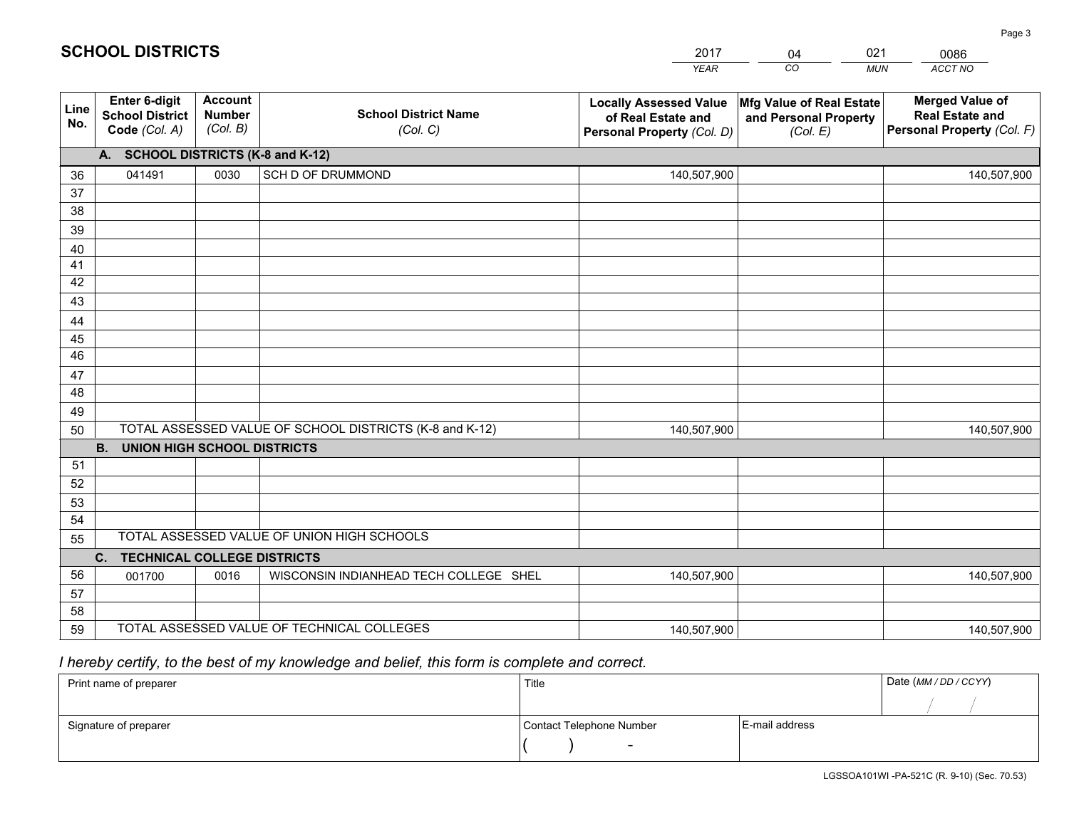# SCHOOL DISTRICTS

| 2017 | 04 | 021 | 0086 |
|---|---|---|---|
| *YEAR* | *CO* | *MUN* | *ACCT NO* |

| Line No. | Enter 6-digit School District Code *(Col. A)* | Account Number *(Col. B)* | School District Name *(Col. C)* | Locally Assessed Value of Real Estate and Personal Property *(Col. D)* | Mfg Value of Real Estate and Personal Property *(Col. E)* | Merged Value of Real Estate and Personal Property *(Col. F)* |
|---|---|---|---|---|---|---|
| | **A. SCHOOL DISTRICTS (K-8 and K-12)** | | | | | |
| 36 | 041491 | 0030 | SCH D OF DRUMMOND | 140,507,900 | | 140,507,900 |
| 37 | | | | | | |
| 38 | | | | | | |
| 39 | | | | | | |
| 40 | | | | | | |
| 41 | | | | | | |
| 42 | | | | | | |
| 43 | | | | | | |
| 44 | | | | | | |
| 45 | | | | | | |
| 46 | | | | | | |
| 47 | | | | | | |
| 48 | | | | | | |
| 49 | | | | | | |
| 50 | TOTAL ASSESSED VALUE OF SCHOOL DISTRICTS (K-8 and K-12) | | | 140,507,900 | | 140,507,900 |
| | **B. UNION HIGH SCHOOL DISTRICTS** | | | | | |
| 51 | | | | | | |
| 52 | | | | | | |
| 53 | | | | | | |
| 54 | | | | | | |
| 55 | TOTAL ASSESSED VALUE OF UNION HIGH SCHOOLS | | | | | |
| | **C. TECHNICAL COLLEGE DISTRICTS** | | | | | |
| 56 | 001700 | 0016 | WISCONSIN INDIANHEAD TECH COLLEGE SHEL | 140,507,900 | | 140,507,900 |
| 57 | | | | | | |
| 58 | | | | | | |
| 59 | TOTAL ASSESSED VALUE OF TECHNICAL COLLEGES | | | 140,507,900 | | 140,507,900 |

*I hereby certify, to the best of my knowledge and belief, this form is complete and correct.*

| Print name of preparer | Title | | Date *(MM / DD / CCYY)* |
|---|---|---|---|
| | | | / / |
| Signature of preparer | Contact Telephone Number | E-mail address | |
| | ( ) - | | |

LGSSOA101WI -PA-521C (R. 9-10) (Sec. 70.53)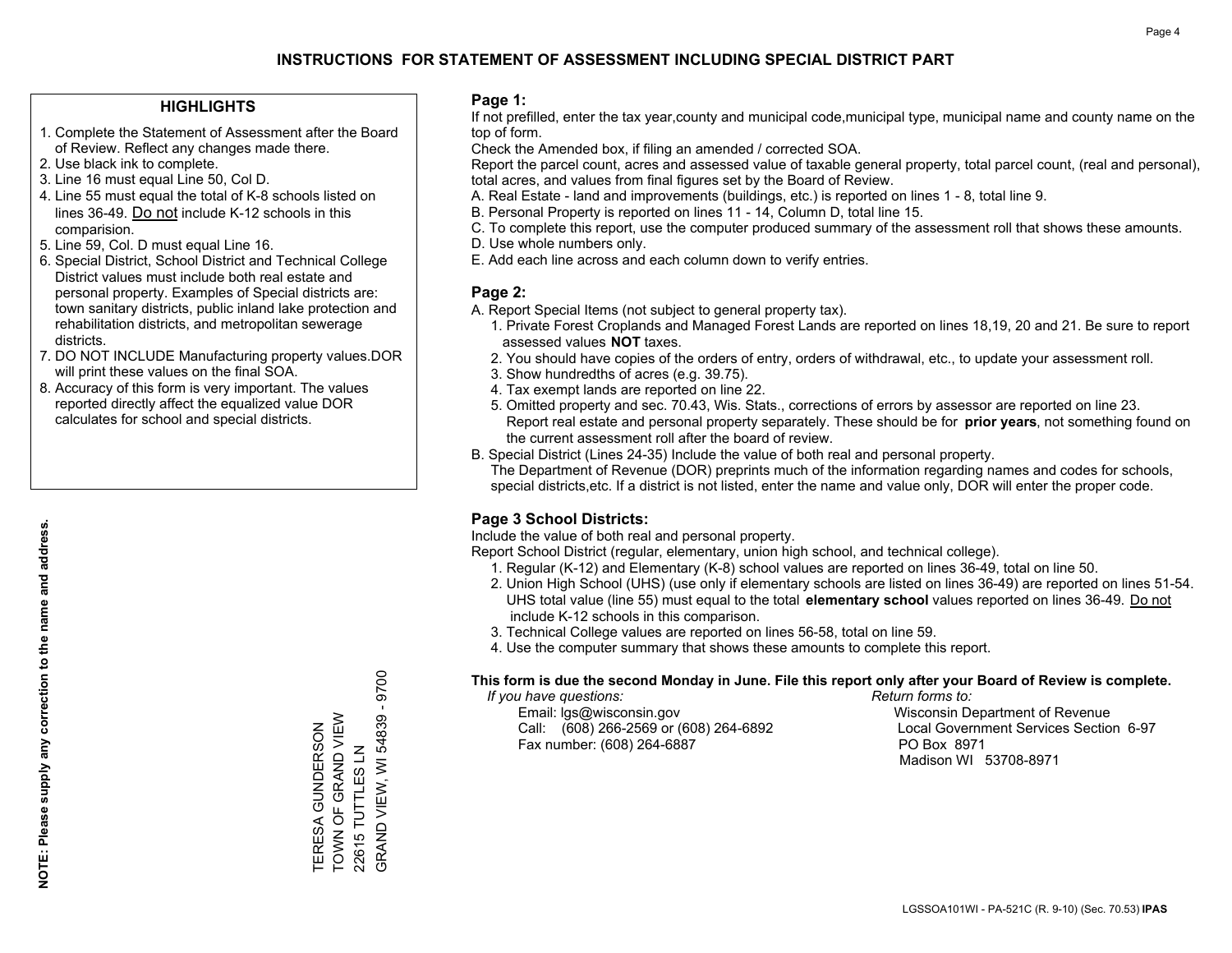# INSTRUCTIONS FOR STATEMENT OF ASSESSMENT INCLUDING SPECIAL DISTRICT PART

## HIGHLIGHTS

1. Complete the Statement of Assessment after the Board of Review. Reflect any changes made there.
2. Use black ink to complete.
3. Line 16 must equal Line 50, Col D.
4. Line 55 must equal the total of K-8 schools listed on lines 36-49. Do not include K-12 schools in this comparision.
5. Line 59, Col. D must equal Line 16.
6. Special District, School District and Technical College District values must include both real estate and personal property. Examples of Special districts are: town sanitary districts, public inland lake protection and rehabilitation districts, and metropolitan sewerage districts.
7. DO NOT INCLUDE Manufacturing property values.DOR will print these values on the final SOA.
8. Accuracy of this form is very important. The values reported directly affect the equalized value DOR calculates for school and special districts.

**NOTE: Please supply any correction to the name and address.**

TERESA GUNDERSON
TOWN OF GRAND VIEW
22615 TUTTLES LN
GRAND VIEW, WI 54839 - 9700

## Page 1:

If not prefilled, enter the tax year,county and municipal code,municipal type, municipal name and county name on the top of form.

Check the Amended box, if filing an amended / corrected SOA.

Report the parcel count, acres and assessed value of taxable general property, total parcel count, (real and personal), total acres, and values from final figures set by the Board of Review.

A. Real Estate - land and improvements (buildings, etc.) is reported on lines 1 - 8, total line 9.
B. Personal Property is reported on lines 11 - 14, Column D, total line 15.
C. To complete this report, use the computer produced summary of the assessment roll that shows these amounts.
D. Use whole numbers only.
E. Add each line across and each column down to verify entries.

## Page 2:

A. Report Special Items (not subject to general property tax).
   1. Private Forest Croplands and Managed Forest Lands are reported on lines 18,19, 20 and 21. Be sure to report assessed values **NOT** taxes.
   2. You should have copies of the orders of entry, orders of withdrawal, etc., to update your assessment roll.
   3. Show hundredths of acres (e.g. 39.75).
   4. Tax exempt lands are reported on line 22.
   5. Omitted property and sec. 70.43, Wis. Stats., corrections of errors by assessor are reported on line 23. Report real estate and personal property separately. These should be for **prior years**, not something found on the current assessment roll after the board of review.
B. Special District (Lines 24-35) Include the value of both real and personal property.
   The Department of Revenue (DOR) preprints much of the information regarding names and codes for schools, special districts,etc. If a district is not listed, enter the name and value only, DOR will enter the proper code.

## Page 3 School Districts:

Include the value of both real and personal property.

Report School District (regular, elementary, union high school, and technical college).

1. Regular (K-12) and Elementary (K-8) school values are reported on lines 36-49, total on line 50.
2. Union High School (UHS) (use only if elementary schools are listed on lines 36-49) are reported on lines 51-54. UHS total value (line 55) must equal to the total **elementary school** values reported on lines 36-49. Do not include K-12 schools in this comparison.
3. Technical College values are reported on lines 56-58, total on line 59.
4. Use the computer summary that shows these amounts to complete this report.

**This form is due the second Monday in June. File this report only after your Board of Review is complete.**

*If you have questions:*
Email: lgs@wisconsin.gov
Call: (608) 266-2569 or (608) 264-6892
Fax number: (608) 264-6887

*Return forms to:*
Wisconsin Department of Revenue
Local Government Services Section 6-97
PO Box 8971
Madison WI 53708-8971

LGSSOA101WI - PA-521C (R. 9-10) (Sec. 70.53) **IPAS**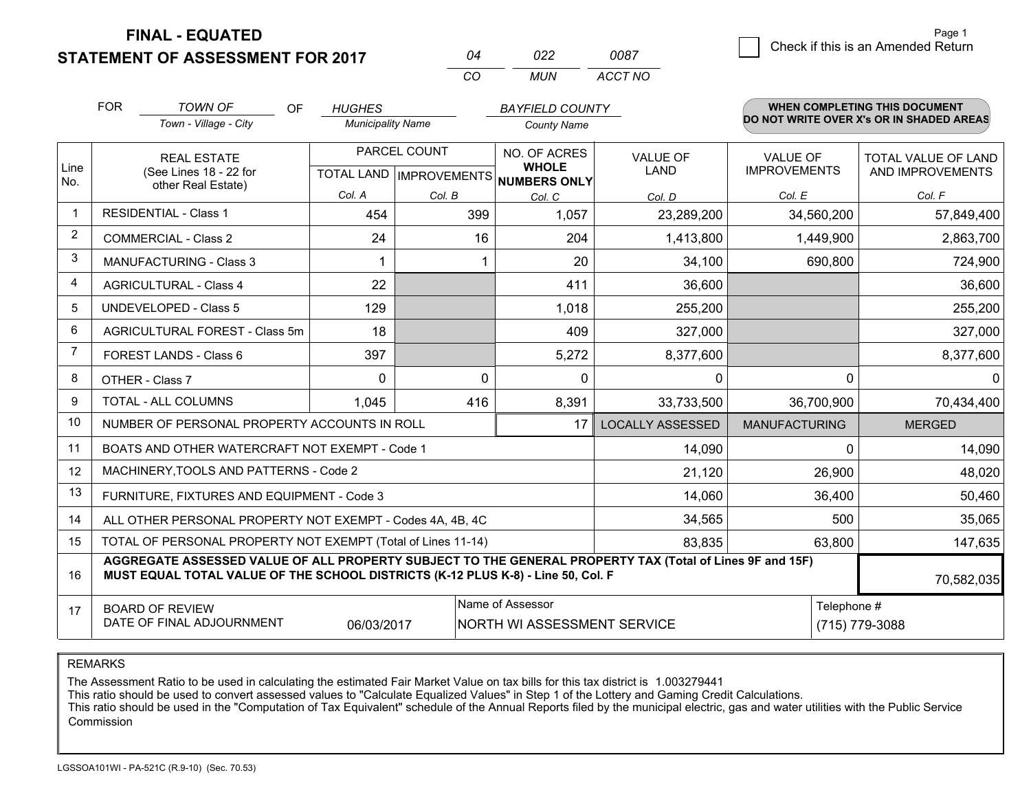# FINAL - EQUATED
## STATEMENT OF ASSESSMENT FOR 2017

| 04 | 022 | 0087 |
|---|---|---|
| CO | MUN | ACCT NO |

☐ Check if this is an Amended Return

Page 1

FOR *TOWN OF* (Town - Village - City) OF *HUGHES* (Municipality Name) *BAYFIELD COUNTY* (County Name)

**WHEN COMPLETING THIS DOCUMENT DO NOT WRITE OVER X's OR IN SHADED AREAS**

| Line No. | REAL ESTATE (See Lines 18 - 22 for other Real Estate) | PARCEL COUNT TOTAL LAND Col. A | PARCEL COUNT IMPROVEMENTS Col. B | NO. OF ACRES WHOLE NUMBERS ONLY Col. C | VALUE OF LAND Col. D | VALUE OF IMPROVEMENTS Col. E | TOTAL VALUE OF LAND AND IMPROVEMENTS Col. F |
|---|---|---|---|---|---|---|---|
| 1 | RESIDENTIAL - Class 1 | 454 | 399 | 1,057 | 23,289,200 | 34,560,200 | 57,849,400 |
| 2 | COMMERCIAL - Class 2 | 24 | 16 | 204 | 1,413,800 | 1,449,900 | 2,863,700 |
| 3 | MANUFACTURING - Class 3 | 1 | 1 | 20 | 34,100 | 690,800 | 724,900 |
| 4 | AGRICULTURAL - Class 4 | 22 | | 411 | 36,600 | | 36,600 |
| 5 | UNDEVELOPED - Class 5 | 129 | | 1,018 | 255,200 | | 255,200 |
| 6 | AGRICULTURAL FOREST - Class 5m | 18 | | 409 | 327,000 | | 327,000 |
| 7 | FOREST LANDS - Class 6 | 397 | | 5,272 | 8,377,600 | | 8,377,600 |
| 8 | OTHER - Class 7 | 0 | 0 | 0 | 0 | 0 | 0 |
| 9 | TOTAL - ALL COLUMNS | 1,045 | 416 | 8,391 | 33,733,500 | 36,700,900 | 70,434,400 |
| 10 | NUMBER OF PERSONAL PROPERTY ACCOUNTS IN ROLL | | | 17 | LOCALLY ASSESSED | MANUFACTURING | MERGED |
| 11 | BOATS AND OTHER WATERCRAFT NOT EXEMPT - Code 1 | | | | 14,090 | 0 | 14,090 |
| 12 | MACHINERY,TOOLS AND PATTERNS - Code 2 | | | | 21,120 | 26,900 | 48,020 |
| 13 | FURNITURE, FIXTURES AND EQUIPMENT - Code 3 | | | | 14,060 | 36,400 | 50,460 |
| 14 | ALL OTHER PERSONAL PROPERTY NOT EXEMPT - Codes 4A, 4B, 4C | | | | 34,565 | 500 | 35,065 |
| 15 | TOTAL OF PERSONAL PROPERTY NOT EXEMPT (Total of Lines 11-14) | | | | 83,835 | 63,800 | 147,635 |
| 16 | **AGGREGATE ASSESSED VALUE OF ALL PROPERTY SUBJECT TO THE GENERAL PROPERTY TAX (Total of Lines 9F and 15F) MUST EQUAL TOTAL VALUE OF THE SCHOOL DISTRICTS (K-12 PLUS K-8) - Line 50, Col. F** | | | | | | 70,582,035 |
| 17 | BOARD OF REVIEW DATE OF FINAL ADJOURNMENT | 06/03/2017 | Name of Assessor: NORTH WI ASSESSMENT SERVICE | | | Telephone #: (715) 779-3088 | |

REMARKS

The Assessment Ratio to be used in calculating the estimated Fair Market Value on tax bills for this tax district is 1.003279441
This ratio should be used to convert assessed values to "Calculate Equalized Values" in Step 1 of the Lottery and Gaming Credit Calculations.
This ratio should be used in the "Computation of Tax Equivalent" schedule of the Annual Reports filed by the municipal electric, gas and water utilities with the Public Service Commission

LGSSOA101WI - PA-521C (R.9-10) (Sec. 70.53)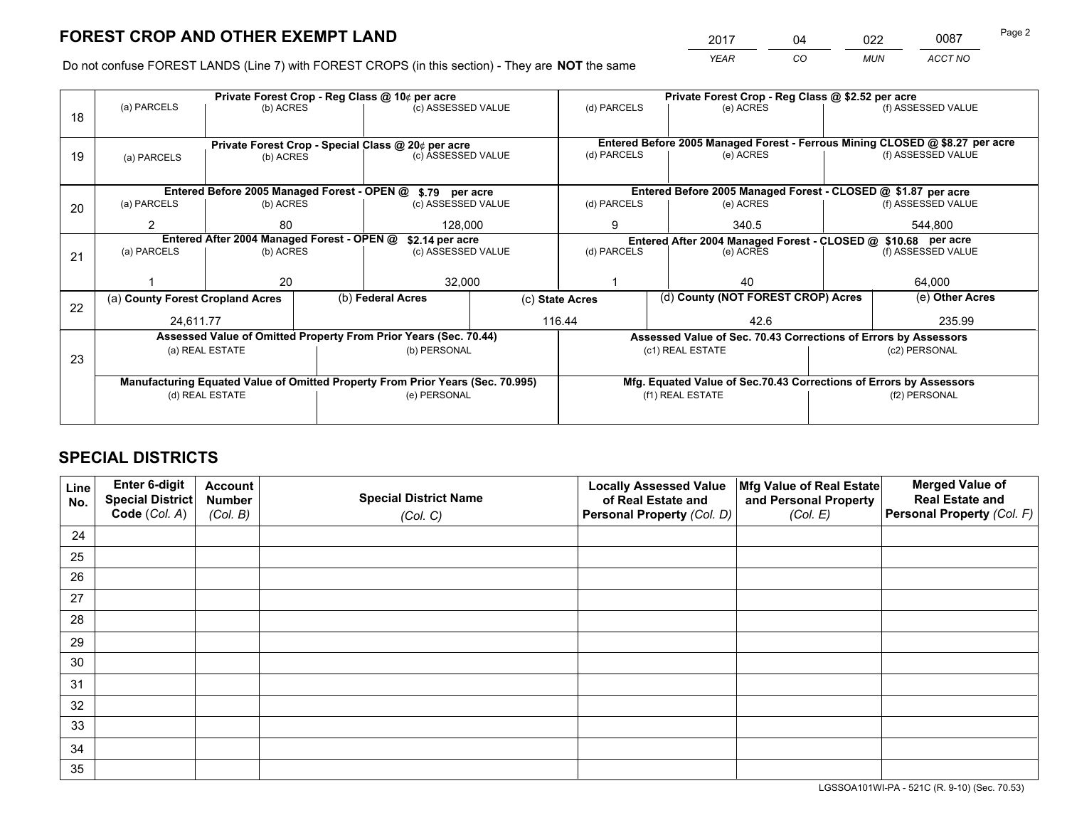# FOREST CROP AND OTHER EXEMPT LAND

| 2017 | 04 | 022 | 0087 |
|---|---|---|---|
| YEAR | CO | MUN | ACCT NO |

Do not confuse FOREST LANDS (Line 7) with FOREST CROPS (in this section) - They are **NOT** the same

| Line | Private Forest Crop - Reg Class @ 10¢ per acre | | | Private Forest Crop - Reg Class @ $2.52 per acre | | |
|---|---|---|---|---|---|---|
| 18 | (a) PARCELS | (b) ACRES | (c) ASSESSED VALUE | (d) PARCELS | (e) ACRES | (f) ASSESSED VALUE |
| | | | | | | |
| | **Private Forest Crop - Special Class @ 20¢ per acre** | | | **Entered Before 2005 Managed Forest - Ferrous Mining CLOSED @ $8.27 per acre** | | |
| 19 | (a) PARCELS | (b) ACRES | (c) ASSESSED VALUE | (d) PARCELS | (e) ACRES | (f) ASSESSED VALUE |
| | | | | | | |
| | **Entered Before 2005 Managed Forest - OPEN @ $.79 per acre** | | | **Entered Before 2005 Managed Forest - CLOSED @ $1.87 per acre** | | |
| 20 | (a) PARCELS | (b) ACRES | (c) ASSESSED VALUE | (d) PARCELS | (e) ACRES | (f) ASSESSED VALUE |
| | 2 | 80 | 128,000 | 9 | 340.5 | 544,800 |
| | **Entered After 2004 Managed Forest - OPEN @ $2.14 per acre** | | | **Entered After 2004 Managed Forest - CLOSED @ $10.68 per acre** | | |
| 21 | (a) PARCELS | (b) ACRES | (c) ASSESSED VALUE | (d) PARCELS | (e) ACRES | (f) ASSESSED VALUE |
| | 1 | 20 | 32,000 | 1 | 40 | 64,000 |

| Line | (a) County Forest Cropland Acres | (b) Federal Acres | (c) State Acres | (d) County (NOT FOREST CROP) Acres | (e) Other Acres |
|---|---|---|---|---|---|
| 22 | 24,611.77 | | 116.44 | 42.6 | 235.99 |

| Line | Assessed Value of Omitted Property From Prior Years (Sec. 70.44) | | Assessed Value of Sec. 70.43 Corrections of Errors by Assessors | |
|---|---|---|---|---|
| 23 | (a) REAL ESTATE | (b) PERSONAL | (c1) REAL ESTATE | (c2) PERSONAL |
| | | | | |
| | **Manufacturing Equated Value of Omitted Property From Prior Years (Sec. 70.995)** | | **Mfg. Equated Value of Sec.70.43 Corrections of Errors by Assessors** | |
| | (d) REAL ESTATE | (e) PERSONAL | (f1) REAL ESTATE | (f2) PERSONAL |
| | | | | |

# SPECIAL DISTRICTS

| Line No. | Enter 6-digit Special District Code (Col. A) | Account Number (Col. B) | Special District Name (Col. C) | Locally Assessed Value of Real Estate and Personal Property (Col. D) | Mfg Value of Real Estate and Personal Property (Col. E) | Merged Value of Real Estate and Personal Property (Col. F) |
|---|---|---|---|---|---|---|
| 24 | | | | | | |
| 25 | | | | | | |
| 26 | | | | | | |
| 27 | | | | | | |
| 28 | | | | | | |
| 29 | | | | | | |
| 30 | | | | | | |
| 31 | | | | | | |
| 32 | | | | | | |
| 33 | | | | | | |
| 34 | | | | | | |
| 35 | | | | | | |

LGSSOA101WI-PA - 521C (R. 9-10) (Sec. 70.53)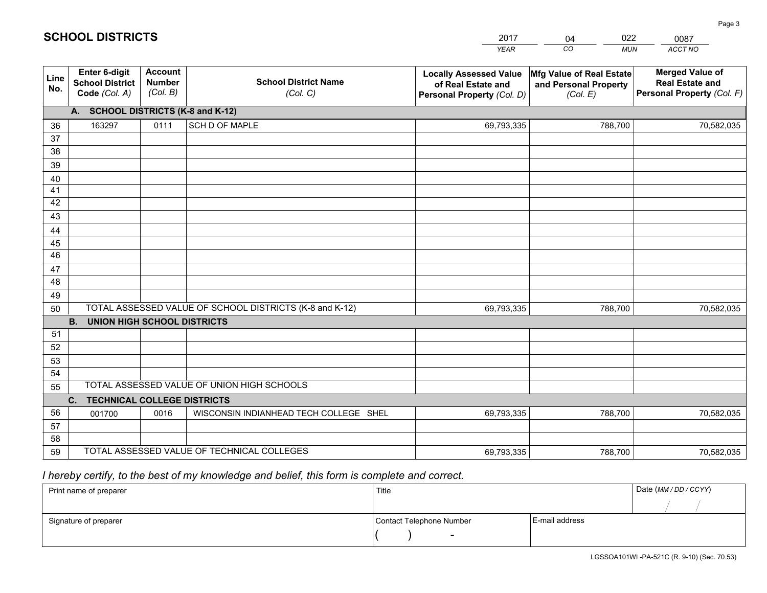# SCHOOL DISTRICTS

| 2017 | 04 | 022 | 0087 |
|---|---|---|---|
| *YEAR* | *CO* | *MUN* | *ACCT NO* |

| Line No. | Enter 6-digit School District Code *(Col. A)* | Account Number *(Col. B)* | School District Name *(Col. C)* | Locally Assessed Value of Real Estate and Personal Property *(Col. D)* | Mfg Value of Real Estate and Personal Property *(Col. E)* | Merged Value of Real Estate and Personal Property *(Col. F)* |
|---|---|---|---|---|---|---|
| | **A. SCHOOL DISTRICTS (K-8 and K-12)** | | | | | |
| 36 | 163297 | 0111 | SCH D OF MAPLE | 69,793,335 | 788,700 | 70,582,035 |
| 37 | | | | | | |
| 38 | | | | | | |
| 39 | | | | | | |
| 40 | | | | | | |
| 41 | | | | | | |
| 42 | | | | | | |
| 43 | | | | | | |
| 44 | | | | | | |
| 45 | | | | | | |
| 46 | | | | | | |
| 47 | | | | | | |
| 48 | | | | | | |
| 49 | | | | | | |
| 50 | TOTAL ASSESSED VALUE OF SCHOOL DISTRICTS (K-8 and K-12) | | | 69,793,335 | 788,700 | 70,582,035 |
| | **B. UNION HIGH SCHOOL DISTRICTS** | | | | | |
| 51 | | | | | | |
| 52 | | | | | | |
| 53 | | | | | | |
| 54 | | | | | | |
| 55 | TOTAL ASSESSED VALUE OF UNION HIGH SCHOOLS | | | | | |
| | **C. TECHNICAL COLLEGE DISTRICTS** | | | | | |
| 56 | 001700 | 0016 | WISCONSIN INDIANHEAD TECH COLLEGE SHEL | 69,793,335 | 788,700 | 70,582,035 |
| 57 | | | | | | |
| 58 | | | | | | |
| 59 | TOTAL ASSESSED VALUE OF TECHNICAL COLLEGES | | | 69,793,335 | 788,700 | 70,582,035 |

*I hereby certify, to the best of my knowledge and belief, this form is complete and correct.*

| Print name of preparer | Title | | Date *(MM / DD / CCYY)* |
|---|---|---|---|
| | | | / / |
| Signature of preparer | Contact Telephone Number | E-mail address | |
| | ( ) - | | |

LGSSOA101WI -PA-521C (R. 9-10) (Sec. 70.53)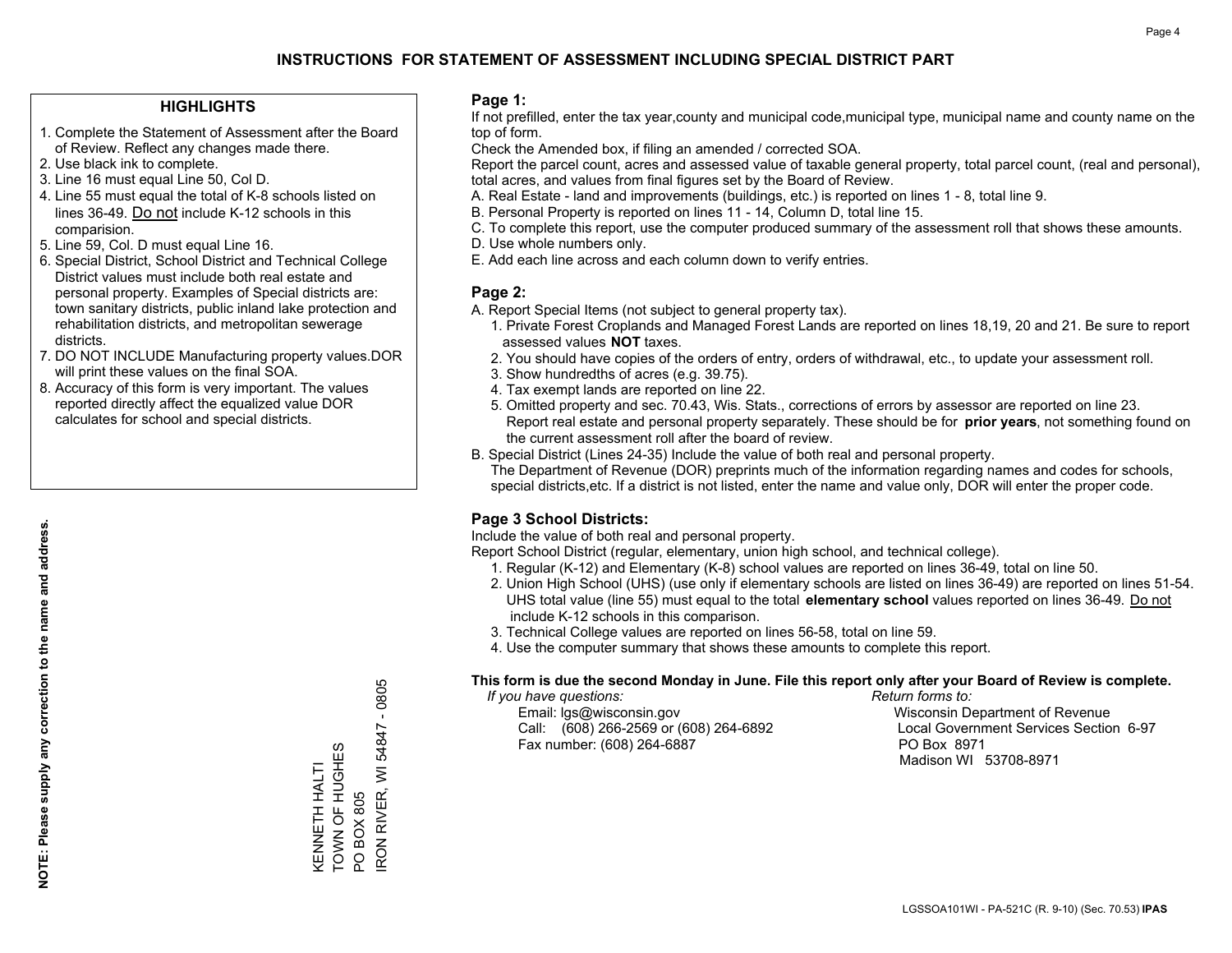# INSTRUCTIONS FOR STATEMENT OF ASSESSMENT INCLUDING SPECIAL DISTRICT PART

## HIGHLIGHTS

1. Complete the Statement of Assessment after the Board of Review. Reflect any changes made there.
2. Use black ink to complete.
3. Line 16 must equal Line 50, Col D.
4. Line 55 must equal the total of K-8 schools listed on lines 36-49. Do not include K-12 schools in this comparision.
5. Line 59, Col. D must equal Line 16.
6. Special District, School District and Technical College District values must include both real estate and personal property. Examples of Special districts are: town sanitary districts, public inland lake protection and rehabilitation districts, and metropolitan sewerage districts.
7. DO NOT INCLUDE Manufacturing property values.DOR will print these values on the final SOA.
8. Accuracy of this form is very important. The values reported directly affect the equalized value DOR calculates for school and special districts.

**NOTE: Please supply any correction to the name and address.**

KENNETH HALTI
TOWN OF HUGHES
PO BOX 805
IRON RIVER, WI 54847 - 0805

## Page 1:

If not prefilled, enter the tax year,county and municipal code,municipal type, municipal name and county name on the top of form.

Check the Amended box, if filing an amended / corrected SOA.

Report the parcel count, acres and assessed value of taxable general property, total parcel count, (real and personal), total acres, and values from final figures set by the Board of Review.

A. Real Estate - land and improvements (buildings, etc.) is reported on lines 1 - 8, total line 9.
B. Personal Property is reported on lines 11 - 14, Column D, total line 15.
C. To complete this report, use the computer produced summary of the assessment roll that shows these amounts.
D. Use whole numbers only.
E. Add each line across and each column down to verify entries.

## Page 2:

A. Report Special Items (not subject to general property tax).
   1. Private Forest Croplands and Managed Forest Lands are reported on lines 18,19, 20 and 21. Be sure to report assessed values **NOT** taxes.
   2. You should have copies of the orders of entry, orders of withdrawal, etc., to update your assessment roll.
   3. Show hundredths of acres (e.g. 39.75).
   4. Tax exempt lands are reported on line 22.
   5. Omitted property and sec. 70.43, Wis. Stats., corrections of errors by assessor are reported on line 23. Report real estate and personal property separately. These should be for **prior years**, not something found on the current assessment roll after the board of review.
B. Special District (Lines 24-35) Include the value of both real and personal property.
   The Department of Revenue (DOR) preprints much of the information regarding names and codes for schools, special districts,etc. If a district is not listed, enter the name and value only, DOR will enter the proper code.

## Page 3 School Districts:

Include the value of both real and personal property.

Report School District (regular, elementary, union high school, and technical college).

1. Regular (K-12) and Elementary (K-8) school values are reported on lines 36-49, total on line 50.
2. Union High School (UHS) (use only if elementary schools are listed on lines 36-49) are reported on lines 51-54. UHS total value (line 55) must equal to the total **elementary school** values reported on lines 36-49. Do not include K-12 schools in this comparison.
3. Technical College values are reported on lines 56-58, total on line 59.
4. Use the computer summary that shows these amounts to complete this report.

**This form is due the second Monday in June. File this report only after your Board of Review is complete.**

*If you have questions:*
Email: lgs@wisconsin.gov
Call: (608) 266-2569 or (608) 264-6892
Fax number: (608) 264-6887

*Return forms to:*
Wisconsin Department of Revenue
Local Government Services Section 6-97
PO Box 8971
Madison WI 53708-8971

LGSSOA101WI - PA-521C (R. 9-10) (Sec. 70.53) **IPAS**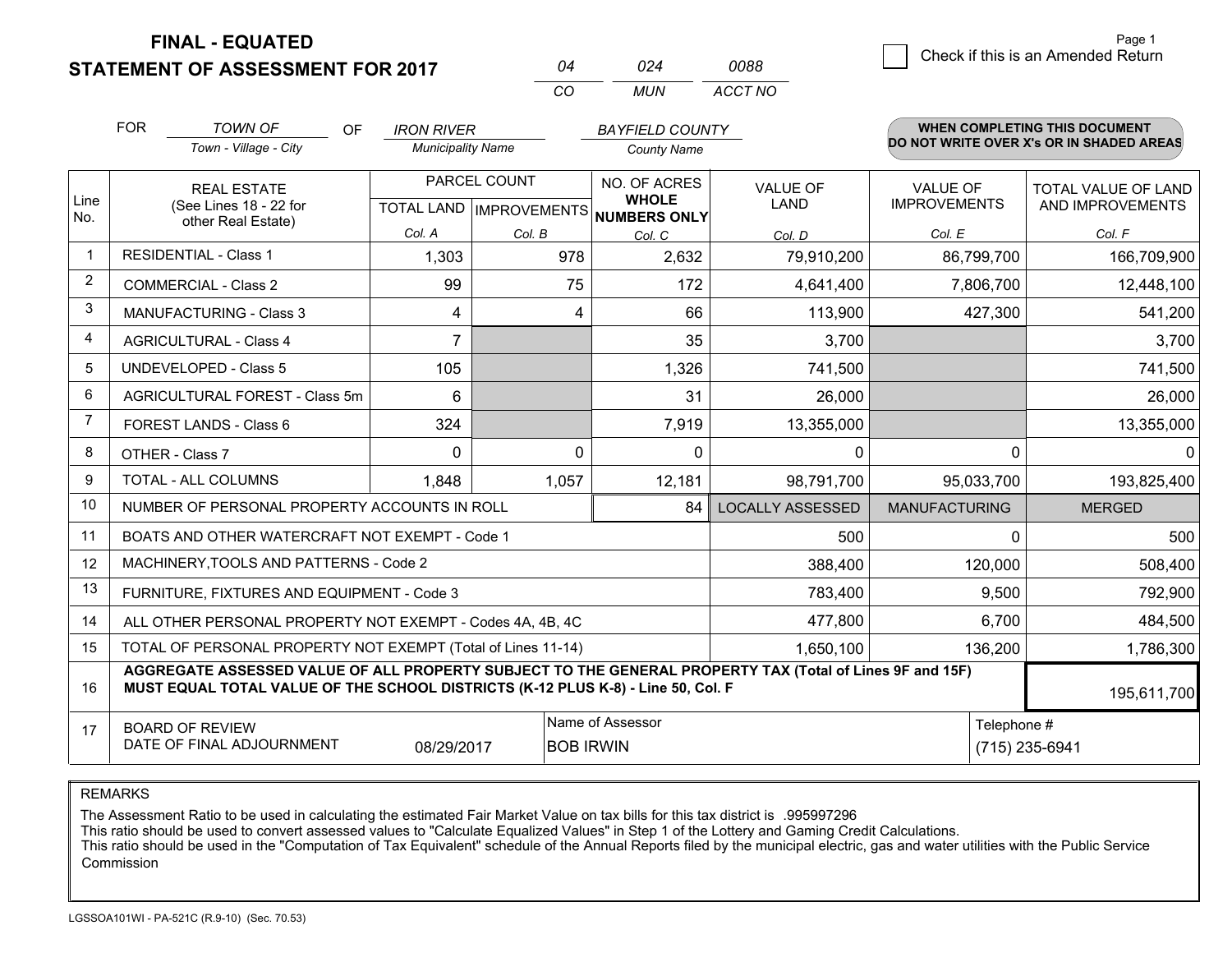# FINAL - EQUATED
## STATEMENT OF ASSESSMENT FOR 2017

| 04 | 024 | 0088 |
|---|---|---|
| CO | MUN | ACCT NO |

Check if this is an Amended Return

| FOR | TOWN OF | OF | IRON RIVER | BAYFIELD COUNTY |
|---|---|---|---|---|
| | Town - Village - City | | Municipality Name | County Name |

**WHEN COMPLETING THIS DOCUMENT DO NOT WRITE OVER X's OR IN SHADED AREAS**

| Line No. | REAL ESTATE (See Lines 18 - 22 for other Real Estate) | PARCEL COUNT TOTAL LAND Col. A | PARCEL COUNT IMPROVEMENTS Col. B | NO. OF ACRES WHOLE NUMBERS ONLY Col. C | VALUE OF LAND Col. D | VALUE OF IMPROVEMENTS Col. E | TOTAL VALUE OF LAND AND IMPROVEMENTS Col. F |
|---|---|---|---|---|---|---|---|
| 1 | RESIDENTIAL - Class 1 | 1,303 | 978 | 2,632 | 79,910,200 | 86,799,700 | 166,709,900 |
| 2 | COMMERCIAL - Class 2 | 99 | 75 | 172 | 4,641,400 | 7,806,700 | 12,448,100 |
| 3 | MANUFACTURING - Class 3 | 4 | 4 | 66 | 113,900 | 427,300 | 541,200 |
| 4 | AGRICULTURAL - Class 4 | 7 | | 35 | 3,700 | | 3,700 |
| 5 | UNDEVELOPED - Class 5 | 105 | | 1,326 | 741,500 | | 741,500 |
| 6 | AGRICULTURAL FOREST - Class 5m | 6 | | 31 | 26,000 | | 26,000 |
| 7 | FOREST LANDS - Class 6 | 324 | | 7,919 | 13,355,000 | | 13,355,000 |
| 8 | OTHER - Class 7 | 0 | 0 | 0 | 0 | 0 | 0 |
| 9 | TOTAL - ALL COLUMNS | 1,848 | 1,057 | 12,181 | 98,791,700 | 95,033,700 | 193,825,400 |
| 10 | NUMBER OF PERSONAL PROPERTY ACCOUNTS IN ROLL | | | 84 | LOCALLY ASSESSED | MANUFACTURING | MERGED |
| 11 | BOATS AND OTHER WATERCRAFT NOT EXEMPT - Code 1 | | | | 500 | 0 | 500 |
| 12 | MACHINERY,TOOLS AND PATTERNS - Code 2 | | | | 388,400 | 120,000 | 508,400 |
| 13 | FURNITURE, FIXTURES AND EQUIPMENT - Code 3 | | | | 783,400 | 9,500 | 792,900 |
| 14 | ALL OTHER PERSONAL PROPERTY NOT EXEMPT - Codes 4A, 4B, 4C | | | | 477,800 | 6,700 | 484,500 |
| 15 | TOTAL OF PERSONAL PROPERTY NOT EXEMPT (Total of Lines 11-14) | | | | 1,650,100 | 136,200 | 1,786,300 |
| 16 | **AGGREGATE ASSESSED VALUE OF ALL PROPERTY SUBJECT TO THE GENERAL PROPERTY TAX (Total of Lines 9F and 15F) MUST EQUAL TOTAL VALUE OF THE SCHOOL DISTRICTS (K-12 PLUS K-8) - Line 50, Col. F** | | | | | | 195,611,700 |
| 17 | BOARD OF REVIEW DATE OF FINAL ADJOURNMENT | 08/29/2017 | Name of Assessor: BOB IRWIN | | | Telephone #: (715) 235-6941 | |

REMARKS

The Assessment Ratio to be used in calculating the estimated Fair Market Value on tax bills for this tax district is .995997296
This ratio should be used to convert assessed values to "Calculate Equalized Values" in Step 1 of the Lottery and Gaming Credit Calculations.
This ratio should be used in the "Computation of Tax Equivalent" schedule of the Annual Reports filed by the municipal electric, gas and water utilities with the Public Service Commission

LGSSOA101WI - PA-521C (R.9-10) (Sec. 70.53)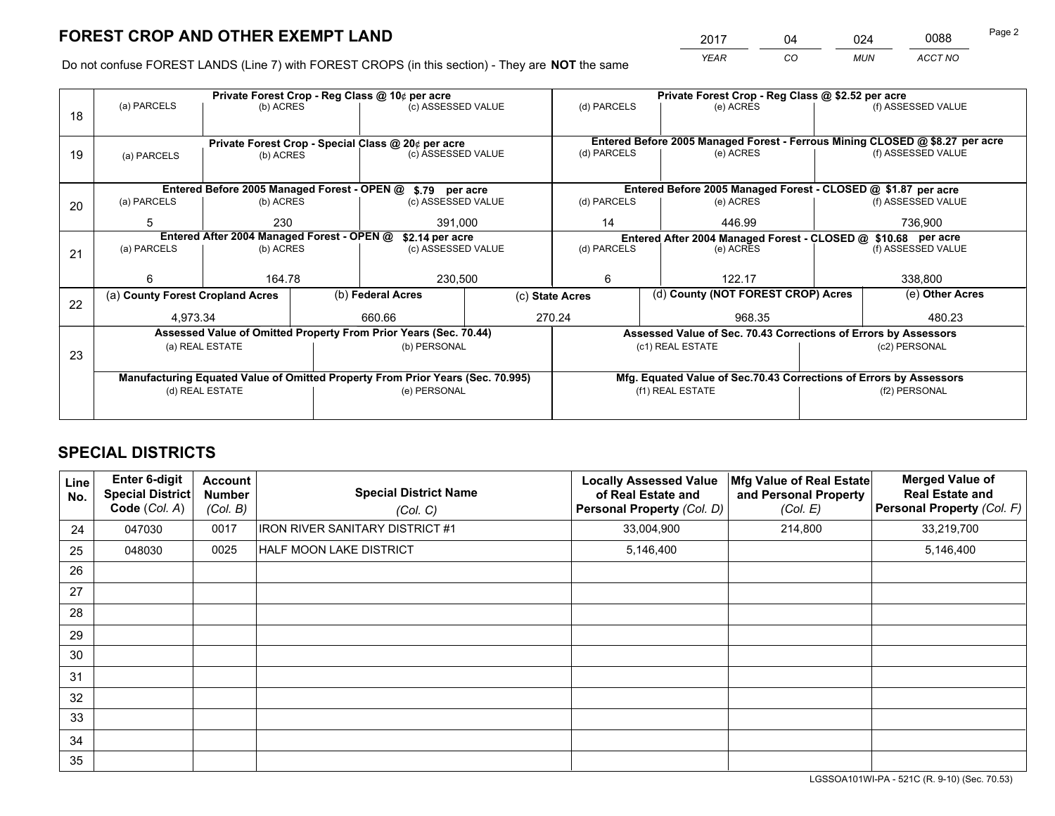# FOREST CROP AND OTHER EXEMPT LAND

| 2017 | 04 | 024 | 0088 |
|---|---|---|---|
| YEAR | CO | MUN | ACCT NO |

Do not confuse FOREST LANDS (Line 7) with FOREST CROPS (in this section) - They are **NOT** the same

| Line | Private Forest Crop - Reg Class @ 10¢ per acre | | | Private Forest Crop - Reg Class @ $2.52 per acre | | |
|---|---|---|---|---|---|---|
| 18 | (a) PARCELS | (b) ACRES | (c) ASSESSED VALUE | (d) PARCELS | (e) ACRES | (f) ASSESSED VALUE |
| | | | | | | |
| | **Private Forest Crop - Special Class @ 20¢ per acre** | | | **Entered Before 2005 Managed Forest - Ferrous Mining CLOSED @ $8.27 per acre** | | |
| 19 | (a) PARCELS | (b) ACRES | (c) ASSESSED VALUE | (d) PARCELS | (e) ACRES | (f) ASSESSED VALUE |
| | | | | | | |
| | **Entered Before 2005 Managed Forest - OPEN @ $.79 per acre** | | | **Entered Before 2005 Managed Forest - CLOSED @ $1.87 per acre** | | |
| 20 | (a) PARCELS | (b) ACRES | (c) ASSESSED VALUE | (d) PARCELS | (e) ACRES | (f) ASSESSED VALUE |
| | 5 | 230 | 391,000 | 14 | 446.99 | 736,900 |
| | **Entered After 2004 Managed Forest - OPEN @ $2.14 per acre** | | | **Entered After 2004 Managed Forest - CLOSED @ $10.68 per acre** | | |
| 21 | (a) PARCELS | (b) ACRES | (c) ASSESSED VALUE | (d) PARCELS | (e) ACRES | (f) ASSESSED VALUE |
| | 6 | 164.78 | 230,500 | 6 | 122.17 | 338,800 |

| Line | (a) County Forest Cropland Acres | (b) Federal Acres | (c) State Acres | (d) County (NOT FOREST CROP) Acres | (e) Other Acres |
|---|---|---|---|---|---|
| 22 | 4,973.34 | 660.66 | 270.24 | 968.35 | 480.23 |

| Line | Assessed Value of Omitted Property From Prior Years (Sec. 70.44) | | Assessed Value of Sec. 70.43 Corrections of Errors by Assessors | |
|---|---|---|---|---|
| 23 | (a) REAL ESTATE | (b) PERSONAL | (c1) REAL ESTATE | (c2) PERSONAL |
| | | | | |
| | **Manufacturing Equated Value of Omitted Property From Prior Years (Sec. 70.995)** | | **Mfg. Equated Value of Sec.70.43 Corrections of Errors by Assessors** | |
| | (d) REAL ESTATE | (e) PERSONAL | (f1) REAL ESTATE | (f2) PERSONAL |
| | | | | |

## SPECIAL DISTRICTS

| Line No. | Enter 6-digit Special District Code (Col. A) | Account Number (Col. B) | Special District Name (Col. C) | Locally Assessed Value of Real Estate and Personal Property (Col. D) | Mfg Value of Real Estate and Personal Property (Col. E) | Merged Value of Real Estate and Personal Property (Col. F) |
|---|---|---|---|---|---|---|
| 24 | 047030 | 0017 | IRON RIVER SANITARY DISTRICT #1 | 33,004,900 | 214,800 | 33,219,700 |
| 25 | 048030 | 0025 | HALF MOON LAKE DISTRICT | 5,146,400 | | 5,146,400 |
| 26 | | | | | | |
| 27 | | | | | | |
| 28 | | | | | | |
| 29 | | | | | | |
| 30 | | | | | | |
| 31 | | | | | | |
| 32 | | | | | | |
| 33 | | | | | | |
| 34 | | | | | | |
| 35 | | | | | | |

LGSSOA101WI-PA - 521C (R. 9-10) (Sec. 70.53)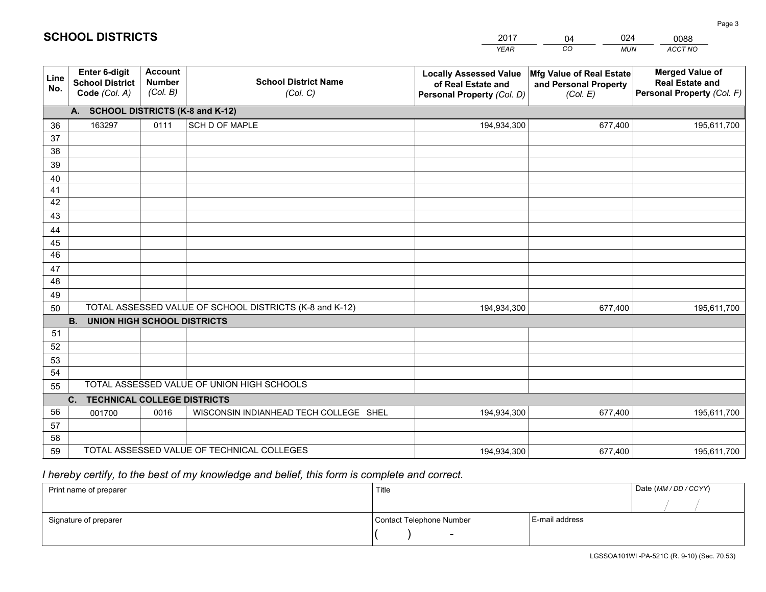# SCHOOL DISTRICTS

| 2017 | 04 | 024 | 0088 |
|---|---|---|---|
| *YEAR* | *CO* | *MUN* | *ACCT NO* |

| Line No. | Enter 6-digit School District Code *(Col. A)* | Account Number *(Col. B)* | School District Name *(Col. C)* | Locally Assessed Value of Real Estate and Personal Property *(Col. D)* | Mfg Value of Real Estate and Personal Property *(Col. E)* | Merged Value of Real Estate and Personal Property *(Col. F)* |
|---|---|---|---|---|---|---|
| **A. SCHOOL DISTRICTS (K-8 and K-12)** | | | | | | |
| 36 | 163297 | 0111 | SCH D OF MAPLE | 194,934,300 | 677,400 | 195,611,700 |
| 37 | | | | | | |
| 38 | | | | | | |
| 39 | | | | | | |
| 40 | | | | | | |
| 41 | | | | | | |
| 42 | | | | | | |
| 43 | | | | | | |
| 44 | | | | | | |
| 45 | | | | | | |
| 46 | | | | | | |
| 47 | | | | | | |
| 48 | | | | | | |
| 49 | | | | | | |
| 50 | TOTAL ASSESSED VALUE OF SCHOOL DISTRICTS (K-8 and K-12) | | | 194,934,300 | 677,400 | 195,611,700 |
| **B. UNION HIGH SCHOOL DISTRICTS** | | | | | | |
| 51 | | | | | | |
| 52 | | | | | | |
| 53 | | | | | | |
| 54 | | | | | | |
| 55 | TOTAL ASSESSED VALUE OF UNION HIGH SCHOOLS | | | | | |
| **C. TECHNICAL COLLEGE DISTRICTS** | | | | | | |
| 56 | 001700 | 0016 | WISCONSIN INDIANHEAD TECH COLLEGE SHEL | 194,934,300 | 677,400 | 195,611,700 |
| 57 | | | | | | |
| 58 | | | | | | |
| 59 | TOTAL ASSESSED VALUE OF TECHNICAL COLLEGES | | | 194,934,300 | 677,400 | 195,611,700 |

*I hereby certify, to the best of my knowledge and belief, this form is complete and correct.*

| Print name of preparer | Title | | Date *(MM / DD / CCYY)* |
|---|---|---|---|
| | | | / / |
| Signature of preparer | Contact Telephone Number | E-mail address | |
| | ( ) - | | |

LGSSOA101WI -PA-521C (R. 9-10) (Sec. 70.53)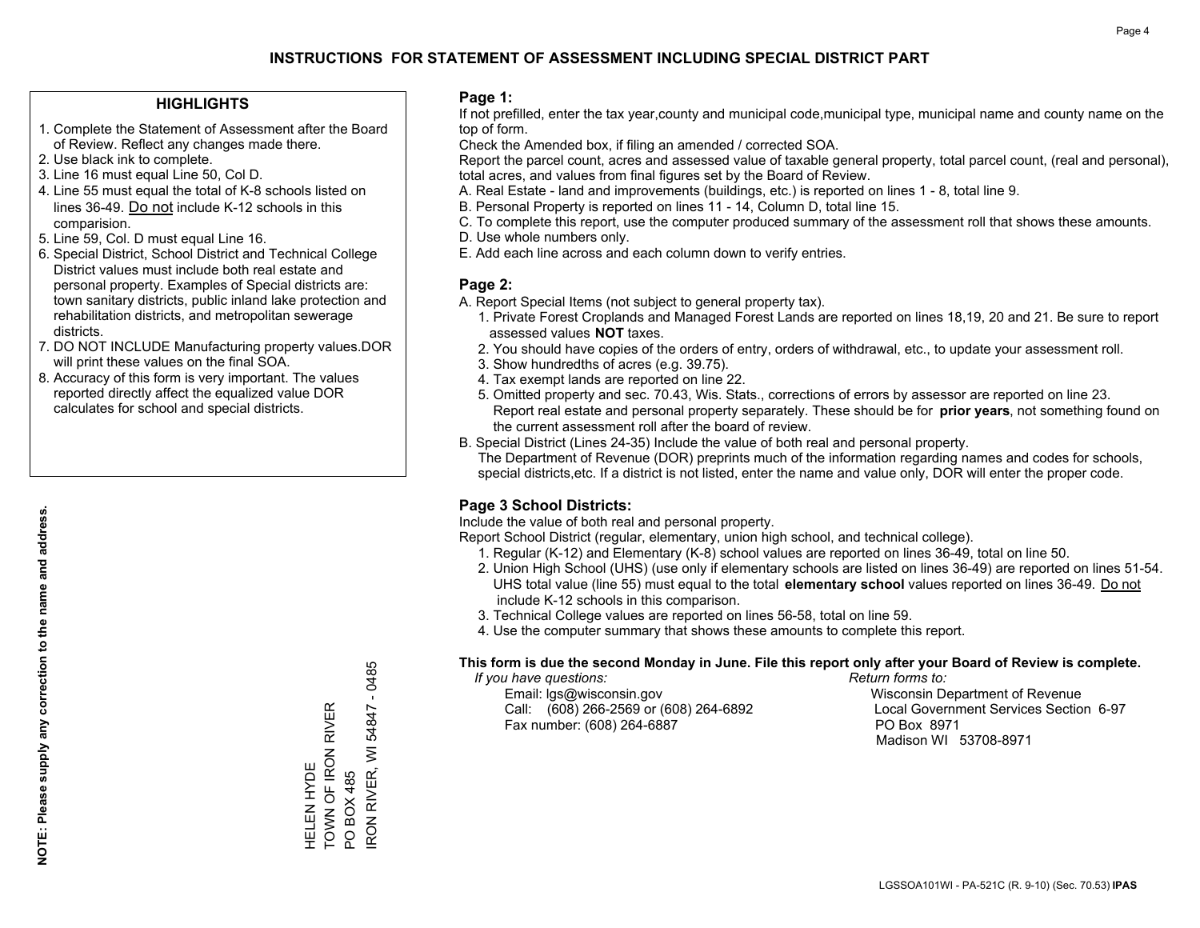# INSTRUCTIONS FOR STATEMENT OF ASSESSMENT INCLUDING SPECIAL DISTRICT PART

## HIGHLIGHTS

1. Complete the Statement of Assessment after the Board of Review. Reflect any changes made there.
2. Use black ink to complete.
3. Line 16 must equal Line 50, Col D.
4. Line 55 must equal the total of K-8 schools listed on lines 36-49. Do not include K-12 schools in this comparision.
5. Line 59, Col. D must equal Line 16.
6. Special District, School District and Technical College District values must include both real estate and personal property. Examples of Special districts are: town sanitary districts, public inland lake protection and rehabilitation districts, and metropolitan sewerage districts.
7. DO NOT INCLUDE Manufacturing property values.DOR will print these values on the final SOA.
8. Accuracy of this form is very important. The values reported directly affect the equalized value DOR calculates for school and special districts.

**NOTE: Please supply any correction to the name and address.**

HELEN HYDE
TOWN OF IRON RIVER
PO BOX 485
IRON RIVER, WI 54847 - 0485

## Page 1:

If not prefilled, enter the tax year,county and municipal code,municipal type, municipal name and county name on the top of form.

Check the Amended box, if filing an amended / corrected SOA.

Report the parcel count, acres and assessed value of taxable general property, total parcel count, (real and personal), total acres, and values from final figures set by the Board of Review.

A. Real Estate - land and improvements (buildings, etc.) is reported on lines 1 - 8, total line 9.
B. Personal Property is reported on lines 11 - 14, Column D, total line 15.
C. To complete this report, use the computer produced summary of the assessment roll that shows these amounts.
D. Use whole numbers only.
E. Add each line across and each column down to verify entries.

## Page 2:

A. Report Special Items (not subject to general property tax).
1. Private Forest Croplands and Managed Forest Lands are reported on lines 18,19, 20 and 21. Be sure to report assessed values **NOT** taxes.
2. You should have copies of the orders of entry, orders of withdrawal, etc., to update your assessment roll.
3. Show hundredths of acres (e.g. 39.75).
4. Tax exempt lands are reported on line 22.
5. Omitted property and sec. 70.43, Wis. Stats., corrections of errors by assessor are reported on line 23. Report real estate and personal property separately. These should be for **prior years**, not something found on the current assessment roll after the board of review.

B. Special District (Lines 24-35) Include the value of both real and personal property.
The Department of Revenue (DOR) preprints much of the information regarding names and codes for schools, special districts,etc. If a district is not listed, enter the name and value only, DOR will enter the proper code.

## Page 3 School Districts:

Include the value of both real and personal property.

Report School District (regular, elementary, union high school, and technical college).

1. Regular (K-12) and Elementary (K-8) school values are reported on lines 36-49, total on line 50.
2. Union High School (UHS) (use only if elementary schools are listed on lines 36-49) are reported on lines 51-54. UHS total value (line 55) must equal to the total **elementary school** values reported on lines 36-49. Do not include K-12 schools in this comparison.
3. Technical College values are reported on lines 56-58, total on line 59.
4. Use the computer summary that shows these amounts to complete this report.

**This form is due the second Monday in June. File this report only after your Board of Review is complete.**

*If you have questions:*
Email: lgs@wisconsin.gov
Call: (608) 266-2569 or (608) 264-6892
Fax number: (608) 264-6887

*Return forms to:*
Wisconsin Department of Revenue
Local Government Services Section 6-97
PO Box 8971
Madison WI 53708-8971

LGSSOA101WI - PA-521C (R. 9-10) (Sec. 70.53) **IPAS**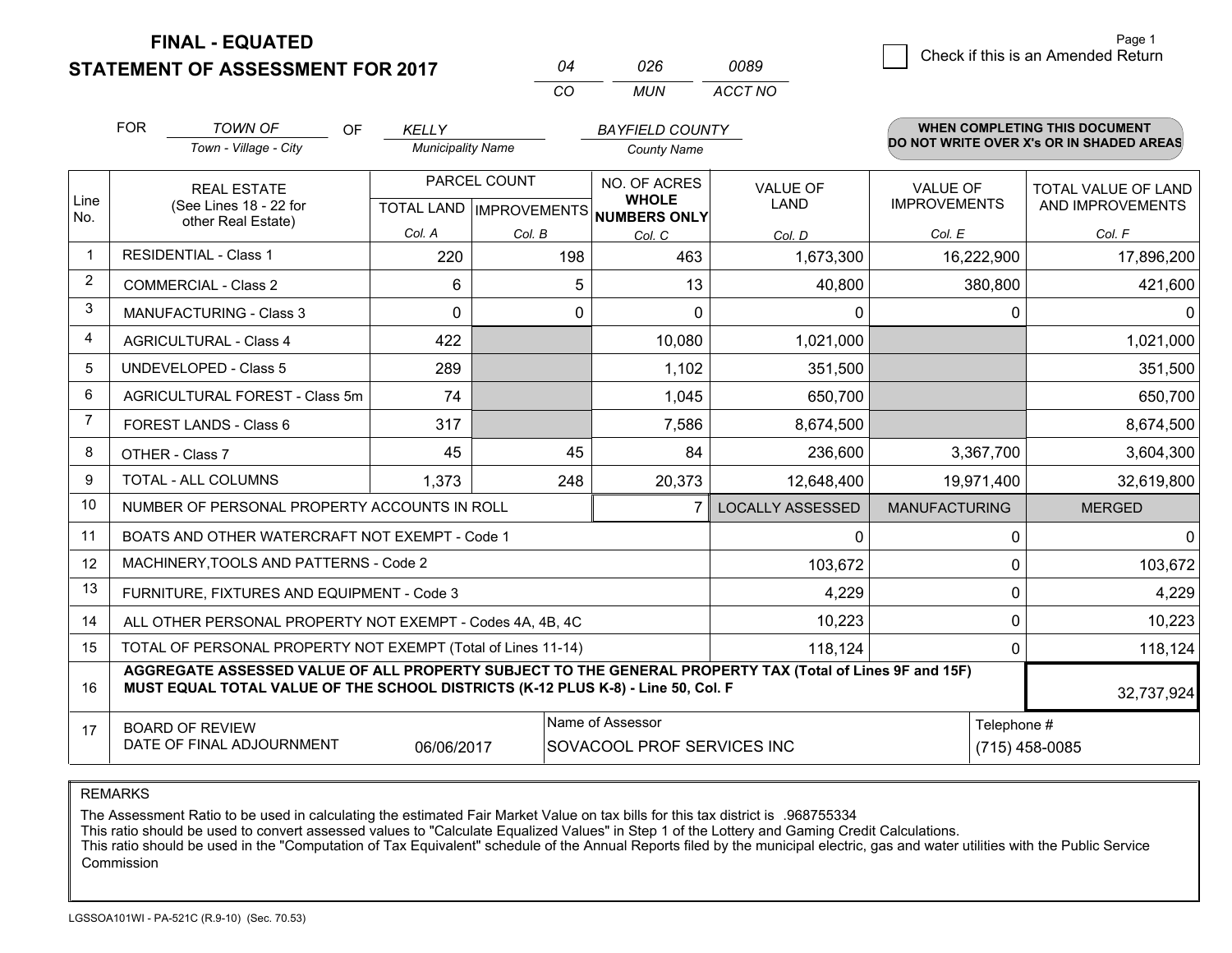**FINAL - EQUATED**
**STATEMENT OF ASSESSMENT FOR 2017**

| 04 | 026 | 0089 |
|---|---|---|
| CO | MUN | ACCT NO |

Check if this is an Amended Return

FOR *TOWN OF* (Town - Village - City) OF *KELLY* (Municipality Name) *BAYFIELD COUNTY* (County Name)

**WHEN COMPLETING THIS DOCUMENT DO NOT WRITE OVER X's OR IN SHADED AREAS**

| Line No. | REAL ESTATE (See Lines 18 - 22 for other Real Estate) | PARCEL COUNT TOTAL LAND Col. A | PARCEL COUNT IMPROVEMENTS Col. B | NO. OF ACRES WHOLE NUMBERS ONLY Col. C | VALUE OF LAND Col. D | VALUE OF IMPROVEMENTS Col. E | TOTAL VALUE OF LAND AND IMPROVEMENTS Col. F |
|---|---|---|---|---|---|---|---|
| 1 | RESIDENTIAL - Class 1 | 220 | 198 | 463 | 1,673,300 | 16,222,900 | 17,896,200 |
| 2 | COMMERCIAL - Class 2 | 6 | 5 | 13 | 40,800 | 380,800 | 421,600 |
| 3 | MANUFACTURING - Class 3 | 0 | 0 | 0 | 0 | 0 | 0 |
| 4 | AGRICULTURAL - Class 4 | 422 | | 10,080 | 1,021,000 | | 1,021,000 |
| 5 | UNDEVELOPED - Class 5 | 289 | | 1,102 | 351,500 | | 351,500 |
| 6 | AGRICULTURAL FOREST - Class 5m | 74 | | 1,045 | 650,700 | | 650,700 |
| 7 | FOREST LANDS - Class 6 | 317 | | 7,586 | 8,674,500 | | 8,674,500 |
| 8 | OTHER - Class 7 | 45 | 45 | 84 | 236,600 | 3,367,700 | 3,604,300 |
| 9 | TOTAL - ALL COLUMNS | 1,373 | 248 | 20,373 | 12,648,400 | 19,971,400 | 32,619,800 |
| 10 | NUMBER OF PERSONAL PROPERTY ACCOUNTS IN ROLL | | | 7 | LOCALLY ASSESSED | MANUFACTURING | MERGED |
| 11 | BOATS AND OTHER WATERCRAFT NOT EXEMPT - Code 1 | | | | 0 | 0 | 0 |
| 12 | MACHINERY,TOOLS AND PATTERNS - Code 2 | | | | 103,672 | 0 | 103,672 |
| 13 | FURNITURE, FIXTURES AND EQUIPMENT - Code 3 | | | | 4,229 | 0 | 4,229 |
| 14 | ALL OTHER PERSONAL PROPERTY NOT EXEMPT - Codes 4A, 4B, 4C | | | | 10,223 | 0 | 10,223 |
| 15 | TOTAL OF PERSONAL PROPERTY NOT EXEMPT (Total of Lines 11-14) | | | | 118,124 | 0 | 118,124 |
| 16 | **AGGREGATE ASSESSED VALUE OF ALL PROPERTY SUBJECT TO THE GENERAL PROPERTY TAX (Total of Lines 9F and 15F) MUST EQUAL TOTAL VALUE OF THE SCHOOL DISTRICTS (K-12 PLUS K-8) - Line 50, Col. F** | | | | | | 32,737,924 |
| 17 | BOARD OF REVIEW DATE OF FINAL ADJOURNMENT | 06/06/2017 | Name of Assessor | SOVACOOL PROF SERVICES INC | | Telephone # | (715) 458-0085 |

REMARKS

The Assessment Ratio to be used in calculating the estimated Fair Market Value on tax bills for this tax district is .968755334
This ratio should be used to convert assessed values to "Calculate Equalized Values" in Step 1 of the Lottery and Gaming Credit Calculations.
This ratio should be used in the "Computation of Tax Equivalent" schedule of the Annual Reports filed by the municipal electric, gas and water utilities with the Public Service Commission

LGSSOA101WI - PA-521C (R.9-10) (Sec. 70.53)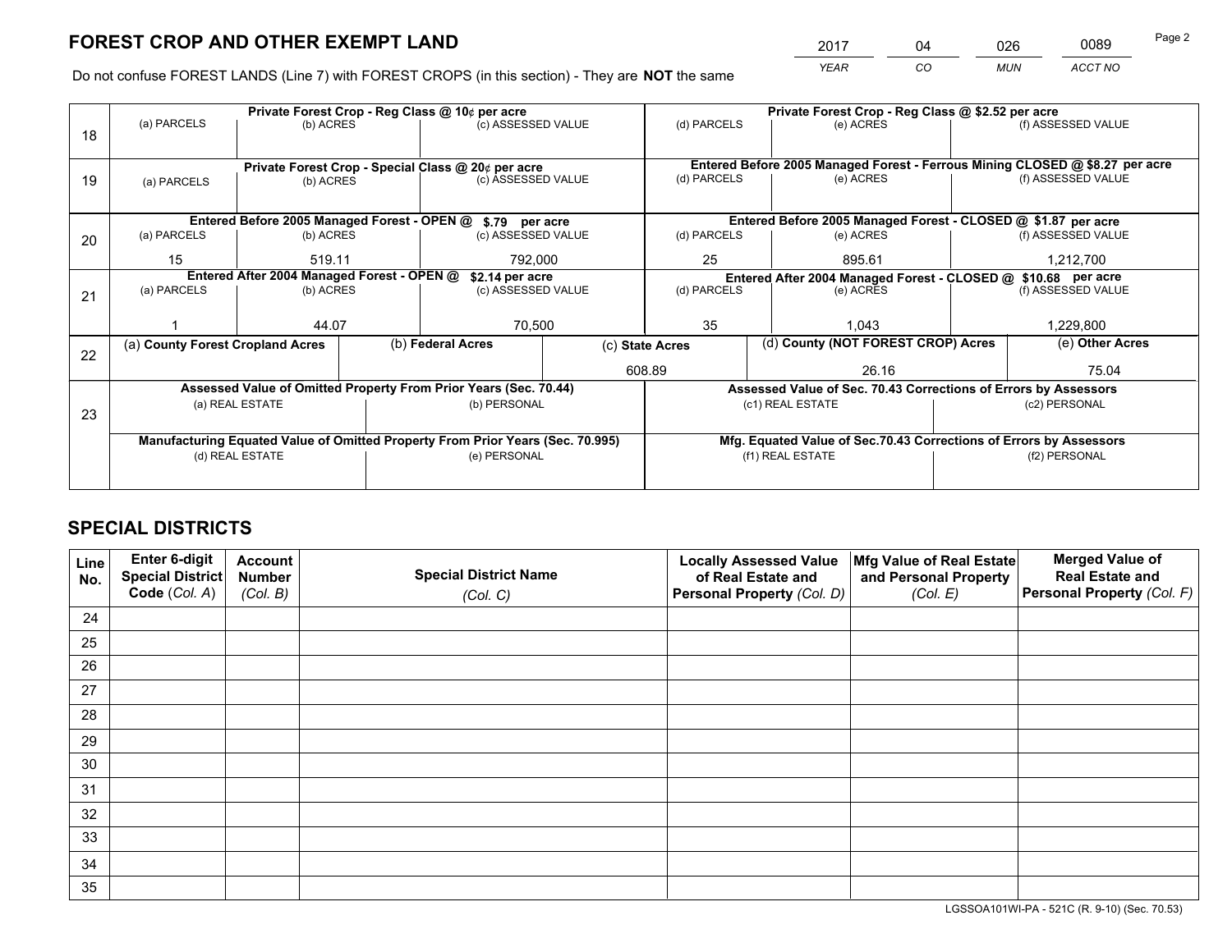# FOREST CROP AND OTHER EXEMPT LAND

| 2017 | 04 | 026 | 0089 |
|---|---|---|---|
| *YEAR* | *CO* | *MUN* | *ACCT NO* |

Do not confuse FOREST LANDS (Line 7) with FOREST CROPS (in this section) - They are **NOT** the same

| Line | Private Forest Crop - Reg Class @ 10¢ per acre | | | Private Forest Crop - Reg Class @ $2.52 per acre | | |
|---|---|---|---|---|---|---|
| 18 | (a) PARCELS | (b) ACRES | (c) ASSESSED VALUE | (d) PARCELS | (e) ACRES | (f) ASSESSED VALUE |
| | | | | | | |
| | **Private Forest Crop - Special Class @ 20¢ per acre** | | | **Entered Before 2005 Managed Forest - Ferrous Mining CLOSED @ $8.27 per acre** | | |
| 19 | (a) PARCELS | (b) ACRES | (c) ASSESSED VALUE | (d) PARCELS | (e) ACRES | (f) ASSESSED VALUE |
| | | | | | | |
| | **Entered Before 2005 Managed Forest - OPEN @ $.79 per acre** | | | **Entered Before 2005 Managed Forest - CLOSED @ $1.87 per acre** | | |
| 20 | (a) PARCELS | (b) ACRES | (c) ASSESSED VALUE | (d) PARCELS | (e) ACRES | (f) ASSESSED VALUE |
| | 15 | 519.11 | 792,000 | 25 | 895.61 | 1,212,700 |
| | **Entered After 2004 Managed Forest - OPEN @ $2.14 per acre** | | | **Entered After 2004 Managed Forest - CLOSED @ $10.68 per acre** | | |
| 21 | (a) PARCELS | (b) ACRES | (c) ASSESSED VALUE | (d) PARCELS | (e) ACRES | (f) ASSESSED VALUE |
| | 1 | 44.07 | 70,500 | 35 | 1,043 | 1,229,800 |

| Line | (a) County Forest Cropland Acres | (b) Federal Acres | (c) State Acres | (d) County (NOT FOREST CROP) Acres | (e) Other Acres |
|---|---|---|---|---|---|
| 22 | | | 608.89 | 26.16 | 75.04 |

| Line | Assessed Value of Omitted Property From Prior Years (Sec. 70.44) | | Assessed Value of Sec. 70.43 Corrections of Errors by Assessors | |
|---|---|---|---|---|
| 23 | (a) REAL ESTATE | (b) PERSONAL | (c1) REAL ESTATE | (c2) PERSONAL |
| | | | | |
| | **Manufacturing Equated Value of Omitted Property From Prior Years (Sec. 70.995)** | | **Mfg. Equated Value of Sec.70.43 Corrections of Errors by Assessors** | |
| | (d) REAL ESTATE | (e) PERSONAL | (f1) REAL ESTATE | (f2) PERSONAL |
| | | | | |

# SPECIAL DISTRICTS

| Line No. | Enter 6-digit Special District Code (Col. A) | Account Number (Col. B) | Special District Name (Col. C) | Locally Assessed Value of Real Estate and Personal Property (Col. D) | Mfg Value of Real Estate and Personal Property (Col. E) | Merged Value of Real Estate and Personal Property (Col. F) |
|---|---|---|---|---|---|---|
| 24 | | | | | | |
| 25 | | | | | | |
| 26 | | | | | | |
| 27 | | | | | | |
| 28 | | | | | | |
| 29 | | | | | | |
| 30 | | | | | | |
| 31 | | | | | | |
| 32 | | | | | | |
| 33 | | | | | | |
| 34 | | | | | | |
| 35 | | | | | | |

LGSSOA101WI-PA - 521C (R. 9-10) (Sec. 70.53)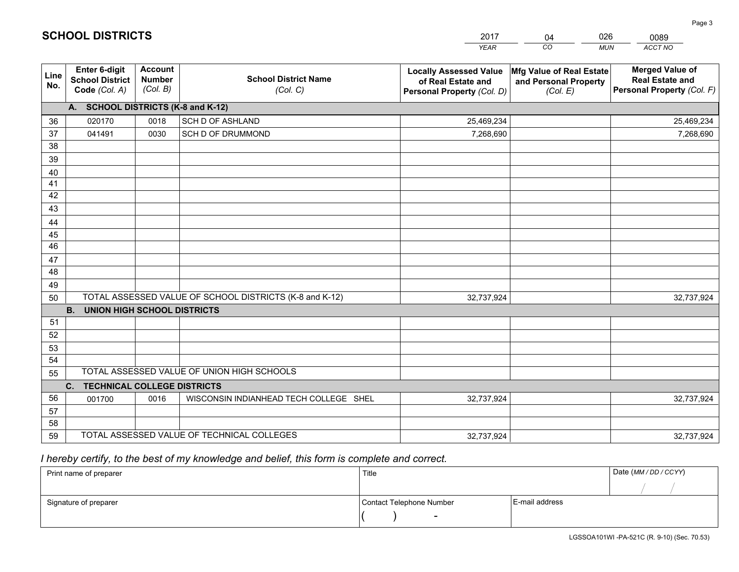# SCHOOL DISTRICTS

| 2017 | 04 | 026 | 0089 |
|---|---|---|---|
| YEAR | CO | MUN | ACCT NO |

| Line No. | Enter 6-digit School District Code (Col. A) | Account Number (Col. B) | School District Name (Col. C) | Locally Assessed Value of Real Estate and Personal Property (Col. D) | Mfg Value of Real Estate and Personal Property (Col. E) | Merged Value of Real Estate and Personal Property (Col. F) |
|---|---|---|---|---|---|---|
| | **A. SCHOOL DISTRICTS (K-8 and K-12)** | | | | | |
| 36 | 020170 | 0018 | SCH D OF ASHLAND | 25,469,234 | | 25,469,234 |
| 37 | 041491 | 0030 | SCH D OF DRUMMOND | 7,268,690 | | 7,268,690 |
| 38 | | | | | | |
| 39 | | | | | | |
| 40 | | | | | | |
| 41 | | | | | | |
| 42 | | | | | | |
| 43 | | | | | | |
| 44 | | | | | | |
| 45 | | | | | | |
| 46 | | | | | | |
| 47 | | | | | | |
| 48 | | | | | | |
| 49 | | | | | | |
| 50 | TOTAL ASSESSED VALUE OF SCHOOL DISTRICTS (K-8 and K-12) | | | 32,737,924 | | 32,737,924 |
| | **B. UNION HIGH SCHOOL DISTRICTS** | | | | | |
| 51 | | | | | | |
| 52 | | | | | | |
| 53 | | | | | | |
| 54 | | | | | | |
| 55 | TOTAL ASSESSED VALUE OF UNION HIGH SCHOOLS | | | | | |
| | **C. TECHNICAL COLLEGE DISTRICTS** | | | | | |
| 56 | 001700 | 0016 | WISCONSIN INDIANHEAD TECH COLLEGE SHEL | 32,737,924 | | 32,737,924 |
| 57 | | | | | | |
| 58 | | | | | | |
| 59 | TOTAL ASSESSED VALUE OF TECHNICAL COLLEGES | | | 32,737,924 | | 32,737,924 |

*I hereby certify, to the best of my knowledge and belief, this form is complete and correct.*

| Print name of preparer | Title | | Date (MM / DD / CCYY) |
|---|---|---|---|
| | | | / / |
| Signature of preparer | Contact Telephone Number | E-mail address | |
| | ( ) - | | |

LGSSOA101WI -PA-521C (R. 9-10) (Sec. 70.53)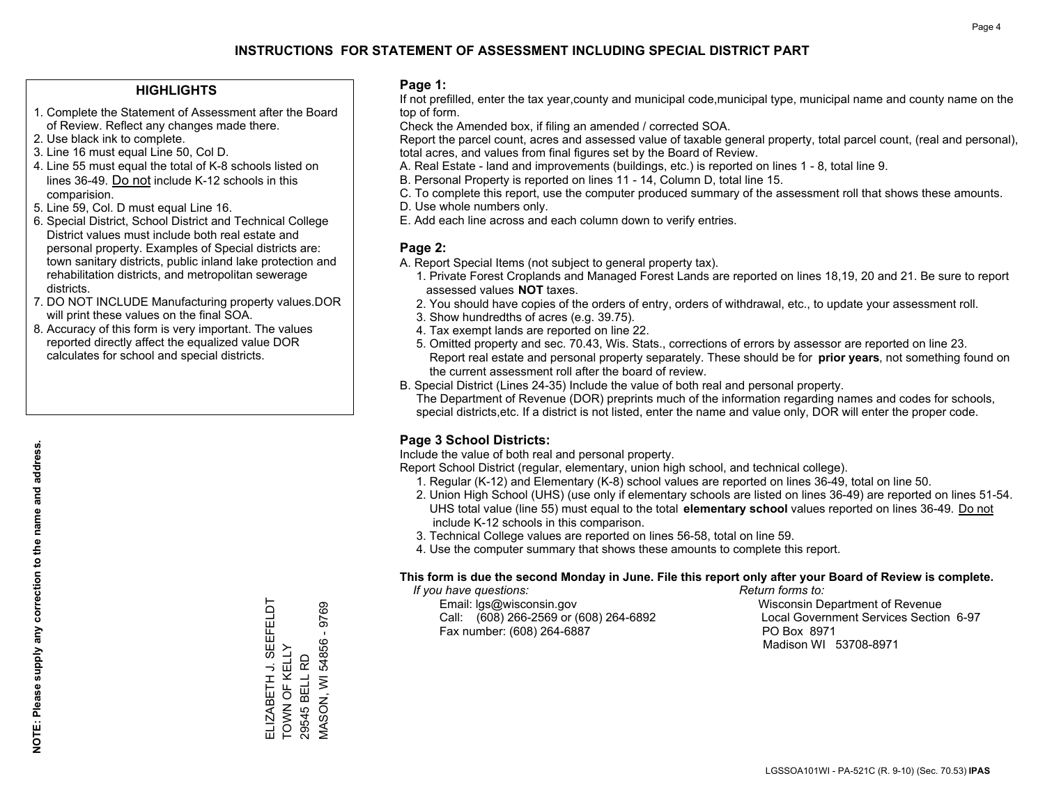# INSTRUCTIONS FOR STATEMENT OF ASSESSMENT INCLUDING SPECIAL DISTRICT PART

## HIGHLIGHTS

1. Complete the Statement of Assessment after the Board of Review. Reflect any changes made there.
2. Use black ink to complete.
3. Line 16 must equal Line 50, Col D.
4. Line 55 must equal the total of K-8 schools listed on lines 36-49. Do not include K-12 schools in this comparision.
5. Line 59, Col. D must equal Line 16.
6. Special District, School District and Technical College District values must include both real estate and personal property. Examples of Special districts are: town sanitary districts, public inland lake protection and rehabilitation districts, and metropolitan sewerage districts.
7. DO NOT INCLUDE Manufacturing property values.DOR will print these values on the final SOA.
8. Accuracy of this form is very important. The values reported directly affect the equalized value DOR calculates for school and special districts.

**NOTE: Please supply any correction to the name and address.**

ELIZABETH J. SEEFELDT
TOWN OF KELLY
29545 BELL RD
MASON, WI 54856 - 9769

## Page 1:

If not prefilled, enter the tax year,county and municipal code,municipal type, municipal name and county name on the top of form.

Check the Amended box, if filing an amended / corrected SOA.

Report the parcel count, acres and assessed value of taxable general property, total parcel count, (real and personal), total acres, and values from final figures set by the Board of Review.

A. Real Estate - land and improvements (buildings, etc.) is reported on lines 1 - 8, total line 9.
B. Personal Property is reported on lines 11 - 14, Column D, total line 15.
C. To complete this report, use the computer produced summary of the assessment roll that shows these amounts.
D. Use whole numbers only.
E. Add each line across and each column down to verify entries.

## Page 2:

A. Report Special Items (not subject to general property tax).
   1. Private Forest Croplands and Managed Forest Lands are reported on lines 18,19, 20 and 21. Be sure to report assessed values **NOT** taxes.
   2. You should have copies of the orders of entry, orders of withdrawal, etc., to update your assessment roll.
   3. Show hundredths of acres (e.g. 39.75).
   4. Tax exempt lands are reported on line 22.
   5. Omitted property and sec. 70.43, Wis. Stats., corrections of errors by assessor are reported on line 23. Report real estate and personal property separately. These should be for **prior years**, not something found on the current assessment roll after the board of review.
B. Special District (Lines 24-35) Include the value of both real and personal property.
   The Department of Revenue (DOR) preprints much of the information regarding names and codes for schools, special districts,etc. If a district is not listed, enter the name and value only, DOR will enter the proper code.

## Page 3 School Districts:

Include the value of both real and personal property.

Report School District (regular, elementary, union high school, and technical college).

1. Regular (K-12) and Elementary (K-8) school values are reported on lines 36-49, total on line 50.
2. Union High School (UHS) (use only if elementary schools are listed on lines 36-49) are reported on lines 51-54. UHS total value (line 55) must equal to the total **elementary school** values reported on lines 36-49. Do not include K-12 schools in this comparison.
3. Technical College values are reported on lines 56-58, total on line 59.
4. Use the computer summary that shows these amounts to complete this report.

**This form is due the second Monday in June. File this report only after your Board of Review is complete.**

*If you have questions:*
Email: lgs@wisconsin.gov
Call: (608) 266-2569 or (608) 264-6892
Fax number: (608) 264-6887

*Return forms to:*
Wisconsin Department of Revenue
Local Government Services Section 6-97
PO Box 8971
Madison WI 53708-8971

LGSSOA101WI - PA-521C (R. 9-10) (Sec. 70.53) **IPAS**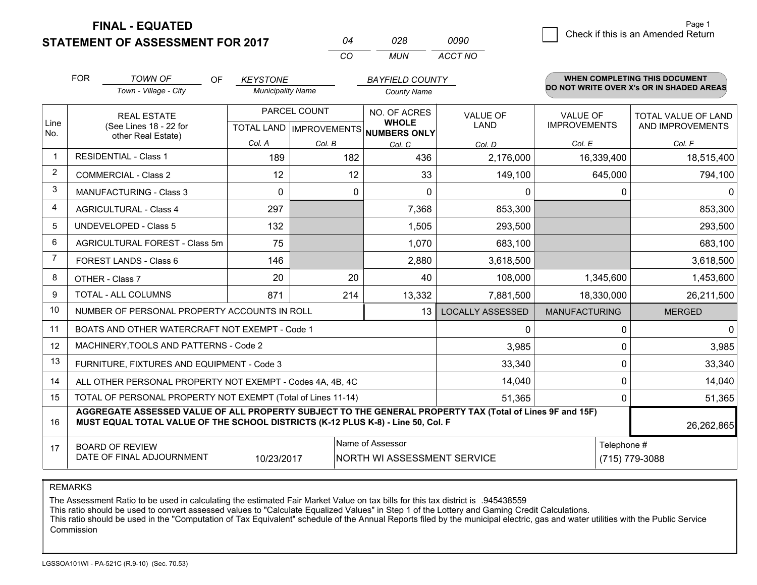# FINAL - EQUATED
## STATEMENT OF ASSESSMENT FOR 2017

| 04 | 028 | 0090 |
|---|---|---|
| CO | MUN | ACCT NO |

Check if this is an Amended Return

FOR *TOWN OF* (Town - Village - City) OF *KEYSTONE* (Municipality Name) *BAYFIELD COUNTY* (County Name)

**WHEN COMPLETING THIS DOCUMENT DO NOT WRITE OVER X's OR IN SHADED AREAS**

| Line No. | REAL ESTATE (See Lines 18 - 22 for other Real Estate) | PARCEL COUNT TOTAL LAND Col. A | PARCEL COUNT IMPROVEMENTS Col. B | NO. OF ACRES WHOLE NUMBERS ONLY Col. C | VALUE OF LAND Col. D | VALUE OF IMPROVEMENTS Col. E | TOTAL VALUE OF LAND AND IMPROVEMENTS Col. F |
|---|---|---|---|---|---|---|---|
| 1 | RESIDENTIAL - Class 1 | 189 | 182 | 436 | 2,176,000 | 16,339,400 | 18,515,400 |
| 2 | COMMERCIAL - Class 2 | 12 | 12 | 33 | 149,100 | 645,000 | 794,100 |
| 3 | MANUFACTURING - Class 3 | 0 | 0 | 0 | 0 | 0 | 0 |
| 4 | AGRICULTURAL - Class 4 | 297 | | 7,368 | 853,300 | | 853,300 |
| 5 | UNDEVELOPED - Class 5 | 132 | | 1,505 | 293,500 | | 293,500 |
| 6 | AGRICULTURAL FOREST - Class 5m | 75 | | 1,070 | 683,100 | | 683,100 |
| 7 | FOREST LANDS - Class 6 | 146 | | 2,880 | 3,618,500 | | 3,618,500 |
| 8 | OTHER - Class 7 | 20 | 20 | 40 | 108,000 | 1,345,600 | 1,453,600 |
| 9 | TOTAL - ALL COLUMNS | 871 | 214 | 13,332 | 7,881,500 | 18,330,000 | 26,211,500 |
| 10 | NUMBER OF PERSONAL PROPERTY ACCOUNTS IN ROLL | | | 13 | LOCALLY ASSESSED | MANUFACTURING | MERGED |
| 11 | BOATS AND OTHER WATERCRAFT NOT EXEMPT - Code 1 | | | | 0 | 0 | 0 |
| 12 | MACHINERY,TOOLS AND PATTERNS - Code 2 | | | | 3,985 | 0 | 3,985 |
| 13 | FURNITURE, FIXTURES AND EQUIPMENT - Code 3 | | | | 33,340 | 0 | 33,340 |
| 14 | ALL OTHER PERSONAL PROPERTY NOT EXEMPT - Codes 4A, 4B, 4C | | | | 14,040 | 0 | 14,040 |
| 15 | TOTAL OF PERSONAL PROPERTY NOT EXEMPT (Total of Lines 11-14) | | | | 51,365 | 0 | 51,365 |
| 16 | **AGGREGATE ASSESSED VALUE OF ALL PROPERTY SUBJECT TO THE GENERAL PROPERTY TAX (Total of Lines 9F and 15F) MUST EQUAL TOTAL VALUE OF THE SCHOOL DISTRICTS (K-12 PLUS K-8) - Line 50, Col. F** | | | | | | 26,262,865 |
| 17 | BOARD OF REVIEW DATE OF FINAL ADJOURNMENT | 10/23/2017 | Name of Assessor | NORTH WI ASSESSMENT SERVICE | | Telephone # | (715) 779-3088 |

REMARKS

The Assessment Ratio to be used in calculating the estimated Fair Market Value on tax bills for this tax district is .945438559
This ratio should be used to convert assessed values to "Calculate Equalized Values" in Step 1 of the Lottery and Gaming Credit Calculations.
This ratio should be used in the "Computation of Tax Equivalent" schedule of the Annual Reports filed by the municipal electric, gas and water utilities with the Public Service Commission

LGSSOA101WI - PA-521C (R.9-10) (Sec. 70.53)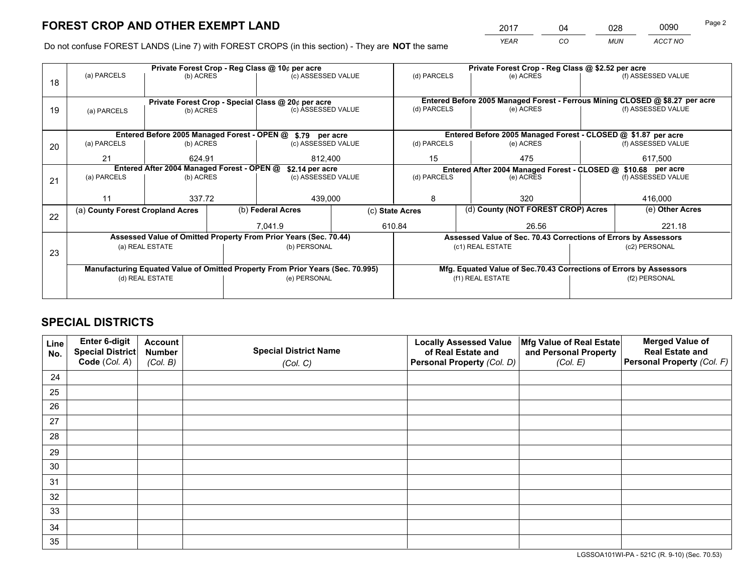# FOREST CROP AND OTHER EXEMPT LAND

| 2017 | 04 | 028 | 0090 |
|---|---|---|---|
| *YEAR* | *CO* | *MUN* | *ACCT NO* |

Do not confuse FOREST LANDS (Line 7) with FOREST CROPS (in this section) - They are **NOT** the same

| Line | Private Forest Crop - Reg Class @ 10¢ per acre | | | Private Forest Crop - Reg Class @ $2.52 per acre | | |
|---|---|---|---|---|---|---|
| 18 | (a) PARCELS | (b) ACRES | (c) ASSESSED VALUE | (d) PARCELS | (e) ACRES | (f) ASSESSED VALUE |
| | | | | | | |
| | **Private Forest Crop - Special Class @ 20¢ per acre** | | | **Entered Before 2005 Managed Forest - Ferrous Mining CLOSED @ $8.27 per acre** | | |
| 19 | (a) PARCELS | (b) ACRES | (c) ASSESSED VALUE | (d) PARCELS | (e) ACRES | (f) ASSESSED VALUE |
| | | | | | | |
| | **Entered Before 2005 Managed Forest - OPEN @ $.79 per acre** | | | **Entered Before 2005 Managed Forest - CLOSED @ $1.87 per acre** | | |
| 20 | (a) PARCELS | (b) ACRES | (c) ASSESSED VALUE | (d) PARCELS | (e) ACRES | (f) ASSESSED VALUE |
| | 21 | 624.91 | 812,400 | 15 | 475 | 617,500 |
| | **Entered After 2004 Managed Forest - OPEN @ $2.14 per acre** | | | **Entered After 2004 Managed Forest - CLOSED @ $10.68 per acre** | | |
| 21 | (a) PARCELS | (b) ACRES | (c) ASSESSED VALUE | (d) PARCELS | (e) ACRES | (f) ASSESSED VALUE |
| | 11 | 337.72 | 439,000 | 8 | 320 | 416,000 |

| Line | (a) County Forest Cropland Acres | (b) Federal Acres | (c) State Acres | (d) County (NOT FOREST CROP) Acres | (e) Other Acres |
|---|---|---|---|---|---|
| 22 | | 7,041.9 | 610.84 | 26.56 | 221.18 |

| Line | Assessed Value of Omitted Property From Prior Years (Sec. 70.44) | | Assessed Value of Sec. 70.43 Corrections of Errors by Assessors | |
|---|---|---|---|---|
| 23 | (a) REAL ESTATE | (b) PERSONAL | (c1) REAL ESTATE | (c2) PERSONAL |
| | | | | |
| | **Manufacturing Equated Value of Omitted Property From Prior Years (Sec. 70.995)** | | **Mfg. Equated Value of Sec.70.43 Corrections of Errors by Assessors** | |
| | (d) REAL ESTATE | (e) PERSONAL | (f1) REAL ESTATE | (f2) PERSONAL |
| | | | | |

# SPECIAL DISTRICTS

| Line No. | Enter 6-digit Special District Code (*Col. A*) | Account Number (*Col. B*) | Special District Name (*Col. C*) | Locally Assessed Value of Real Estate and Personal Property (*Col. D*) | Mfg Value of Real Estate and Personal Property (*Col. E*) | Merged Value of Real Estate and Personal Property (*Col. F*) |
|---|---|---|---|---|---|---|
| 24 | | | | | | |
| 25 | | | | | | |
| 26 | | | | | | |
| 27 | | | | | | |
| 28 | | | | | | |
| 29 | | | | | | |
| 30 | | | | | | |
| 31 | | | | | | |
| 32 | | | | | | |
| 33 | | | | | | |
| 34 | | | | | | |
| 35 | | | | | | |

LGSSOA101WI-PA - 521C (R. 9-10) (Sec. 70.53)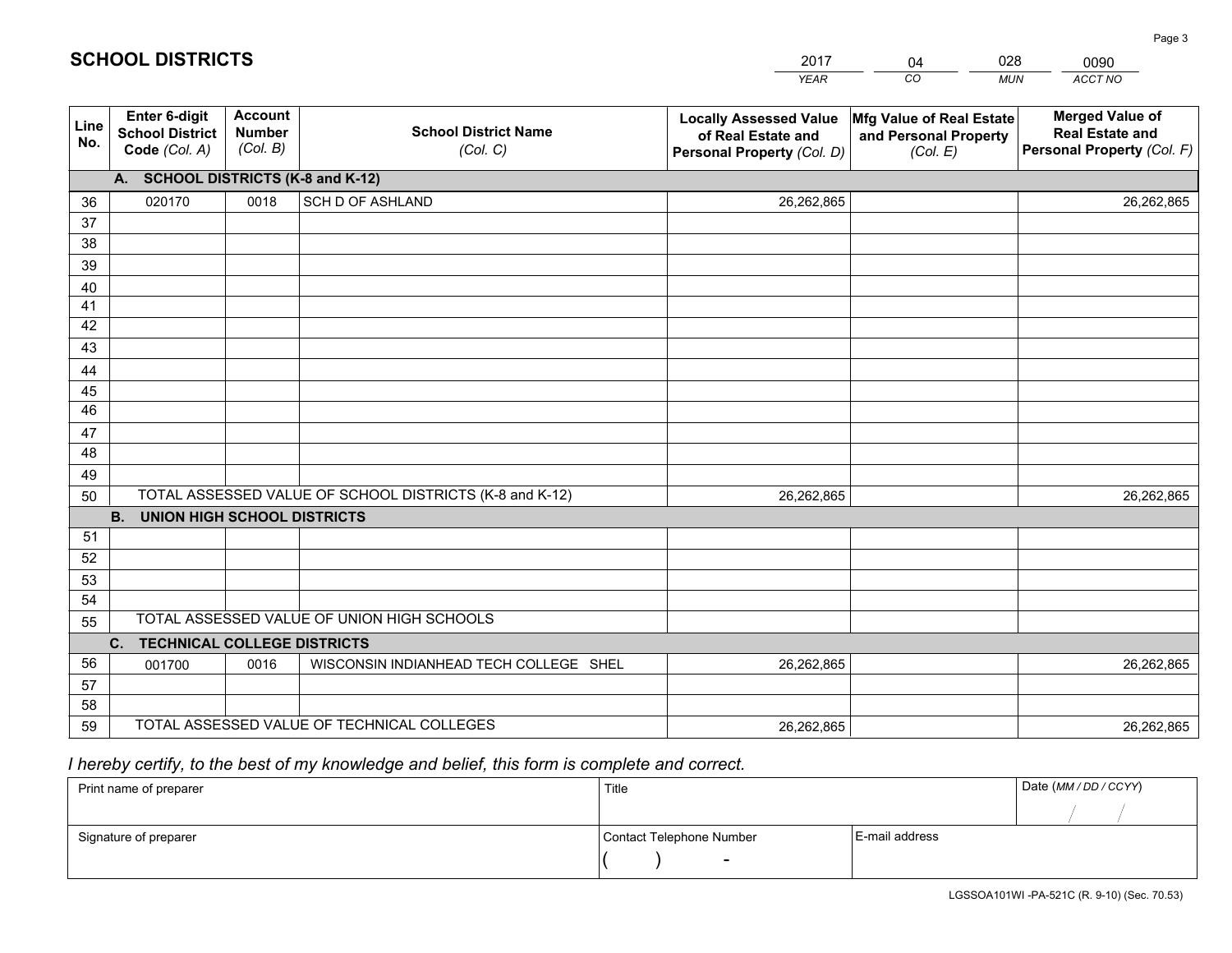# SCHOOL DISTRICTS

| 2017 | 04 | 028 | 0090 |
|---|---|---|---|
| YEAR | CO | MUN | ACCT NO |

| Line No. | Enter 6-digit School District Code (Col. A) | Account Number (Col. B) | School District Name (Col. C) | Locally Assessed Value of Real Estate and Personal Property (Col. D) | Mfg Value of Real Estate and Personal Property (Col. E) | Merged Value of Real Estate and Personal Property (Col. F) |
|---|---|---|---|---|---|---|
| | **A. SCHOOL DISTRICTS (K-8 and K-12)** | | | | | |
| 36 | 020170 | 0018 | SCH D OF ASHLAND | 26,262,865 | | 26,262,865 |
| 37 | | | | | | |
| 38 | | | | | | |
| 39 | | | | | | |
| 40 | | | | | | |
| 41 | | | | | | |
| 42 | | | | | | |
| 43 | | | | | | |
| 44 | | | | | | |
| 45 | | | | | | |
| 46 | | | | | | |
| 47 | | | | | | |
| 48 | | | | | | |
| 49 | | | | | | |
| 50 | TOTAL ASSESSED VALUE OF SCHOOL DISTRICTS (K-8 and K-12) | | | 26,262,865 | | 26,262,865 |
| | **B. UNION HIGH SCHOOL DISTRICTS** | | | | | |
| 51 | | | | | | |
| 52 | | | | | | |
| 53 | | | | | | |
| 54 | | | | | | |
| 55 | TOTAL ASSESSED VALUE OF UNION HIGH SCHOOLS | | | | | |
| | **C. TECHNICAL COLLEGE DISTRICTS** | | | | | |
| 56 | 001700 | 0016 | WISCONSIN INDIANHEAD TECH COLLEGE SHEL | 26,262,865 | | 26,262,865 |
| 57 | | | | | | |
| 58 | | | | | | |
| 59 | TOTAL ASSESSED VALUE OF TECHNICAL COLLEGES | | | 26,262,865 | | 26,262,865 |

*I hereby certify, to the best of my knowledge and belief, this form is complete and correct.*

| Print name of preparer | Title | | Date (MM / DD / CCYY) |
|---|---|---|---|
| | | | / / |
| Signature of preparer | Contact Telephone Number | E-mail address | |
| | ( ) - | | |

LGSSOA101WI -PA-521C (R. 9-10) (Sec. 70.53)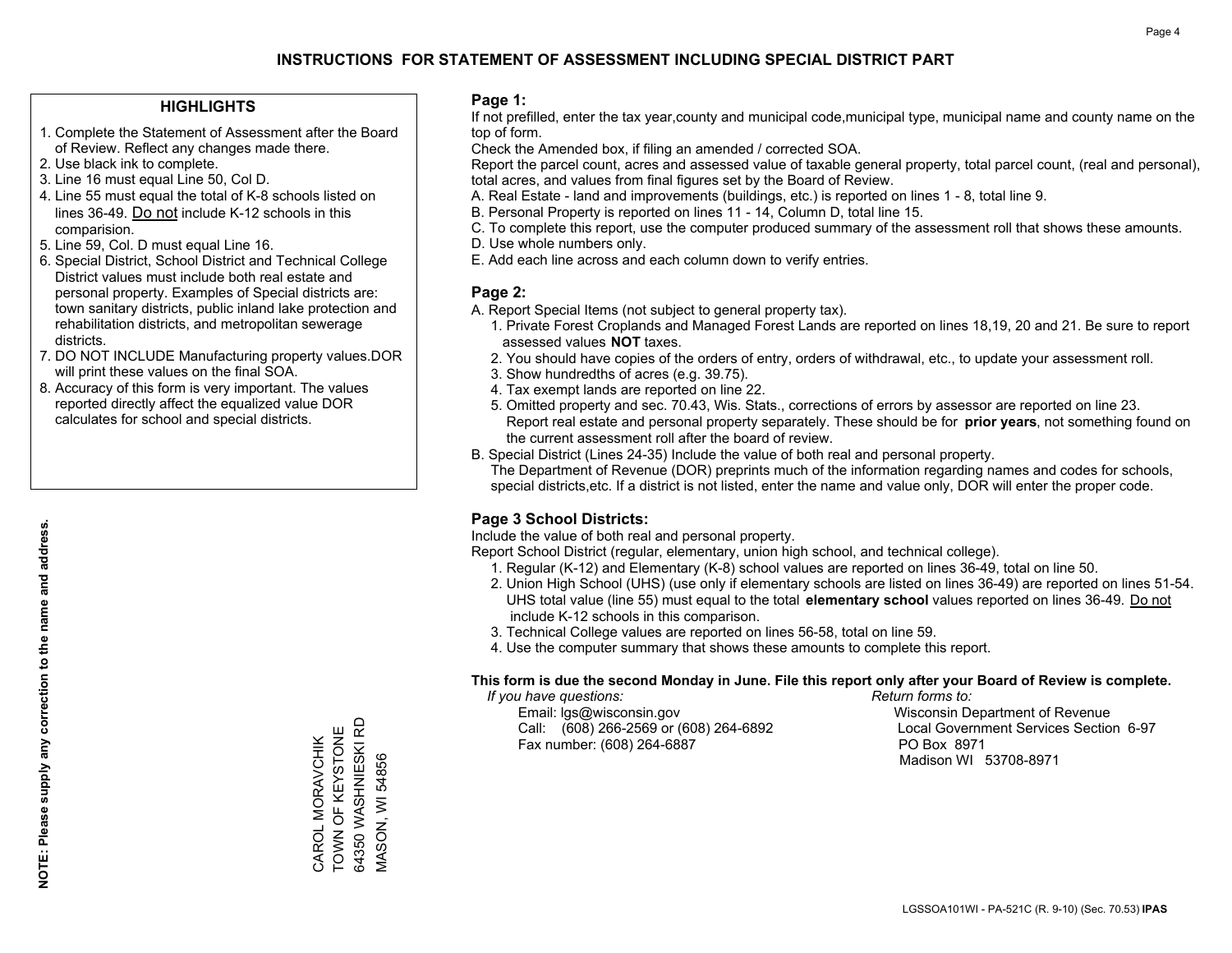# INSTRUCTIONS FOR STATEMENT OF ASSESSMENT INCLUDING SPECIAL DISTRICT PART

## HIGHLIGHTS

1. Complete the Statement of Assessment after the Board of Review. Reflect any changes made there.
2. Use black ink to complete.
3. Line 16 must equal Line 50, Col D.
4. Line 55 must equal the total of K-8 schools listed on lines 36-49. Do not include K-12 schools in this comparision.
5. Line 59, Col. D must equal Line 16.
6. Special District, School District and Technical College District values must include both real estate and personal property. Examples of Special districts are: town sanitary districts, public inland lake protection and rehabilitation districts, and metropolitan sewerage districts.
7. DO NOT INCLUDE Manufacturing property values.DOR will print these values on the final SOA.
8. Accuracy of this form is very important. The values reported directly affect the equalized value DOR calculates for school and special districts.

**NOTE: Please supply any correction to the name and address.**

CAROL MORAVCHIK
TOWN OF KEYSTONE
64350 WASHNIESKI RD
MASON, WI 54856

## Page 1:

If not prefilled, enter the tax year,county and municipal code,municipal type, municipal name and county name on the top of form.

Check the Amended box, if filing an amended / corrected SOA.

Report the parcel count, acres and assessed value of taxable general property, total parcel count, (real and personal), total acres, and values from final figures set by the Board of Review.

A. Real Estate - land and improvements (buildings, etc.) is reported on lines 1 - 8, total line 9.
B. Personal Property is reported on lines 11 - 14, Column D, total line 15.
C. To complete this report, use the computer produced summary of the assessment roll that shows these amounts.
D. Use whole numbers only.
E. Add each line across and each column down to verify entries.

## Page 2:

A. Report Special Items (not subject to general property tax).
   1. Private Forest Croplands and Managed Forest Lands are reported on lines 18,19, 20 and 21. Be sure to report assessed values **NOT** taxes.
   2. You should have copies of the orders of entry, orders of withdrawal, etc., to update your assessment roll.
   3. Show hundredths of acres (e.g. 39.75).
   4. Tax exempt lands are reported on line 22.
   5. Omitted property and sec. 70.43, Wis. Stats., corrections of errors by assessor are reported on line 23. Report real estate and personal property separately. These should be for **prior years**, not something found on the current assessment roll after the board of review.
B. Special District (Lines 24-35) Include the value of both real and personal property.
   The Department of Revenue (DOR) preprints much of the information regarding names and codes for schools, special districts,etc. If a district is not listed, enter the name and value only, DOR will enter the proper code.

## Page 3 School Districts:

Include the value of both real and personal property.

Report School District (regular, elementary, union high school, and technical college).

1. Regular (K-12) and Elementary (K-8) school values are reported on lines 36-49, total on line 50.
2. Union High School (UHS) (use only if elementary schools are listed on lines 36-49) are reported on lines 51-54. UHS total value (line 55) must equal to the total **elementary school** values reported on lines 36-49. Do not include K-12 schools in this comparison.
3. Technical College values are reported on lines 56-58, total on line 59.
4. Use the computer summary that shows these amounts to complete this report.

**This form is due the second Monday in June. File this report only after your Board of Review is complete.**

*If you have questions:*
Email: lgs@wisconsin.gov
Call: (608) 266-2569 or (608) 264-6892
Fax number: (608) 264-6887

*Return forms to:*
Wisconsin Department of Revenue
Local Government Services Section 6-97
PO Box 8971
Madison WI 53708-8971

LGSSOA101WI - PA-521C (R. 9-10) (Sec. 70.53) **IPAS**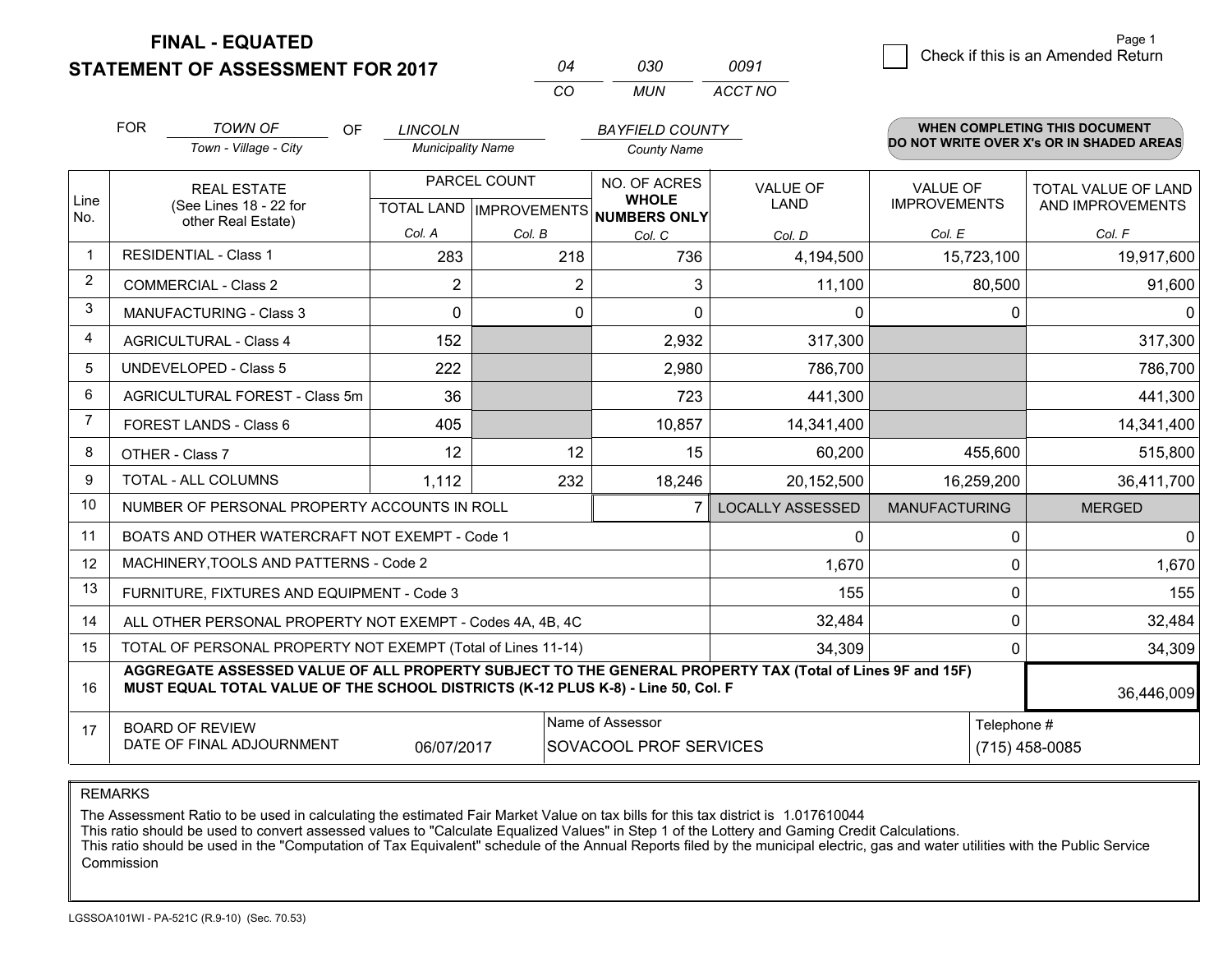# FINAL - EQUATED
# STATEMENT OF ASSESSMENT FOR 2017

| 04 | 030 | 0091 |
|---|---|---|
| CO | MUN | ACCT NO |

Page 1

☐ Check if this is an Amended Return

FOR *TOWN OF* (Town - Village - City) OF *LINCOLN* (Municipality Name) *BAYFIELD COUNTY* (County Name)

**WHEN COMPLETING THIS DOCUMENT DO NOT WRITE OVER X's OR IN SHADED AREAS**

| Line No. | REAL ESTATE (See Lines 18 - 22 for other Real Estate) | PARCEL COUNT TOTAL LAND Col. A | PARCEL COUNT IMPROVEMENTS Col. B | NO. OF ACRES WHOLE NUMBERS ONLY Col. C | VALUE OF LAND Col. D | VALUE OF IMPROVEMENTS Col. E | TOTAL VALUE OF LAND AND IMPROVEMENTS Col. F |
|---|---|---|---|---|---|---|---|
| 1 | RESIDENTIAL - Class 1 | 283 | 218 | 736 | 4,194,500 | 15,723,100 | 19,917,600 |
| 2 | COMMERCIAL - Class 2 | 2 | 2 | 3 | 11,100 | 80,500 | 91,600 |
| 3 | MANUFACTURING - Class 3 | 0 | 0 | 0 | 0 | 0 | 0 |
| 4 | AGRICULTURAL - Class 4 | 152 | | 2,932 | 317,300 | | 317,300 |
| 5 | UNDEVELOPED - Class 5 | 222 | | 2,980 | 786,700 | | 786,700 |
| 6 | AGRICULTURAL FOREST - Class 5m | 36 | | 723 | 441,300 | | 441,300 |
| 7 | FOREST LANDS - Class 6 | 405 | | 10,857 | 14,341,400 | | 14,341,400 |
| 8 | OTHER - Class 7 | 12 | 12 | 15 | 60,200 | 455,600 | 515,800 |
| 9 | TOTAL - ALL COLUMNS | 1,112 | 232 | 18,246 | 20,152,500 | 16,259,200 | 36,411,700 |
| 10 | NUMBER OF PERSONAL PROPERTY ACCOUNTS IN ROLL | | | 7 | LOCALLY ASSESSED | MANUFACTURING | MERGED |
| 11 | BOATS AND OTHER WATERCRAFT NOT EXEMPT - Code 1 | | | | 0 | 0 | 0 |
| 12 | MACHINERY,TOOLS AND PATTERNS - Code 2 | | | | 1,670 | 0 | 1,670 |
| 13 | FURNITURE, FIXTURES AND EQUIPMENT - Code 3 | | | | 155 | 0 | 155 |
| 14 | ALL OTHER PERSONAL PROPERTY NOT EXEMPT - Codes 4A, 4B, 4C | | | | 32,484 | 0 | 32,484 |
| 15 | TOTAL OF PERSONAL PROPERTY NOT EXEMPT (Total of Lines 11-14) | | | | 34,309 | 0 | 34,309 |
| 16 | **AGGREGATE ASSESSED VALUE OF ALL PROPERTY SUBJECT TO THE GENERAL PROPERTY TAX (Total of Lines 9F and 15F) MUST EQUAL TOTAL VALUE OF THE SCHOOL DISTRICTS (K-12 PLUS K-8) - Line 50, Col. F** | | | | | | 36,446,009 |
| 17 | BOARD OF REVIEW DATE OF FINAL ADJOURNMENT | 06/07/2017 | | Name of Assessor: SOVACOOL PROF SERVICES | | Telephone #: (715) 458-0085 | |

REMARKS

The Assessment Ratio to be used in calculating the estimated Fair Market Value on tax bills for this tax district is 1.017610044
This ratio should be used to convert assessed values to "Calculate Equalized Values" in Step 1 of the Lottery and Gaming Credit Calculations.
This ratio should be used in the "Computation of Tax Equivalent" schedule of the Annual Reports filed by the municipal electric, gas and water utilities with the Public Service Commission

LGSSOA101WI - PA-521C (R.9-10) (Sec. 70.53)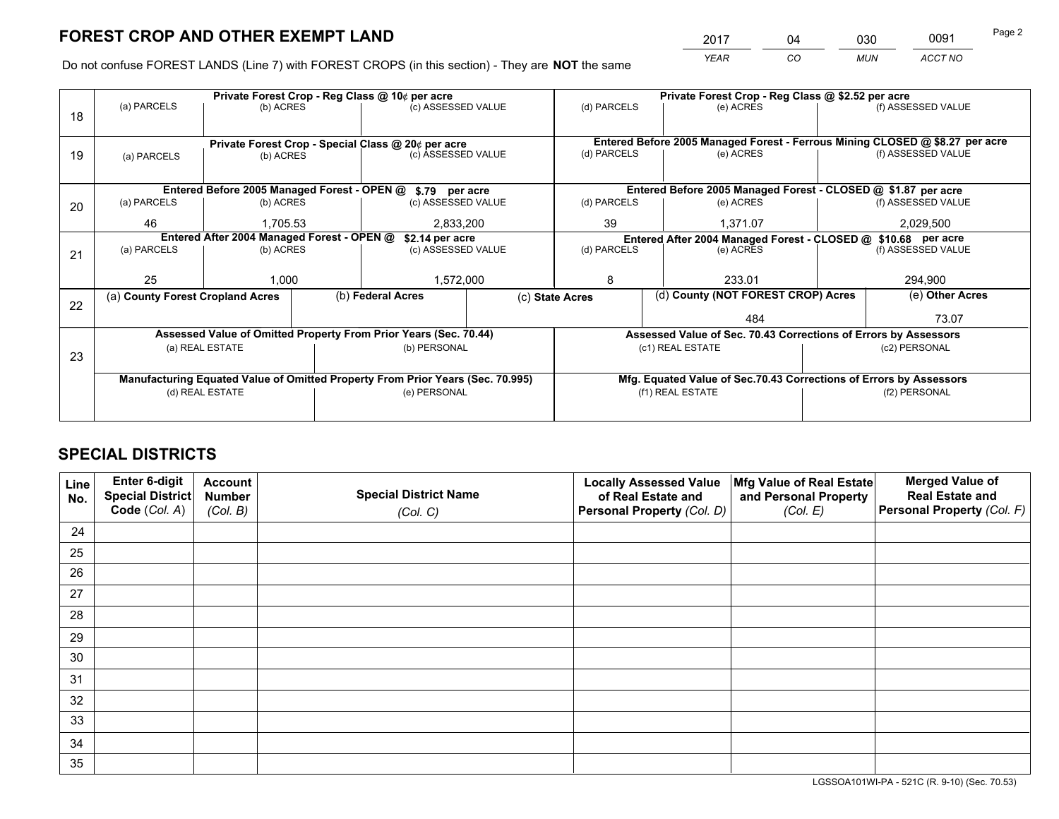# FOREST CROP AND OTHER EXEMPT LAND

| 2017 | 04 | 030 | 0091 |
|---|---|---|---|
| *YEAR* | *CO* | *MUN* | *ACCT NO* |

Do not confuse FOREST LANDS (Line 7) with FOREST CROPS (in this section) - They are **NOT** the same

| Line | Private Forest Crop - Reg Class @ 10¢ per acre | | | Private Forest Crop - Reg Class @ $2.52 per acre | | |
|---|---|---|---|---|---|---|
| 18 | (a) PARCELS | (b) ACRES | (c) ASSESSED VALUE | (d) PARCELS | (e) ACRES | (f) ASSESSED VALUE |
| | | | | | | |
| | **Private Forest Crop - Special Class @ 20¢ per acre** | | | **Entered Before 2005 Managed Forest - Ferrous Mining CLOSED @ $8.27 per acre** | | |
| 19 | (a) PARCELS | (b) ACRES | (c) ASSESSED VALUE | (d) PARCELS | (e) ACRES | (f) ASSESSED VALUE |
| | | | | | | |
| | **Entered Before 2005 Managed Forest - OPEN @ $.79 per acre** | | | **Entered Before 2005 Managed Forest - CLOSED @ $1.87 per acre** | | |
| 20 | (a) PARCELS | (b) ACRES | (c) ASSESSED VALUE | (d) PARCELS | (e) ACRES | (f) ASSESSED VALUE |
| | 46 | 1,705.53 | 2,833,200 | 39 | 1,371.07 | 2,029,500 |
| | **Entered After 2004 Managed Forest - OPEN @ $2.14 per acre** | | | **Entered After 2004 Managed Forest - CLOSED @ $10.68 per acre** | | |
| 21 | (a) PARCELS | (b) ACRES | (c) ASSESSED VALUE | (d) PARCELS | (e) ACRES | (f) ASSESSED VALUE |
| | 25 | 1,000 | 1,572,000 | 8 | 233.01 | 294,900 |

| Line | (a) County Forest Cropland Acres | (b) Federal Acres | (c) State Acres | (d) County (NOT FOREST CROP) Acres | (e) Other Acres |
|---|---|---|---|---|---|
| 22 | | | | 484 | 73.07 |

| Line | Assessed Value of Omitted Property From Prior Years (Sec. 70.44) | | Assessed Value of Sec. 70.43 Corrections of Errors by Assessors | |
|---|---|---|---|---|
| 23 | (a) REAL ESTATE | (b) PERSONAL | (c1) REAL ESTATE | (c2) PERSONAL |
| | | | | |
| | **Manufacturing Equated Value of Omitted Property From Prior Years (Sec. 70.995)** | | **Mfg. Equated Value of Sec.70.43 Corrections of Errors by Assessors** | |
| | (d) REAL ESTATE | (e) PERSONAL | (f1) REAL ESTATE | (f2) PERSONAL |
| | | | | |

# SPECIAL DISTRICTS

| Line No. | Enter 6-digit Special District Code (*Col. A*) | Account Number (*Col. B*) | Special District Name (*Col. C*) | Locally Assessed Value of Real Estate and Personal Property (*Col. D*) | Mfg Value of Real Estate and Personal Property (*Col. E*) | Merged Value of Real Estate and Personal Property (*Col. F*) |
|---|---|---|---|---|---|---|
| 24 | | | | | | |
| 25 | | | | | | |
| 26 | | | | | | |
| 27 | | | | | | |
| 28 | | | | | | |
| 29 | | | | | | |
| 30 | | | | | | |
| 31 | | | | | | |
| 32 | | | | | | |
| 33 | | | | | | |
| 34 | | | | | | |
| 35 | | | | | | |

LGSSOA101WI-PA - 521C (R. 9-10) (Sec. 70.53)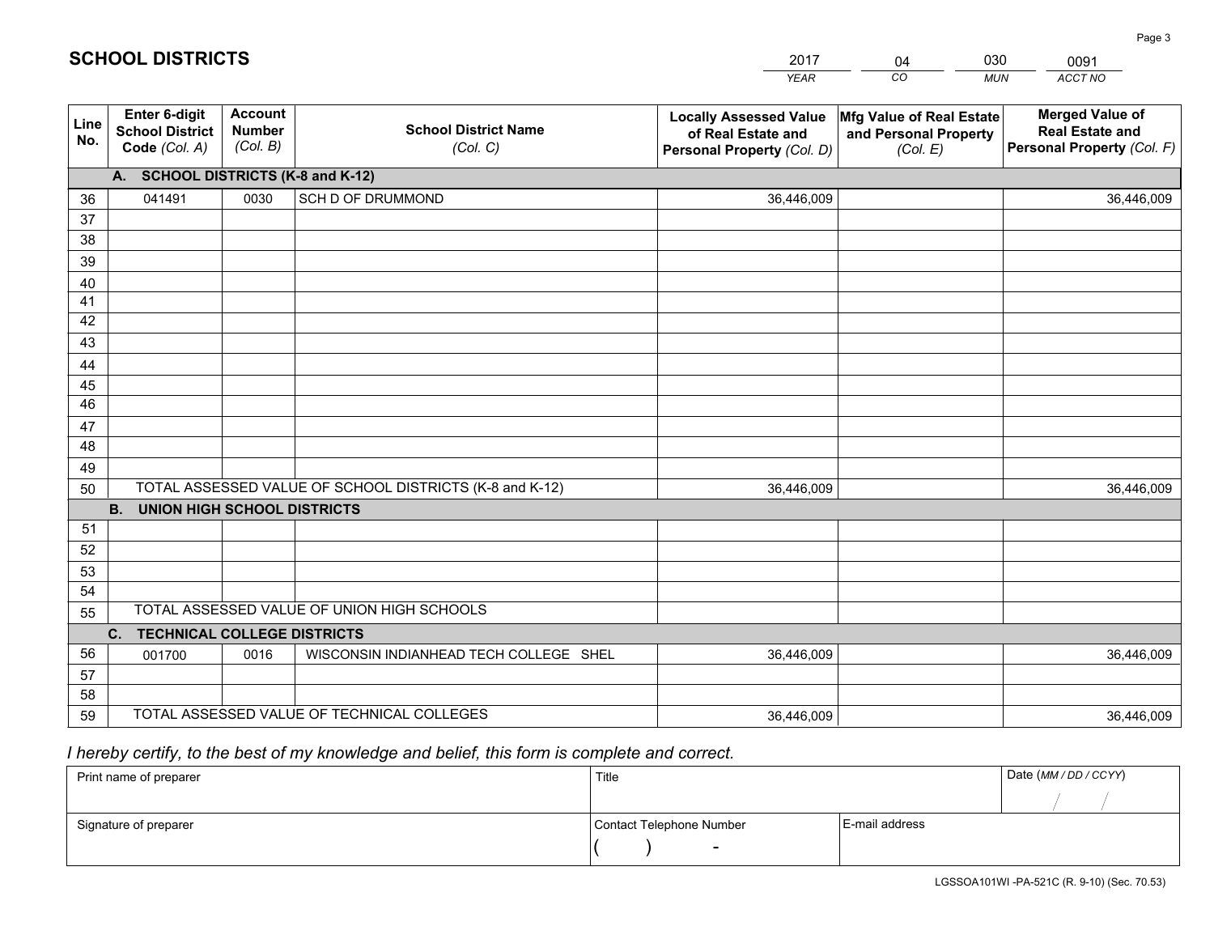# SCHOOL DISTRICTS

| 2017 | 04 | 030 | 0091 |
|---|---|---|---|
| *YEAR* | *CO* | *MUN* | *ACCT NO* |

| Line No. | Enter 6-digit School District Code *(Col. A)* | Account Number *(Col. B)* | School District Name *(Col. C)* | Locally Assessed Value of Real Estate and Personal Property *(Col. D)* | Mfg Value of Real Estate and Personal Property *(Col. E)* | Merged Value of Real Estate and Personal Property *(Col. F)* |
|---|---|---|---|---|---|---|
| **A. SCHOOL DISTRICTS (K-8 and K-12)** | | | | | | |
| 36 | 041491 | 0030 | SCH D OF DRUMMOND | 36,446,009 | | 36,446,009 |
| 37 | | | | | | |
| 38 | | | | | | |
| 39 | | | | | | |
| 40 | | | | | | |
| 41 | | | | | | |
| 42 | | | | | | |
| 43 | | | | | | |
| 44 | | | | | | |
| 45 | | | | | | |
| 46 | | | | | | |
| 47 | | | | | | |
| 48 | | | | | | |
| 49 | | | | | | |
| 50 | TOTAL ASSESSED VALUE OF SCHOOL DISTRICTS (K-8 and K-12) | | | 36,446,009 | | 36,446,009 |
| **B. UNION HIGH SCHOOL DISTRICTS** | | | | | | |
| 51 | | | | | | |
| 52 | | | | | | |
| 53 | | | | | | |
| 54 | | | | | | |
| 55 | TOTAL ASSESSED VALUE OF UNION HIGH SCHOOLS | | | | | |
| **C. TECHNICAL COLLEGE DISTRICTS** | | | | | | |
| 56 | 001700 | 0016 | WISCONSIN INDIANHEAD TECH COLLEGE SHEL | 36,446,009 | | 36,446,009 |
| 57 | | | | | | |
| 58 | | | | | | |
| 59 | TOTAL ASSESSED VALUE OF TECHNICAL COLLEGES | | | 36,446,009 | | 36,446,009 |

*I hereby certify, to the best of my knowledge and belief, this form is complete and correct.*

| Print name of preparer | Title | | Date *(MM / DD / CCYY)* |
|---|---|---|---|
| | | | / / |
| Signature of preparer | Contact Telephone Number | E-mail address | |
| | ( ) - | | |

LGSSOA101WI -PA-521C (R. 9-10) (Sec. 70.53)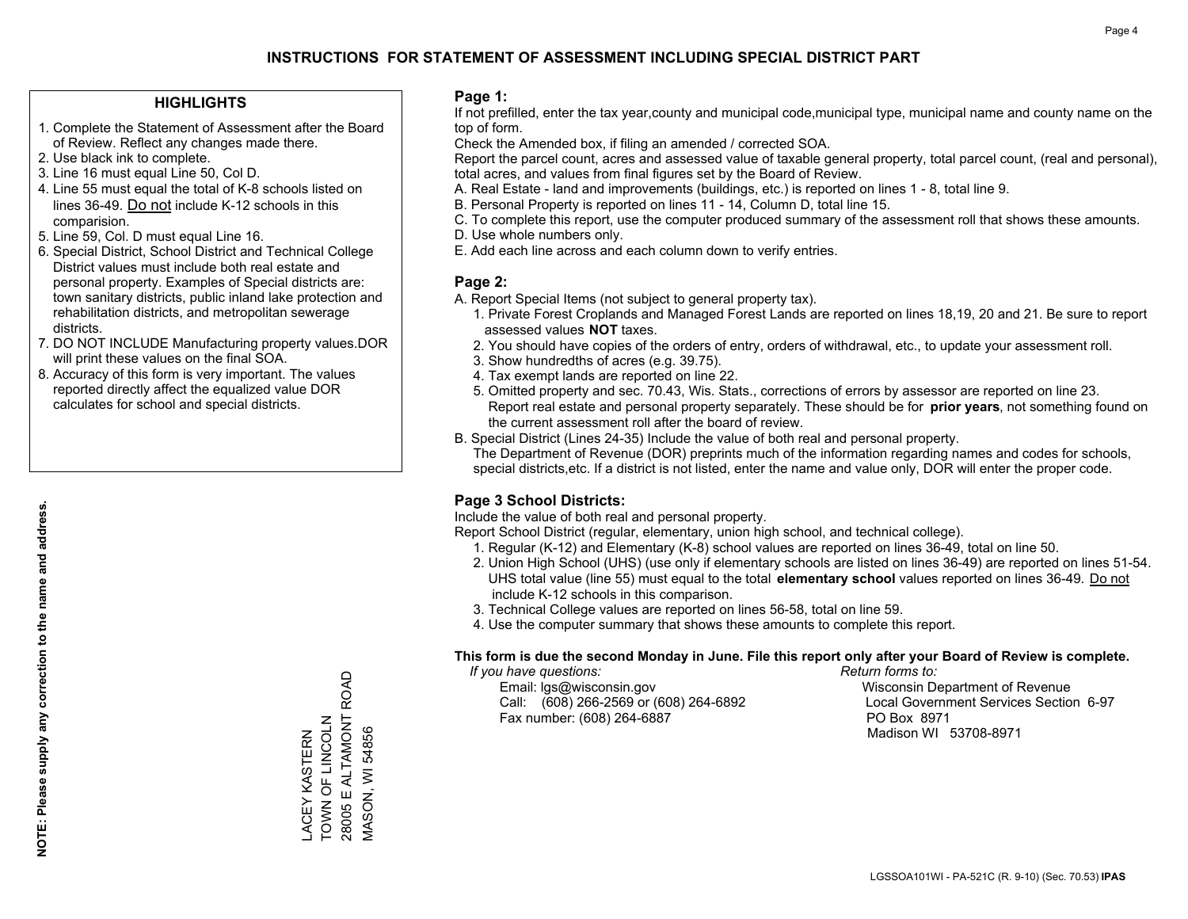# INSTRUCTIONS FOR STATEMENT OF ASSESSMENT INCLUDING SPECIAL DISTRICT PART

## HIGHLIGHTS

1. Complete the Statement of Assessment after the Board of Review. Reflect any changes made there.
2. Use black ink to complete.
3. Line 16 must equal Line 50, Col D.
4. Line 55 must equal the total of K-8 schools listed on lines 36-49. Do not include K-12 schools in this comparision.
5. Line 59, Col. D must equal Line 16.
6. Special District, School District and Technical College District values must include both real estate and personal property. Examples of Special districts are: town sanitary districts, public inland lake protection and rehabilitation districts, and metropolitan sewerage districts.
7. DO NOT INCLUDE Manufacturing property values.DOR will print these values on the final SOA.
8. Accuracy of this form is very important. The values reported directly affect the equalized value DOR calculates for school and special districts.

**NOTE: Please supply any correction to the name and address.**

LACEY KASTERN
TOWN OF LINCOLN
28005 E ALTAMONT ROAD
MASON, WI 54856

## Page 1:

If not prefilled, enter the tax year,county and municipal code,municipal type, municipal name and county name on the top of form.

Check the Amended box, if filing an amended / corrected SOA.

Report the parcel count, acres and assessed value of taxable general property, total parcel count, (real and personal), total acres, and values from final figures set by the Board of Review.

A. Real Estate - land and improvements (buildings, etc.) is reported on lines 1 - 8, total line 9.
B. Personal Property is reported on lines 11 - 14, Column D, total line 15.
C. To complete this report, use the computer produced summary of the assessment roll that shows these amounts.
D. Use whole numbers only.
E. Add each line across and each column down to verify entries.

## Page 2:

A. Report Special Items (not subject to general property tax).
  1. Private Forest Croplands and Managed Forest Lands are reported on lines 18,19, 20 and 21. Be sure to report assessed values **NOT** taxes.
  2. You should have copies of the orders of entry, orders of withdrawal, etc., to update your assessment roll.
  3. Show hundredths of acres (e.g. 39.75).
  4. Tax exempt lands are reported on line 22.
  5. Omitted property and sec. 70.43, Wis. Stats., corrections of errors by assessor are reported on line 23. Report real estate and personal property separately. These should be for **prior years**, not something found on the current assessment roll after the board of review.

B. Special District (Lines 24-35) Include the value of both real and personal property.
The Department of Revenue (DOR) preprints much of the information regarding names and codes for schools, special districts,etc. If a district is not listed, enter the name and value only, DOR will enter the proper code.

## Page 3 School Districts:

Include the value of both real and personal property.

Report School District (regular, elementary, union high school, and technical college).

1. Regular (K-12) and Elementary (K-8) school values are reported on lines 36-49, total on line 50.
2. Union High School (UHS) (use only if elementary schools are listed on lines 36-49) are reported on lines 51-54. UHS total value (line 55) must equal to the total **elementary school** values reported on lines 36-49. Do not include K-12 schools in this comparison.
3. Technical College values are reported on lines 56-58, total on line 59.
4. Use the computer summary that shows these amounts to complete this report.

**This form is due the second Monday in June. File this report only after your Board of Review is complete.**

*If you have questions:*
Email: lgs@wisconsin.gov
Call: (608) 266-2569 or (608) 264-6892
Fax number: (608) 264-6887

*Return forms to:*
Wisconsin Department of Revenue
Local Government Services Section 6-97
PO Box 8971
Madison WI 53708-8971

LGSSOA101WI - PA-521C (R. 9-10) (Sec. 70.53) **IPAS**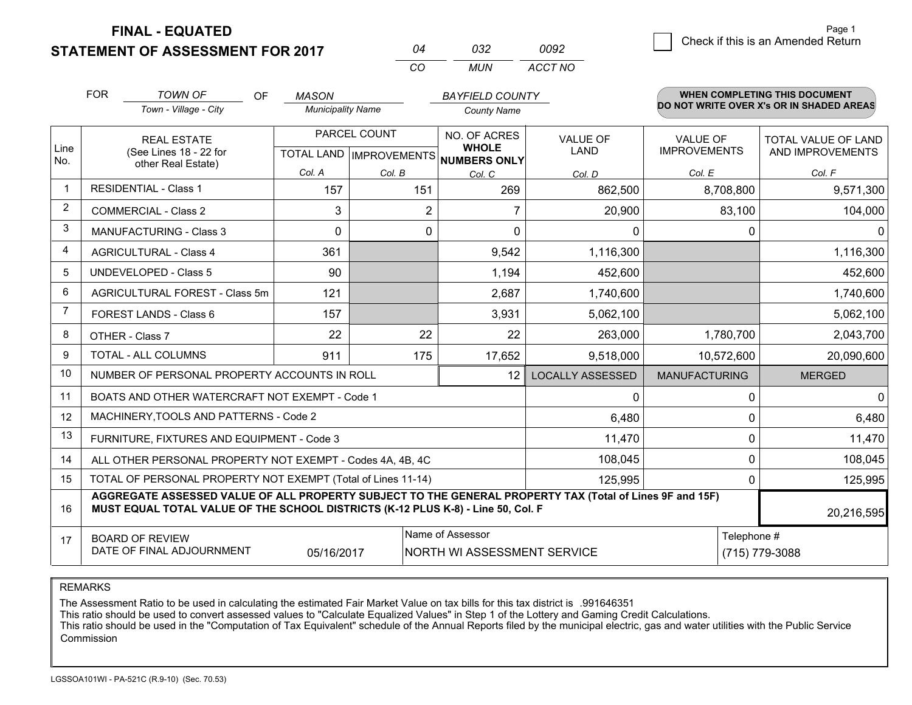# FINAL - EQUATED
## STATEMENT OF ASSESSMENT FOR 2017

| 04 | 032 | 0092 |
|---|---|---|
| CO | MUN | ACCT NO |

Page 1

☐ Check if this is an Amended Return

FOR *TOWN OF* (Town - Village - City) OF *MASON* (Municipality Name) *BAYFIELD COUNTY* (County Name)

**WHEN COMPLETING THIS DOCUMENT DO NOT WRITE OVER X's OR IN SHADED AREAS**

| Line No. | REAL ESTATE (See Lines 18 - 22 for other Real Estate) | PARCEL COUNT | | NO. OF ACRES WHOLE NUMBERS ONLY | VALUE OF LAND | VALUE OF IMPROVEMENTS | TOTAL VALUE OF LAND AND IMPROVEMENTS |
|---|---|---|---|---|---|---|---|
| | | TOTAL LAND Col. A | IMPROVEMENTS Col. B | Col. C | Col. D | Col. E | Col. F |
| 1 | RESIDENTIAL - Class 1 | 157 | 151 | 269 | 862,500 | 8,708,800 | 9,571,300 |
| 2 | COMMERCIAL - Class 2 | 3 | 2 | 7 | 20,900 | 83,100 | 104,000 |
| 3 | MANUFACTURING - Class 3 | 0 | 0 | 0 | 0 | 0 | 0 |
| 4 | AGRICULTURAL - Class 4 | 361 | | 9,542 | 1,116,300 | | 1,116,300 |
| 5 | UNDEVELOPED - Class 5 | 90 | | 1,194 | 452,600 | | 452,600 |
| 6 | AGRICULTURAL FOREST - Class 5m | 121 | | 2,687 | 1,740,600 | | 1,740,600 |
| 7 | FOREST LANDS - Class 6 | 157 | | 3,931 | 5,062,100 | | 5,062,100 |
| 8 | OTHER - Class 7 | 22 | 22 | 22 | 263,000 | 1,780,700 | 2,043,700 |
| 9 | TOTAL - ALL COLUMNS | 911 | 175 | 17,652 | 9,518,000 | 10,572,600 | 20,090,600 |
| 10 | NUMBER OF PERSONAL PROPERTY ACCOUNTS IN ROLL | | | 12 | LOCALLY ASSESSED | MANUFACTURING | MERGED |
| 11 | BOATS AND OTHER WATERCRAFT NOT EXEMPT - Code 1 | | | | 0 | 0 | 0 |
| 12 | MACHINERY,TOOLS AND PATTERNS - Code 2 | | | | 6,480 | 0 | 6,480 |
| 13 | FURNITURE, FIXTURES AND EQUIPMENT - Code 3 | | | | 11,470 | 0 | 11,470 |
| 14 | ALL OTHER PERSONAL PROPERTY NOT EXEMPT - Codes 4A, 4B, 4C | | | | 108,045 | 0 | 108,045 |
| 15 | TOTAL OF PERSONAL PROPERTY NOT EXEMPT (Total of Lines 11-14) | | | | 125,995 | 0 | 125,995 |
| 16 | **AGGREGATE ASSESSED VALUE OF ALL PROPERTY SUBJECT TO THE GENERAL PROPERTY TAX (Total of Lines 9F and 15F) MUST EQUAL TOTAL VALUE OF THE SCHOOL DISTRICTS (K-12 PLUS K-8) - Line 50, Col. F** | | | | | | 20,216,595 |
| 17 | BOARD OF REVIEW DATE OF FINAL ADJOURNMENT | 05/16/2017 | | Name of Assessor: NORTH WI ASSESSMENT SERVICE | | | Telephone #: (715) 779-3088 |

REMARKS

The Assessment Ratio to be used in calculating the estimated Fair Market Value on tax bills for this tax district is .991646351
This ratio should be used to convert assessed values to "Calculate Equalized Values" in Step 1 of the Lottery and Gaming Credit Calculations.
This ratio should be used in the "Computation of Tax Equivalent" schedule of the Annual Reports filed by the municipal electric, gas and water utilities with the Public Service Commission

LGSSOA101WI - PA-521C (R.9-10) (Sec. 70.53)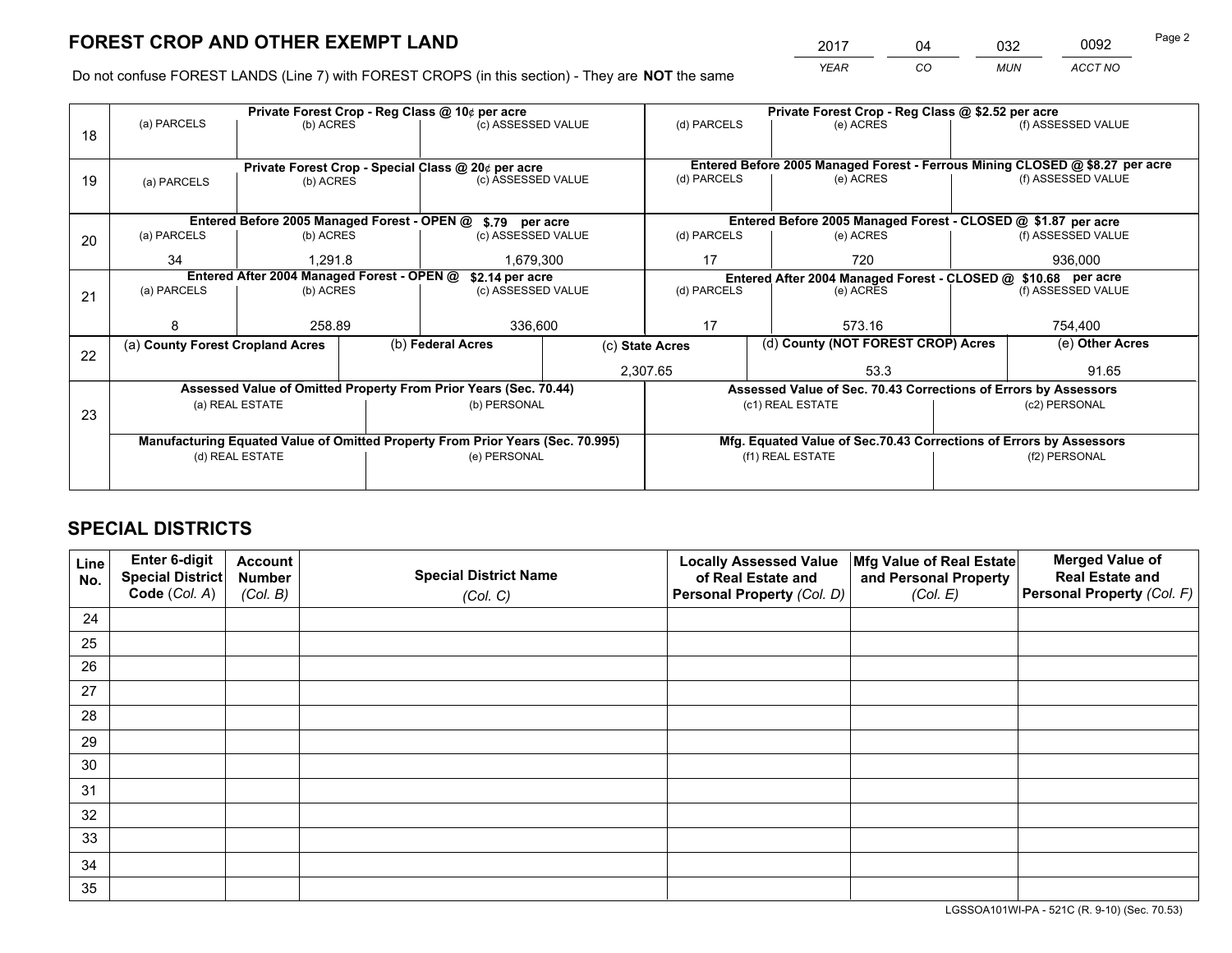# FOREST CROP AND OTHER EXEMPT LAND

| 2017 | 04 | 032 | 0092 |
|---|---|---|---|
| *YEAR* | *CO* | *MUN* | *ACCT NO* |

Do not confuse FOREST LANDS (Line 7) with FOREST CROPS (in this section) - They are **NOT** the same

| Line | Private Forest Crop - Reg Class @ 10¢ per acre | | | Private Forest Crop - Reg Class @ $2.52 per acre | | |
|---|---|---|---|---|---|---|
| 18 | (a) PARCELS | (b) ACRES | (c) ASSESSED VALUE | (d) PARCELS | (e) ACRES | (f) ASSESSED VALUE |
| | | | | | | |
| | **Private Forest Crop - Special Class @ 20¢ per acre** | | | **Entered Before 2005 Managed Forest - Ferrous Mining CLOSED @ $8.27 per acre** | | |
| 19 | (a) PARCELS | (b) ACRES | (c) ASSESSED VALUE | (d) PARCELS | (e) ACRES | (f) ASSESSED VALUE |
| | | | | | | |
| | **Entered Before 2005 Managed Forest - OPEN @ $.79 per acre** | | | **Entered Before 2005 Managed Forest - CLOSED @ $1.87 per acre** | | |
| 20 | (a) PARCELS | (b) ACRES | (c) ASSESSED VALUE | (d) PARCELS | (e) ACRES | (f) ASSESSED VALUE |
| | 34 | 1,291.8 | 1,679,300 | 17 | 720 | 936,000 |
| | **Entered After 2004 Managed Forest - OPEN @ $2.14 per acre** | | | **Entered After 2004 Managed Forest - CLOSED @ $10.68 per acre** | | |
| 21 | (a) PARCELS | (b) ACRES | (c) ASSESSED VALUE | (d) PARCELS | (e) ACRES | (f) ASSESSED VALUE |
| | 8 | 258.89 | 336,600 | 17 | 573.16 | 754,400 |

| Line | (a) County Forest Cropland Acres | (b) Federal Acres | (c) State Acres | (d) County (NOT FOREST CROP) Acres | (e) Other Acres |
|---|---|---|---|---|---|
| 22 | | | 2,307.65 | 53.3 | 91.65 |

| Line | Assessed Value of Omitted Property From Prior Years (Sec. 70.44) | | Assessed Value of Sec. 70.43 Corrections of Errors by Assessors | |
|---|---|---|---|---|
| 23 | (a) REAL ESTATE | (b) PERSONAL | (c1) REAL ESTATE | (c2) PERSONAL |
| | | | | |
| | **Manufacturing Equated Value of Omitted Property From Prior Years (Sec. 70.995)** | | **Mfg. Equated Value of Sec.70.43 Corrections of Errors by Assessors** | |
| | (d) REAL ESTATE | (e) PERSONAL | (f1) REAL ESTATE | (f2) PERSONAL |
| | | | | |

# SPECIAL DISTRICTS

| Line No. | Enter 6-digit Special District Code (*Col. A*) | Account Number (*Col. B*) | Special District Name (*Col. C*) | Locally Assessed Value of Real Estate and Personal Property (*Col. D*) | Mfg Value of Real Estate and Personal Property (*Col. E*) | Merged Value of Real Estate and Personal Property (*Col. F*) |
|---|---|---|---|---|---|---|
| 24 | | | | | | |
| 25 | | | | | | |
| 26 | | | | | | |
| 27 | | | | | | |
| 28 | | | | | | |
| 29 | | | | | | |
| 30 | | | | | | |
| 31 | | | | | | |
| 32 | | | | | | |
| 33 | | | | | | |
| 34 | | | | | | |
| 35 | | | | | | |

LGSSOA101WI-PA - 521C (R. 9-10) (Sec. 70.53)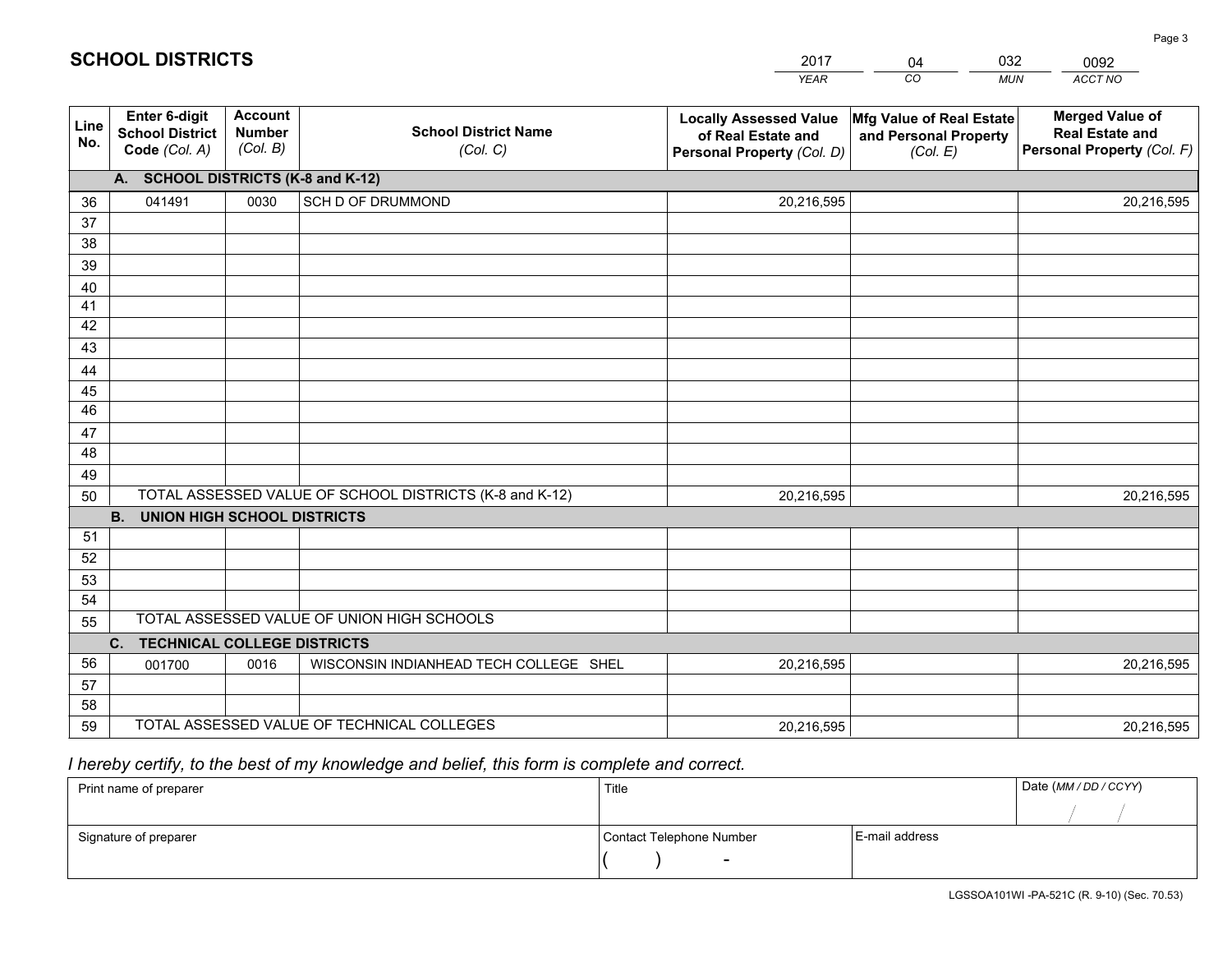# SCHOOL DISTRICTS

| 2017 | 04 | 032 | 0092 |
|---|---|---|---|
| YEAR | CO | MUN | ACCT NO |

| Line No. | Enter 6-digit School District Code (Col. A) | Account Number (Col. B) | School District Name (Col. C) | Locally Assessed Value of Real Estate and Personal Property (Col. D) | Mfg Value of Real Estate and Personal Property (Col. E) | Merged Value of Real Estate and Personal Property (Col. F) |
|---|---|---|---|---|---|---|
| | **A. SCHOOL DISTRICTS (K-8 and K-12)** | | | | | |
| 36 | 041491 | 0030 | SCH D OF DRUMMOND | 20,216,595 | | 20,216,595 |
| 37 | | | | | | |
| 38 | | | | | | |
| 39 | | | | | | |
| 40 | | | | | | |
| 41 | | | | | | |
| 42 | | | | | | |
| 43 | | | | | | |
| 44 | | | | | | |
| 45 | | | | | | |
| 46 | | | | | | |
| 47 | | | | | | |
| 48 | | | | | | |
| 49 | | | | | | |
| 50 | TOTAL ASSESSED VALUE OF SCHOOL DISTRICTS (K-8 and K-12) | | | 20,216,595 | | 20,216,595 |
| | **B. UNION HIGH SCHOOL DISTRICTS** | | | | | |
| 51 | | | | | | |
| 52 | | | | | | |
| 53 | | | | | | |
| 54 | | | | | | |
| 55 | TOTAL ASSESSED VALUE OF UNION HIGH SCHOOLS | | | | | |
| | **C. TECHNICAL COLLEGE DISTRICTS** | | | | | |
| 56 | 001700 | 0016 | WISCONSIN INDIANHEAD TECH COLLEGE SHEL | 20,216,595 | | 20,216,595 |
| 57 | | | | | | |
| 58 | | | | | | |
| 59 | TOTAL ASSESSED VALUE OF TECHNICAL COLLEGES | | | 20,216,595 | | 20,216,595 |

*I hereby certify, to the best of my knowledge and belief, this form is complete and correct.*

| Print name of preparer | Title | | Date (MM / DD / CCYY) |
|---|---|---|---|
| | | | / / |
| Signature of preparer | Contact Telephone Number | E-mail address | |
| | ( ) - | | |

LGSSOA101WI -PA-521C (R. 9-10) (Sec. 70.53)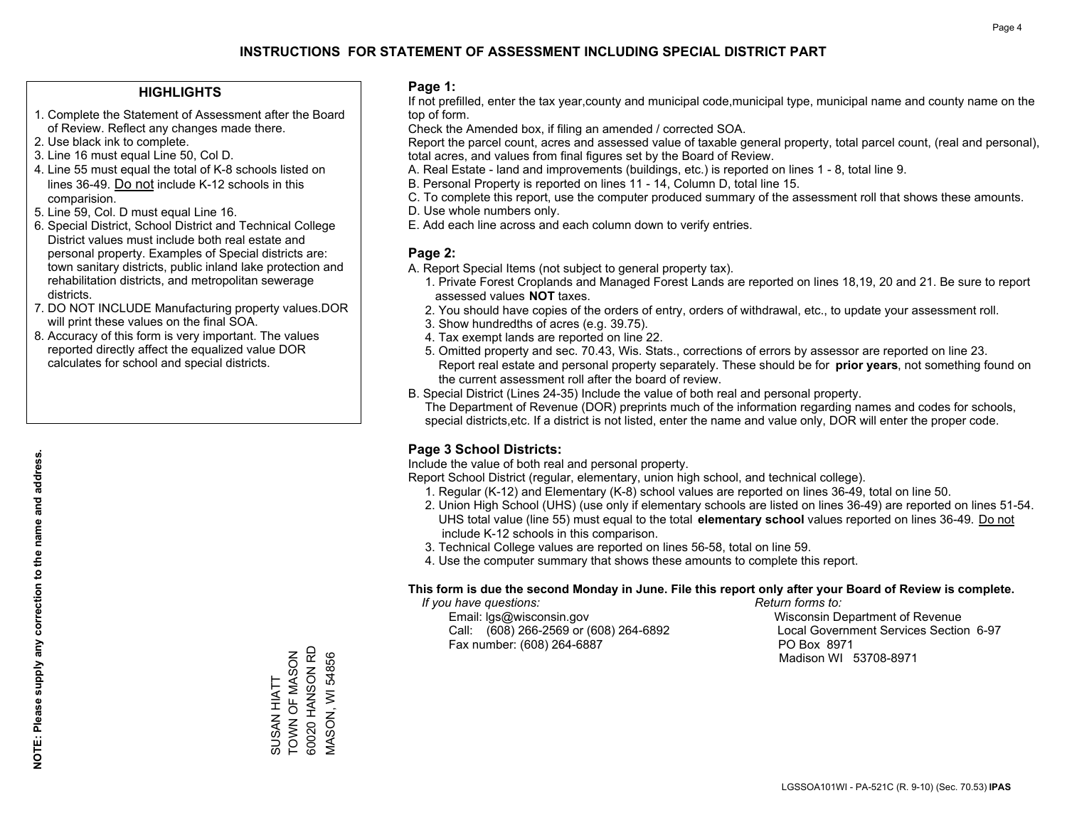# INSTRUCTIONS FOR STATEMENT OF ASSESSMENT INCLUDING SPECIAL DISTRICT PART

## HIGHLIGHTS

1. Complete the Statement of Assessment after the Board of Review. Reflect any changes made there.
2. Use black ink to complete.
3. Line 16 must equal Line 50, Col D.
4. Line 55 must equal the total of K-8 schools listed on lines 36-49. Do not include K-12 schools in this comparision.
5. Line 59, Col. D must equal Line 16.
6. Special District, School District and Technical College District values must include both real estate and personal property. Examples of Special districts are: town sanitary districts, public inland lake protection and rehabilitation districts, and metropolitan sewerage districts.
7. DO NOT INCLUDE Manufacturing property values.DOR will print these values on the final SOA.
8. Accuracy of this form is very important. The values reported directly affect the equalized value DOR calculates for school and special districts.

**NOTE: Please supply any correction to the name and address.**

SUSAN HIATT
TOWN OF MASON
60020 HANSON RD
MASON, WI 54856

## Page 1:

If not prefilled, enter the tax year,county and municipal code,municipal type, municipal name and county name on the top of form.

Check the Amended box, if filing an amended / corrected SOA.

Report the parcel count, acres and assessed value of taxable general property, total parcel count, (real and personal), total acres, and values from final figures set by the Board of Review.

A. Real Estate - land and improvements (buildings, etc.) is reported on lines 1 - 8, total line 9.
B. Personal Property is reported on lines 11 - 14, Column D, total line 15.
C. To complete this report, use the computer produced summary of the assessment roll that shows these amounts.
D. Use whole numbers only.
E. Add each line across and each column down to verify entries.

## Page 2:

A. Report Special Items (not subject to general property tax).
   1. Private Forest Croplands and Managed Forest Lands are reported on lines 18,19, 20 and 21. Be sure to report assessed values **NOT** taxes.
   2. You should have copies of the orders of entry, orders of withdrawal, etc., to update your assessment roll.
   3. Show hundredths of acres (e.g. 39.75).
   4. Tax exempt lands are reported on line 22.
   5. Omitted property and sec. 70.43, Wis. Stats., corrections of errors by assessor are reported on line 23. Report real estate and personal property separately. These should be for **prior years**, not something found on the current assessment roll after the board of review.

B. Special District (Lines 24-35) Include the value of both real and personal property.
   The Department of Revenue (DOR) preprints much of the information regarding names and codes for schools, special districts,etc. If a district is not listed, enter the name and value only, DOR will enter the proper code.

## Page 3 School Districts:

Include the value of both real and personal property.

Report School District (regular, elementary, union high school, and technical college).

1. Regular (K-12) and Elementary (K-8) school values are reported on lines 36-49, total on line 50.
2. Union High School (UHS) (use only if elementary schools are listed on lines 36-49) are reported on lines 51-54. UHS total value (line 55) must equal to the total **elementary school** values reported on lines 36-49. Do not include K-12 schools in this comparison.
3. Technical College values are reported on lines 56-58, total on line 59.
4. Use the computer summary that shows these amounts to complete this report.

**This form is due the second Monday in June. File this report only after your Board of Review is complete.**

*If you have questions:*
Email: lgs@wisconsin.gov
Call: (608) 266-2569 or (608) 264-6892
Fax number: (608) 264-6887

*Return forms to:*
Wisconsin Department of Revenue
Local Government Services Section 6-97
PO Box 8971
Madison WI 53708-8971

LGSSOA101WI - PA-521C (R. 9-10) (Sec. 70.53) **IPAS**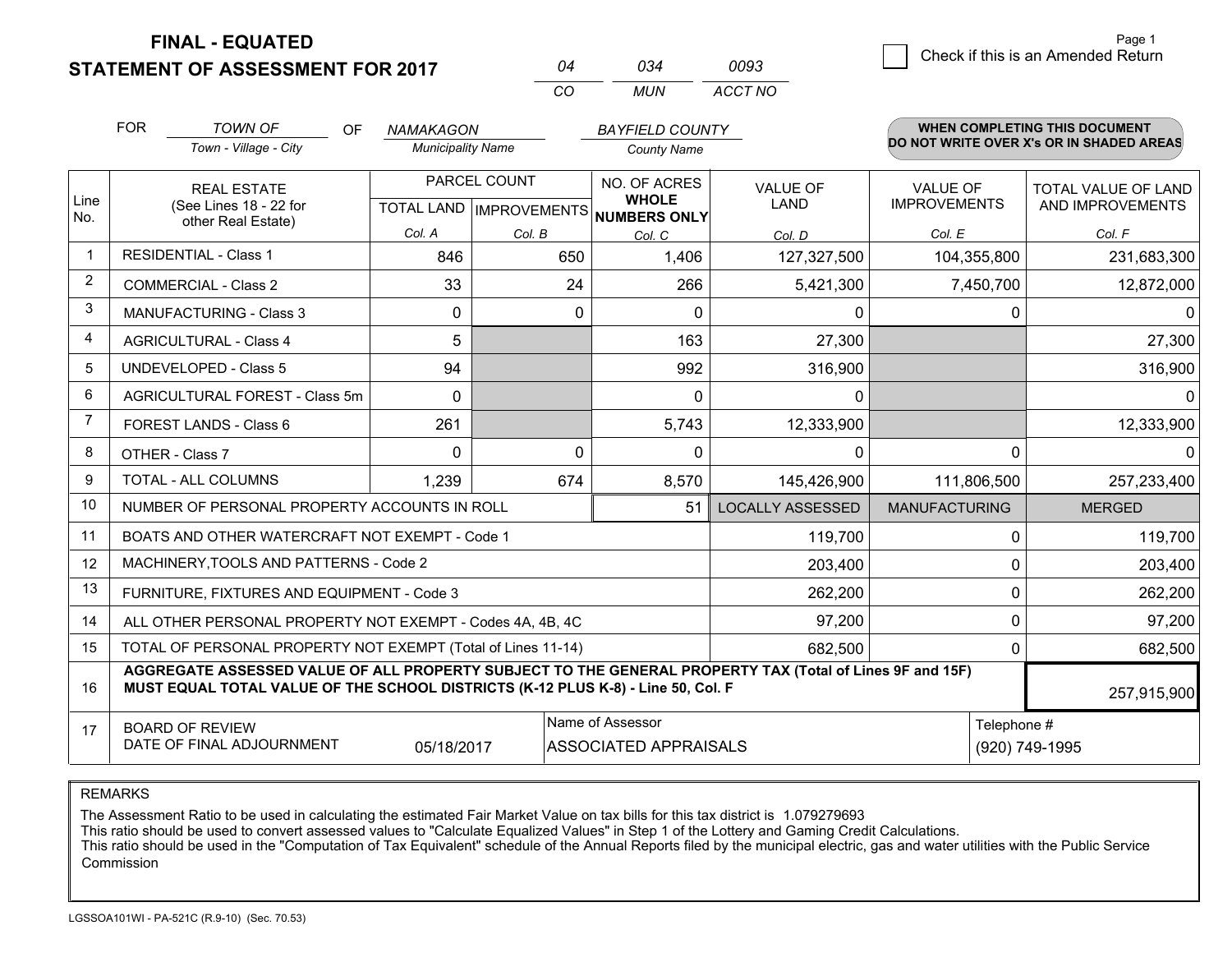**FINAL - EQUATED**
**STATEMENT OF ASSESSMENT FOR 2017**

| 04 | 034 | 0093 |
|---|---|---|
| CO | MUN | ACCT NO |

Page 1

☐ Check if this is an Amended Return

FOR *TOWN OF* (Town - Village - City) OF *NAMAKAGON* (Municipality Name) *BAYFIELD COUNTY* (County Name)

**WHEN COMPLETING THIS DOCUMENT DO NOT WRITE OVER X's OR IN SHADED AREAS**

| Line No. | REAL ESTATE (See Lines 18 - 22 for other Real Estate) | PARCEL COUNT TOTAL LAND Col. A | PARCEL COUNT IMPROVEMENTS Col. B | NO. OF ACRES WHOLE NUMBERS ONLY Col. C | VALUE OF LAND Col. D | VALUE OF IMPROVEMENTS Col. E | TOTAL VALUE OF LAND AND IMPROVEMENTS Col. F |
|---|---|---|---|---|---|---|---|
| 1 | RESIDENTIAL - Class 1 | 846 | 650 | 1,406 | 127,327,500 | 104,355,800 | 231,683,300 |
| 2 | COMMERCIAL - Class 2 | 33 | 24 | 266 | 5,421,300 | 7,450,700 | 12,872,000 |
| 3 | MANUFACTURING - Class 3 | 0 | 0 | 0 | 0 | 0 | 0 |
| 4 | AGRICULTURAL - Class 4 | 5 | | 163 | 27,300 | | 27,300 |
| 5 | UNDEVELOPED - Class 5 | 94 | | 992 | 316,900 | | 316,900 |
| 6 | AGRICULTURAL FOREST - Class 5m | 0 | | 0 | 0 | | 0 |
| 7 | FOREST LANDS - Class 6 | 261 | | 5,743 | 12,333,900 | | 12,333,900 |
| 8 | OTHER - Class 7 | 0 | 0 | 0 | 0 | 0 | 0 |
| 9 | TOTAL - ALL COLUMNS | 1,239 | 674 | 8,570 | 145,426,900 | 111,806,500 | 257,233,400 |
| 10 | NUMBER OF PERSONAL PROPERTY ACCOUNTS IN ROLL | | | 51 | LOCALLY ASSESSED | MANUFACTURING | MERGED |
| 11 | BOATS AND OTHER WATERCRAFT NOT EXEMPT - Code 1 | | | | 119,700 | 0 | 119,700 |
| 12 | MACHINERY,TOOLS AND PATTERNS - Code 2 | | | | 203,400 | 0 | 203,400 |
| 13 | FURNITURE, FIXTURES AND EQUIPMENT - Code 3 | | | | 262,200 | 0 | 262,200 |
| 14 | ALL OTHER PERSONAL PROPERTY NOT EXEMPT - Codes 4A, 4B, 4C | | | | 97,200 | 0 | 97,200 |
| 15 | TOTAL OF PERSONAL PROPERTY NOT EXEMPT (Total of Lines 11-14) | | | | 682,500 | 0 | 682,500 |
| 16 | **AGGREGATE ASSESSED VALUE OF ALL PROPERTY SUBJECT TO THE GENERAL PROPERTY TAX (Total of Lines 9F and 15F) MUST EQUAL TOTAL VALUE OF THE SCHOOL DISTRICTS (K-12 PLUS K-8) - Line 50, Col. F** | | | | | | 257,915,900 |
| 17 | BOARD OF REVIEW DATE OF FINAL ADJOURNMENT | 05/18/2017 | Name of Assessor: ASSOCIATED APPRAISALS | | | Telephone #: (920) 749-1995 | |

REMARKS

The Assessment Ratio to be used in calculating the estimated Fair Market Value on tax bills for this tax district is 1.079279693
This ratio should be used to convert assessed values to "Calculate Equalized Values" in Step 1 of the Lottery and Gaming Credit Calculations.
This ratio should be used in the "Computation of Tax Equivalent" schedule of the Annual Reports filed by the municipal electric, gas and water utilities with the Public Service Commission

LGSSOA101WI - PA-521C (R.9-10) (Sec. 70.53)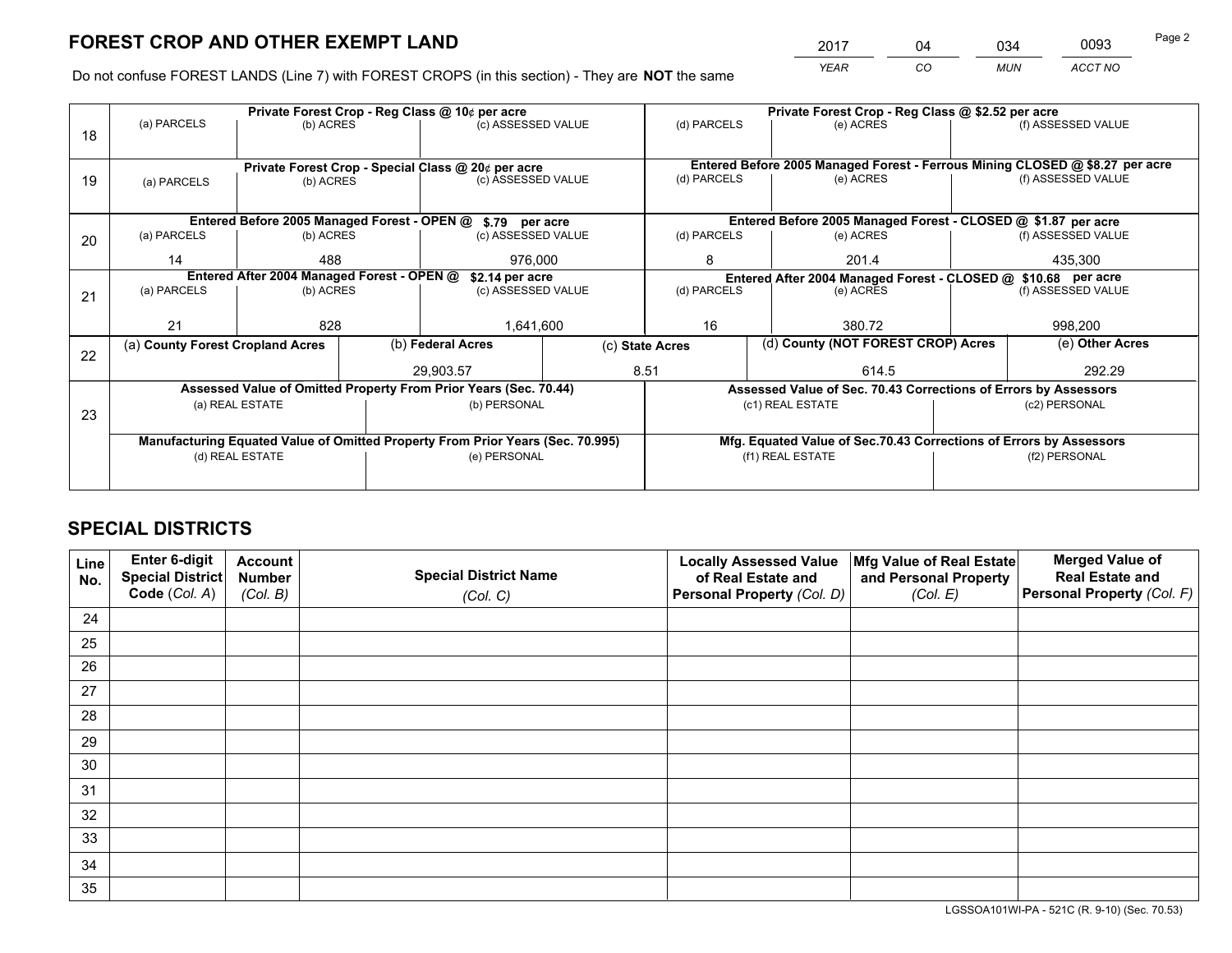# FOREST CROP AND OTHER EXEMPT LAND

| 2017 | 04 | 034 | 0093 |
|---|---|---|---|
| *YEAR* | *CO* | *MUN* | *ACCT NO* |

Do not confuse FOREST LANDS (Line 7) with FOREST CROPS (in this section) - They are **NOT** the same

| Line | Private Forest Crop - Reg Class @ 10¢ per acre | | | Private Forest Crop - Reg Class @ $2.52 per acre | | |
|---|---|---|---|---|---|---|
| | (a) PARCELS | (b) ACRES | (c) ASSESSED VALUE | (d) PARCELS | (e) ACRES | (f) ASSESSED VALUE |
| 18 | | | | | | |
| | **Private Forest Crop - Special Class @ 20¢ per acre** | | | **Entered Before 2005 Managed Forest - Ferrous Mining CLOSED @ $8.27 per acre** | | |
| | (a) PARCELS | (b) ACRES | (c) ASSESSED VALUE | (d) PARCELS | (e) ACRES | (f) ASSESSED VALUE |
| 19 | | | | | | |
| | **Entered Before 2005 Managed Forest - OPEN @ $.79 per acre** | | | **Entered Before 2005 Managed Forest - CLOSED @ $1.87 per acre** | | |
| | (a) PARCELS | (b) ACRES | (c) ASSESSED VALUE | (d) PARCELS | (e) ACRES | (f) ASSESSED VALUE |
| 20 | 14 | 488 | 976,000 | 8 | 201.4 | 435,300 |
| | **Entered After 2004 Managed Forest - OPEN @ $2.14 per acre** | | | **Entered After 2004 Managed Forest - CLOSED @ $10.68 per acre** | | |
| | (a) PARCELS | (b) ACRES | (c) ASSESSED VALUE | (d) PARCELS | (e) ACRES | (f) ASSESSED VALUE |
| 21 | 21 | 828 | 1,641,600 | 16 | 380.72 | 998,200 |

| Line | (a) County Forest Cropland Acres | (b) Federal Acres | (c) State Acres | (d) County (NOT FOREST CROP) Acres | (e) Other Acres |
|---|---|---|---|---|---|
| 22 | | 29,903.57 | 8.51 | 614.5 | 292.29 |

| Line | Assessed Value of Omitted Property From Prior Years (Sec. 70.44) | | Assessed Value of Sec. 70.43 Corrections of Errors by Assessors | |
|---|---|---|---|---|
| | (a) REAL ESTATE | (b) PERSONAL | (c1) REAL ESTATE | (c2) PERSONAL |
| 23 | | | | |
| | **Manufacturing Equated Value of Omitted Property From Prior Years (Sec. 70.995)** | | **Mfg. Equated Value of Sec.70.43 Corrections of Errors by Assessors** | |
| | (d) REAL ESTATE | (e) PERSONAL | (f1) REAL ESTATE | (f2) PERSONAL |
| | | | | |

# SPECIAL DISTRICTS

| Line No. | Enter 6-digit Special District Code (*Col. A*) | Account Number (*Col. B*) | Special District Name (*Col. C*) | Locally Assessed Value of Real Estate and Personal Property (*Col. D*) | Mfg Value of Real Estate and Personal Property (*Col. E*) | Merged Value of Real Estate and Personal Property (*Col. F*) |
|---|---|---|---|---|---|---|
| 24 | | | | | | |
| 25 | | | | | | |
| 26 | | | | | | |
| 27 | | | | | | |
| 28 | | | | | | |
| 29 | | | | | | |
| 30 | | | | | | |
| 31 | | | | | | |
| 32 | | | | | | |
| 33 | | | | | | |
| 34 | | | | | | |
| 35 | | | | | | |

LGSSOA101WI-PA - 521C (R. 9-10) (Sec. 70.53)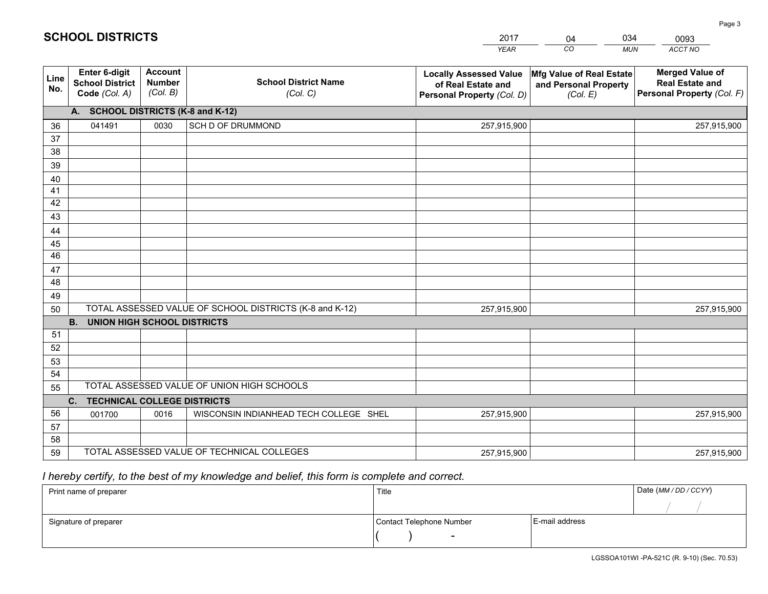# SCHOOL DISTRICTS

| 2017 | 04 | 034 | 0093 |
|---|---|---|---|
| *YEAR* | *CO* | *MUN* | *ACCT NO* |

| Line No. | Enter 6-digit School District Code *(Col. A)* | Account Number *(Col. B)* | School District Name *(Col. C)* | Locally Assessed Value of Real Estate and Personal Property *(Col. D)* | Mfg Value of Real Estate and Personal Property *(Col. E)* | Merged Value of Real Estate and Personal Property *(Col. F)* |
|---|---|---|---|---|---|---|
| **A. SCHOOL DISTRICTS (K-8 and K-12)** | | | | | | |
| 36 | 041491 | 0030 | SCH D OF DRUMMOND | 257,915,900 | | 257,915,900 |
| 37 | | | | | | |
| 38 | | | | | | |
| 39 | | | | | | |
| 40 | | | | | | |
| 41 | | | | | | |
| 42 | | | | | | |
| 43 | | | | | | |
| 44 | | | | | | |
| 45 | | | | | | |
| 46 | | | | | | |
| 47 | | | | | | |
| 48 | | | | | | |
| 49 | | | | | | |
| 50 | TOTAL ASSESSED VALUE OF SCHOOL DISTRICTS (K-8 and K-12) | | | 257,915,900 | | 257,915,900 |
| **B. UNION HIGH SCHOOL DISTRICTS** | | | | | | |
| 51 | | | | | | |
| 52 | | | | | | |
| 53 | | | | | | |
| 54 | | | | | | |
| 55 | TOTAL ASSESSED VALUE OF UNION HIGH SCHOOLS | | | | | |
| **C. TECHNICAL COLLEGE DISTRICTS** | | | | | | |
| 56 | 001700 | 0016 | WISCONSIN INDIANHEAD TECH COLLEGE SHEL | 257,915,900 | | 257,915,900 |
| 57 | | | | | | |
| 58 | | | | | | |
| 59 | TOTAL ASSESSED VALUE OF TECHNICAL COLLEGES | | | 257,915,900 | | 257,915,900 |

*I hereby certify, to the best of my knowledge and belief, this form is complete and correct.*

| Print name of preparer | Title | | Date *(MM / DD / CCYY)* |
|---|---|---|---|
| | | | / / |
| Signature of preparer | Contact Telephone Number | E-mail address | |
| | ( ) - | | |

LGSSOA101WI -PA-521C (R. 9-10) (Sec. 70.53)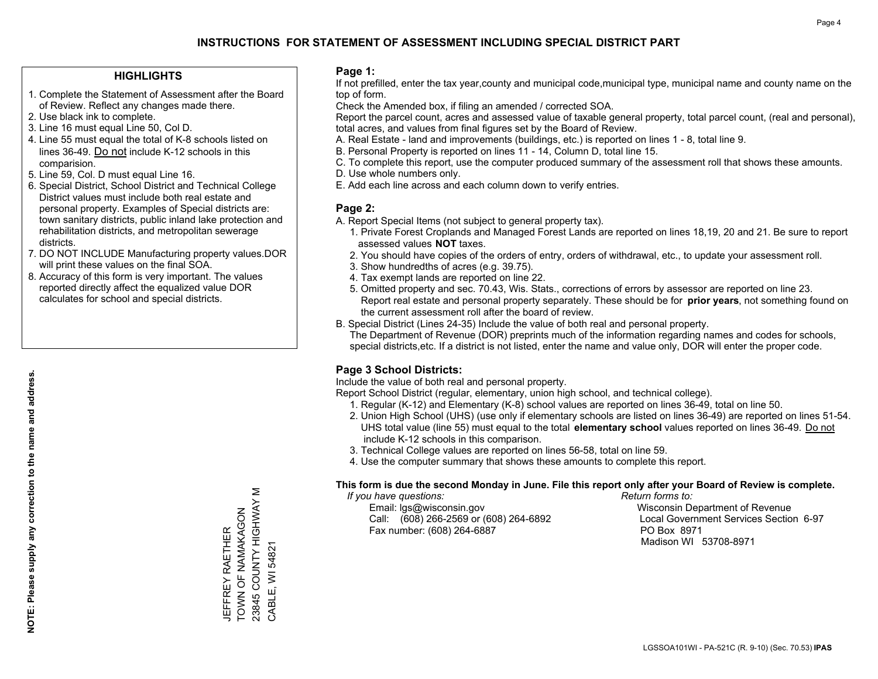# INSTRUCTIONS FOR STATEMENT OF ASSESSMENT INCLUDING SPECIAL DISTRICT PART

## HIGHLIGHTS

1. Complete the Statement of Assessment after the Board of Review. Reflect any changes made there.
2. Use black ink to complete.
3. Line 16 must equal Line 50, Col D.
4. Line 55 must equal the total of K-8 schools listed on lines 36-49. Do not include K-12 schools in this comparision.
5. Line 59, Col. D must equal Line 16.
6. Special District, School District and Technical College District values must include both real estate and personal property. Examples of Special districts are: town sanitary districts, public inland lake protection and rehabilitation districts, and metropolitan sewerage districts.
7. DO NOT INCLUDE Manufacturing property values.DOR will print these values on the final SOA.
8. Accuracy of this form is very important. The values reported directly affect the equalized value DOR calculates for school and special districts.

**NOTE: Please supply any correction to the name and address.**

JEFFREY RAETHER
TOWN OF NAMAKAGON
23845 COUNTY HIGHWAY M
CABLE, WI 54821

## Page 1:

If not prefilled, enter the tax year,county and municipal code,municipal type, municipal name and county name on the top of form.

Check the Amended box, if filing an amended / corrected SOA.

Report the parcel count, acres and assessed value of taxable general property, total parcel count, (real and personal), total acres, and values from final figures set by the Board of Review.

A. Real Estate - land and improvements (buildings, etc.) is reported on lines 1 - 8, total line 9.
B. Personal Property is reported on lines 11 - 14, Column D, total line 15.
C. To complete this report, use the computer produced summary of the assessment roll that shows these amounts.
D. Use whole numbers only.
E. Add each line across and each column down to verify entries.

## Page 2:

A. Report Special Items (not subject to general property tax).
   1. Private Forest Croplands and Managed Forest Lands are reported on lines 18,19, 20 and 21. Be sure to report assessed values **NOT** taxes.
   2. You should have copies of the orders of entry, orders of withdrawal, etc., to update your assessment roll.
   3. Show hundredths of acres (e.g. 39.75).
   4. Tax exempt lands are reported on line 22.
   5. Omitted property and sec. 70.43, Wis. Stats., corrections of errors by assessor are reported on line 23. Report real estate and personal property separately. These should be for **prior years**, not something found on the current assessment roll after the board of review.
B. Special District (Lines 24-35) Include the value of both real and personal property.
   The Department of Revenue (DOR) preprints much of the information regarding names and codes for schools, special districts,etc. If a district is not listed, enter the name and value only, DOR will enter the proper code.

## Page 3 School Districts:

Include the value of both real and personal property.

Report School District (regular, elementary, union high school, and technical college).

1. Regular (K-12) and Elementary (K-8) school values are reported on lines 36-49, total on line 50.
2. Union High School (UHS) (use only if elementary schools are listed on lines 36-49) are reported on lines 51-54. UHS total value (line 55) must equal to the total **elementary school** values reported on lines 36-49. Do not include K-12 schools in this comparison.
3. Technical College values are reported on lines 56-58, total on line 59.
4. Use the computer summary that shows these amounts to complete this report.

**This form is due the second Monday in June. File this report only after your Board of Review is complete.**

*If you have questions:*
Email: lgs@wisconsin.gov
Call: (608) 266-2569 or (608) 264-6892
Fax number: (608) 264-6887

*Return forms to:*
Wisconsin Department of Revenue
Local Government Services Section 6-97
PO Box 8971
Madison WI 53708-8971

LGSSOA101WI - PA-521C (R. 9-10) (Sec. 70.53) **IPAS**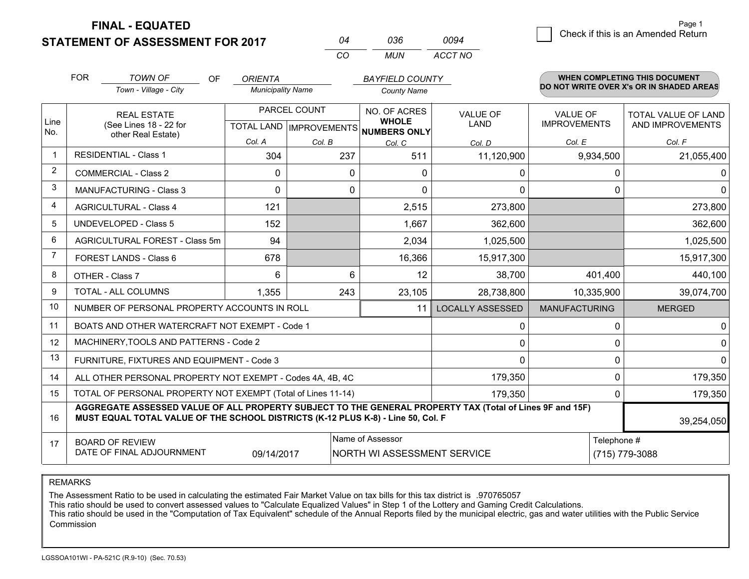# FINAL - EQUATED
## STATEMENT OF ASSESSMENT FOR 2017

| 04 | 036 | 0094 |
|---|---|---|
| CO | MUN | ACCT NO |

Page 1

☐ Check if this is an Amended Return

FOR *TOWN OF* (Town - Village - City) OF *ORIENTA* (Municipality Name) *BAYFIELD COUNTY* (County Name)

**WHEN COMPLETING THIS DOCUMENT DO NOT WRITE OVER X's OR IN SHADED AREAS**

| Line No. | REAL ESTATE (See Lines 18 - 22 for other Real Estate) | PARCEL COUNT | | NO. OF ACRES WHOLE NUMBERS ONLY | VALUE OF LAND | VALUE OF IMPROVEMENTS | TOTAL VALUE OF LAND AND IMPROVEMENTS |
|---|---|---|---|---|---|---|---|
| | | TOTAL LAND | IMPROVEMENTS | | | | |
| | | Col. A | Col. B | Col. C | Col. D | Col. E | Col. F |
| 1 | RESIDENTIAL - Class 1 | 304 | 237 | 511 | 11,120,900 | 9,934,500 | 21,055,400 |
| 2 | COMMERCIAL - Class 2 | 0 | 0 | 0 | 0 | 0 | 0 |
| 3 | MANUFACTURING - Class 3 | 0 | 0 | 0 | 0 | 0 | 0 |
| 4 | AGRICULTURAL - Class 4 | 121 | | 2,515 | 273,800 | | 273,800 |
| 5 | UNDEVELOPED - Class 5 | 152 | | 1,667 | 362,600 | | 362,600 |
| 6 | AGRICULTURAL FOREST - Class 5m | 94 | | 2,034 | 1,025,500 | | 1,025,500 |
| 7 | FOREST LANDS - Class 6 | 678 | | 16,366 | 15,917,300 | | 15,917,300 |
| 8 | OTHER - Class 7 | 6 | 6 | 12 | 38,700 | 401,400 | 440,100 |
| 9 | TOTAL - ALL COLUMNS | 1,355 | 243 | 23,105 | 28,738,800 | 10,335,900 | 39,074,700 |
| 10 | NUMBER OF PERSONAL PROPERTY ACCOUNTS IN ROLL | | | 11 | LOCALLY ASSESSED | MANUFACTURING | MERGED |
| 11 | BOATS AND OTHER WATERCRAFT NOT EXEMPT - Code 1 | | | | 0 | 0 | 0 |
| 12 | MACHINERY,TOOLS AND PATTERNS - Code 2 | | | | 0 | 0 | 0 |
| 13 | FURNITURE, FIXTURES AND EQUIPMENT - Code 3 | | | | 0 | 0 | 0 |
| 14 | ALL OTHER PERSONAL PROPERTY NOT EXEMPT - Codes 4A, 4B, 4C | | | | 179,350 | 0 | 179,350 |
| 15 | TOTAL OF PERSONAL PROPERTY NOT EXEMPT (Total of Lines 11-14) | | | | 179,350 | 0 | 179,350 |
| 16 | **AGGREGATE ASSESSED VALUE OF ALL PROPERTY SUBJECT TO THE GENERAL PROPERTY TAX (Total of Lines 9F and 15F) MUST EQUAL TOTAL VALUE OF THE SCHOOL DISTRICTS (K-12 PLUS K-8) - Line 50, Col. F** | | | | | | 39,254,050 |
| 17 | BOARD OF REVIEW DATE OF FINAL ADJOURNMENT | 09/14/2017 | | Name of Assessor: NORTH WI ASSESSMENT SERVICE | | Telephone #: (715) 779-3088 | |

REMARKS

The Assessment Ratio to be used in calculating the estimated Fair Market Value on tax bills for this tax district is .970765057
This ratio should be used to convert assessed values to "Calculate Equalized Values" in Step 1 of the Lottery and Gaming Credit Calculations.
This ratio should be used in the "Computation of Tax Equivalent" schedule of the Annual Reports filed by the municipal electric, gas and water utilities with the Public Service Commission

LGSSOA101WI - PA-521C (R.9-10) (Sec. 70.53)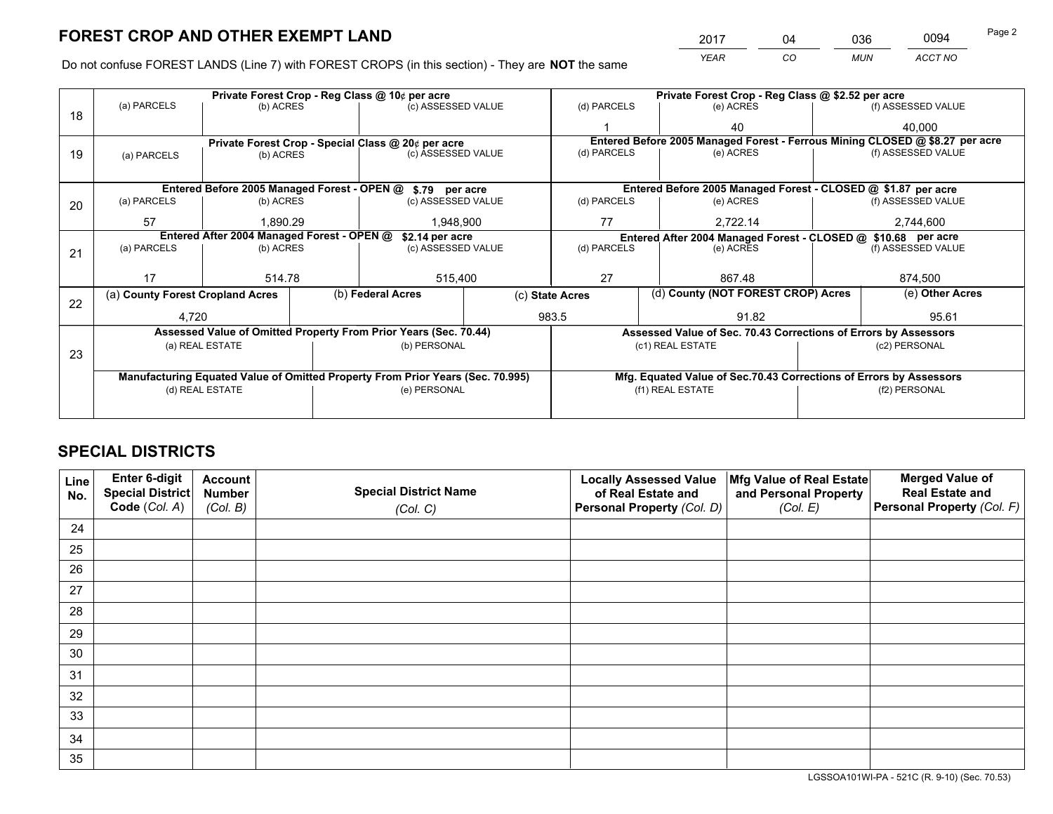# FOREST CROP AND OTHER EXEMPT LAND

| 2017 | 04 | 036 | 0094 |
|---|---|---|---|
| *YEAR* | *CO* | *MUN* | *ACCT NO* |

Do not confuse FOREST LANDS (Line 7) with FOREST CROPS (in this section) - They are **NOT** the same

| Line | Private Forest Crop - Reg Class @ 10¢ per acre | | | Private Forest Crop - Reg Class @ $2.52 per acre | | |
|---|---|---|---|---|---|---|
| 18 | (a) PARCELS | (b) ACRES | (c) ASSESSED VALUE | (d) PARCELS | (e) ACRES | (f) ASSESSED VALUE |
| | | | | 1 | 40 | 40,000 |
| | **Private Forest Crop - Special Class @ 20¢ per acre** | | | **Entered Before 2005 Managed Forest - Ferrous Mining CLOSED @ $8.27 per acre** | | |
| 19 | (a) PARCELS | (b) ACRES | (c) ASSESSED VALUE | (d) PARCELS | (e) ACRES | (f) ASSESSED VALUE |
| | | | | | | |
| | **Entered Before 2005 Managed Forest - OPEN @ $.79 per acre** | | | **Entered Before 2005 Managed Forest - CLOSED @ $1.87 per acre** | | |
| 20 | (a) PARCELS | (b) ACRES | (c) ASSESSED VALUE | (d) PARCELS | (e) ACRES | (f) ASSESSED VALUE |
| | 57 | 1,890.29 | 1,948,900 | 77 | 2,722.14 | 2,744,600 |
| | **Entered After 2004 Managed Forest - OPEN @ $2.14 per acre** | | | **Entered After 2004 Managed Forest - CLOSED @ $10.68 per acre** | | |
| 21 | (a) PARCELS | (b) ACRES | (c) ASSESSED VALUE | (d) PARCELS | (e) ACRES | (f) ASSESSED VALUE |
| | 17 | 514.78 | 515,400 | 27 | 867.48 | 874,500 |

| Line | (a) County Forest Cropland Acres | (b) Federal Acres | (c) State Acres | (d) County (NOT FOREST CROP) Acres | (e) Other Acres |
|---|---|---|---|---|---|
| 22 | 4,720 | | 983.5 | 91.82 | 95.61 |

| Line | Assessed Value of Omitted Property From Prior Years (Sec. 70.44) | | Assessed Value of Sec. 70.43 Corrections of Errors by Assessors | |
|---|---|---|---|---|
| 23 | (a) REAL ESTATE | (b) PERSONAL | (c1) REAL ESTATE | (c2) PERSONAL |
| | | | | |
| | **Manufacturing Equated Value of Omitted Property From Prior Years (Sec. 70.995)** | | **Mfg. Equated Value of Sec.70.43 Corrections of Errors by Assessors** | |
| | (d) REAL ESTATE | (e) PERSONAL | (f1) REAL ESTATE | (f2) PERSONAL |
| | | | | |

# SPECIAL DISTRICTS

| Line No. | Enter 6-digit Special District Code (Col. A) | Account Number (Col. B) | Special District Name (Col. C) | Locally Assessed Value of Real Estate and Personal Property (Col. D) | Mfg Value of Real Estate and Personal Property (Col. E) | Merged Value of Real Estate and Personal Property (Col. F) |
|---|---|---|---|---|---|---|
| 24 | | | | | | |
| 25 | | | | | | |
| 26 | | | | | | |
| 27 | | | | | | |
| 28 | | | | | | |
| 29 | | | | | | |
| 30 | | | | | | |
| 31 | | | | | | |
| 32 | | | | | | |
| 33 | | | | | | |
| 34 | | | | | | |
| 35 | | | | | | |

LGSSOA101WI-PA - 521C (R. 9-10) (Sec. 70.53)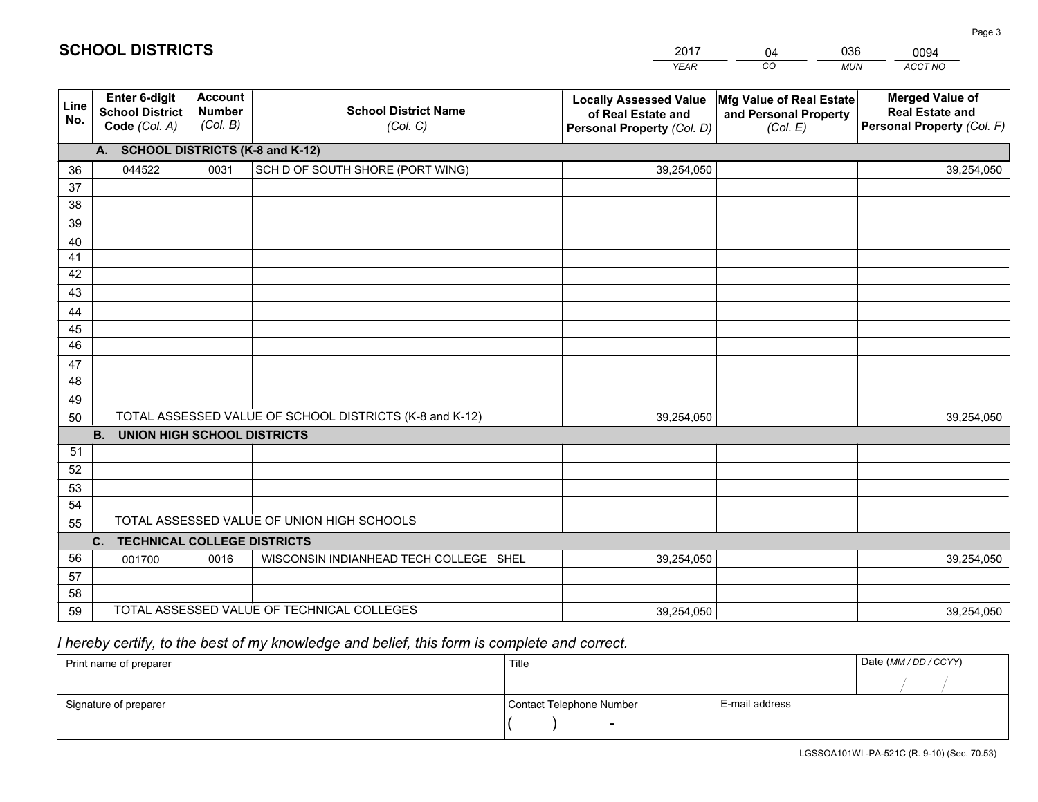## SCHOOL DISTRICTS

| 2017 | 04 | 036 | 0094 |
|---|---|---|---|
| *YEAR* | *CO* | *MUN* | *ACCT NO* |

| Line No. | Enter 6-digit School District Code *(Col. A)* | Account Number *(Col. B)* | School District Name *(Col. C)* | Locally Assessed Value of Real Estate and Personal Property *(Col. D)* | Mfg Value of Real Estate and Personal Property *(Col. E)* | Merged Value of Real Estate and Personal Property *(Col. F)* |
|---|---|---|---|---|---|---|
| | **A. SCHOOL DISTRICTS (K-8 and K-12)** | | | | | |
| 36 | 044522 | 0031 | SCH D OF SOUTH SHORE (PORT WING) | 39,254,050 | | 39,254,050 |
| 37 | | | | | | |
| 38 | | | | | | |
| 39 | | | | | | |
| 40 | | | | | | |
| 41 | | | | | | |
| 42 | | | | | | |
| 43 | | | | | | |
| 44 | | | | | | |
| 45 | | | | | | |
| 46 | | | | | | |
| 47 | | | | | | |
| 48 | | | | | | |
| 49 | | | | | | |
| 50 | TOTAL ASSESSED VALUE OF SCHOOL DISTRICTS (K-8 and K-12) | | | 39,254,050 | | 39,254,050 |
| | **B. UNION HIGH SCHOOL DISTRICTS** | | | | | |
| 51 | | | | | | |
| 52 | | | | | | |
| 53 | | | | | | |
| 54 | | | | | | |
| 55 | TOTAL ASSESSED VALUE OF UNION HIGH SCHOOLS | | | | | |
| | **C. TECHNICAL COLLEGE DISTRICTS** | | | | | |
| 56 | 001700 | 0016 | WISCONSIN INDIANHEAD TECH COLLEGE SHEL | 39,254,050 | | 39,254,050 |
| 57 | | | | | | |
| 58 | | | | | | |
| 59 | TOTAL ASSESSED VALUE OF TECHNICAL COLLEGES | | | 39,254,050 | | 39,254,050 |

*I hereby certify, to the best of my knowledge and belief, this form is complete and correct.*

| Print name of preparer | Title | | Date *(MM / DD / CCYY)* |
|---|---|---|---|
| | | | / / |
| Signature of preparer | Contact Telephone Number | E-mail address | |
| | ( ) - | | |

LGSSOA101WI -PA-521C (R. 9-10) (Sec. 70.53)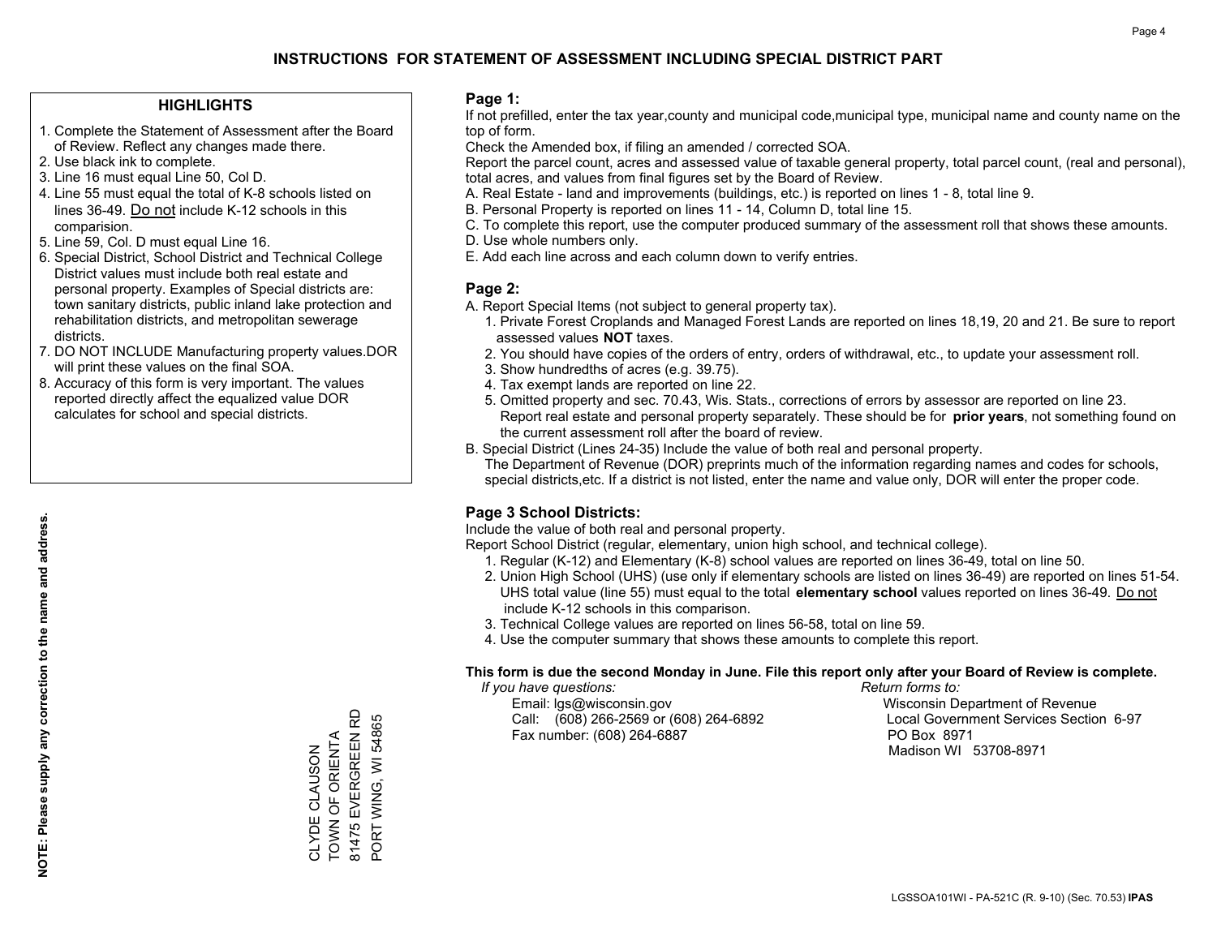# INSTRUCTIONS FOR STATEMENT OF ASSESSMENT INCLUDING SPECIAL DISTRICT PART

## HIGHLIGHTS

1. Complete the Statement of Assessment after the Board of Review. Reflect any changes made there.
2. Use black ink to complete.
3. Line 16 must equal Line 50, Col D.
4. Line 55 must equal the total of K-8 schools listed on lines 36-49. Do not include K-12 schools in this comparision.
5. Line 59, Col. D must equal Line 16.
6. Special District, School District and Technical College District values must include both real estate and personal property. Examples of Special districts are: town sanitary districts, public inland lake protection and rehabilitation districts, and metropolitan sewerage districts.
7. DO NOT INCLUDE Manufacturing property values.DOR will print these values on the final SOA.
8. Accuracy of this form is very important. The values reported directly affect the equalized value DOR calculates for school and special districts.

**NOTE: Please supply any correction to the name and address.**

CLYDE CLAUSON
TOWN OF ORIENTA
81475 EVERGREEN RD
PORT WING, WI 54865

## Page 1:

If not prefilled, enter the tax year,county and municipal code,municipal type, municipal name and county name on the top of form.

Check the Amended box, if filing an amended / corrected SOA.

Report the parcel count, acres and assessed value of taxable general property, total parcel count, (real and personal), total acres, and values from final figures set by the Board of Review.

A. Real Estate - land and improvements (buildings, etc.) is reported on lines 1 - 8, total line 9.
B. Personal Property is reported on lines 11 - 14, Column D, total line 15.
C. To complete this report, use the computer produced summary of the assessment roll that shows these amounts.
D. Use whole numbers only.
E. Add each line across and each column down to verify entries.

## Page 2:

A. Report Special Items (not subject to general property tax).
   1. Private Forest Croplands and Managed Forest Lands are reported on lines 18,19, 20 and 21. Be sure to report assessed values **NOT** taxes.
   2. You should have copies of the orders of entry, orders of withdrawal, etc., to update your assessment roll.
   3. Show hundredths of acres (e.g. 39.75).
   4. Tax exempt lands are reported on line 22.
   5. Omitted property and sec. 70.43, Wis. Stats., corrections of errors by assessor are reported on line 23. Report real estate and personal property separately. These should be for **prior years**, not something found on the current assessment roll after the board of review.
B. Special District (Lines 24-35) Include the value of both real and personal property.
   The Department of Revenue (DOR) preprints much of the information regarding names and codes for schools, special districts,etc. If a district is not listed, enter the name and value only, DOR will enter the proper code.

## Page 3 School Districts:

Include the value of both real and personal property.

Report School District (regular, elementary, union high school, and technical college).

1. Regular (K-12) and Elementary (K-8) school values are reported on lines 36-49, total on line 50.
2. Union High School (UHS) (use only if elementary schools are listed on lines 36-49) are reported on lines 51-54. UHS total value (line 55) must equal to the total **elementary school** values reported on lines 36-49. Do not include K-12 schools in this comparison.
3. Technical College values are reported on lines 56-58, total on line 59.
4. Use the computer summary that shows these amounts to complete this report.

**This form is due the second Monday in June. File this report only after your Board of Review is complete.**

*If you have questions:*
Email: lgs@wisconsin.gov
Call: (608) 266-2569 or (608) 264-6892
Fax number: (608) 264-6887

*Return forms to:*
Wisconsin Department of Revenue
Local Government Services Section 6-97
PO Box 8971
Madison WI 53708-8971

LGSSOA101WI - PA-521C (R. 9-10) (Sec. 70.53) **IPAS**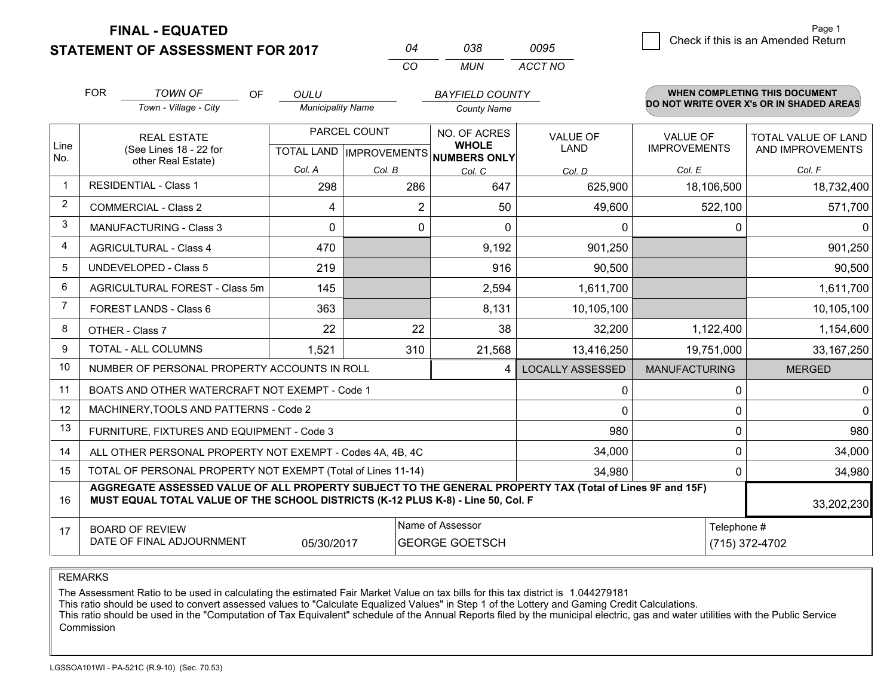**FINAL - EQUATED**
**STATEMENT OF ASSESSMENT FOR 2017**

| 04 | 038 | 0095 |
|---|---|---|
| CO | MUN | ACCT NO |

Page 1

☐ Check if this is an Amended Return

FOR *TOWN OF* (Town - Village - City) OF *OULU* (Municipality Name) *BAYFIELD COUNTY* (County Name)

**WHEN COMPLETING THIS DOCUMENT DO NOT WRITE OVER X's OR IN SHADED AREAS**

| Line No. | REAL ESTATE (See Lines 18 - 22 for other Real Estate) | PARCEL COUNT TOTAL LAND Col. A | PARCEL COUNT IMPROVEMENTS Col. B | NO. OF ACRES WHOLE NUMBERS ONLY Col. C | VALUE OF LAND Col. D | VALUE OF IMPROVEMENTS Col. E | TOTAL VALUE OF LAND AND IMPROVEMENTS Col. F |
|---|---|---|---|---|---|---|---|
| 1 | RESIDENTIAL - Class 1 | 298 | 286 | 647 | 625,900 | 18,106,500 | 18,732,400 |
| 2 | COMMERCIAL - Class 2 | 4 | 2 | 50 | 49,600 | 522,100 | 571,700 |
| 3 | MANUFACTURING - Class 3 | 0 | 0 | 0 | 0 | 0 | 0 |
| 4 | AGRICULTURAL - Class 4 | 470 | | 9,192 | 901,250 | | 901,250 |
| 5 | UNDEVELOPED - Class 5 | 219 | | 916 | 90,500 | | 90,500 |
| 6 | AGRICULTURAL FOREST - Class 5m | 145 | | 2,594 | 1,611,700 | | 1,611,700 |
| 7 | FOREST LANDS - Class 6 | 363 | | 8,131 | 10,105,100 | | 10,105,100 |
| 8 | OTHER - Class 7 | 22 | 22 | 38 | 32,200 | 1,122,400 | 1,154,600 |
| 9 | TOTAL - ALL COLUMNS | 1,521 | 310 | 21,568 | 13,416,250 | 19,751,000 | 33,167,250 |
| 10 | NUMBER OF PERSONAL PROPERTY ACCOUNTS IN ROLL | | | 4 | LOCALLY ASSESSED | MANUFACTURING | MERGED |
| 11 | BOATS AND OTHER WATERCRAFT NOT EXEMPT - Code 1 | | | | 0 | 0 | 0 |
| 12 | MACHINERY,TOOLS AND PATTERNS - Code 2 | | | | 0 | 0 | 0 |
| 13 | FURNITURE, FIXTURES AND EQUIPMENT - Code 3 | | | | 980 | 0 | 980 |
| 14 | ALL OTHER PERSONAL PROPERTY NOT EXEMPT - Codes 4A, 4B, 4C | | | | 34,000 | 0 | 34,000 |
| 15 | TOTAL OF PERSONAL PROPERTY NOT EXEMPT (Total of Lines 11-14) | | | | 34,980 | 0 | 34,980 |
| 16 | **AGGREGATE ASSESSED VALUE OF ALL PROPERTY SUBJECT TO THE GENERAL PROPERTY TAX (Total of Lines 9F and 15F) MUST EQUAL TOTAL VALUE OF THE SCHOOL DISTRICTS (K-12 PLUS K-8) - Line 50, Col. F** | | | | | | 33,202,230 |
| 17 | BOARD OF REVIEW DATE OF FINAL ADJOURNMENT | 05/30/2017 | | Name of Assessor: GEORGE GOETSCH | | Telephone #: (715) 372-4702 | |

REMARKS

The Assessment Ratio to be used in calculating the estimated Fair Market Value on tax bills for this tax district is 1.044279181
This ratio should be used to convert assessed values to "Calculate Equalized Values" in Step 1 of the Lottery and Gaming Credit Calculations.
This ratio should be used in the "Computation of Tax Equivalent" schedule of the Annual Reports filed by the municipal electric, gas and water utilities with the Public Service Commission

LGSSOA101WI - PA-521C (R.9-10) (Sec. 70.53)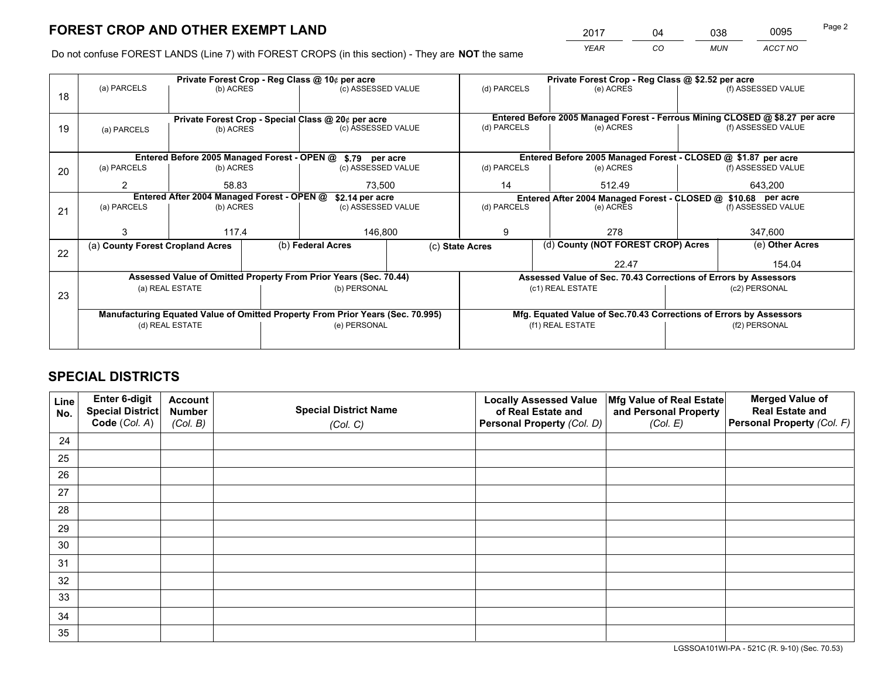# FOREST CROP AND OTHER EXEMPT LAND

| 2017 | 04 | 038 | 0095 |
|---|---|---|---|
| *YEAR* | *CO* | *MUN* | *ACCT NO* |

Do not confuse FOREST LANDS (Line 7) with FOREST CROPS (in this section) - They are **NOT** the same

| Line | (a) PARCELS | (b) ACRES | (c) ASSESSED VALUE | (d) PARCELS | (e) ACRES | (f) ASSESSED VALUE |
|---|---|---|---|---|---|---|
| 18 | **Private Forest Crop - Reg Class @ 10¢ per acre** | | | **Private Forest Crop - Reg Class @ $2.52 per acre** | | |
| 18 | | | | | | |
| 19 | **Private Forest Crop - Special Class @ 20¢ per acre** | | | **Entered Before 2005 Managed Forest - Ferrous Mining CLOSED @ $8.27 per acre** | | |
| 19 | | | | | | |
| 20 | **Entered Before 2005 Managed Forest - OPEN @ $.79 per acre** | | | **Entered Before 2005 Managed Forest - CLOSED @ $1.87 per acre** | | |
| 20 | 2 | 58.83 | 73,500 | 14 | 512.49 | 643,200 |
| 21 | **Entered After 2004 Managed Forest - OPEN @ $2.14 per acre** | | | **Entered After 2004 Managed Forest - CLOSED @ $10.68 per acre** | | |
| 21 | 3 | 117.4 | 146,800 | 9 | 278 | 347,600 |

| Line | (a) County Forest Cropland Acres | (b) Federal Acres | (c) State Acres | (d) County (NOT FOREST CROP) Acres | (e) Other Acres |
|---|---|---|---|---|---|
| 22 | | | | 22.47 | 154.04 |

| Line | Assessed Value of Omitted Property From Prior Years (Sec. 70.44) | | Assessed Value of Sec. 70.43 Corrections of Errors by Assessors | |
|---|---|---|---|---|
| 23 | (a) REAL ESTATE | (b) PERSONAL | (c1) REAL ESTATE | (c2) PERSONAL |
| | | | | |
| | **Manufacturing Equated Value of Omitted Property From Prior Years (Sec. 70.995)** | | **Mfg. Equated Value of Sec.70.43 Corrections of Errors by Assessors** | |
| | (d) REAL ESTATE | (e) PERSONAL | (f1) REAL ESTATE | (f2) PERSONAL |
| | | | | |

# SPECIAL DISTRICTS

| Line No. | Enter 6-digit Special District Code (Col. A) | Account Number (Col. B) | Special District Name (Col. C) | Locally Assessed Value of Real Estate and Personal Property (Col. D) | Mfg Value of Real Estate and Personal Property (Col. E) | Merged Value of Real Estate and Personal Property (Col. F) |
|---|---|---|---|---|---|---|
| 24 | | | | | | |
| 25 | | | | | | |
| 26 | | | | | | |
| 27 | | | | | | |
| 28 | | | | | | |
| 29 | | | | | | |
| 30 | | | | | | |
| 31 | | | | | | |
| 32 | | | | | | |
| 33 | | | | | | |
| 34 | | | | | | |
| 35 | | | | | | |

LGSSOA101WI-PA - 521C (R. 9-10) (Sec. 70.53)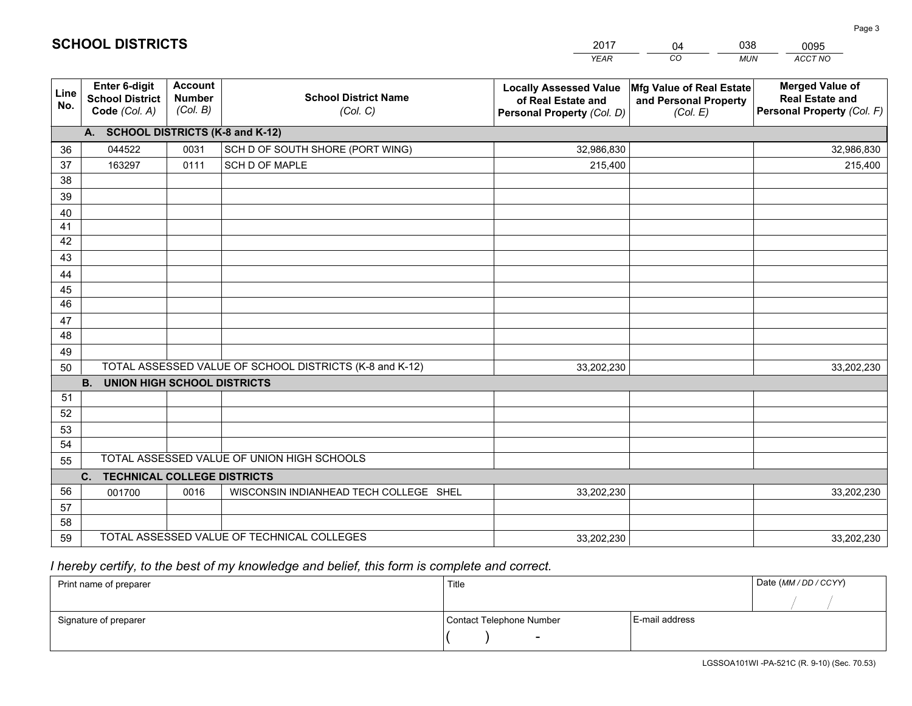## SCHOOL DISTRICTS

| 2017 | 04 | 038 | 0095 |
|---|---|---|---|
| *YEAR* | *CO* | *MUN* | *ACCT NO* |

| Line No. | Enter 6-digit School District Code *(Col. A)* | Account Number *(Col. B)* | School District Name *(Col. C)* | Locally Assessed Value of Real Estate and Personal Property *(Col. D)* | Mfg Value of Real Estate and Personal Property *(Col. E)* | Merged Value of Real Estate and Personal Property *(Col. F)* |
|---|---|---|---|---|---|---|
| | **A. SCHOOL DISTRICTS (K-8 and K-12)** | | | | | |
| 36 | 044522 | 0031 | SCH D OF SOUTH SHORE (PORT WING) | 32,986,830 | | 32,986,830 |
| 37 | 163297 | 0111 | SCH D OF MAPLE | 215,400 | | 215,400 |
| 38 | | | | | | |
| 39 | | | | | | |
| 40 | | | | | | |
| 41 | | | | | | |
| 42 | | | | | | |
| 43 | | | | | | |
| 44 | | | | | | |
| 45 | | | | | | |
| 46 | | | | | | |
| 47 | | | | | | |
| 48 | | | | | | |
| 49 | | | | | | |
| 50 | TOTAL ASSESSED VALUE OF SCHOOL DISTRICTS (K-8 and K-12) | | | 33,202,230 | | 33,202,230 |
| | **B. UNION HIGH SCHOOL DISTRICTS** | | | | | |
| 51 | | | | | | |
| 52 | | | | | | |
| 53 | | | | | | |
| 54 | | | | | | |
| 55 | TOTAL ASSESSED VALUE OF UNION HIGH SCHOOLS | | | | | |
| | **C. TECHNICAL COLLEGE DISTRICTS** | | | | | |
| 56 | 001700 | 0016 | WISCONSIN INDIANHEAD TECH COLLEGE SHEL | 33,202,230 | | 33,202,230 |
| 57 | | | | | | |
| 58 | | | | | | |
| 59 | TOTAL ASSESSED VALUE OF TECHNICAL COLLEGES | | | 33,202,230 | | 33,202,230 |

*I hereby certify, to the best of my knowledge and belief, this form is complete and correct.*

| Print name of preparer | Title | | Date *(MM / DD / CCYY)* |
|---|---|---|---|
| | | | / / |
| Signature of preparer | Contact Telephone Number | E-mail address | |
| | ( ) - | | |

LGSSOA101WI -PA-521C (R. 9-10) (Sec. 70.53)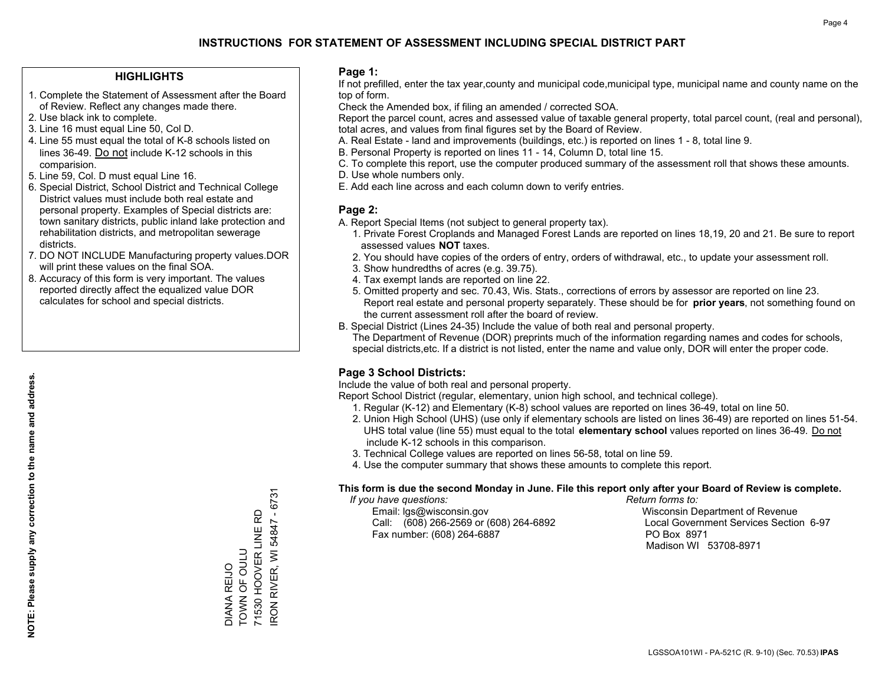# INSTRUCTIONS FOR STATEMENT OF ASSESSMENT INCLUDING SPECIAL DISTRICT PART

## HIGHLIGHTS

1. Complete the Statement of Assessment after the Board of Review. Reflect any changes made there.
2. Use black ink to complete.
3. Line 16 must equal Line 50, Col D.
4. Line 55 must equal the total of K-8 schools listed on lines 36-49. Do not include K-12 schools in this comparision.
5. Line 59, Col. D must equal Line 16.
6. Special District, School District and Technical College District values must include both real estate and personal property. Examples of Special districts are: town sanitary districts, public inland lake protection and rehabilitation districts, and metropolitan sewerage districts.
7. DO NOT INCLUDE Manufacturing property values.DOR will print these values on the final SOA.
8. Accuracy of this form is very important. The values reported directly affect the equalized value DOR calculates for school and special districts.

**NOTE: Please supply any correction to the name and address.**

DIANA REIJO
TOWN OF OULU
71530 HOOVER LINE RD
IRON RIVER, WI 54847 - 6731

## Page 1:

If not prefilled, enter the tax year,county and municipal code,municipal type, municipal name and county name on the top of form.

Check the Amended box, if filing an amended / corrected SOA.

Report the parcel count, acres and assessed value of taxable general property, total parcel count, (real and personal), total acres, and values from final figures set by the Board of Review.

A. Real Estate - land and improvements (buildings, etc.) is reported on lines 1 - 8, total line 9.
B. Personal Property is reported on lines 11 - 14, Column D, total line 15.
C. To complete this report, use the computer produced summary of the assessment roll that shows these amounts.
D. Use whole numbers only.
E. Add each line across and each column down to verify entries.

## Page 2:

A. Report Special Items (not subject to general property tax).
   1. Private Forest Croplands and Managed Forest Lands are reported on lines 18,19, 20 and 21. Be sure to report assessed values **NOT** taxes.
   2. You should have copies of the orders of entry, orders of withdrawal, etc., to update your assessment roll.
   3. Show hundredths of acres (e.g. 39.75).
   4. Tax exempt lands are reported on line 22.
   5. Omitted property and sec. 70.43, Wis. Stats., corrections of errors by assessor are reported on line 23. Report real estate and personal property separately. These should be for **prior years**, not something found on the current assessment roll after the board of review.
B. Special District (Lines 24-35) Include the value of both real and personal property.
   The Department of Revenue (DOR) preprints much of the information regarding names and codes for schools, special districts,etc. If a district is not listed, enter the name and value only, DOR will enter the proper code.

## Page 3 School Districts:

Include the value of both real and personal property.

Report School District (regular, elementary, union high school, and technical college).

1. Regular (K-12) and Elementary (K-8) school values are reported on lines 36-49, total on line 50.
2. Union High School (UHS) (use only if elementary schools are listed on lines 36-49) are reported on lines 51-54. UHS total value (line 55) must equal to the total **elementary school** values reported on lines 36-49. Do not include K-12 schools in this comparison.
3. Technical College values are reported on lines 56-58, total on line 59.
4. Use the computer summary that shows these amounts to complete this report.

**This form is due the second Monday in June. File this report only after your Board of Review is complete.**

*If you have questions:*
Email: lgs@wisconsin.gov
Call: (608) 266-2569 or (608) 264-6892
Fax number: (608) 264-6887

*Return forms to:*
Wisconsin Department of Revenue
Local Government Services Section 6-97
PO Box 8971
Madison WI 53708-8971

LGSSOA101WI - PA-521C (R. 9-10) (Sec. 70.53) **IPAS**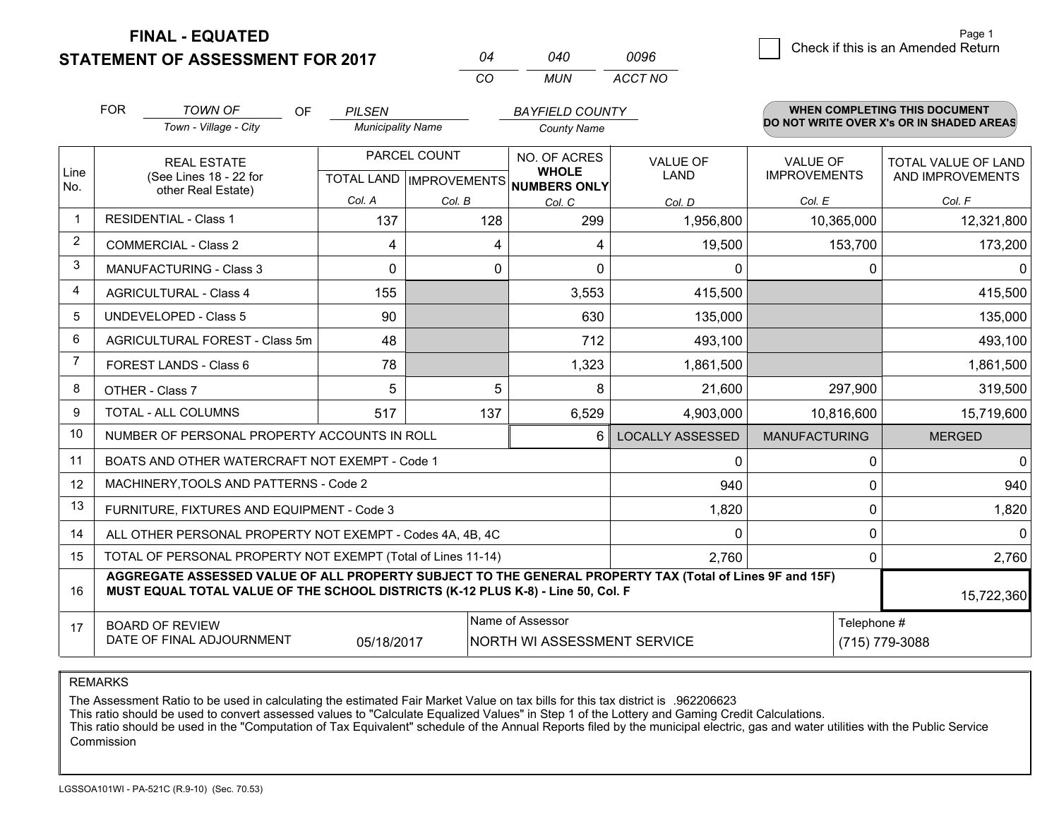# FINAL - EQUATED
## STATEMENT OF ASSESSMENT FOR 2017

| 04 | 040 | 0096 |
|---|---|---|
| CO | MUN | ACCT NO |

Page 1

☐ Check if this is an Amended Return

FOR *TOWN OF* (Town - Village - City) OF *PILSEN* (Municipality Name) *BAYFIELD COUNTY* (County Name)

**WHEN COMPLETING THIS DOCUMENT DO NOT WRITE OVER X's OR IN SHADED AREAS**

| Line No. | REAL ESTATE (See Lines 18 - 22 for other Real Estate) | PARCEL COUNT TOTAL LAND Col. A | PARCEL COUNT IMPROVEMENTS Col. B | NO. OF ACRES WHOLE NUMBERS ONLY Col. C | VALUE OF LAND Col. D | VALUE OF IMPROVEMENTS Col. E | TOTAL VALUE OF LAND AND IMPROVEMENTS Col. F |
|---|---|---|---|---|---|---|---|
| 1 | RESIDENTIAL - Class 1 | 137 | 128 | 299 | 1,956,800 | 10,365,000 | 12,321,800 |
| 2 | COMMERCIAL - Class 2 | 4 | 4 | 4 | 19,500 | 153,700 | 173,200 |
| 3 | MANUFACTURING - Class 3 | 0 | 0 | 0 | 0 | 0 | 0 |
| 4 | AGRICULTURAL - Class 4 | 155 | | 3,553 | 415,500 | | 415,500 |
| 5 | UNDEVELOPED - Class 5 | 90 | | 630 | 135,000 | | 135,000 |
| 6 | AGRICULTURAL FOREST - Class 5m | 48 | | 712 | 493,100 | | 493,100 |
| 7 | FOREST LANDS - Class 6 | 78 | | 1,323 | 1,861,500 | | 1,861,500 |
| 8 | OTHER - Class 7 | 5 | 5 | 8 | 21,600 | 297,900 | 319,500 |
| 9 | TOTAL - ALL COLUMNS | 517 | 137 | 6,529 | 4,903,000 | 10,816,600 | 15,719,600 |
| 10 | NUMBER OF PERSONAL PROPERTY ACCOUNTS IN ROLL | | | 6 | LOCALLY ASSESSED | MANUFACTURING | MERGED |
| 11 | BOATS AND OTHER WATERCRAFT NOT EXEMPT - Code 1 | | | | 0 | 0 | 0 |
| 12 | MACHINERY,TOOLS AND PATTERNS - Code 2 | | | | 940 | 0 | 940 |
| 13 | FURNITURE, FIXTURES AND EQUIPMENT - Code 3 | | | | 1,820 | 0 | 1,820 |
| 14 | ALL OTHER PERSONAL PROPERTY NOT EXEMPT - Codes 4A, 4B, 4C | | | | 0 | 0 | 0 |
| 15 | TOTAL OF PERSONAL PROPERTY NOT EXEMPT (Total of Lines 11-14) | | | | 2,760 | 0 | 2,760 |
| 16 | **AGGREGATE ASSESSED VALUE OF ALL PROPERTY SUBJECT TO THE GENERAL PROPERTY TAX (Total of Lines 9F and 15F) MUST EQUAL TOTAL VALUE OF THE SCHOOL DISTRICTS (K-12 PLUS K-8) - Line 50, Col. F** | | | | | | 15,722,360 |
| 17 | BOARD OF REVIEW DATE OF FINAL ADJOURNMENT | 05/18/2017 | Name of Assessor | NORTH WI ASSESSMENT SERVICE | | Telephone # | (715) 779-3088 |

REMARKS

The Assessment Ratio to be used in calculating the estimated Fair Market Value on tax bills for this tax district is .962206623
This ratio should be used to convert assessed values to "Calculate Equalized Values" in Step 1 of the Lottery and Gaming Credit Calculations.
This ratio should be used in the "Computation of Tax Equivalent" schedule of the Annual Reports filed by the municipal electric, gas and water utilities with the Public Service Commission

LGSSOA101WI - PA-521C (R.9-10) (Sec. 70.53)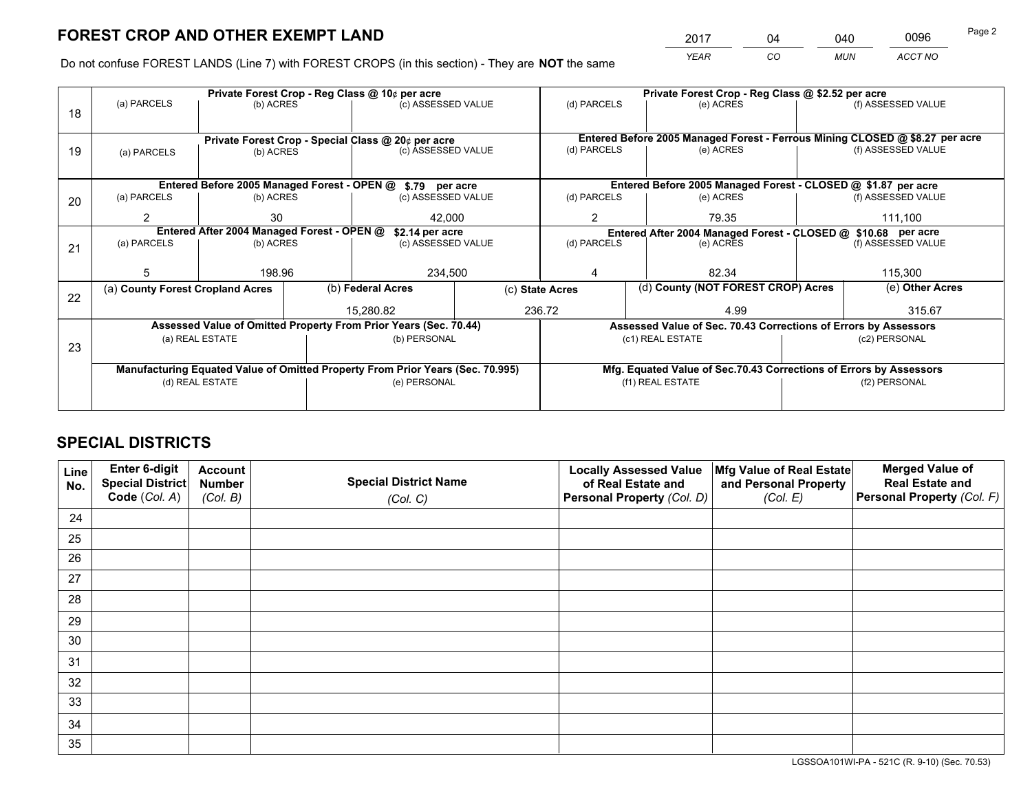# FOREST CROP AND OTHER EXEMPT LAND

| 2017 | 04 | 040 | 0096 |
|---|---|---|---|
| *YEAR* | *CO* | *MUN* | *ACCT NO* |

Do not confuse FOREST LANDS (Line 7) with FOREST CROPS (in this section) - They are **NOT** the same

| Line | Private Forest Crop - Reg Class @ 10¢ per acre | | | Private Forest Crop - Reg Class @ $2.52 per acre | | |
|---|---|---|---|---|---|---|
| 18 | (a) PARCELS | (b) ACRES | (c) ASSESSED VALUE | (d) PARCELS | (e) ACRES | (f) ASSESSED VALUE |
| | | | | | | |
| | **Private Forest Crop - Special Class @ 20¢ per acre** | | | **Entered Before 2005 Managed Forest - Ferrous Mining CLOSED @ $8.27 per acre** | | |
| 19 | (a) PARCELS | (b) ACRES | (c) ASSESSED VALUE | (d) PARCELS | (e) ACRES | (f) ASSESSED VALUE |
| | | | | | | |
| | **Entered Before 2005 Managed Forest - OPEN @ $.79 per acre** | | | **Entered Before 2005 Managed Forest - CLOSED @ $1.87 per acre** | | |
| 20 | (a) PARCELS | (b) ACRES | (c) ASSESSED VALUE | (d) PARCELS | (e) ACRES | (f) ASSESSED VALUE |
| | 2 | 30 | 42,000 | 2 | 79.35 | 111,100 |
| | **Entered After 2004 Managed Forest - OPEN @ $2.14 per acre** | | | **Entered After 2004 Managed Forest - CLOSED @ $10.68 per acre** | | |
| 21 | (a) PARCELS | (b) ACRES | (c) ASSESSED VALUE | (d) PARCELS | (e) ACRES | (f) ASSESSED VALUE |
| | 5 | 198.96 | 234,500 | 4 | 82.34 | 115,300 |

| Line | (a) County Forest Cropland Acres | (b) Federal Acres | (c) State Acres | (d) County (NOT FOREST CROP) Acres | (e) Other Acres |
|---|---|---|---|---|---|
| 22 | | 15,280.82 | 236.72 | 4.99 | 315.67 |

| Line | Assessed Value of Omitted Property From Prior Years (Sec. 70.44) | | Assessed Value of Sec. 70.43 Corrections of Errors by Assessors | |
|---|---|---|---|---|
| 23 | (a) REAL ESTATE | (b) PERSONAL | (c1) REAL ESTATE | (c2) PERSONAL |
| | | | | |
| | **Manufacturing Equated Value of Omitted Property From Prior Years (Sec. 70.995)** | | **Mfg. Equated Value of Sec.70.43 Corrections of Errors by Assessors** | |
| | (d) REAL ESTATE | (e) PERSONAL | (f1) REAL ESTATE | (f2) PERSONAL |
| | | | | |

# SPECIAL DISTRICTS

| Line No. | Enter 6-digit Special District Code (*Col. A*) | Account Number (*Col. B*) | Special District Name (*Col. C*) | Locally Assessed Value of Real Estate and Personal Property (*Col. D*) | Mfg Value of Real Estate and Personal Property (*Col. E*) | Merged Value of Real Estate and Personal Property (*Col. F*) |
|---|---|---|---|---|---|---|
| 24 | | | | | | |
| 25 | | | | | | |
| 26 | | | | | | |
| 27 | | | | | | |
| 28 | | | | | | |
| 29 | | | | | | |
| 30 | | | | | | |
| 31 | | | | | | |
| 32 | | | | | | |
| 33 | | | | | | |
| 34 | | | | | | |
| 35 | | | | | | |

LGSSOA101WI-PA - 521C (R. 9-10) (Sec. 70.53)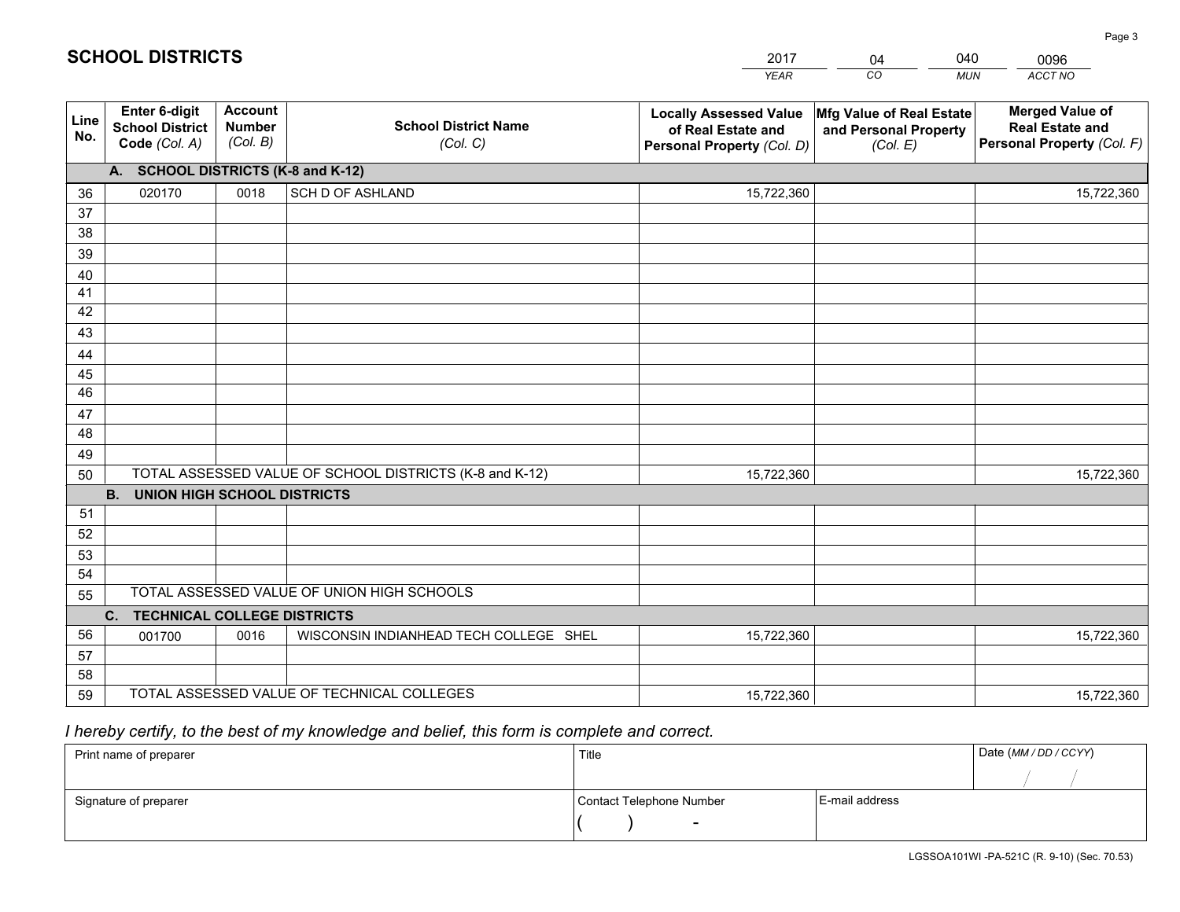# SCHOOL DISTRICTS

| 2017 | 04 | 040 | 0096 |
|---|---|---|---|
| YEAR | CO | MUN | ACCT NO |

| Line No. | Enter 6-digit School District Code (Col. A) | Account Number (Col. B) | School District Name (Col. C) | Locally Assessed Value of Real Estate and Personal Property (Col. D) | Mfg Value of Real Estate and Personal Property (Col. E) | Merged Value of Real Estate and Personal Property (Col. F) |
|---|---|---|---|---|---|---|
| **A. SCHOOL DISTRICTS (K-8 and K-12)** | | | | | | |
| 36 | 020170 | 0018 | SCH D OF ASHLAND | 15,722,360 | | 15,722,360 |
| 37 | | | | | | |
| 38 | | | | | | |
| 39 | | | | | | |
| 40 | | | | | | |
| 41 | | | | | | |
| 42 | | | | | | |
| 43 | | | | | | |
| 44 | | | | | | |
| 45 | | | | | | |
| 46 | | | | | | |
| 47 | | | | | | |
| 48 | | | | | | |
| 49 | | | | | | |
| 50 | TOTAL ASSESSED VALUE OF SCHOOL DISTRICTS (K-8 and K-12) | | | 15,722,360 | | 15,722,360 |
| **B. UNION HIGH SCHOOL DISTRICTS** | | | | | | |
| 51 | | | | | | |
| 52 | | | | | | |
| 53 | | | | | | |
| 54 | | | | | | |
| 55 | TOTAL ASSESSED VALUE OF UNION HIGH SCHOOLS | | | | | |
| **C. TECHNICAL COLLEGE DISTRICTS** | | | | | | |
| 56 | 001700 | 0016 | WISCONSIN INDIANHEAD TECH COLLEGE SHEL | 15,722,360 | | 15,722,360 |
| 57 | | | | | | |
| 58 | | | | | | |
| 59 | TOTAL ASSESSED VALUE OF TECHNICAL COLLEGES | | | 15,722,360 | | 15,722,360 |

*I hereby certify, to the best of my knowledge and belief, this form is complete and correct.*

| Print name of preparer | Title | | Date (MM / DD / CCYY) |
|---|---|---|---|
| | | | / / |
| Signature of preparer | Contact Telephone Number | E-mail address | |
| | ( ) - | | |

LGSSOA101WI -PA-521C (R. 9-10) (Sec. 70.53)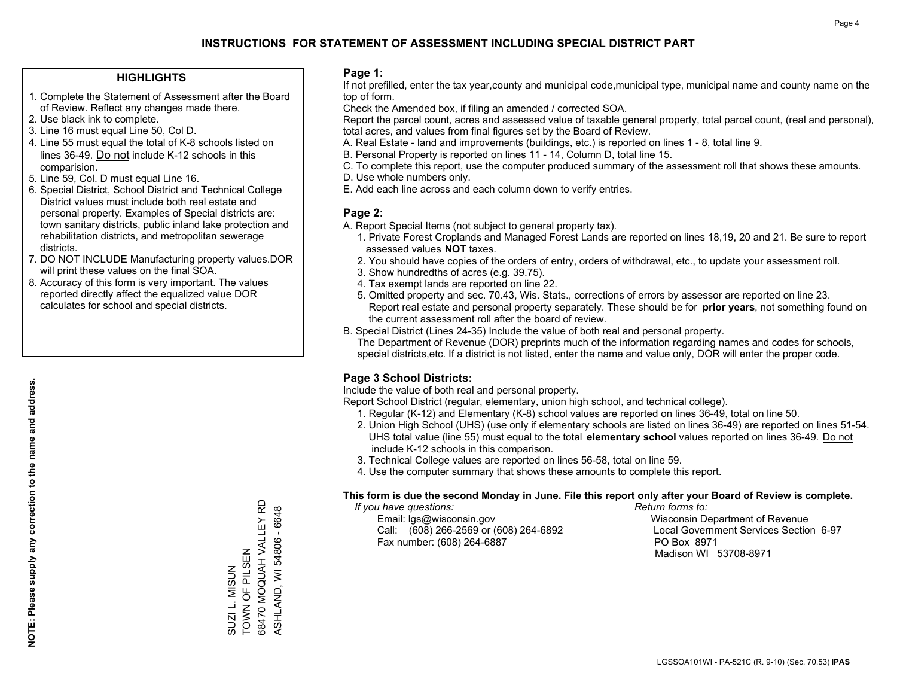# INSTRUCTIONS FOR STATEMENT OF ASSESSMENT INCLUDING SPECIAL DISTRICT PART

## HIGHLIGHTS

1. Complete the Statement of Assessment after the Board of Review. Reflect any changes made there.
2. Use black ink to complete.
3. Line 16 must equal Line 50, Col D.
4. Line 55 must equal the total of K-8 schools listed on lines 36-49. Do not include K-12 schools in this comparision.
5. Line 59, Col. D must equal Line 16.
6. Special District, School District and Technical College District values must include both real estate and personal property. Examples of Special districts are: town sanitary districts, public inland lake protection and rehabilitation districts, and metropolitan sewerage districts.
7. DO NOT INCLUDE Manufacturing property values.DOR will print these values on the final SOA.
8. Accuracy of this form is very important. The values reported directly affect the equalized value DOR calculates for school and special districts.

**NOTE: Please supply any correction to the name and address.**

SUZI L. MISUN
TOWN OF PILSEN
68470 MOQUAH VALLEY RD
ASHLAND, WI 54806 - 6648

## Page 1:

If not prefilled, enter the tax year,county and municipal code,municipal type, municipal name and county name on the top of form.

Check the Amended box, if filing an amended / corrected SOA.

Report the parcel count, acres and assessed value of taxable general property, total parcel count, (real and personal), total acres, and values from final figures set by the Board of Review.

A. Real Estate - land and improvements (buildings, etc.) is reported on lines 1 - 8, total line 9.
B. Personal Property is reported on lines 11 - 14, Column D, total line 15.
C. To complete this report, use the computer produced summary of the assessment roll that shows these amounts.
D. Use whole numbers only.
E. Add each line across and each column down to verify entries.

## Page 2:

A. Report Special Items (not subject to general property tax).
   1. Private Forest Croplands and Managed Forest Lands are reported on lines 18,19, 20 and 21. Be sure to report assessed values **NOT** taxes.
   2. You should have copies of the orders of entry, orders of withdrawal, etc., to update your assessment roll.
   3. Show hundredths of acres (e.g. 39.75).
   4. Tax exempt lands are reported on line 22.
   5. Omitted property and sec. 70.43, Wis. Stats., corrections of errors by assessor are reported on line 23. Report real estate and personal property separately. These should be for **prior years**, not something found on the current assessment roll after the board of review.
B. Special District (Lines 24-35) Include the value of both real and personal property.
   The Department of Revenue (DOR) preprints much of the information regarding names and codes for schools, special districts,etc. If a district is not listed, enter the name and value only, DOR will enter the proper code.

## Page 3 School Districts:

Include the value of both real and personal property.

Report School District (regular, elementary, union high school, and technical college).

1. Regular (K-12) and Elementary (K-8) school values are reported on lines 36-49, total on line 50.
2. Union High School (UHS) (use only if elementary schools are listed on lines 36-49) are reported on lines 51-54. UHS total value (line 55) must equal to the total **elementary school** values reported on lines 36-49. Do not include K-12 schools in this comparison.
3. Technical College values are reported on lines 56-58, total on line 59.
4. Use the computer summary that shows these amounts to complete this report.

**This form is due the second Monday in June. File this report only after your Board of Review is complete.**

*If you have questions:*
Email: lgs@wisconsin.gov
Call: (608) 266-2569 or (608) 264-6892
Fax number: (608) 264-6887

*Return forms to:*
Wisconsin Department of Revenue
Local Government Services Section 6-97
PO Box 8971
Madison WI 53708-8971

LGSSOA101WI - PA-521C (R. 9-10) (Sec. 70.53) **IPAS**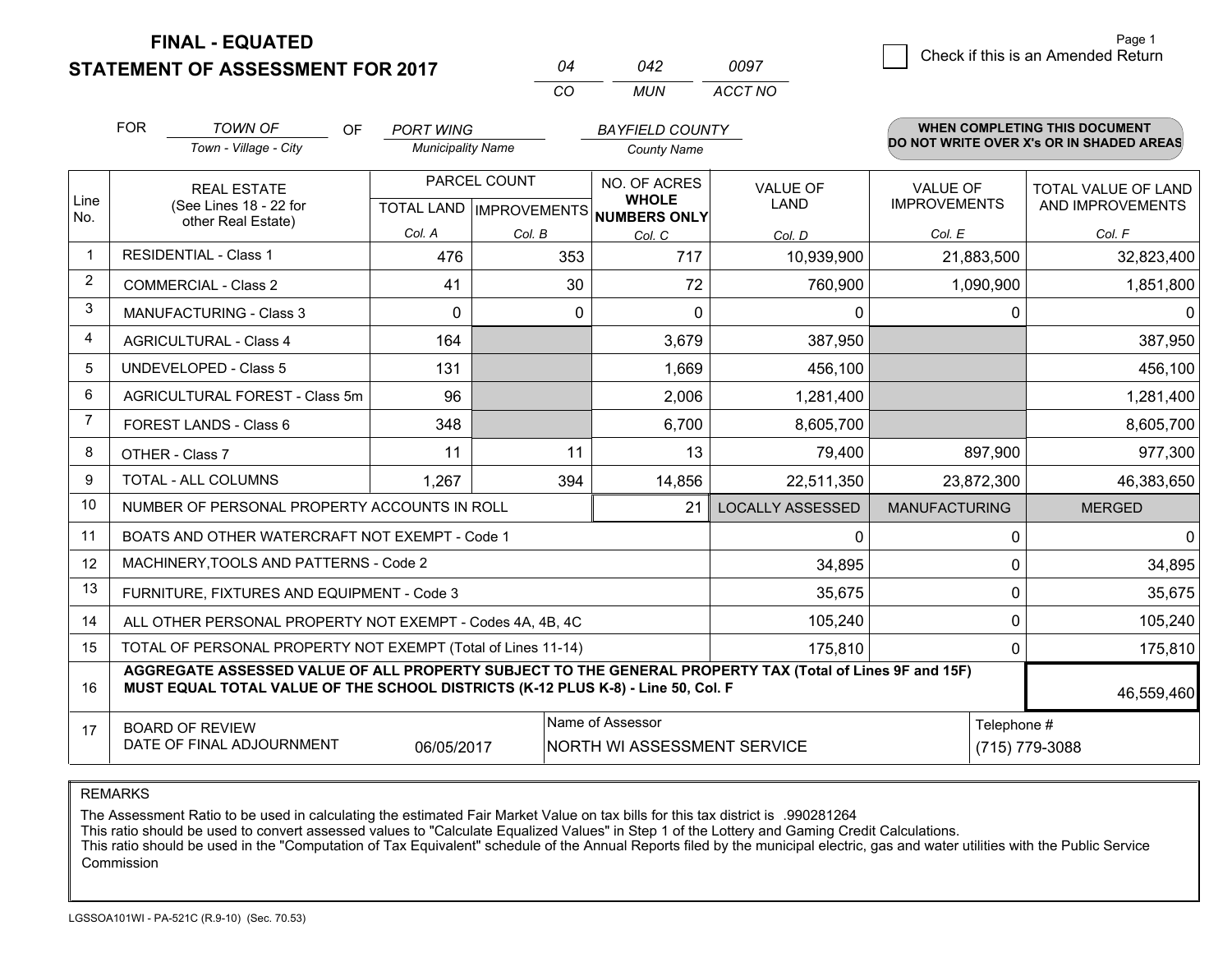# FINAL - EQUATED
## STATEMENT OF ASSESSMENT FOR 2017

| 04 | 042 | 0097 |
|---|---|---|
| CO | MUN | ACCT NO |

Page 1

☐ Check if this is an Amended Return

FOR *TOWN OF* (Town - Village - City) OF *PORT WING* (Municipality Name) *BAYFIELD COUNTY* (County Name)

**WHEN COMPLETING THIS DOCUMENT DO NOT WRITE OVER X's OR IN SHADED AREAS**

| Line No. | REAL ESTATE (See Lines 18 - 22 for other Real Estate) | PARCEL COUNT | | NO. OF ACRES WHOLE NUMBERS ONLY | VALUE OF LAND | VALUE OF IMPROVEMENTS | TOTAL VALUE OF LAND AND IMPROVEMENTS |
|---|---|---|---|---|---|---|---|
| | | TOTAL LAND | IMPROVEMENTS | | | | |
| | | Col. A | Col. B | Col. C | Col. D | Col. E | Col. F |
| 1 | RESIDENTIAL - Class 1 | 476 | 353 | 717 | 10,939,900 | 21,883,500 | 32,823,400 |
| 2 | COMMERCIAL - Class 2 | 41 | 30 | 72 | 760,900 | 1,090,900 | 1,851,800 |
| 3 | MANUFACTURING - Class 3 | 0 | 0 | 0 | 0 | 0 | 0 |
| 4 | AGRICULTURAL - Class 4 | 164 | | 3,679 | 387,950 | | 387,950 |
| 5 | UNDEVELOPED - Class 5 | 131 | | 1,669 | 456,100 | | 456,100 |
| 6 | AGRICULTURAL FOREST - Class 5m | 96 | | 2,006 | 1,281,400 | | 1,281,400 |
| 7 | FOREST LANDS - Class 6 | 348 | | 6,700 | 8,605,700 | | 8,605,700 |
| 8 | OTHER - Class 7 | 11 | 11 | 13 | 79,400 | 897,900 | 977,300 |
| 9 | TOTAL - ALL COLUMNS | 1,267 | 394 | 14,856 | 22,511,350 | 23,872,300 | 46,383,650 |
| 10 | NUMBER OF PERSONAL PROPERTY ACCOUNTS IN ROLL | | | 21 | LOCALLY ASSESSED | MANUFACTURING | MERGED |
| 11 | BOATS AND OTHER WATERCRAFT NOT EXEMPT - Code 1 | | | | 0 | 0 | 0 |
| 12 | MACHINERY,TOOLS AND PATTERNS - Code 2 | | | | 34,895 | 0 | 34,895 |
| 13 | FURNITURE, FIXTURES AND EQUIPMENT - Code 3 | | | | 35,675 | 0 | 35,675 |
| 14 | ALL OTHER PERSONAL PROPERTY NOT EXEMPT - Codes 4A, 4B, 4C | | | | 105,240 | 0 | 105,240 |
| 15 | TOTAL OF PERSONAL PROPERTY NOT EXEMPT (Total of Lines 11-14) | | | | 175,810 | 0 | 175,810 |
| 16 | **AGGREGATE ASSESSED VALUE OF ALL PROPERTY SUBJECT TO THE GENERAL PROPERTY TAX (Total of Lines 9F and 15F) MUST EQUAL TOTAL VALUE OF THE SCHOOL DISTRICTS (K-12 PLUS K-8) - Line 50, Col. F** | | | | | | 46,559,460 |
| 17 | BOARD OF REVIEW DATE OF FINAL ADJOURNMENT | 06/05/2017 | | Name of Assessor: NORTH WI ASSESSMENT SERVICE | | | Telephone #: (715) 779-3088 |

REMARKS

The Assessment Ratio to be used in calculating the estimated Fair Market Value on tax bills for this tax district is .990281264
This ratio should be used to convert assessed values to "Calculate Equalized Values" in Step 1 of the Lottery and Gaming Credit Calculations.
This ratio should be used in the "Computation of Tax Equivalent" schedule of the Annual Reports filed by the municipal electric, gas and water utilities with the Public Service Commission

LGSSOA101WI - PA-521C (R.9-10) (Sec. 70.53)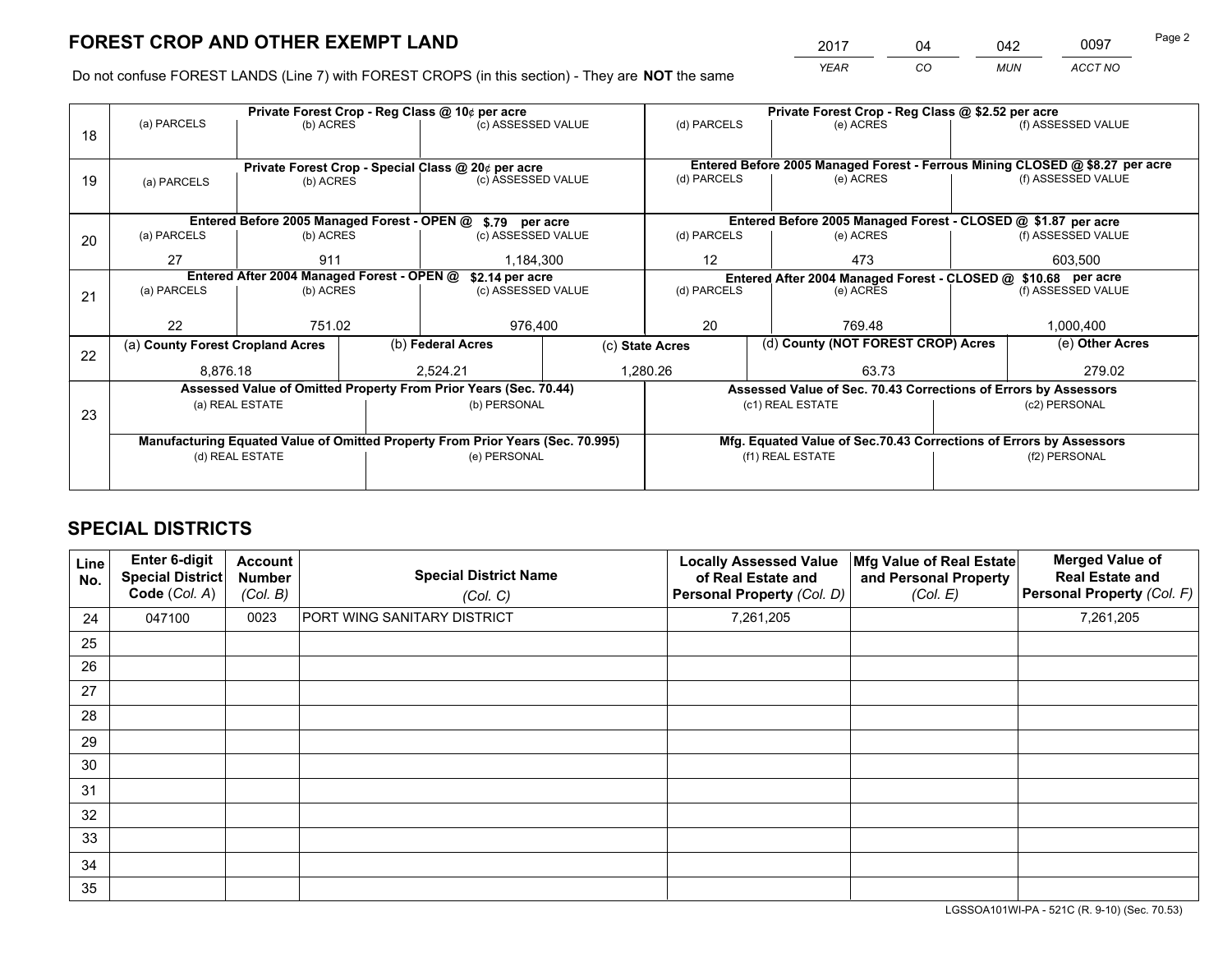# FOREST CROP AND OTHER EXEMPT LAND

| 2017 | 04 | 042 | 0097 |
|---|---|---|---|
| *YEAR* | *CO* | *MUN* | *ACCT NO* |

Do not confuse FOREST LANDS (Line 7) with FOREST CROPS (in this section) - They are **NOT** the same

| Line | Private Forest Crop - Reg Class @ 10¢ per acre | | | Private Forest Crop - Reg Class @ $2.52 per acre | | |
|---|---|---|---|---|---|---|
| 18 | (a) PARCELS | (b) ACRES | (c) ASSESSED VALUE | (d) PARCELS | (e) ACRES | (f) ASSESSED VALUE |
| | | | | | | |
| | **Private Forest Crop - Special Class @ 20¢ per acre** | | | **Entered Before 2005 Managed Forest - Ferrous Mining CLOSED @ $8.27 per acre** | | |
| 19 | (a) PARCELS | (b) ACRES | (c) ASSESSED VALUE | (d) PARCELS | (e) ACRES | (f) ASSESSED VALUE |
| | | | | | | |
| | **Entered Before 2005 Managed Forest - OPEN @ $.79 per acre** | | | **Entered Before 2005 Managed Forest - CLOSED @ $1.87 per acre** | | |
| 20 | (a) PARCELS | (b) ACRES | (c) ASSESSED VALUE | (d) PARCELS | (e) ACRES | (f) ASSESSED VALUE |
| | 27 | 911 | 1,184,300 | 12 | 473 | 603,500 |
| | **Entered After 2004 Managed Forest - OPEN @ $2.14 per acre** | | | **Entered After 2004 Managed Forest - CLOSED @ $10.68 per acre** | | |
| 21 | (a) PARCELS | (b) ACRES | (c) ASSESSED VALUE | (d) PARCELS | (e) ACRES | (f) ASSESSED VALUE |
| | 22 | 751.02 | 976,400 | 20 | 769.48 | 1,000,400 |

| Line | (a) County Forest Cropland Acres | (b) Federal Acres | (c) State Acres | (d) County (NOT FOREST CROP) Acres | (e) Other Acres |
|---|---|---|---|---|---|
| 22 | 8,876.18 | 2,524.21 | 1,280.26 | 63.73 | 279.02 |

| Line | Assessed Value of Omitted Property From Prior Years (Sec. 70.44) | | Assessed Value of Sec. 70.43 Corrections of Errors by Assessors | |
|---|---|---|---|---|
| 23 | (a) REAL ESTATE | (b) PERSONAL | (c1) REAL ESTATE | (c2) PERSONAL |
| | | | | |
| | **Manufacturing Equated Value of Omitted Property From Prior Years (Sec. 70.995)** | | **Mfg. Equated Value of Sec.70.43 Corrections of Errors by Assessors** | |
| | (d) REAL ESTATE | (e) PERSONAL | (f1) REAL ESTATE | (f2) PERSONAL |
| | | | | |

# SPECIAL DISTRICTS

| Line No. | Enter 6-digit Special District Code (*Col. A*) | Account Number (*Col. B*) | Special District Name (*Col. C*) | Locally Assessed Value of Real Estate and Personal Property (*Col. D*) | Mfg Value of Real Estate and Personal Property (*Col. E*) | Merged Value of Real Estate and Personal Property (*Col. F*) |
|---|---|---|---|---|---|---|
| 24 | 047100 | 0023 | PORT WING SANITARY DISTRICT | 7,261,205 | | 7,261,205 |
| 25 | | | | | | |
| 26 | | | | | | |
| 27 | | | | | | |
| 28 | | | | | | |
| 29 | | | | | | |
| 30 | | | | | | |
| 31 | | | | | | |
| 32 | | | | | | |
| 33 | | | | | | |
| 34 | | | | | | |
| 35 | | | | | | |

LGSSOA101WI-PA - 521C (R. 9-10) (Sec. 70.53)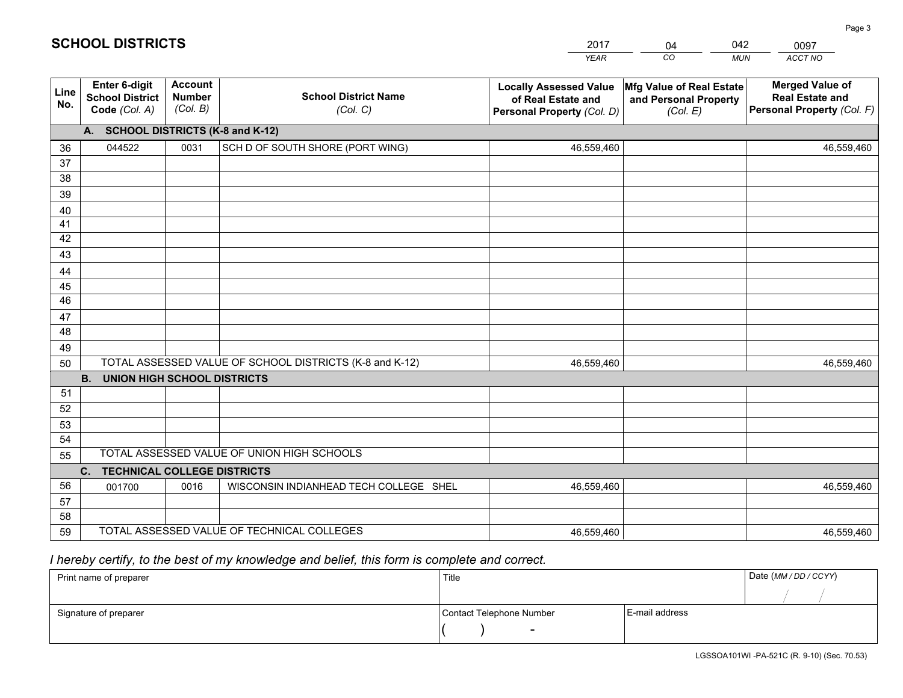## SCHOOL DISTRICTS

| 2017 | 04 | 042 | 0097 |
|---|---|---|---|
| *YEAR* | *CO* | *MUN* | *ACCT NO* |

| Line No. | Enter 6-digit School District Code *(Col. A)* | Account Number *(Col. B)* | School District Name *(Col. C)* | Locally Assessed Value of Real Estate and Personal Property *(Col. D)* | Mfg Value of Real Estate and Personal Property *(Col. E)* | Merged Value of Real Estate and Personal Property *(Col. F)* |
|---|---|---|---|---|---|---|
| | **A. SCHOOL DISTRICTS (K-8 and K-12)** | | | | | |
| 36 | 044522 | 0031 | SCH D OF SOUTH SHORE (PORT WING) | 46,559,460 | | 46,559,460 |
| 37 | | | | | | |
| 38 | | | | | | |
| 39 | | | | | | |
| 40 | | | | | | |
| 41 | | | | | | |
| 42 | | | | | | |
| 43 | | | | | | |
| 44 | | | | | | |
| 45 | | | | | | |
| 46 | | | | | | |
| 47 | | | | | | |
| 48 | | | | | | |
| 49 | | | | | | |
| 50 | TOTAL ASSESSED VALUE OF SCHOOL DISTRICTS (K-8 and K-12) | | | 46,559,460 | | 46,559,460 |
| | **B. UNION HIGH SCHOOL DISTRICTS** | | | | | |
| 51 | | | | | | |
| 52 | | | | | | |
| 53 | | | | | | |
| 54 | | | | | | |
| 55 | TOTAL ASSESSED VALUE OF UNION HIGH SCHOOLS | | | | | |
| | **C. TECHNICAL COLLEGE DISTRICTS** | | | | | |
| 56 | 001700 | 0016 | WISCONSIN INDIANHEAD TECH COLLEGE SHEL | 46,559,460 | | 46,559,460 |
| 57 | | | | | | |
| 58 | | | | | | |
| 59 | TOTAL ASSESSED VALUE OF TECHNICAL COLLEGES | | | 46,559,460 | | 46,559,460 |

*I hereby certify, to the best of my knowledge and belief, this form is complete and correct.*

| Print name of preparer | Title | | Date *(MM / DD / CCYY)* |
|---|---|---|---|
| | | | / / |
| Signature of preparer | Contact Telephone Number | E-mail address | |
| | ( ) - | | |

LGSSOA101WI -PA-521C (R. 9-10) (Sec. 70.53)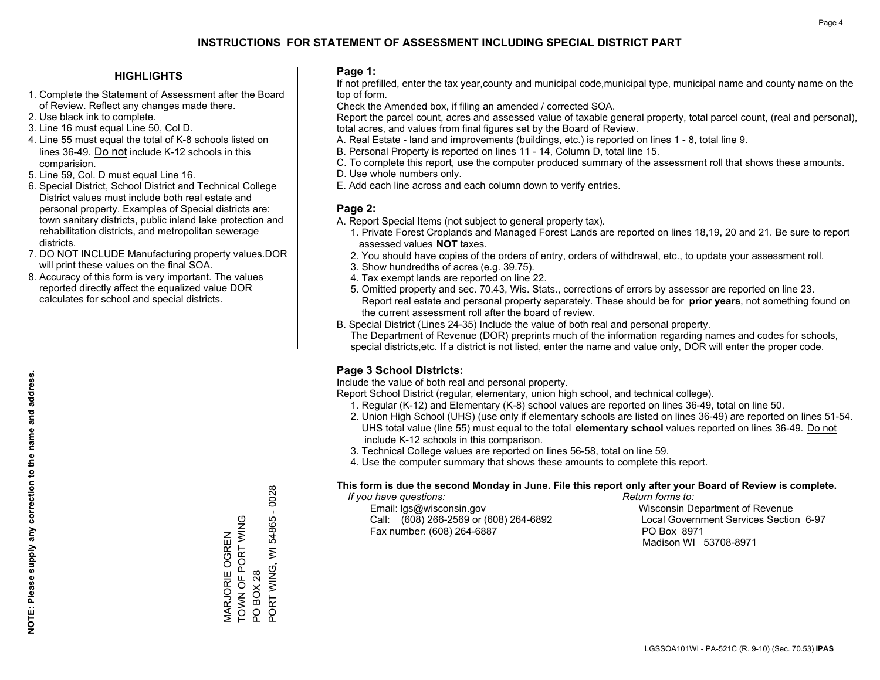# INSTRUCTIONS FOR STATEMENT OF ASSESSMENT INCLUDING SPECIAL DISTRICT PART

## HIGHLIGHTS

1. Complete the Statement of Assessment after the Board of Review. Reflect any changes made there.
2. Use black ink to complete.
3. Line 16 must equal Line 50, Col D.
4. Line 55 must equal the total of K-8 schools listed on lines 36-49. Do not include K-12 schools in this comparision.
5. Line 59, Col. D must equal Line 16.
6. Special District, School District and Technical College District values must include both real estate and personal property. Examples of Special districts are: town sanitary districts, public inland lake protection and rehabilitation districts, and metropolitan sewerage districts.
7. DO NOT INCLUDE Manufacturing property values.DOR will print these values on the final SOA.
8. Accuracy of this form is very important. The values reported directly affect the equalized value DOR calculates for school and special districts.

**NOTE: Please supply any correction to the name and address.**

MARJORIE OGREN
TOWN OF PORT WING
PO BOX 28
PORT WING, WI 54865 - 0028

## Page 1:

If not prefilled, enter the tax year,county and municipal code,municipal type, municipal name and county name on the top of form.

Check the Amended box, if filing an amended / corrected SOA.

Report the parcel count, acres and assessed value of taxable general property, total parcel count, (real and personal), total acres, and values from final figures set by the Board of Review.

A. Real Estate - land and improvements (buildings, etc.) is reported on lines 1 - 8, total line 9.
B. Personal Property is reported on lines 11 - 14, Column D, total line 15.
C. To complete this report, use the computer produced summary of the assessment roll that shows these amounts.
D. Use whole numbers only.
E. Add each line across and each column down to verify entries.

## Page 2:

A. Report Special Items (not subject to general property tax).
1. Private Forest Croplands and Managed Forest Lands are reported on lines 18,19, 20 and 21. Be sure to report assessed values **NOT** taxes.
2. You should have copies of the orders of entry, orders of withdrawal, etc., to update your assessment roll.
3. Show hundredths of acres (e.g. 39.75).
4. Tax exempt lands are reported on line 22.
5. Omitted property and sec. 70.43, Wis. Stats., corrections of errors by assessor are reported on line 23. Report real estate and personal property separately. These should be for **prior years**, not something found on the current assessment roll after the board of review.

B. Special District (Lines 24-35) Include the value of both real and personal property.
The Department of Revenue (DOR) preprints much of the information regarding names and codes for schools, special districts,etc. If a district is not listed, enter the name and value only, DOR will enter the proper code.

## Page 3 School Districts:

Include the value of both real and personal property.

Report School District (regular, elementary, union high school, and technical college).

1. Regular (K-12) and Elementary (K-8) school values are reported on lines 36-49, total on line 50.
2. Union High School (UHS) (use only if elementary schools are listed on lines 36-49) are reported on lines 51-54. UHS total value (line 55) must equal to the total **elementary school** values reported on lines 36-49. Do not include K-12 schools in this comparison.
3. Technical College values are reported on lines 56-58, total on line 59.
4. Use the computer summary that shows these amounts to complete this report.

**This form is due the second Monday in June. File this report only after your Board of Review is complete.**

*If you have questions:*
Email: lgs@wisconsin.gov
Call: (608) 266-2569 or (608) 264-6892
Fax number: (608) 264-6887

*Return forms to:*
Wisconsin Department of Revenue
Local Government Services Section 6-97
PO Box 8971
Madison WI 53708-8971

LGSSOA101WI - PA-521C (R. 9-10) (Sec. 70.53) **IPAS**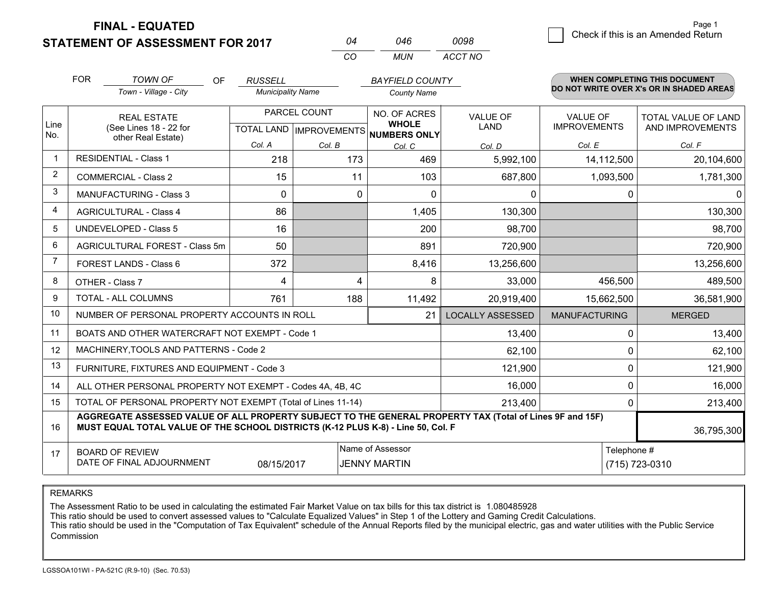# FINAL - EQUATED
# STATEMENT OF ASSESSMENT FOR 2017

| 04 | 046 | 0098 |
|---|---|---|
| CO | MUN | ACCT NO |

☐ Check if this is an Amended Return

Page 1

FOR *TOWN OF* (Town - Village - City) OF *RUSSELL* (Municipality Name) *BAYFIELD COUNTY* (County Name)

**WHEN COMPLETING THIS DOCUMENT DO NOT WRITE OVER X's OR IN SHADED AREAS**

| Line No. | REAL ESTATE (See Lines 18 - 22 for other Real Estate) | PARCEL COUNT | | NO. OF ACRES WHOLE NUMBERS ONLY | VALUE OF LAND | VALUE OF IMPROVEMENTS | TOTAL VALUE OF LAND AND IMPROVEMENTS |
|---|---|---|---|---|---|---|---|
| | | TOTAL LAND | IMPROVEMENTS | | | | |
| | | Col. A | Col. B | Col. C | Col. D | Col. E | Col. F |
| 1 | RESIDENTIAL - Class 1 | 218 | 173 | 469 | 5,992,100 | 14,112,500 | 20,104,600 |
| 2 | COMMERCIAL - Class 2 | 15 | 11 | 103 | 687,800 | 1,093,500 | 1,781,300 |
| 3 | MANUFACTURING - Class 3 | 0 | 0 | 0 | 0 | 0 | 0 |
| 4 | AGRICULTURAL - Class 4 | 86 | | 1,405 | 130,300 | | 130,300 |
| 5 | UNDEVELOPED - Class 5 | 16 | | 200 | 98,700 | | 98,700 |
| 6 | AGRICULTURAL FOREST - Class 5m | 50 | | 891 | 720,900 | | 720,900 |
| 7 | FOREST LANDS - Class 6 | 372 | | 8,416 | 13,256,600 | | 13,256,600 |
| 8 | OTHER - Class 7 | 4 | 4 | 8 | 33,000 | 456,500 | 489,500 |
| 9 | TOTAL - ALL COLUMNS | 761 | 188 | 11,492 | 20,919,400 | 15,662,500 | 36,581,900 |
| 10 | NUMBER OF PERSONAL PROPERTY ACCOUNTS IN ROLL | | | 21 | LOCALLY ASSESSED | MANUFACTURING | MERGED |
| 11 | BOATS AND OTHER WATERCRAFT NOT EXEMPT - Code 1 | | | | 13,400 | 0 | 13,400 |
| 12 | MACHINERY,TOOLS AND PATTERNS - Code 2 | | | | 62,100 | 0 | 62,100 |
| 13 | FURNITURE, FIXTURES AND EQUIPMENT - Code 3 | | | | 121,900 | 0 | 121,900 |
| 14 | ALL OTHER PERSONAL PROPERTY NOT EXEMPT - Codes 4A, 4B, 4C | | | | 16,000 | 0 | 16,000 |
| 15 | TOTAL OF PERSONAL PROPERTY NOT EXEMPT (Total of Lines 11-14) | | | | 213,400 | 0 | 213,400 |
| 16 | **AGGREGATE ASSESSED VALUE OF ALL PROPERTY SUBJECT TO THE GENERAL PROPERTY TAX (Total of Lines 9F and 15F) MUST EQUAL TOTAL VALUE OF THE SCHOOL DISTRICTS (K-12 PLUS K-8) - Line 50, Col. F** | | | | | | 36,795,300 |
| 17 | BOARD OF REVIEW DATE OF FINAL ADJOURNMENT | 08/15/2017 | | Name of Assessor: JENNY MARTIN | | Telephone #: (715) 723-0310 | |

REMARKS

The Assessment Ratio to be used in calculating the estimated Fair Market Value on tax bills for this tax district is 1.080485928
This ratio should be used to convert assessed values to "Calculate Equalized Values" in Step 1 of the Lottery and Gaming Credit Calculations.
This ratio should be used in the "Computation of Tax Equivalent" schedule of the Annual Reports filed by the municipal electric, gas and water utilities with the Public Service Commission

LGSSOA101WI - PA-521C (R.9-10) (Sec. 70.53)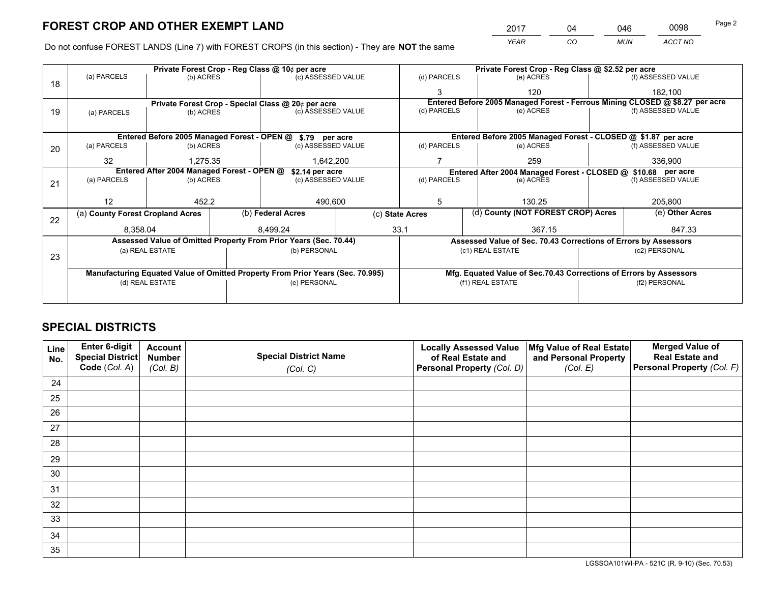# FOREST CROP AND OTHER EXEMPT LAND

| 2017 | 04 | 046 | 0098 |
|---|---|---|---|
| *YEAR* | *CO* | *MUN* | *ACCT NO* |

Do not confuse FOREST LANDS (Line 7) with FOREST CROPS (in this section) - They are **NOT** the same

| Line | Private Forest Crop - Reg Class @ 10¢ per acre | | | Private Forest Crop - Reg Class @ $2.52 per acre | | |
|---|---|---|---|---|---|---|
| 18 | (a) PARCELS | (b) ACRES | (c) ASSESSED VALUE | (d) PARCELS | (e) ACRES | (f) ASSESSED VALUE |
| | | | | 3 | 120 | 182,100 |
| | **Private Forest Crop - Special Class @ 20¢ per acre** | | | **Entered Before 2005 Managed Forest - Ferrous Mining CLOSED @ $8.27 per acre** | | |
| 19 | (a) PARCELS | (b) ACRES | (c) ASSESSED VALUE | (d) PARCELS | (e) ACRES | (f) ASSESSED VALUE |
| | | | | | | |
| | **Entered Before 2005 Managed Forest - OPEN @ $.79 per acre** | | | **Entered Before 2005 Managed Forest - CLOSED @ $1.87 per acre** | | |
| 20 | (a) PARCELS | (b) ACRES | (c) ASSESSED VALUE | (d) PARCELS | (e) ACRES | (f) ASSESSED VALUE |
| | 32 | 1,275.35 | 1,642,200 | 7 | 259 | 336,900 |
| | **Entered After 2004 Managed Forest - OPEN @ $2.14 per acre** | | | **Entered After 2004 Managed Forest - CLOSED @ $10.68 per acre** | | |
| 21 | (a) PARCELS | (b) ACRES | (c) ASSESSED VALUE | (d) PARCELS | (e) ACRES | (f) ASSESSED VALUE |
| | 12 | 452.2 | 490,600 | 5 | 130.25 | 205,800 |

| Line | (a) County Forest Cropland Acres | (b) Federal Acres | (c) State Acres | (d) County (NOT FOREST CROP) Acres | (e) Other Acres |
|---|---|---|---|---|---|
| 22 | 8,358.04 | 8,499.24 | 33.1 | 367.15 | 847.33 |

| Line | Assessed Value of Omitted Property From Prior Years (Sec. 70.44) | | Assessed Value of Sec. 70.43 Corrections of Errors by Assessors | |
|---|---|---|---|---|
| 23 | (a) REAL ESTATE | (b) PERSONAL | (c1) REAL ESTATE | (c2) PERSONAL |
| | | | | |
| | **Manufacturing Equated Value of Omitted Property From Prior Years (Sec. 70.995)** | | **Mfg. Equated Value of Sec.70.43 Corrections of Errors by Assessors** | |
| | (d) REAL ESTATE | (e) PERSONAL | (f1) REAL ESTATE | (f2) PERSONAL |
| | | | | |

# SPECIAL DISTRICTS

| Line No. | Enter 6-digit Special District Code (Col. A) | Account Number (Col. B) | Special District Name (Col. C) | Locally Assessed Value of Real Estate and Personal Property (Col. D) | Mfg Value of Real Estate and Personal Property (Col. E) | Merged Value of Real Estate and Personal Property (Col. F) |
|---|---|---|---|---|---|---|
| 24 | | | | | | |
| 25 | | | | | | |
| 26 | | | | | | |
| 27 | | | | | | |
| 28 | | | | | | |
| 29 | | | | | | |
| 30 | | | | | | |
| 31 | | | | | | |
| 32 | | | | | | |
| 33 | | | | | | |
| 34 | | | | | | |
| 35 | | | | | | |

LGSSOA101WI-PA - 521C (R. 9-10) (Sec. 70.53)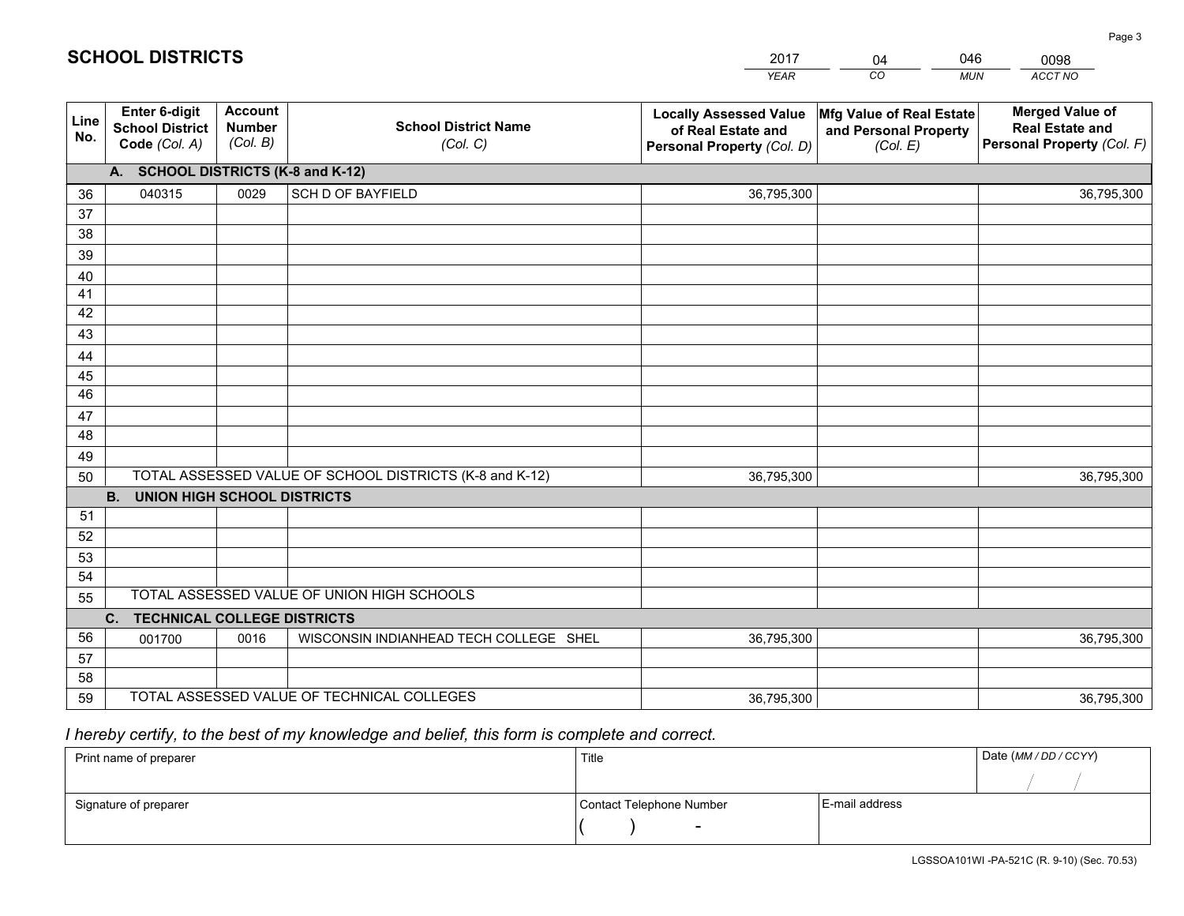# SCHOOL DISTRICTS

| 2017 | 04 | 046 | 0098 |
|---|---|---|---|
| *YEAR* | *CO* | *MUN* | *ACCT NO* |

| Line No. | Enter 6-digit School District Code *(Col. A)* | Account Number *(Col. B)* | School District Name *(Col. C)* | Locally Assessed Value of Real Estate and Personal Property *(Col. D)* | Mfg Value of Real Estate and Personal Property *(Col. E)* | Merged Value of Real Estate and Personal Property *(Col. F)* |
|---|---|---|---|---|---|---|
| **A. SCHOOL DISTRICTS (K-8 and K-12)** | | | | | | |
| 36 | 040315 | 0029 | SCH D OF BAYFIELD | 36,795,300 | | 36,795,300 |
| 37 | | | | | | |
| 38 | | | | | | |
| 39 | | | | | | |
| 40 | | | | | | |
| 41 | | | | | | |
| 42 | | | | | | |
| 43 | | | | | | |
| 44 | | | | | | |
| 45 | | | | | | |
| 46 | | | | | | |
| 47 | | | | | | |
| 48 | | | | | | |
| 49 | | | | | | |
| 50 | TOTAL ASSESSED VALUE OF SCHOOL DISTRICTS (K-8 and K-12) | | | 36,795,300 | | 36,795,300 |
| **B. UNION HIGH SCHOOL DISTRICTS** | | | | | | |
| 51 | | | | | | |
| 52 | | | | | | |
| 53 | | | | | | |
| 54 | | | | | | |
| 55 | TOTAL ASSESSED VALUE OF UNION HIGH SCHOOLS | | | | | |
| **C. TECHNICAL COLLEGE DISTRICTS** | | | | | | |
| 56 | 001700 | 0016 | WISCONSIN INDIANHEAD TECH COLLEGE SHEL | 36,795,300 | | 36,795,300 |
| 57 | | | | | | |
| 58 | | | | | | |
| 59 | TOTAL ASSESSED VALUE OF TECHNICAL COLLEGES | | | 36,795,300 | | 36,795,300 |

*I hereby certify, to the best of my knowledge and belief, this form is complete and correct.*

| Print name of preparer | Title | | Date *(MM / DD / CCYY)* |
|---|---|---|---|
| | | | / / |
| Signature of preparer | Contact Telephone Number | E-mail address | |
| | ( ) - | | |

LGSSOA101WI -PA-521C (R. 9-10) (Sec. 70.53)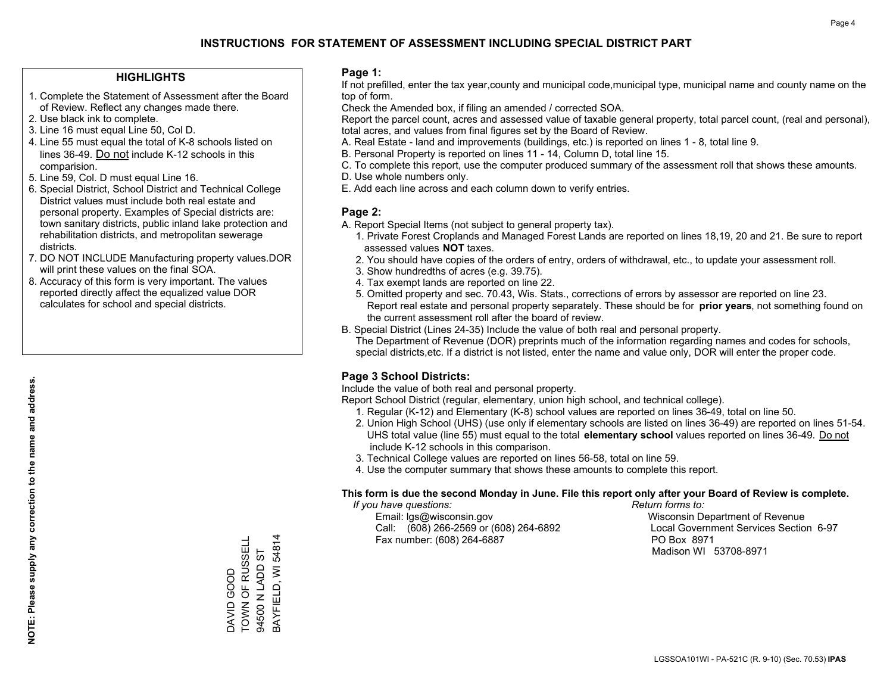# INSTRUCTIONS FOR STATEMENT OF ASSESSMENT INCLUDING SPECIAL DISTRICT PART

## HIGHLIGHTS

1. Complete the Statement of Assessment after the Board of Review. Reflect any changes made there.
2. Use black ink to complete.
3. Line 16 must equal Line 50, Col D.
4. Line 55 must equal the total of K-8 schools listed on lines 36-49. Do not include K-12 schools in this comparision.
5. Line 59, Col. D must equal Line 16.
6. Special District, School District and Technical College District values must include both real estate and personal property. Examples of Special districts are: town sanitary districts, public inland lake protection and rehabilitation districts, and metropolitan sewerage districts.
7. DO NOT INCLUDE Manufacturing property values.DOR will print these values on the final SOA.
8. Accuracy of this form is very important. The values reported directly affect the equalized value DOR calculates for school and special districts.

**NOTE: Please supply any correction to the name and address.**

DAVID GOOD
TOWN OF RUSSELL
94500 N LADD ST
BAYFIELD, WI 54814

## Page 1:

If not prefilled, enter the tax year,county and municipal code,municipal type, municipal name and county name on the top of form.

Check the Amended box, if filing an amended / corrected SOA.

Report the parcel count, acres and assessed value of taxable general property, total parcel count, (real and personal), total acres, and values from final figures set by the Board of Review.

A. Real Estate - land and improvements (buildings, etc.) is reported on lines 1 - 8, total line 9.
B. Personal Property is reported on lines 11 - 14, Column D, total line 15.
C. To complete this report, use the computer produced summary of the assessment roll that shows these amounts.
D. Use whole numbers only.
E. Add each line across and each column down to verify entries.

## Page 2:

A. Report Special Items (not subject to general property tax).
   1. Private Forest Croplands and Managed Forest Lands are reported on lines 18,19, 20 and 21. Be sure to report assessed values **NOT** taxes.
   2. You should have copies of the orders of entry, orders of withdrawal, etc., to update your assessment roll.
   3. Show hundredths of acres (e.g. 39.75).
   4. Tax exempt lands are reported on line 22.
   5. Omitted property and sec. 70.43, Wis. Stats., corrections of errors by assessor are reported on line 23. Report real estate and personal property separately. These should be for **prior years**, not something found on the current assessment roll after the board of review.
B. Special District (Lines 24-35) Include the value of both real and personal property.
   The Department of Revenue (DOR) preprints much of the information regarding names and codes for schools, special districts,etc. If a district is not listed, enter the name and value only, DOR will enter the proper code.

## Page 3 School Districts:

Include the value of both real and personal property.

Report School District (regular, elementary, union high school, and technical college).

1. Regular (K-12) and Elementary (K-8) school values are reported on lines 36-49, total on line 50.
2. Union High School (UHS) (use only if elementary schools are listed on lines 36-49) are reported on lines 51-54. UHS total value (line 55) must equal to the total **elementary school** values reported on lines 36-49. Do not include K-12 schools in this comparison.
3. Technical College values are reported on lines 56-58, total on line 59.
4. Use the computer summary that shows these amounts to complete this report.

**This form is due the second Monday in June. File this report only after your Board of Review is complete.**

*If you have questions:*
Email: lgs@wisconsin.gov
Call: (608) 266-2569 or (608) 264-6892
Fax number: (608) 264-6887

*Return forms to:*
Wisconsin Department of Revenue
Local Government Services Section 6-97
PO Box 8971
Madison WI 53708-8971

LGSSOA101WI - PA-521C (R. 9-10) (Sec. 70.53) **IPAS**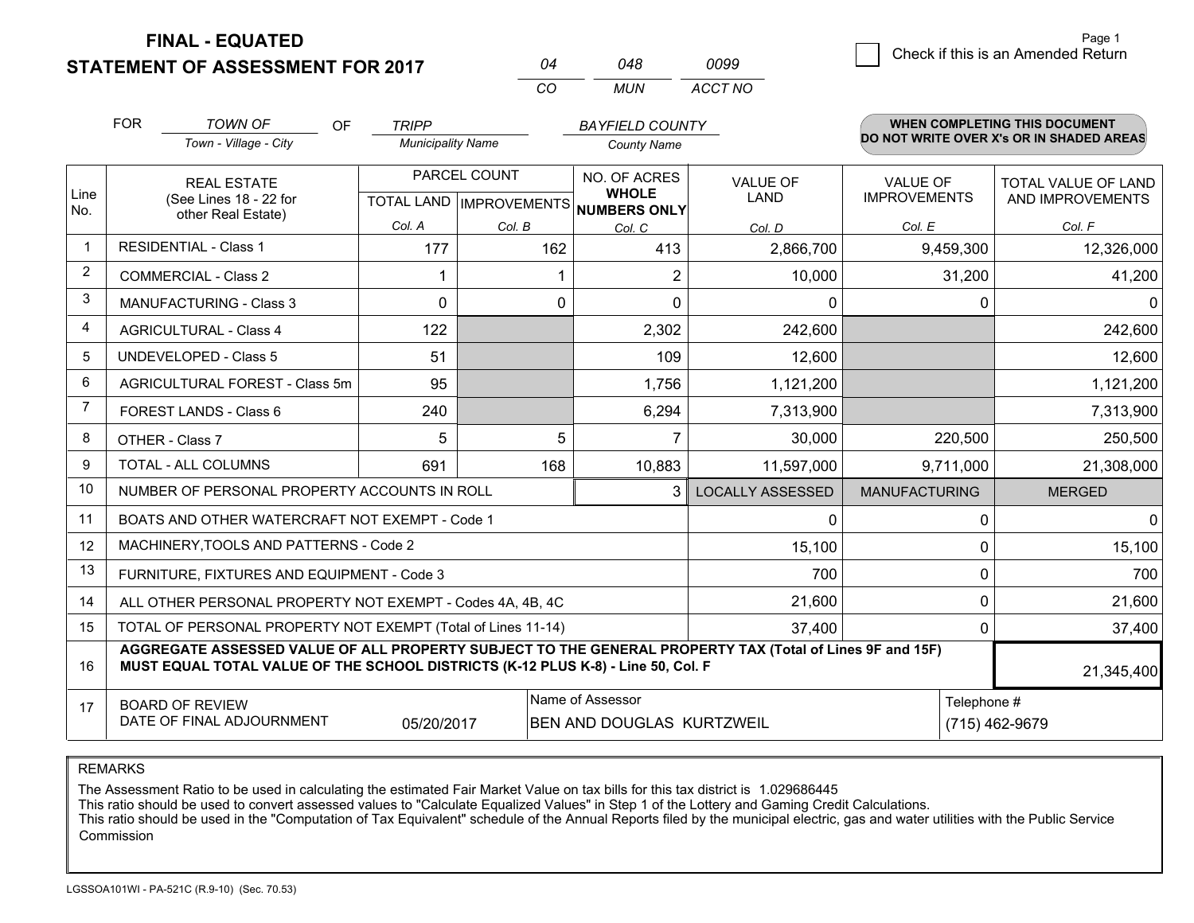# FINAL - EQUATED
# STATEMENT OF ASSESSMENT FOR 2017

| 04 | 048 | 0099 |
|---|---|---|
| CO | MUN | ACCT NO |

☐ Check if this is an Amended Return

FOR *TOWN OF* (Town - Village - City) OF *TRIPP* (Municipality Name) *BAYFIELD COUNTY* (County Name)

**WHEN COMPLETING THIS DOCUMENT DO NOT WRITE OVER X's OR IN SHADED AREAS**

| Line No. | REAL ESTATE (See Lines 18 - 22 for other Real Estate) | PARCEL COUNT TOTAL LAND Col. A | PARCEL COUNT IMPROVEMENTS Col. B | NO. OF ACRES WHOLE NUMBERS ONLY Col. C | VALUE OF LAND Col. D | VALUE OF IMPROVEMENTS Col. E | TOTAL VALUE OF LAND AND IMPROVEMENTS Col. F |
|---|---|---|---|---|---|---|---|
| 1 | RESIDENTIAL - Class 1 | 177 | 162 | 413 | 2,866,700 | 9,459,300 | 12,326,000 |
| 2 | COMMERCIAL - Class 2 | 1 | 1 | 2 | 10,000 | 31,200 | 41,200 |
| 3 | MANUFACTURING - Class 3 | 0 | 0 | 0 | 0 | 0 | 0 |
| 4 | AGRICULTURAL - Class 4 | 122 | | 2,302 | 242,600 | | 242,600 |
| 5 | UNDEVELOPED - Class 5 | 51 | | 109 | 12,600 | | 12,600 |
| 6 | AGRICULTURAL FOREST - Class 5m | 95 | | 1,756 | 1,121,200 | | 1,121,200 |
| 7 | FOREST LANDS - Class 6 | 240 | | 6,294 | 7,313,900 | | 7,313,900 |
| 8 | OTHER - Class 7 | 5 | 5 | 7 | 30,000 | 220,500 | 250,500 |
| 9 | TOTAL - ALL COLUMNS | 691 | 168 | 10,883 | 11,597,000 | 9,711,000 | 21,308,000 |
| 10 | NUMBER OF PERSONAL PROPERTY ACCOUNTS IN ROLL | | | 3 | LOCALLY ASSESSED | MANUFACTURING | MERGED |
| 11 | BOATS AND OTHER WATERCRAFT NOT EXEMPT - Code 1 | | | | 0 | 0 | 0 |
| 12 | MACHINERY,TOOLS AND PATTERNS - Code 2 | | | | 15,100 | 0 | 15,100 |
| 13 | FURNITURE, FIXTURES AND EQUIPMENT - Code 3 | | | | 700 | 0 | 700 |
| 14 | ALL OTHER PERSONAL PROPERTY NOT EXEMPT - Codes 4A, 4B, 4C | | | | 21,600 | 0 | 21,600 |
| 15 | TOTAL OF PERSONAL PROPERTY NOT EXEMPT (Total of Lines 11-14) | | | | 37,400 | 0 | 37,400 |
| 16 | **AGGREGATE ASSESSED VALUE OF ALL PROPERTY SUBJECT TO THE GENERAL PROPERTY TAX (Total of Lines 9F and 15F) MUST EQUAL TOTAL VALUE OF THE SCHOOL DISTRICTS (K-12 PLUS K-8) - Line 50, Col. F** | | | | | | 21,345,400 |
| 17 | BOARD OF REVIEW DATE OF FINAL ADJOURNMENT | 05/20/2017 | Name of Assessor | BEN AND DOUGLAS KURTZWEIL | | Telephone # | (715) 462-9679 |

REMARKS

The Assessment Ratio to be used in calculating the estimated Fair Market Value on tax bills for this tax district is 1.029686445
This ratio should be used to convert assessed values to "Calculate Equalized Values" in Step 1 of the Lottery and Gaming Credit Calculations.
This ratio should be used in the "Computation of Tax Equivalent" schedule of the Annual Reports filed by the municipal electric, gas and water utilities with the Public Service Commission

LGSSOA101WI - PA-521C (R.9-10) (Sec. 70.53)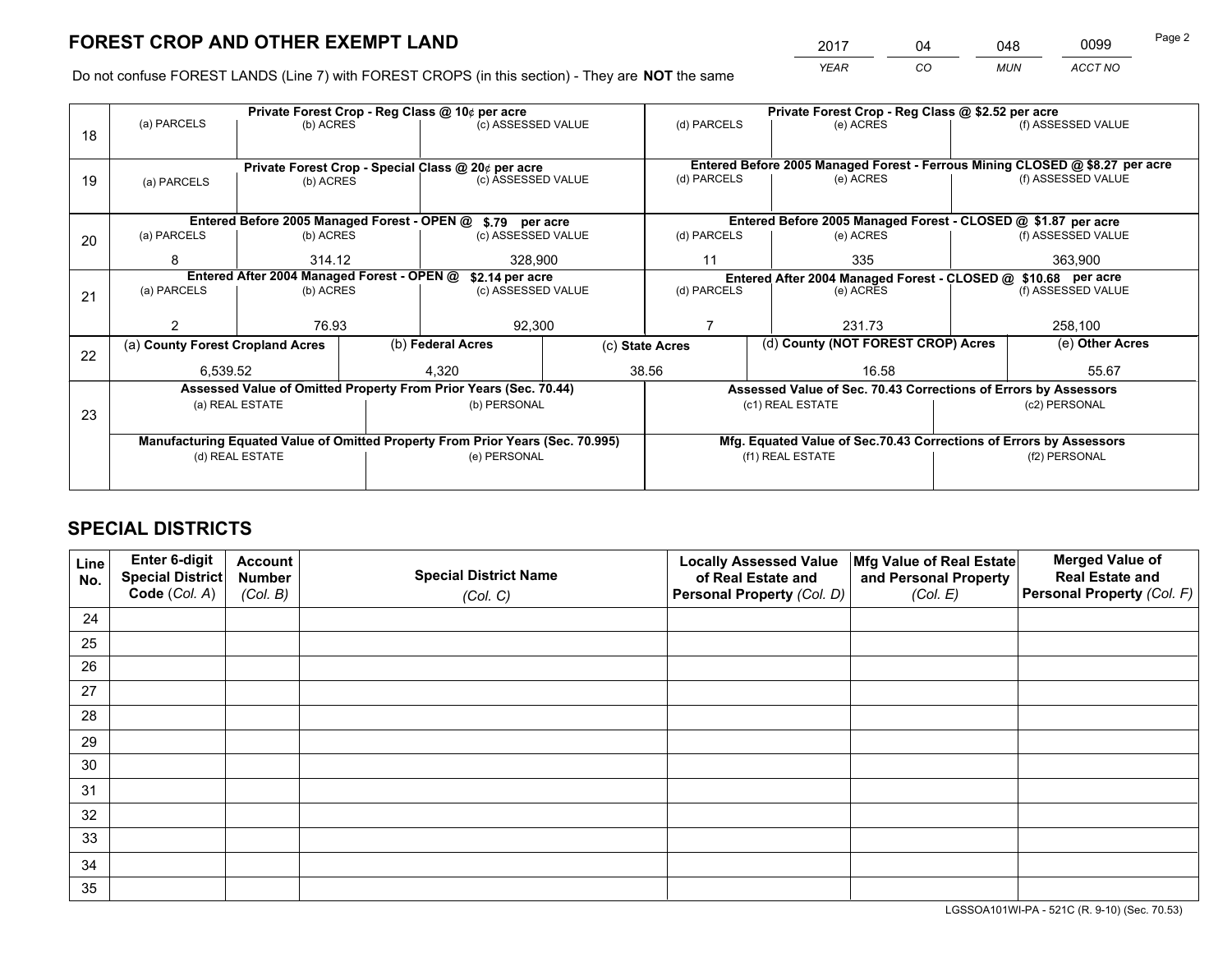# FOREST CROP AND OTHER EXEMPT LAND

| 2017 | 04 | 048 | 0099 |
|---|---|---|---|
| *YEAR* | *CO* | *MUN* | *ACCT NO* |

Do not confuse FOREST LANDS (Line 7) with FOREST CROPS (in this section) - They are **NOT** the same

| Line | (a) PARCELS | (b) ACRES | (c) ASSESSED VALUE | (d) PARCELS | (e) ACRES | (f) ASSESSED VALUE |
|---|---|---|---|---|---|---|
| 18 | Private Forest Crop - Reg Class @ 10¢ per acre | | | Private Forest Crop - Reg Class @ $2.52 per acre | | |
| | | | | | | |
| 19 | Private Forest Crop - Special Class @ 20¢ per acre | | | Entered Before 2005 Managed Forest - Ferrous Mining CLOSED @ $8.27 per acre | | |
| | | | | | | |
| 20 | Entered Before 2005 Managed Forest - OPEN @ $.79 per acre | | | Entered Before 2005 Managed Forest - CLOSED @ $1.87 per acre | | |
| | 8 | 314.12 | 328,900 | 11 | 335 | 363,900 |
| 21 | Entered After 2004 Managed Forest - OPEN @ $2.14 per acre | | | Entered After 2004 Managed Forest - CLOSED @ $10.68 per acre | | |
| | 2 | 76.93 | 92,300 | 7 | 231.73 | 258,100 |

| Line | (a) County Forest Cropland Acres | (b) Federal Acres | (c) State Acres | (d) County (NOT FOREST CROP) Acres | (e) Other Acres |
|---|---|---|---|---|---|
| 22 | 6,539.52 | 4,320 | 38.56 | 16.58 | 55.67 |

| Line | Assessed Value of Omitted Property From Prior Years (Sec. 70.44) | | Assessed Value of Sec. 70.43 Corrections of Errors by Assessors | |
|---|---|---|---|---|
| 23 | (a) REAL ESTATE | (b) PERSONAL | (c1) REAL ESTATE | (c2) PERSONAL |
| | | | | |
| | **Manufacturing Equated Value of Omitted Property From Prior Years (Sec. 70.995)** | | **Mfg. Equated Value of Sec.70.43 Corrections of Errors by Assessors** | |
| | (d) REAL ESTATE | (e) PERSONAL | (f1) REAL ESTATE | (f2) PERSONAL |
| | | | | |

# SPECIAL DISTRICTS

| Line No. | Enter 6-digit Special District Code (*Col. A*) | Account Number (*Col. B*) | Special District Name (*Col. C*) | Locally Assessed Value of Real Estate and Personal Property (*Col. D*) | Mfg Value of Real Estate and Personal Property (*Col. E*) | Merged Value of Real Estate and Personal Property (*Col. F*) |
|---|---|---|---|---|---|---|
| 24 | | | | | | |
| 25 | | | | | | |
| 26 | | | | | | |
| 27 | | | | | | |
| 28 | | | | | | |
| 29 | | | | | | |
| 30 | | | | | | |
| 31 | | | | | | |
| 32 | | | | | | |
| 33 | | | | | | |
| 34 | | | | | | |
| 35 | | | | | | |

LGSSOA101WI-PA - 521C (R. 9-10) (Sec. 70.53)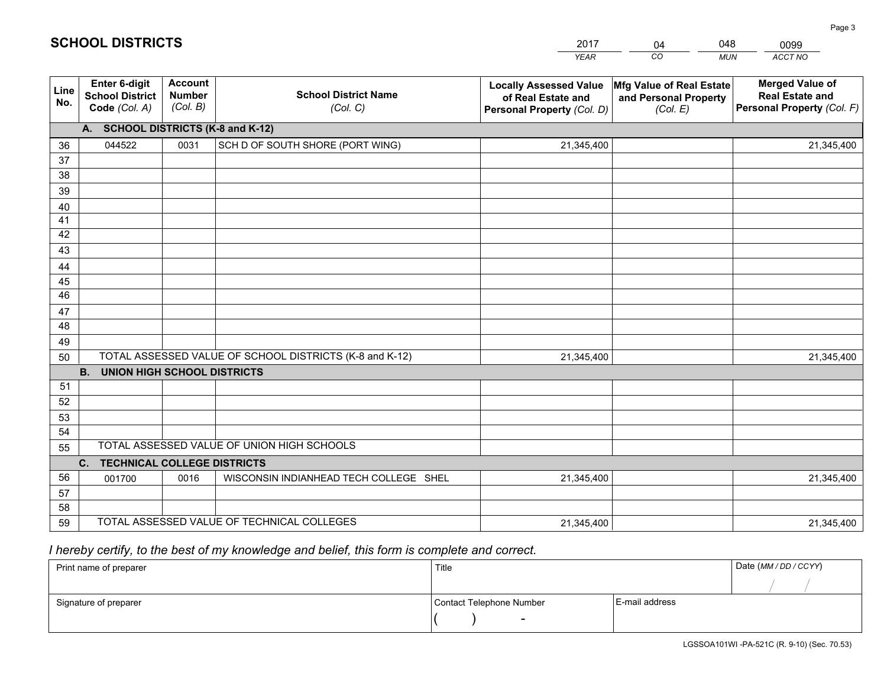# SCHOOL DISTRICTS

| 2017 | 04 | 048 | 0099 |
|---|---|---|---|
| *YEAR* | *CO* | *MUN* | *ACCT NO* |

| Line No. | Enter 6-digit School District Code *(Col. A)* | Account Number *(Col. B)* | School District Name *(Col. C)* | Locally Assessed Value of Real Estate and Personal Property *(Col. D)* | Mfg Value of Real Estate and Personal Property *(Col. E)* | Merged Value of Real Estate and Personal Property *(Col. F)* |
|---|---|---|---|---|---|---|
| **A.** | **SCHOOL DISTRICTS (K-8 and K-12)** | | | | | |
| 36 | 044522 | 0031 | SCH D OF SOUTH SHORE (PORT WING) | 21,345,400 | | 21,345,400 |
| 37 | | | | | | |
| 38 | | | | | | |
| 39 | | | | | | |
| 40 | | | | | | |
| 41 | | | | | | |
| 42 | | | | | | |
| 43 | | | | | | |
| 44 | | | | | | |
| 45 | | | | | | |
| 46 | | | | | | |
| 47 | | | | | | |
| 48 | | | | | | |
| 49 | | | | | | |
| 50 | TOTAL ASSESSED VALUE OF SCHOOL DISTRICTS (K-8 and K-12) | | | 21,345,400 | | 21,345,400 |
| **B.** | **UNION HIGH SCHOOL DISTRICTS** | | | | | |
| 51 | | | | | | |
| 52 | | | | | | |
| 53 | | | | | | |
| 54 | | | | | | |
| 55 | TOTAL ASSESSED VALUE OF UNION HIGH SCHOOLS | | | | | |
| **C.** | **TECHNICAL COLLEGE DISTRICTS** | | | | | |
| 56 | 001700 | 0016 | WISCONSIN INDIANHEAD TECH COLLEGE SHEL | 21,345,400 | | 21,345,400 |
| 57 | | | | | | |
| 58 | | | | | | |
| 59 | TOTAL ASSESSED VALUE OF TECHNICAL COLLEGES | | | 21,345,400 | | 21,345,400 |

*I hereby certify, to the best of my knowledge and belief, this form is complete and correct.*

| Print name of preparer | Title | | Date *(MM / DD / CCYY)* |
|---|---|---|---|
| | | | / / |
| Signature of preparer | Contact Telephone Number | E-mail address | |
| | ( ) - | | |

LGSSOA101WI -PA-521C (R. 9-10) (Sec. 70.53)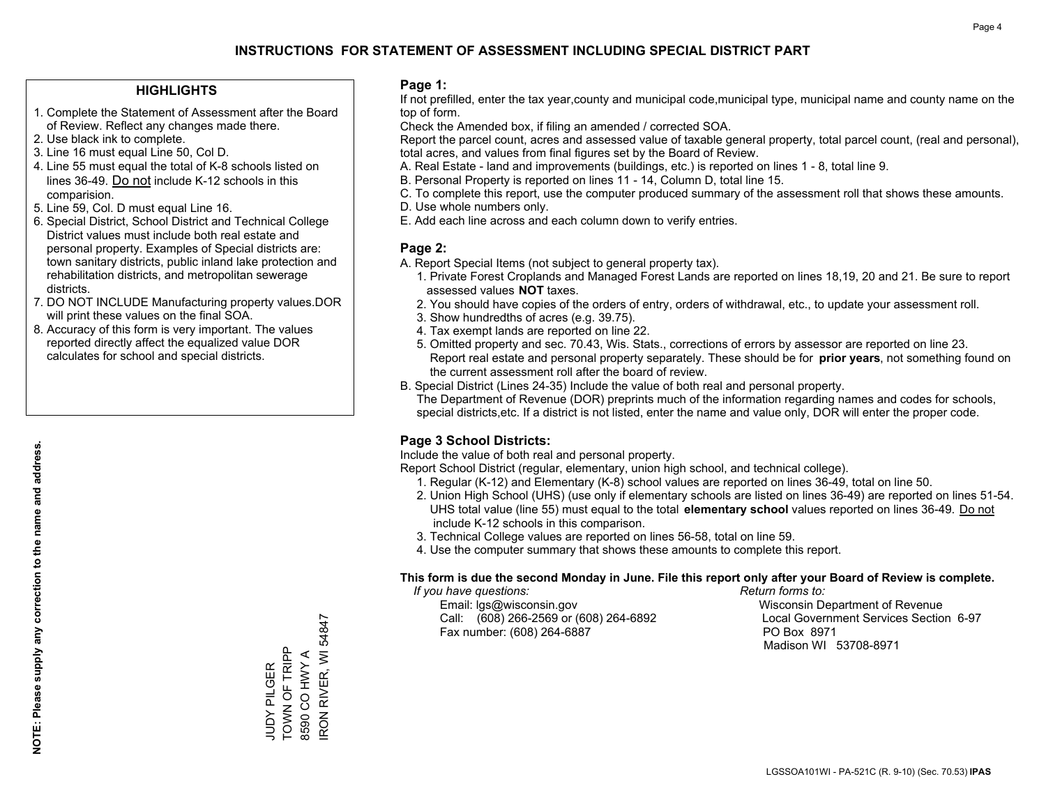# INSTRUCTIONS FOR STATEMENT OF ASSESSMENT INCLUDING SPECIAL DISTRICT PART

## HIGHLIGHTS

1. Complete the Statement of Assessment after the Board of Review. Reflect any changes made there.
2. Use black ink to complete.
3. Line 16 must equal Line 50, Col D.
4. Line 55 must equal the total of K-8 schools listed on lines 36-49. Do not include K-12 schools in this comparision.
5. Line 59, Col. D must equal Line 16.
6. Special District, School District and Technical College District values must include both real estate and personal property. Examples of Special districts are: town sanitary districts, public inland lake protection and rehabilitation districts, and metropolitan sewerage districts.
7. DO NOT INCLUDE Manufacturing property values.DOR will print these values on the final SOA.
8. Accuracy of this form is very important. The values reported directly affect the equalized value DOR calculates for school and special districts.

**NOTE: Please supply any correction to the name and address.**

JUDY PILGER
TOWN OF TRIPP
8590 CO HWY A
IRON RIVER, WI 54847

## Page 1:

If not prefilled, enter the tax year,county and municipal code,municipal type, municipal name and county name on the top of form.

Check the Amended box, if filing an amended / corrected SOA.

Report the parcel count, acres and assessed value of taxable general property, total parcel count, (real and personal), total acres, and values from final figures set by the Board of Review.

A. Real Estate - land and improvements (buildings, etc.) is reported on lines 1 - 8, total line 9.
B. Personal Property is reported on lines 11 - 14, Column D, total line 15.
C. To complete this report, use the computer produced summary of the assessment roll that shows these amounts.
D. Use whole numbers only.
E. Add each line across and each column down to verify entries.

## Page 2:

A. Report Special Items (not subject to general property tax).
   1. Private Forest Croplands and Managed Forest Lands are reported on lines 18,19, 20 and 21. Be sure to report assessed values **NOT** taxes.
   2. You should have copies of the orders of entry, orders of withdrawal, etc., to update your assessment roll.
   3. Show hundredths of acres (e.g. 39.75).
   4. Tax exempt lands are reported on line 22.
   5. Omitted property and sec. 70.43, Wis. Stats., corrections of errors by assessor are reported on line 23. Report real estate and personal property separately. These should be for **prior years**, not something found on the current assessment roll after the board of review.
B. Special District (Lines 24-35) Include the value of both real and personal property.
   The Department of Revenue (DOR) preprints much of the information regarding names and codes for schools, special districts,etc. If a district is not listed, enter the name and value only, DOR will enter the proper code.

## Page 3 School Districts:

Include the value of both real and personal property.

Report School District (regular, elementary, union high school, and technical college).

1. Regular (K-12) and Elementary (K-8) school values are reported on lines 36-49, total on line 50.
2. Union High School (UHS) (use only if elementary schools are listed on lines 36-49) are reported on lines 51-54. UHS total value (line 55) must equal to the total **elementary school** values reported on lines 36-49. Do not include K-12 schools in this comparison.
3. Technical College values are reported on lines 56-58, total on line 59.
4. Use the computer summary that shows these amounts to complete this report.

**This form is due the second Monday in June. File this report only after your Board of Review is complete.**

*If you have questions:*
Email: lgs@wisconsin.gov
Call: (608) 266-2569 or (608) 264-6892
Fax number: (608) 264-6887

*Return forms to:*
Wisconsin Department of Revenue
Local Government Services Section 6-97
PO Box 8971
Madison WI 53708-8971

LGSSOA101WI - PA-521C (R. 9-10) (Sec. 70.53) **IPAS**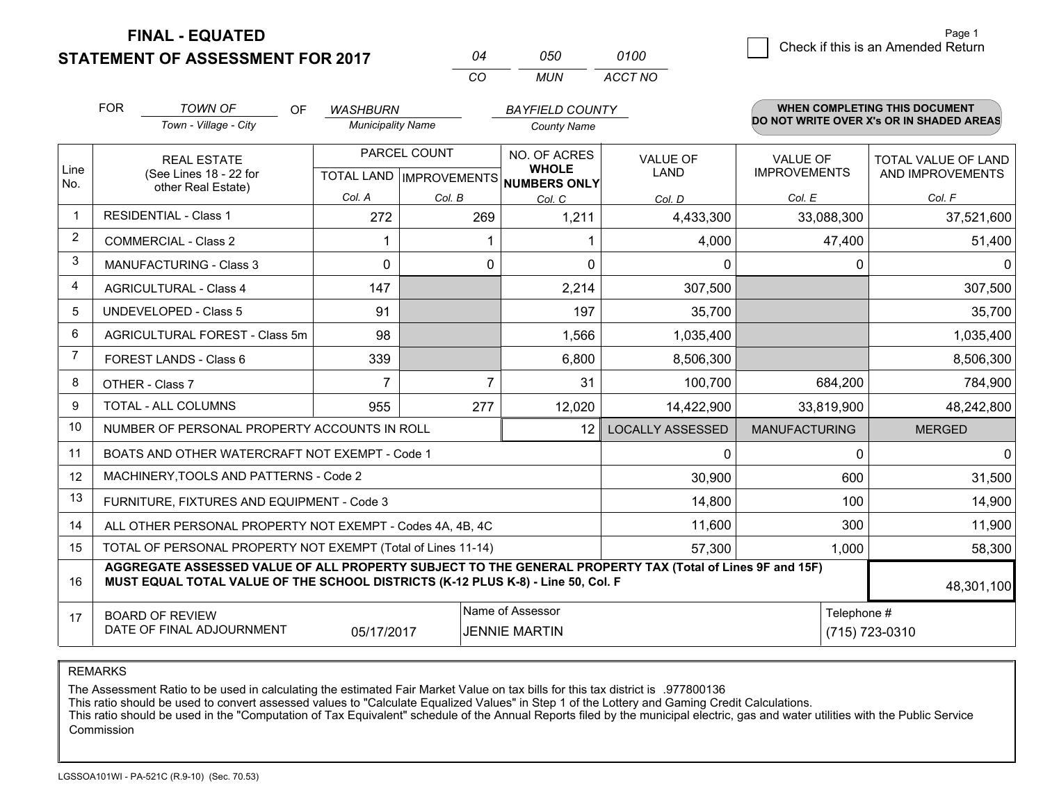**FINAL - EQUATED**
**STATEMENT OF ASSESSMENT FOR 2017**

| 04 | 050 | 0100 |
|---|---|---|
| CO | MUN | ACCT NO |

Page 1

☐ Check if this is an Amended Return

FOR *TOWN OF* (Town - Village - City) OF *WASHBURN* (Municipality Name) *BAYFIELD COUNTY* (County Name)

**WHEN COMPLETING THIS DOCUMENT DO NOT WRITE OVER X's OR IN SHADED AREAS**

| Line No. | REAL ESTATE (See Lines 18 - 22 for other Real Estate) | PARCEL COUNT TOTAL LAND Col. A | PARCEL COUNT IMPROVEMENTS Col. B | NO. OF ACRES WHOLE NUMBERS ONLY Col. C | VALUE OF LAND Col. D | VALUE OF IMPROVEMENTS Col. E | TOTAL VALUE OF LAND AND IMPROVEMENTS Col. F |
|---|---|---|---|---|---|---|---|
| 1 | RESIDENTIAL - Class 1 | 272 | 269 | 1,211 | 4,433,300 | 33,088,300 | 37,521,600 |
| 2 | COMMERCIAL - Class 2 | 1 | 1 | 1 | 4,000 | 47,400 | 51,400 |
| 3 | MANUFACTURING - Class 3 | 0 | 0 | 0 | 0 | 0 | 0 |
| 4 | AGRICULTURAL - Class 4 | 147 | | 2,214 | 307,500 | | 307,500 |
| 5 | UNDEVELOPED - Class 5 | 91 | | 197 | 35,700 | | 35,700 |
| 6 | AGRICULTURAL FOREST - Class 5m | 98 | | 1,566 | 1,035,400 | | 1,035,400 |
| 7 | FOREST LANDS - Class 6 | 339 | | 6,800 | 8,506,300 | | 8,506,300 |
| 8 | OTHER - Class 7 | 7 | 7 | 31 | 100,700 | 684,200 | 784,900 |
| 9 | TOTAL - ALL COLUMNS | 955 | 277 | 12,020 | 14,422,900 | 33,819,900 | 48,242,800 |
| 10 | NUMBER OF PERSONAL PROPERTY ACCOUNTS IN ROLL | | | 12 | LOCALLY ASSESSED | MANUFACTURING | MERGED |
| 11 | BOATS AND OTHER WATERCRAFT NOT EXEMPT - Code 1 | | | | 0 | 0 | 0 |
| 12 | MACHINERY,TOOLS AND PATTERNS - Code 2 | | | | 30,900 | 600 | 31,500 |
| 13 | FURNITURE, FIXTURES AND EQUIPMENT - Code 3 | | | | 14,800 | 100 | 14,900 |
| 14 | ALL OTHER PERSONAL PROPERTY NOT EXEMPT - Codes 4A, 4B, 4C | | | | 11,600 | 300 | 11,900 |
| 15 | TOTAL OF PERSONAL PROPERTY NOT EXEMPT (Total of Lines 11-14) | | | | 57,300 | 1,000 | 58,300 |
| 16 | **AGGREGATE ASSESSED VALUE OF ALL PROPERTY SUBJECT TO THE GENERAL PROPERTY TAX (Total of Lines 9F and 15F) MUST EQUAL TOTAL VALUE OF THE SCHOOL DISTRICTS (K-12 PLUS K-8) - Line 50, Col. F** | | | | | | 48,301,100 |
| 17 | BOARD OF REVIEW DATE OF FINAL ADJOURNMENT | 05/17/2017 | Name of Assessor | JENNIE MARTIN | | Telephone # | (715) 723-0310 |

REMARKS

The Assessment Ratio to be used in calculating the estimated Fair Market Value on tax bills for this tax district is .977800136
This ratio should be used to convert assessed values to "Calculate Equalized Values" in Step 1 of the Lottery and Gaming Credit Calculations.
This ratio should be used in the "Computation of Tax Equivalent" schedule of the Annual Reports filed by the municipal electric, gas and water utilities with the Public Service Commission

LGSSOA101WI - PA-521C (R.9-10) (Sec. 70.53)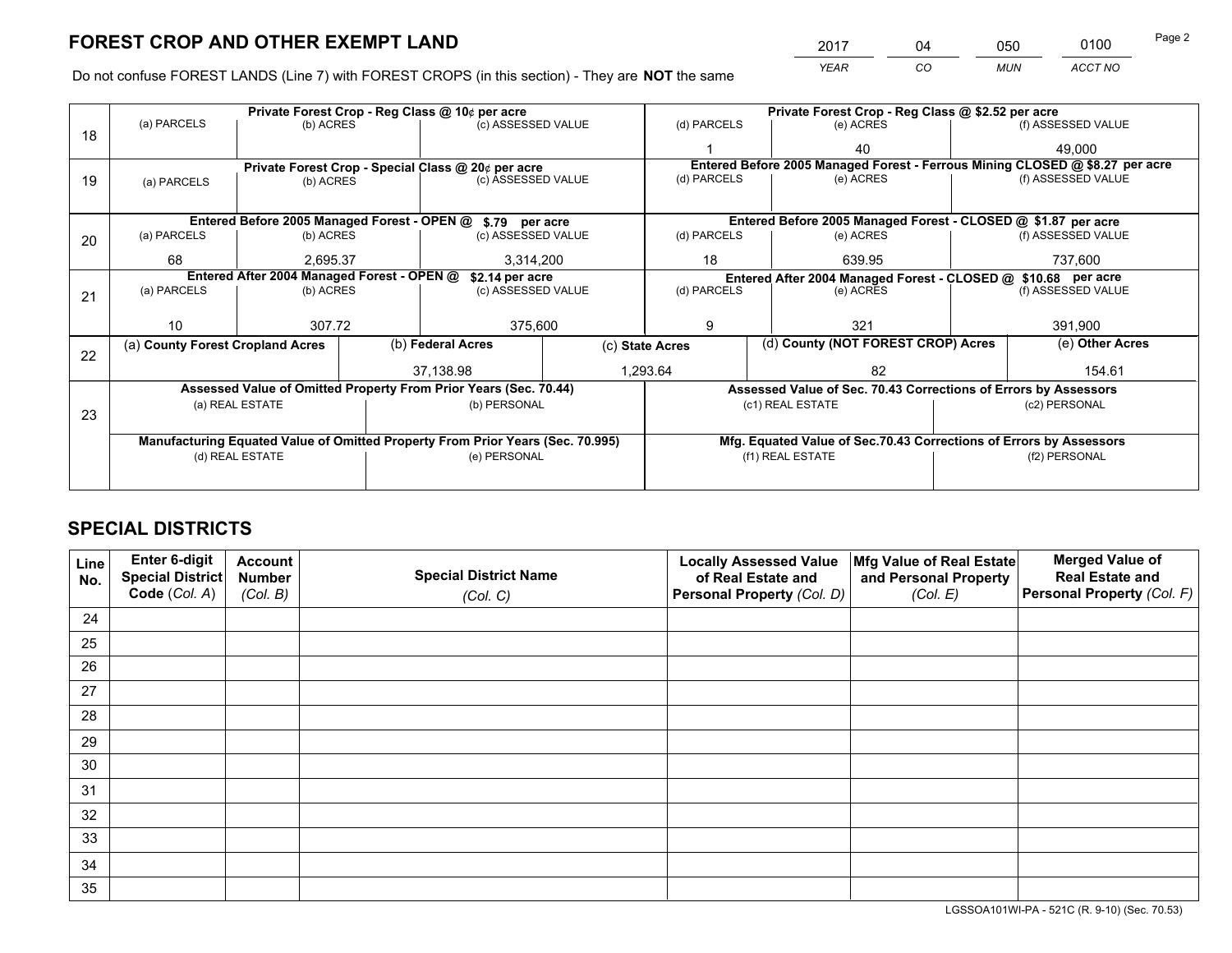# FOREST CROP AND OTHER EXEMPT LAND

| 2017 | 04 | 050 | 0100 |
|---|---|---|---|
| YEAR | CO | MUN | ACCT NO |

Do not confuse FOREST LANDS (Line 7) with FOREST CROPS (in this section) - They are **NOT** the same

| Line | | | | | | |
|---|---|---|---|---|---|---|
| 18 | Private Forest Crop - Reg Class @ 10¢ per acre | | | Private Forest Crop - Reg Class @ $2.52 per acre | | |
| | (a) PARCELS | (b) ACRES | (c) ASSESSED VALUE | (d) PARCELS | (e) ACRES | (f) ASSESSED VALUE |
| | | | | 1 | 40 | 49,000 |
| 19 | Private Forest Crop - Special Class @ 20¢ per acre | | | Entered Before 2005 Managed Forest - Ferrous Mining CLOSED @ $8.27 per acre | | |
| | (a) PARCELS | (b) ACRES | (c) ASSESSED VALUE | (d) PARCELS | (e) ACRES | (f) ASSESSED VALUE |
| | | | | | | |
| 20 | Entered Before 2005 Managed Forest - OPEN @ $.79 per acre | | | Entered Before 2005 Managed Forest - CLOSED @ $1.87 per acre | | |
| | (a) PARCELS | (b) ACRES | (c) ASSESSED VALUE | (d) PARCELS | (e) ACRES | (f) ASSESSED VALUE |
| | 68 | 2,695.37 | 3,314,200 | 18 | 639.95 | 737,600 |
| 21 | Entered After 2004 Managed Forest - OPEN @ $2.14 per acre | | | Entered After 2004 Managed Forest - CLOSED @ $10.68 per acre | | |
| | (a) PARCELS | (b) ACRES | (c) ASSESSED VALUE | (d) PARCELS | (e) ACRES | (f) ASSESSED VALUE |
| | 10 | 307.72 | 375,600 | 9 | 321 | 391,900 |

| Line | (a) County Forest Cropland Acres | (b) Federal Acres | (c) State Acres | (d) County (NOT FOREST CROP) Acres | (e) Other Acres |
|---|---|---|---|---|---|
| 22 | | 37,138.98 | 1,293.64 | 82 | 154.61 |

| Line | Assessed Value of Omitted Property From Prior Years (Sec. 70.44) | | Assessed Value of Sec. 70.43 Corrections of Errors by Assessors | |
|---|---|---|---|---|
| 23 | (a) REAL ESTATE | (b) PERSONAL | (c1) REAL ESTATE | (c2) PERSONAL |
| | | | | |
| | Manufacturing Equated Value of Omitted Property From Prior Years (Sec. 70.995) | | Mfg. Equated Value of Sec.70.43 Corrections of Errors by Assessors | |
| | (d) REAL ESTATE | (e) PERSONAL | (f1) REAL ESTATE | (f2) PERSONAL |
| | | | | |

# SPECIAL DISTRICTS

| Line No. | Enter 6-digit Special District Code (Col. A) | Account Number (Col. B) | Special District Name (Col. C) | Locally Assessed Value of Real Estate and Personal Property (Col. D) | Mfg Value of Real Estate and Personal Property (Col. E) | Merged Value of Real Estate and Personal Property (Col. F) |
|---|---|---|---|---|---|---|
| 24 | | | | | | |
| 25 | | | | | | |
| 26 | | | | | | |
| 27 | | | | | | |
| 28 | | | | | | |
| 29 | | | | | | |
| 30 | | | | | | |
| 31 | | | | | | |
| 32 | | | | | | |
| 33 | | | | | | |
| 34 | | | | | | |
| 35 | | | | | | |

LGSSOA101WI-PA - 521C (R. 9-10) (Sec. 70.53)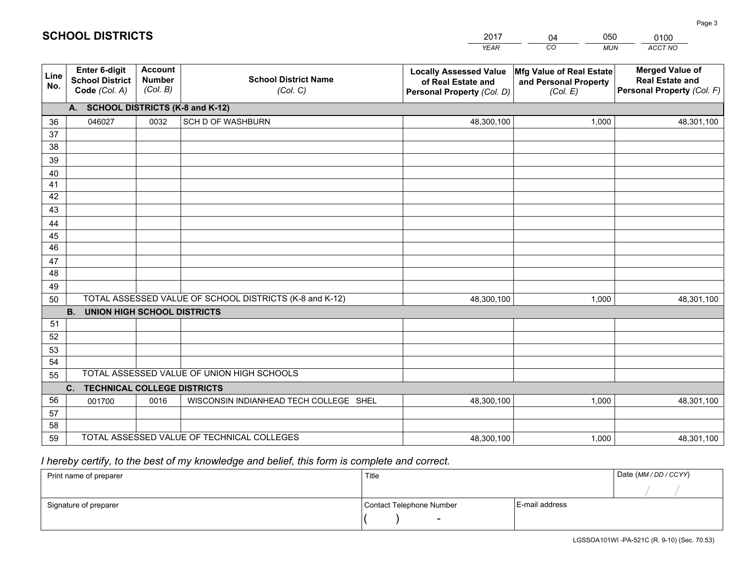# SCHOOL DISTRICTS

| 2017 | 04 | 050 | 0100 |
|---|---|---|---|
| *YEAR* | *CO* | *MUN* | *ACCT NO* |

| Line No. | Enter 6-digit School District Code *(Col. A)* | Account Number *(Col. B)* | School District Name *(Col. C)* | Locally Assessed Value of Real Estate and Personal Property *(Col. D)* | Mfg Value of Real Estate and Personal Property *(Col. E)* | Merged Value of Real Estate and Personal Property *(Col. F)* |
|---|---|---|---|---|---|---|
| | **A. SCHOOL DISTRICTS (K-8 and K-12)** | | | | | |
| 36 | 046027 | 0032 | SCH D OF WASHBURN | 48,300,100 | 1,000 | 48,301,100 |
| 37 | | | | | | |
| 38 | | | | | | |
| 39 | | | | | | |
| 40 | | | | | | |
| 41 | | | | | | |
| 42 | | | | | | |
| 43 | | | | | | |
| 44 | | | | | | |
| 45 | | | | | | |
| 46 | | | | | | |
| 47 | | | | | | |
| 48 | | | | | | |
| 49 | | | | | | |
| 50 | TOTAL ASSESSED VALUE OF SCHOOL DISTRICTS (K-8 and K-12) | | | 48,300,100 | 1,000 | 48,301,100 |
| | **B. UNION HIGH SCHOOL DISTRICTS** | | | | | |
| 51 | | | | | | |
| 52 | | | | | | |
| 53 | | | | | | |
| 54 | | | | | | |
| 55 | TOTAL ASSESSED VALUE OF UNION HIGH SCHOOLS | | | | | |
| | **C. TECHNICAL COLLEGE DISTRICTS** | | | | | |
| 56 | 001700 | 0016 | WISCONSIN INDIANHEAD TECH COLLEGE SHEL | 48,300,100 | 1,000 | 48,301,100 |
| 57 | | | | | | |
| 58 | | | | | | |
| 59 | TOTAL ASSESSED VALUE OF TECHNICAL COLLEGES | | | 48,300,100 | 1,000 | 48,301,100 |

*I hereby certify, to the best of my knowledge and belief, this form is complete and correct.*

| Print name of preparer | Title | | Date *(MM / DD / CCYY)* |
|---|---|---|---|
| | | | / / |
| Signature of preparer | Contact Telephone Number | E-mail address | |
| | ( ) - | | |

LGSSOA101WI -PA-521C (R. 9-10) (Sec. 70.53)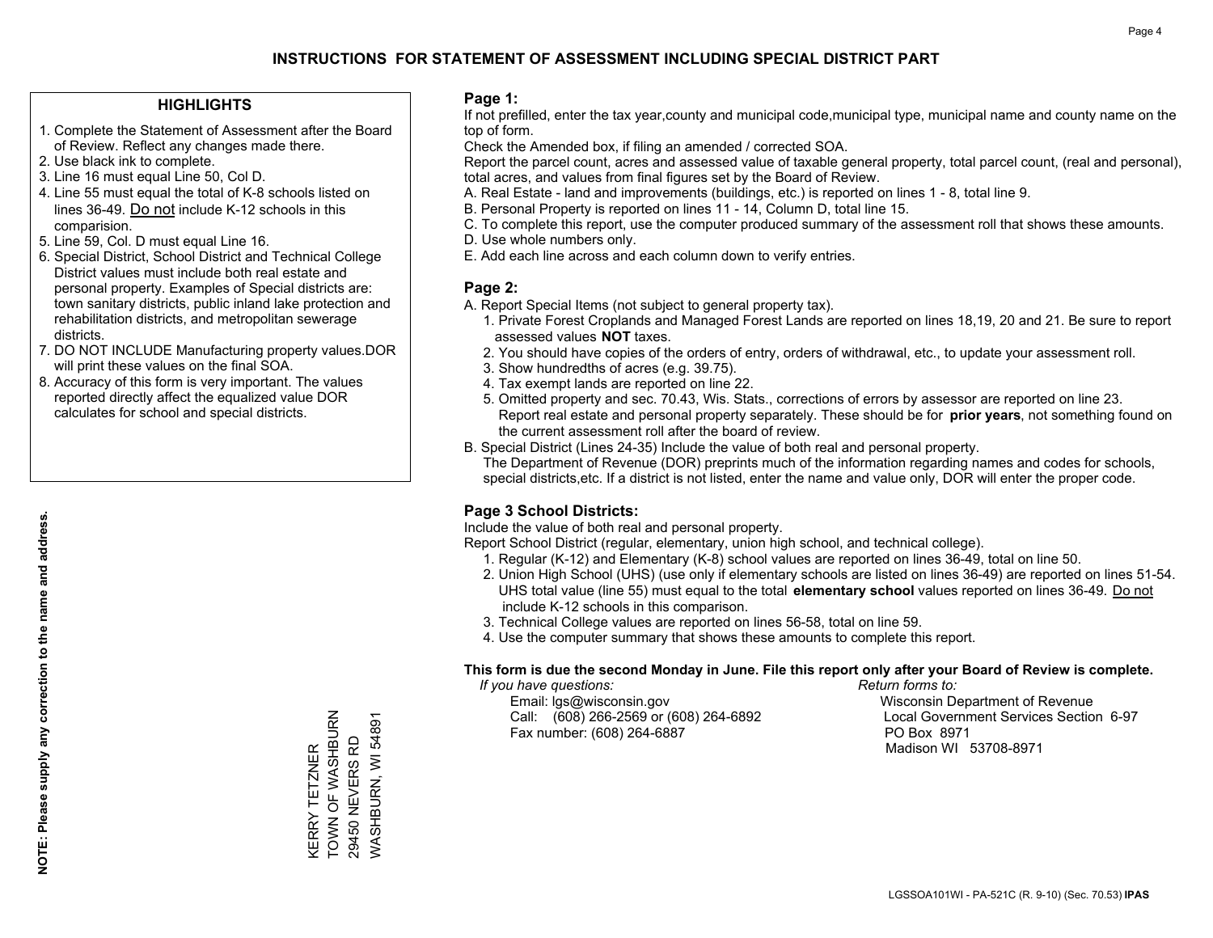# INSTRUCTIONS FOR STATEMENT OF ASSESSMENT INCLUDING SPECIAL DISTRICT PART

## HIGHLIGHTS

1. Complete the Statement of Assessment after the Board of Review. Reflect any changes made there.
2. Use black ink to complete.
3. Line 16 must equal Line 50, Col D.
4. Line 55 must equal the total of K-8 schools listed on lines 36-49. Do not include K-12 schools in this comparision.
5. Line 59, Col. D must equal Line 16.
6. Special District, School District and Technical College District values must include both real estate and personal property. Examples of Special districts are: town sanitary districts, public inland lake protection and rehabilitation districts, and metropolitan sewerage districts.
7. DO NOT INCLUDE Manufacturing property values.DOR will print these values on the final SOA.
8. Accuracy of this form is very important. The values reported directly affect the equalized value DOR calculates for school and special districts.

**NOTE: Please supply any correction to the name and address.**

KERRY TETZNER
TOWN OF WASHBURN
29450 NEVERS RD
WASHBURN, WI 54891

## Page 1:

If not prefilled, enter the tax year,county and municipal code,municipal type, municipal name and county name on the top of form.

Check the Amended box, if filing an amended / corrected SOA.

Report the parcel count, acres and assessed value of taxable general property, total parcel count, (real and personal), total acres, and values from final figures set by the Board of Review.

A. Real Estate - land and improvements (buildings, etc.) is reported on lines 1 - 8, total line 9.
B. Personal Property is reported on lines 11 - 14, Column D, total line 15.
C. To complete this report, use the computer produced summary of the assessment roll that shows these amounts.
D. Use whole numbers only.
E. Add each line across and each column down to verify entries.

## Page 2:

A. Report Special Items (not subject to general property tax).
   1. Private Forest Croplands and Managed Forest Lands are reported on lines 18,19, 20 and 21. Be sure to report assessed values **NOT** taxes.
   2. You should have copies of the orders of entry, orders of withdrawal, etc., to update your assessment roll.
   3. Show hundredths of acres (e.g. 39.75).
   4. Tax exempt lands are reported on line 22.
   5. Omitted property and sec. 70.43, Wis. Stats., corrections of errors by assessor are reported on line 23. Report real estate and personal property separately. These should be for **prior years**, not something found on the current assessment roll after the board of review.
B. Special District (Lines 24-35) Include the value of both real and personal property.
   The Department of Revenue (DOR) preprints much of the information regarding names and codes for schools, special districts,etc. If a district is not listed, enter the name and value only, DOR will enter the proper code.

## Page 3 School Districts:

Include the value of both real and personal property.

Report School District (regular, elementary, union high school, and technical college).

1. Regular (K-12) and Elementary (K-8) school values are reported on lines 36-49, total on line 50.
2. Union High School (UHS) (use only if elementary schools are listed on lines 36-49) are reported on lines 51-54. UHS total value (line 55) must equal to the total **elementary school** values reported on lines 36-49. Do not include K-12 schools in this comparison.
3. Technical College values are reported on lines 56-58, total on line 59.
4. Use the computer summary that shows these amounts to complete this report.

**This form is due the second Monday in June. File this report only after your Board of Review is complete.**

*If you have questions:*
Email: lgs@wisconsin.gov
Call: (608) 266-2569 or (608) 264-6892
Fax number: (608) 264-6887

*Return forms to:*
Wisconsin Department of Revenue
Local Government Services Section 6-97
PO Box 8971
Madison WI 53708-8971

LGSSOA101WI - PA-521C (R. 9-10) (Sec. 70.53) **IPAS**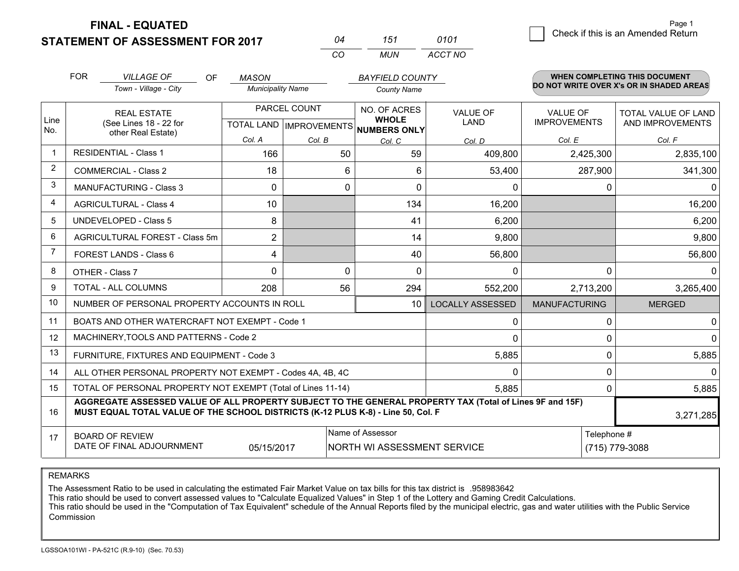**FINAL - EQUATED**
**STATEMENT OF ASSESSMENT FOR 2017**

| 04 | 151 | 0101 |
|---|---|---|
| CO | MUN | ACCT NO |

Page 1

☐ Check if this is an Amended Return

FOR *VILLAGE OF* (Town - Village - City) OF *MASON* (Municipality Name) *BAYFIELD COUNTY* (County Name)

**WHEN COMPLETING THIS DOCUMENT DO NOT WRITE OVER X's OR IN SHADED AREAS**

| Line No. | REAL ESTATE (See Lines 18 - 22 for other Real Estate) | PARCEL COUNT TOTAL LAND Col. A | PARCEL COUNT IMPROVEMENTS Col. B | NO. OF ACRES WHOLE NUMBERS ONLY Col. C | VALUE OF LAND Col. D | VALUE OF IMPROVEMENTS Col. E | TOTAL VALUE OF LAND AND IMPROVEMENTS Col. F |
|---|---|---|---|---|---|---|---|
| 1 | RESIDENTIAL - Class 1 | 166 | 50 | 59 | 409,800 | 2,425,300 | 2,835,100 |
| 2 | COMMERCIAL - Class 2 | 18 | 6 | 6 | 53,400 | 287,900 | 341,300 |
| 3 | MANUFACTURING - Class 3 | 0 | 0 | 0 | 0 | 0 | 0 |
| 4 | AGRICULTURAL - Class 4 | 10 | | 134 | 16,200 | | 16,200 |
| 5 | UNDEVELOPED - Class 5 | 8 | | 41 | 6,200 | | 6,200 |
| 6 | AGRICULTURAL FOREST - Class 5m | 2 | | 14 | 9,800 | | 9,800 |
| 7 | FOREST LANDS - Class 6 | 4 | | 40 | 56,800 | | 56,800 |
| 8 | OTHER - Class 7 | 0 | 0 | 0 | 0 | 0 | 0 |
| 9 | TOTAL - ALL COLUMNS | 208 | 56 | 294 | 552,200 | 2,713,200 | 3,265,400 |
| 10 | NUMBER OF PERSONAL PROPERTY ACCOUNTS IN ROLL | | | 10 | LOCALLY ASSESSED | MANUFACTURING | MERGED |
| 11 | BOATS AND OTHER WATERCRAFT NOT EXEMPT - Code 1 | | | | 0 | 0 | 0 |
| 12 | MACHINERY,TOOLS AND PATTERNS - Code 2 | | | | 0 | 0 | 0 |
| 13 | FURNITURE, FIXTURES AND EQUIPMENT - Code 3 | | | | 5,885 | 0 | 5,885 |
| 14 | ALL OTHER PERSONAL PROPERTY NOT EXEMPT - Codes 4A, 4B, 4C | | | | 0 | 0 | 0 |
| 15 | TOTAL OF PERSONAL PROPERTY NOT EXEMPT (Total of Lines 11-14) | | | | 5,885 | 0 | 5,885 |
| 16 | **AGGREGATE ASSESSED VALUE OF ALL PROPERTY SUBJECT TO THE GENERAL PROPERTY TAX (Total of Lines 9F and 15F) MUST EQUAL TOTAL VALUE OF THE SCHOOL DISTRICTS (K-12 PLUS K-8) - Line 50, Col. F** | | | | | | 3,271,285 |
| 17 | BOARD OF REVIEW DATE OF FINAL ADJOURNMENT | 05/15/2017 | Name of Assessor: NORTH WI ASSESSMENT SERVICE | | | Telephone #: (715) 779-3088 | |

REMARKS

The Assessment Ratio to be used in calculating the estimated Fair Market Value on tax bills for this tax district is .958983642
This ratio should be used to convert assessed values to "Calculate Equalized Values" in Step 1 of the Lottery and Gaming Credit Calculations.
This ratio should be used in the "Computation of Tax Equivalent" schedule of the Annual Reports filed by the municipal electric, gas and water utilities with the Public Service Commission

LGSSOA101WI - PA-521C (R.9-10) (Sec. 70.53)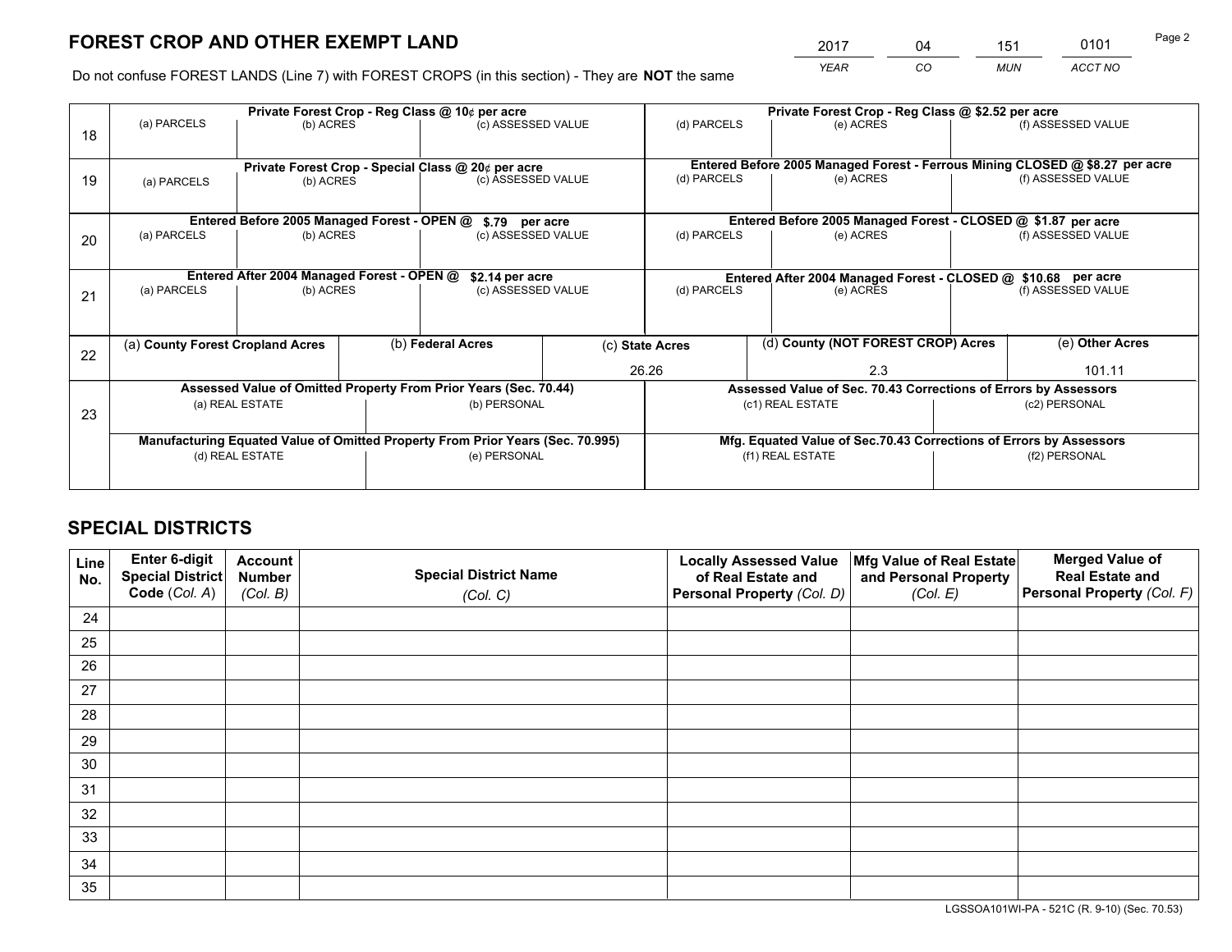# FOREST CROP AND OTHER EXEMPT LAND

| 2017 | 04 | 151 | 0101 |
|---|---|---|---|
| *YEAR* | *CO* | *MUN* | *ACCT NO* |

Do not confuse FOREST LANDS (Line 7) with FOREST CROPS (in this section) - They are **NOT** the same

| Line | Private Forest Crop - Reg Class @ 10¢ per acre | | | Private Forest Crop - Reg Class @ $2.52 per acre | | |
|---|---|---|---|---|---|---|
| 18 | (a) PARCELS | (b) ACRES | (c) ASSESSED VALUE | (d) PARCELS | (e) ACRES | (f) ASSESSED VALUE |
| | **Private Forest Crop - Special Class @ 20¢ per acre** | | | **Entered Before 2005 Managed Forest - Ferrous Mining CLOSED @ $8.27 per acre** | | |
| 19 | (a) PARCELS | (b) ACRES | (c) ASSESSED VALUE | (d) PARCELS | (e) ACRES | (f) ASSESSED VALUE |
| | **Entered Before 2005 Managed Forest - OPEN @ $.79 per acre** | | | **Entered Before 2005 Managed Forest - CLOSED @ $1.87 per acre** | | |
| 20 | (a) PARCELS | (b) ACRES | (c) ASSESSED VALUE | (d) PARCELS | (e) ACRES | (f) ASSESSED VALUE |
| | **Entered After 2004 Managed Forest - OPEN @ $2.14 per acre** | | | **Entered After 2004 Managed Forest - CLOSED @ $10.68 per acre** | | |
| 21 | (a) PARCELS | (b) ACRES | (c) ASSESSED VALUE | (d) PARCELS | (e) ACRES | (f) ASSESSED VALUE |

| Line | (a) County Forest Cropland Acres | (b) Federal Acres | (c) State Acres | (d) County (NOT FOREST CROP) Acres | (e) Other Acres |
|---|---|---|---|---|---|
| 22 | | | 26.26 | 2.3 | 101.11 |

| Line | Assessed Value of Omitted Property From Prior Years (Sec. 70.44) | | Assessed Value of Sec. 70.43 Corrections of Errors by Assessors | |
|---|---|---|---|---|
| 23 | (a) REAL ESTATE | (b) PERSONAL | (c1) REAL ESTATE | (c2) PERSONAL |
| | **Manufacturing Equated Value of Omitted Property From Prior Years (Sec. 70.995)** | | **Mfg. Equated Value of Sec.70.43 Corrections of Errors by Assessors** | |
| | (d) REAL ESTATE | (e) PERSONAL | (f1) REAL ESTATE | (f2) PERSONAL |

# SPECIAL DISTRICTS

| Line No. | Enter 6-digit Special District Code (*Col. A*) | Account Number (*Col. B*) | Special District Name (*Col. C*) | Locally Assessed Value of Real Estate and Personal Property (*Col. D*) | Mfg Value of Real Estate and Personal Property (*Col. E*) | Merged Value of Real Estate and Personal Property (*Col. F*) |
|---|---|---|---|---|---|---|
| 24 | | | | | | |
| 25 | | | | | | |
| 26 | | | | | | |
| 27 | | | | | | |
| 28 | | | | | | |
| 29 | | | | | | |
| 30 | | | | | | |
| 31 | | | | | | |
| 32 | | | | | | |
| 33 | | | | | | |
| 34 | | | | | | |
| 35 | | | | | | |

LGSSOA101WI-PA - 521C (R. 9-10) (Sec. 70.53)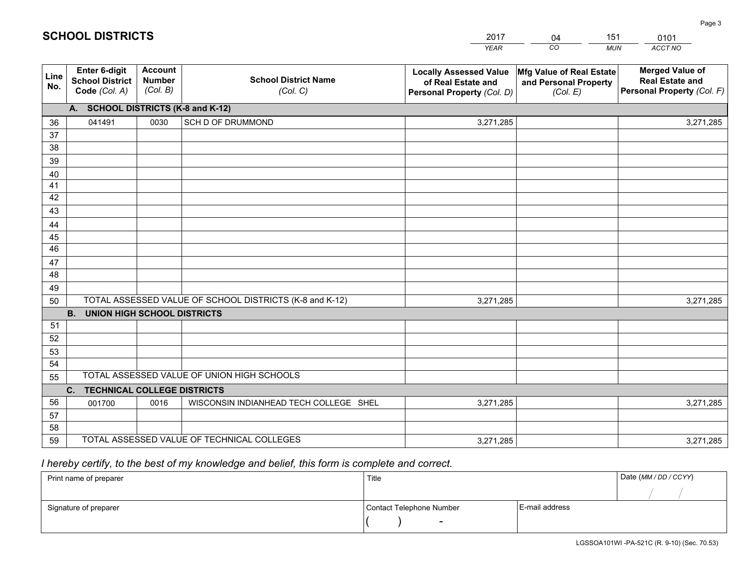# SCHOOL DISTRICTS

| YEAR | CO | MUN | ACCT NO |
|---|---|---|---|
| 2017 | 04 | 151 | 0101 |

| Line No. | Enter 6-digit School District Code (Col. A) | Account Number (Col. B) | School District Name (Col. C) | Locally Assessed Value of Real Estate and Personal Property (Col. D) | Mfg Value of Real Estate and Personal Property (Col. E) | Merged Value of Real Estate and Personal Property (Col. F) |
|---|---|---|---|---|---|---|
| | **A. SCHOOL DISTRICTS (K-8 and K-12)** | | | | | |
| 36 | 041491 | 0030 | SCH D OF DRUMMOND | 3,271,285 | | 3,271,285 |
| 37 | | | | | | |
| 38 | | | | | | |
| 39 | | | | | | |
| 40 | | | | | | |
| 41 | | | | | | |
| 42 | | | | | | |
| 43 | | | | | | |
| 44 | | | | | | |
| 45 | | | | | | |
| 46 | | | | | | |
| 47 | | | | | | |
| 48 | | | | | | |
| 49 | | | | | | |
| 50 | TOTAL ASSESSED VALUE OF SCHOOL DISTRICTS (K-8 and K-12) | | | 3,271,285 | | 3,271,285 |
| | **B. UNION HIGH SCHOOL DISTRICTS** | | | | | |
| 51 | | | | | | |
| 52 | | | | | | |
| 53 | | | | | | |
| 54 | | | | | | |
| 55 | TOTAL ASSESSED VALUE OF UNION HIGH SCHOOLS | | | | | |
| | **C. TECHNICAL COLLEGE DISTRICTS** | | | | | |
| 56 | 001700 | 0016 | WISCONSIN INDIANHEAD TECH COLLEGE SHEL | 3,271,285 | | 3,271,285 |
| 57 | | | | | | |
| 58 | | | | | | |
| 59 | TOTAL ASSESSED VALUE OF TECHNICAL COLLEGES | | | 3,271,285 | | 3,271,285 |

*I hereby certify, to the best of my knowledge and belief, this form is complete and correct.*

| Print name of preparer | Title | | Date (MM / DD / CCYY) |
|---|---|---|---|
| | | | / / |
| Signature of preparer | Contact Telephone Number | E-mail address | |
| | ( ) - | | |

LGSSOA101WI -PA-521C (R. 9-10) (Sec. 70.53)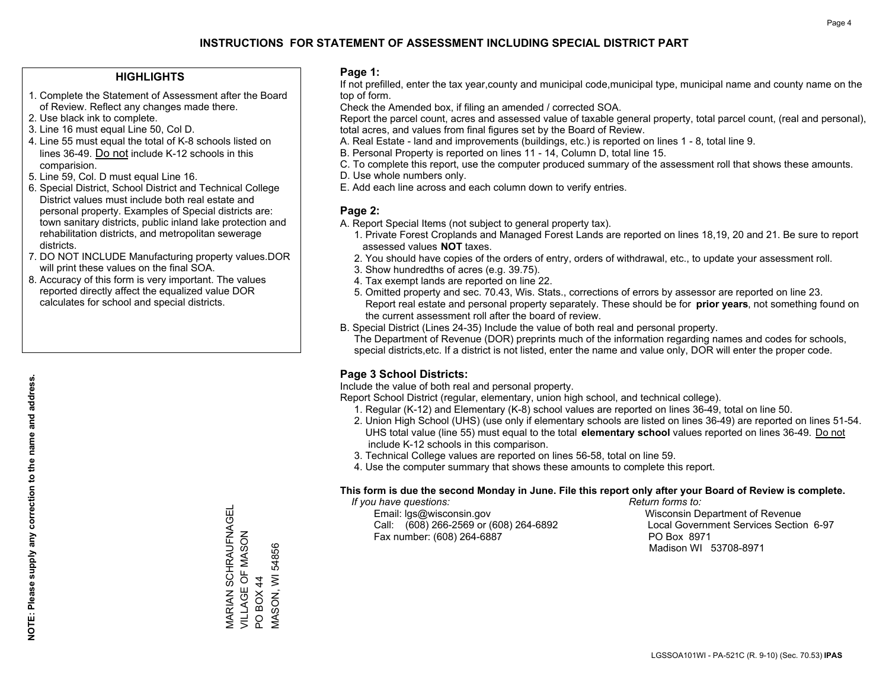# INSTRUCTIONS FOR STATEMENT OF ASSESSMENT INCLUDING SPECIAL DISTRICT PART

## HIGHLIGHTS

1. Complete the Statement of Assessment after the Board of Review. Reflect any changes made there.
2. Use black ink to complete.
3. Line 16 must equal Line 50, Col D.
4. Line 55 must equal the total of K-8 schools listed on lines 36-49. Do not include K-12 schools in this comparision.
5. Line 59, Col. D must equal Line 16.
6. Special District, School District and Technical College District values must include both real estate and personal property. Examples of Special districts are: town sanitary districts, public inland lake protection and rehabilitation districts, and metropolitan sewerage districts.
7. DO NOT INCLUDE Manufacturing property values.DOR will print these values on the final SOA.
8. Accuracy of this form is very important. The values reported directly affect the equalized value DOR calculates for school and special districts.

**NOTE: Please supply any correction to the name and address.**

MARIAN SCHRAUFNAGEL
VILLAGE OF MASON
PO BOX 44
MASON, WI 54856

## Page 1:

If not prefilled, enter the tax year,county and municipal code,municipal type, municipal name and county name on the top of form.

Check the Amended box, if filing an amended / corrected SOA.

Report the parcel count, acres and assessed value of taxable general property, total parcel count, (real and personal), total acres, and values from final figures set by the Board of Review.

A. Real Estate - land and improvements (buildings, etc.) is reported on lines 1 - 8, total line 9.
B. Personal Property is reported on lines 11 - 14, Column D, total line 15.
C. To complete this report, use the computer produced summary of the assessment roll that shows these amounts.
D. Use whole numbers only.
E. Add each line across and each column down to verify entries.

## Page 2:

A. Report Special Items (not subject to general property tax).
   1. Private Forest Croplands and Managed Forest Lands are reported on lines 18,19, 20 and 21. Be sure to report assessed values **NOT** taxes.
   2. You should have copies of the orders of entry, orders of withdrawal, etc., to update your assessment roll.
   3. Show hundredths of acres (e.g. 39.75).
   4. Tax exempt lands are reported on line 22.
   5. Omitted property and sec. 70.43, Wis. Stats., corrections of errors by assessor are reported on line 23. Report real estate and personal property separately. These should be for **prior years**, not something found on the current assessment roll after the board of review.

B. Special District (Lines 24-35) Include the value of both real and personal property.
   The Department of Revenue (DOR) preprints much of the information regarding names and codes for schools, special districts,etc. If a district is not listed, enter the name and value only, DOR will enter the proper code.

## Page 3 School Districts:

Include the value of both real and personal property.

Report School District (regular, elementary, union high school, and technical college).

1. Regular (K-12) and Elementary (K-8) school values are reported on lines 36-49, total on line 50.
2. Union High School (UHS) (use only if elementary schools are listed on lines 36-49) are reported on lines 51-54. UHS total value (line 55) must equal to the total **elementary school** values reported on lines 36-49. Do not include K-12 schools in this comparison.
3. Technical College values are reported on lines 56-58, total on line 59.
4. Use the computer summary that shows these amounts to complete this report.

**This form is due the second Monday in June. File this report only after your Board of Review is complete.**

*If you have questions:*
Email: lgs@wisconsin.gov
Call: (608) 266-2569 or (608) 264-6892
Fax number: (608) 264-6887

*Return forms to:*
Wisconsin Department of Revenue
Local Government Services Section 6-97
PO Box 8971
Madison WI 53708-8971

LGSSOA101WI - PA-521C (R. 9-10) (Sec. 70.53) **IPAS**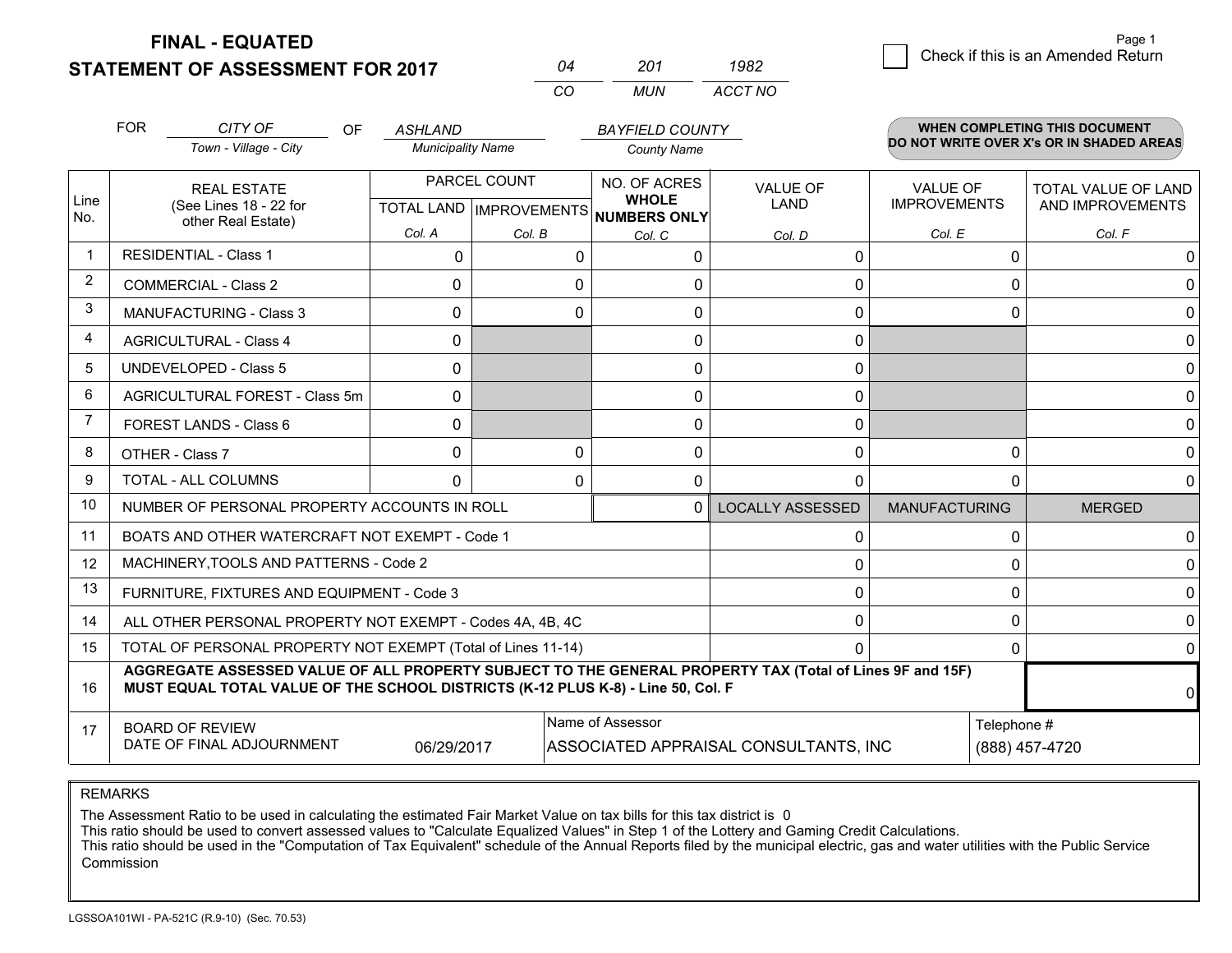**FINAL - EQUATED**
**STATEMENT OF ASSESSMENT FOR 2017**

| 04 | 201 | 1982 |
|---|---|---|
| CO | MUN | ACCT NO |

Page 1

☐ Check if this is an Amended Return

FOR CITY OF (Town - Village - City) OF ASHLAND (Municipality Name) BAYFIELD COUNTY (County Name)

**WHEN COMPLETING THIS DOCUMENT DO NOT WRITE OVER X's OR IN SHADED AREAS**

| Line No. | REAL ESTATE (See Lines 18 - 22 for other Real Estate) | PARCEL COUNT | | NO. OF ACRES WHOLE NUMBERS ONLY | VALUE OF LAND | VALUE OF IMPROVEMENTS | TOTAL VALUE OF LAND AND IMPROVEMENTS |
|---|---|---|---|---|---|---|---|
| | | TOTAL LAND Col. A | IMPROVEMENTS Col. B | Col. C | Col. D | Col. E | Col. F |
| 1 | RESIDENTIAL - Class 1 | 0 | 0 | 0 | 0 | 0 | 0 |
| 2 | COMMERCIAL - Class 2 | 0 | 0 | 0 | 0 | 0 | 0 |
| 3 | MANUFACTURING - Class 3 | 0 | 0 | 0 | 0 | 0 | 0 |
| 4 | AGRICULTURAL - Class 4 | 0 | | 0 | 0 | | 0 |
| 5 | UNDEVELOPED - Class 5 | 0 | | 0 | 0 | | 0 |
| 6 | AGRICULTURAL FOREST - Class 5m | 0 | | 0 | 0 | | 0 |
| 7 | FOREST LANDS - Class 6 | 0 | | 0 | 0 | | 0 |
| 8 | OTHER - Class 7 | 0 | 0 | 0 | 0 | 0 | 0 |
| 9 | TOTAL - ALL COLUMNS | 0 | 0 | 0 | 0 | 0 | 0 |
| 10 | NUMBER OF PERSONAL PROPERTY ACCOUNTS IN ROLL | | | 0 | LOCALLY ASSESSED | MANUFACTURING | MERGED |
| 11 | BOATS AND OTHER WATERCRAFT NOT EXEMPT - Code 1 | | | | 0 | 0 | 0 |
| 12 | MACHINERY,TOOLS AND PATTERNS - Code 2 | | | | 0 | 0 | 0 |
| 13 | FURNITURE, FIXTURES AND EQUIPMENT - Code 3 | | | | 0 | 0 | 0 |
| 14 | ALL OTHER PERSONAL PROPERTY NOT EXEMPT - Codes 4A, 4B, 4C | | | | 0 | 0 | 0 |
| 15 | TOTAL OF PERSONAL PROPERTY NOT EXEMPT (Total of Lines 11-14) | | | | 0 | 0 | 0 |
| 16 | **AGGREGATE ASSESSED VALUE OF ALL PROPERTY SUBJECT TO THE GENERAL PROPERTY TAX (Total of Lines 9F and 15F) MUST EQUAL TOTAL VALUE OF THE SCHOOL DISTRICTS (K-12 PLUS K-8) - Line 50, Col. F** | | | | | | 0 |
| 17 | BOARD OF REVIEW DATE OF FINAL ADJOURNMENT | 06/29/2017 | Name of Assessor: ASSOCIATED APPRAISAL CONSULTANTS, INC | | | Telephone #: (888) 457-4720 | |

REMARKS

The Assessment Ratio to be used in calculating the estimated Fair Market Value on tax bills for this tax district is 0
This ratio should be used to convert assessed values to "Calculate Equalized Values" in Step 1 of the Lottery and Gaming Credit Calculations.
This ratio should be used in the "Computation of Tax Equivalent" schedule of the Annual Reports filed by the municipal electric, gas and water utilities with the Public Service Commission

LGSSOA101WI - PA-521C (R.9-10) (Sec. 70.53)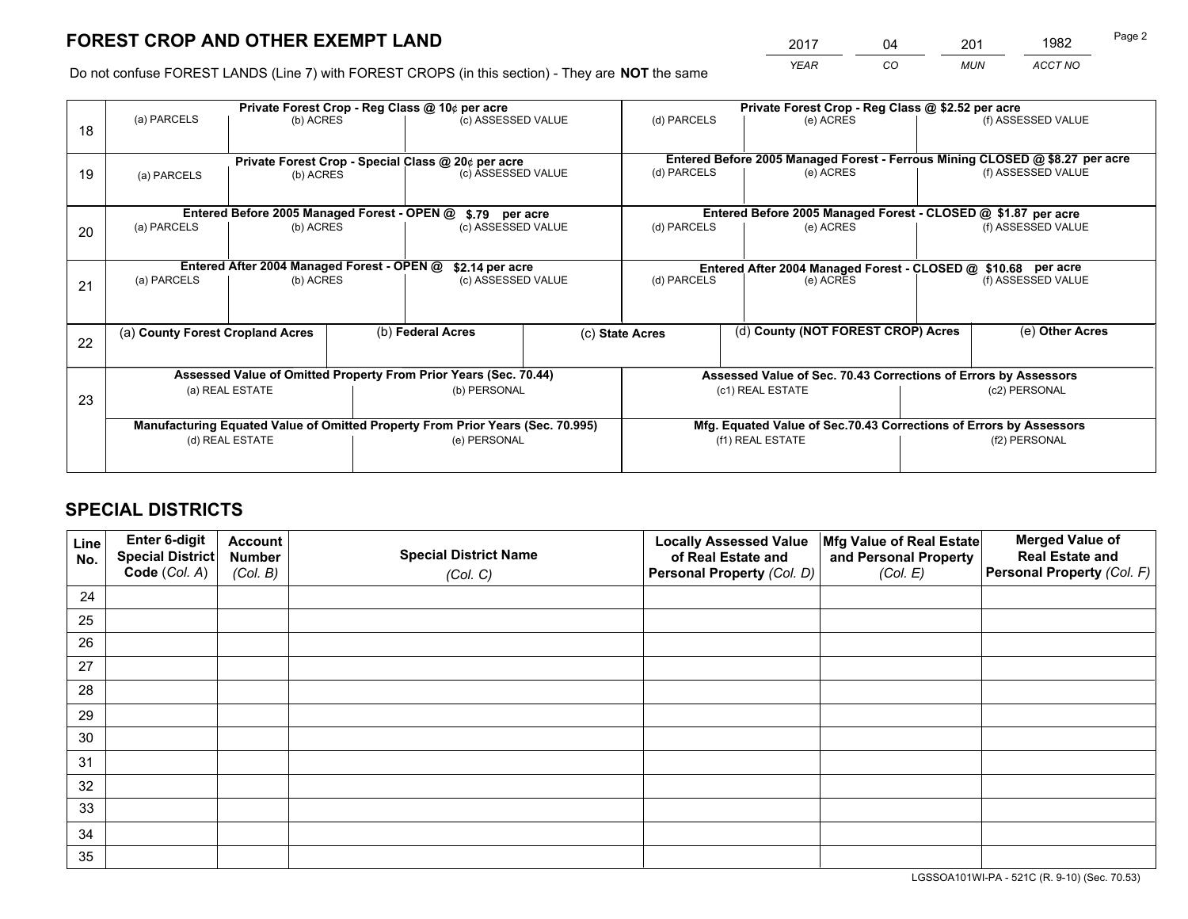# FOREST CROP AND OTHER EXEMPT LAND

| 2017 | 04 | 201 | 1982 |
|---|---|---|---|
| *YEAR* | *CO* | *MUN* | *ACCT NO* |

Do not confuse FOREST LANDS (Line 7) with FOREST CROPS (in this section) - They are **NOT** the same

| | Private Forest Crop - Reg Class @ 10¢ per acre | | | Private Forest Crop - Reg Class @ $2.52 per acre | | |
|---|---|---|---|---|---|---|
| 18 | (a) PARCELS | (b) ACRES | (c) ASSESSED VALUE | (d) PARCELS | (e) ACRES | (f) ASSESSED VALUE |
| | **Private Forest Crop - Special Class @ 20¢ per acre** | | | **Entered Before 2005 Managed Forest - Ferrous Mining CLOSED @ $8.27 per acre** | | |
| 19 | (a) PARCELS | (b) ACRES | (c) ASSESSED VALUE | (d) PARCELS | (e) ACRES | (f) ASSESSED VALUE |
| | **Entered Before 2005 Managed Forest - OPEN @ $.79 per acre** | | | **Entered Before 2005 Managed Forest - CLOSED @ $1.87 per acre** | | |
| 20 | (a) PARCELS | (b) ACRES | (c) ASSESSED VALUE | (d) PARCELS | (e) ACRES | (f) ASSESSED VALUE |
| | **Entered After 2004 Managed Forest - OPEN @ $2.14 per acre** | | | **Entered After 2004 Managed Forest - CLOSED @ $10.68 per acre** | | |
| 21 | (a) PARCELS | (b) ACRES | (c) ASSESSED VALUE | (d) PARCELS | (e) ACRES | (f) ASSESSED VALUE |

| 22 | (a) **County Forest Cropland Acres** | (b) **Federal Acres** | (c) **State Acres** | (d) **County (NOT FOREST CROP) Acres** | (e) **Other Acres** |
|---|---|---|---|---|---|

| | **Assessed Value of Omitted Property From Prior Years (Sec. 70.44)** | | **Assessed Value of Sec. 70.43 Corrections of Errors by Assessors** | |
|---|---|---|---|---|
| 23 | (a) REAL ESTATE | (b) PERSONAL | (c1) REAL ESTATE | (c2) PERSONAL |
| | **Manufacturing Equated Value of Omitted Property From Prior Years (Sec. 70.995)** | | **Mfg. Equated Value of Sec.70.43 Corrections of Errors by Assessors** | |
| | (d) REAL ESTATE | (e) PERSONAL | (f1) REAL ESTATE | (f2) PERSONAL |

# SPECIAL DISTRICTS

| Line No. | Enter 6-digit Special District Code (*Col. A*) | Account Number (*Col. B*) | Special District Name (*Col. C*) | Locally Assessed Value of Real Estate and Personal Property (*Col. D*) | Mfg Value of Real Estate and Personal Property (*Col. E*) | Merged Value of Real Estate and Personal Property (*Col. F*) |
|---|---|---|---|---|---|---|
| 24 | | | | | | |
| 25 | | | | | | |
| 26 | | | | | | |
| 27 | | | | | | |
| 28 | | | | | | |
| 29 | | | | | | |
| 30 | | | | | | |
| 31 | | | | | | |
| 32 | | | | | | |
| 33 | | | | | | |
| 34 | | | | | | |
| 35 | | | | | | |

LGSSOA101WI-PA - 521C (R. 9-10) (Sec. 70.53)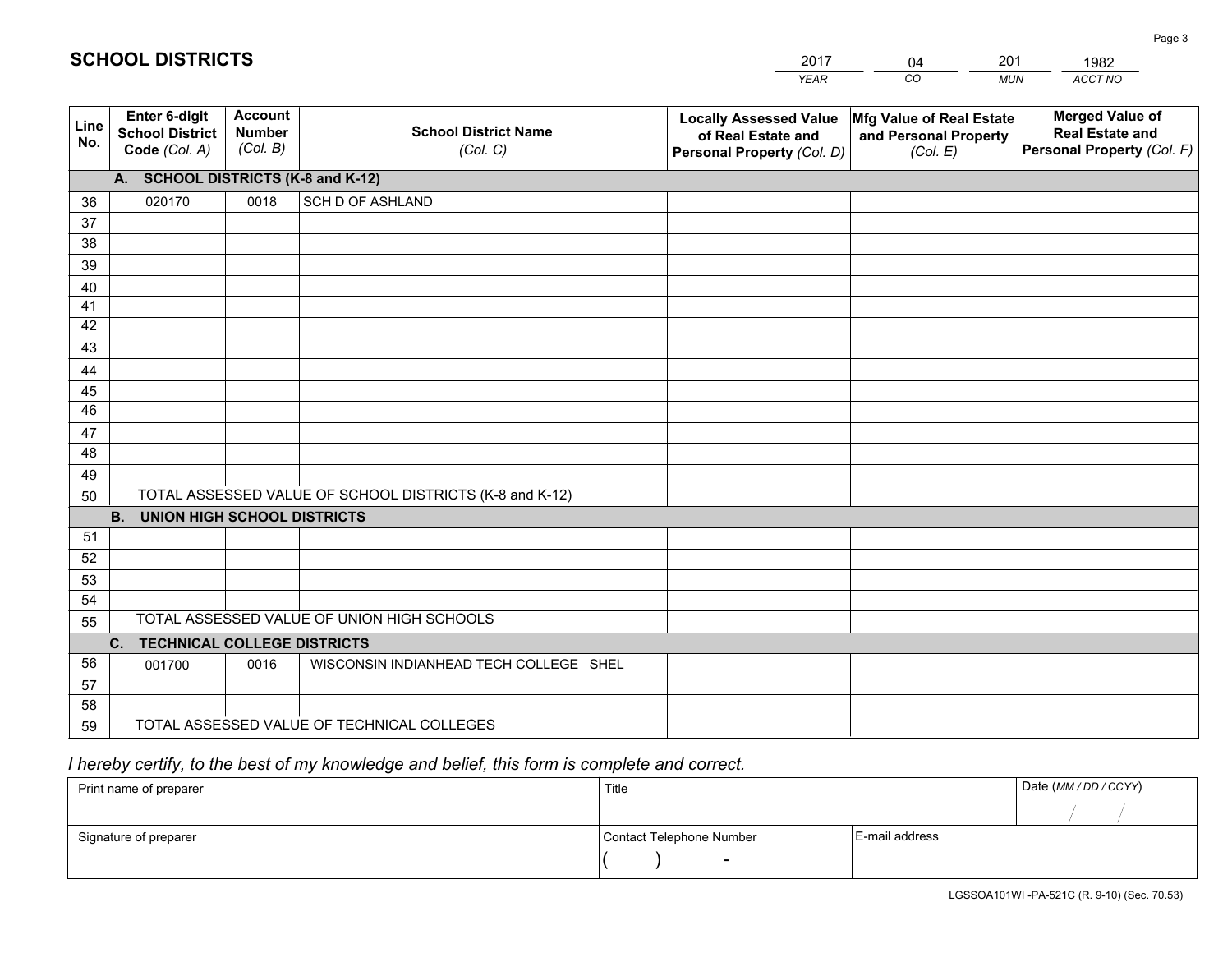# SCHOOL DISTRICTS

| 2017 | 04 | 201 | 1982 |
|---|---|---|---|
| *YEAR* | *CO* | *MUN* | *ACCT NO* |

| Line No. | Enter 6-digit School District Code *(Col. A)* | Account Number *(Col. B)* | School District Name *(Col. C)* | Locally Assessed Value of Real Estate and Personal Property *(Col. D)* | Mfg Value of Real Estate and Personal Property *(Col. E)* | Merged Value of Real Estate and Personal Property *(Col. F)* |
|---|---|---|---|---|---|---|
| | **A. SCHOOL DISTRICTS (K-8 and K-12)** | | | | | |
| 36 | 020170 | 0018 | SCH D OF ASHLAND | | | |
| 37 | | | | | | |
| 38 | | | | | | |
| 39 | | | | | | |
| 40 | | | | | | |
| 41 | | | | | | |
| 42 | | | | | | |
| 43 | | | | | | |
| 44 | | | | | | |
| 45 | | | | | | |
| 46 | | | | | | |
| 47 | | | | | | |
| 48 | | | | | | |
| 49 | | | | | | |
| 50 | TOTAL ASSESSED VALUE OF SCHOOL DISTRICTS (K-8 and K-12) | | | | | |
| | **B. UNION HIGH SCHOOL DISTRICTS** | | | | | |
| 51 | | | | | | |
| 52 | | | | | | |
| 53 | | | | | | |
| 54 | | | | | | |
| 55 | TOTAL ASSESSED VALUE OF UNION HIGH SCHOOLS | | | | | |
| | **C. TECHNICAL COLLEGE DISTRICTS** | | | | | |
| 56 | 001700 | 0016 | WISCONSIN INDIANHEAD TECH COLLEGE SHEL | | | |
| 57 | | | | | | |
| 58 | | | | | | |
| 59 | TOTAL ASSESSED VALUE OF TECHNICAL COLLEGES | | | | | |

*I hereby certify, to the best of my knowledge and belief, this form is complete and correct.*

| Print name of preparer | Title | | Date *(MM / DD / CCYY)* |
|---|---|---|---|
| | | | / / |
| Signature of preparer | Contact Telephone Number | E-mail address | |
| | ( ) - | | |

LGSSOA101WI -PA-521C (R. 9-10) (Sec. 70.53)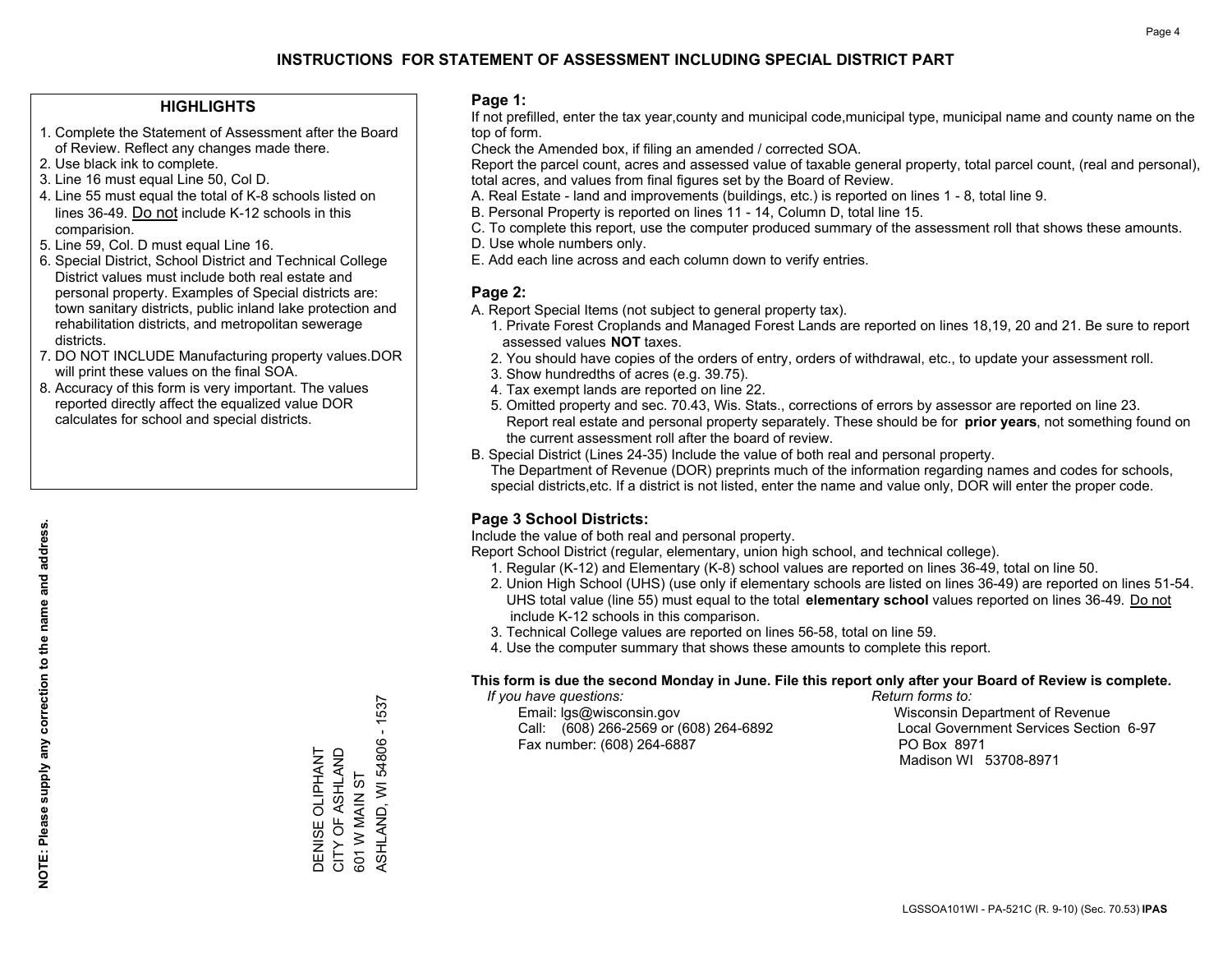# INSTRUCTIONS FOR STATEMENT OF ASSESSMENT INCLUDING SPECIAL DISTRICT PART

## HIGHLIGHTS

1. Complete the Statement of Assessment after the Board of Review. Reflect any changes made there.
2. Use black ink to complete.
3. Line 16 must equal Line 50, Col D.
4. Line 55 must equal the total of K-8 schools listed on lines 36-49. Do not include K-12 schools in this comparision.
5. Line 59, Col. D must equal Line 16.
6. Special District, School District and Technical College District values must include both real estate and personal property. Examples of Special districts are: town sanitary districts, public inland lake protection and rehabilitation districts, and metropolitan sewerage districts.
7. DO NOT INCLUDE Manufacturing property values.DOR will print these values on the final SOA.
8. Accuracy of this form is very important. The values reported directly affect the equalized value DOR calculates for school and special districts.

**NOTE: Please supply any correction to the name and address.**

DENISE OLIPHANT
CITY OF ASHLAND
601 W MAIN ST
ASHLAND, WI 54806 - 1537

### Page 1:

If not prefilled, enter the tax year,county and municipal code,municipal type, municipal name and county name on the top of form.

Check the Amended box, if filing an amended / corrected SOA.

Report the parcel count, acres and assessed value of taxable general property, total parcel count, (real and personal), total acres, and values from final figures set by the Board of Review.

A. Real Estate - land and improvements (buildings, etc.) is reported on lines 1 - 8, total line 9.
B. Personal Property is reported on lines 11 - 14, Column D, total line 15.
C. To complete this report, use the computer produced summary of the assessment roll that shows these amounts.
D. Use whole numbers only.
E. Add each line across and each column down to verify entries.

### Page 2:

A. Report Special Items (not subject to general property tax).
   1. Private Forest Croplands and Managed Forest Lands are reported on lines 18,19, 20 and 21. Be sure to report assessed values **NOT** taxes.
   2. You should have copies of the orders of entry, orders of withdrawal, etc., to update your assessment roll.
   3. Show hundredths of acres (e.g. 39.75).
   4. Tax exempt lands are reported on line 22.
   5. Omitted property and sec. 70.43, Wis. Stats., corrections of errors by assessor are reported on line 23. Report real estate and personal property separately. These should be for **prior years**, not something found on the current assessment roll after the board of review.
B. Special District (Lines 24-35) Include the value of both real and personal property.
   The Department of Revenue (DOR) preprints much of the information regarding names and codes for schools, special districts,etc. If a district is not listed, enter the name and value only, DOR will enter the proper code.

### Page 3 School Districts:

Include the value of both real and personal property.

Report School District (regular, elementary, union high school, and technical college).

1. Regular (K-12) and Elementary (K-8) school values are reported on lines 36-49, total on line 50.
2. Union High School (UHS) (use only if elementary schools are listed on lines 36-49) are reported on lines 51-54. UHS total value (line 55) must equal to the total **elementary school** values reported on lines 36-49. Do not include K-12 schools in this comparison.
3. Technical College values are reported on lines 56-58, total on line 59.
4. Use the computer summary that shows these amounts to complete this report.

**This form is due the second Monday in June. File this report only after your Board of Review is complete.**

*If you have questions:*
Email: lgs@wisconsin.gov
Call: (608) 266-2569 or (608) 264-6892
Fax number: (608) 264-6887

*Return forms to:*
Wisconsin Department of Revenue
Local Government Services Section 6-97
PO Box 8971
Madison WI 53708-8971

LGSSOA101WI - PA-521C (R. 9-10) (Sec. 70.53) **IPAS**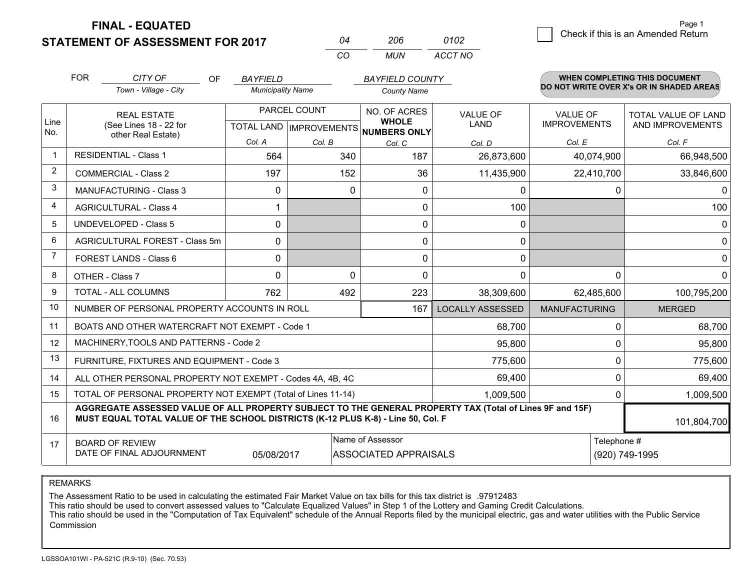**FINAL - EQUATED**
**STATEMENT OF ASSESSMENT FOR 2017**

| 04 | 206 | 0102 |
|---|---|---|
| CO | MUN | ACCT NO |

☐ Check if this is an Amended Return

| FOR | CITY OF | OF | BAYFIELD | BAYFIELD COUNTY |
|---|---|---|---|---|
| | Town - Village - City | | Municipality Name | County Name |

**WHEN COMPLETING THIS DOCUMENT DO NOT WRITE OVER X's OR IN SHADED AREAS**

| Line No. | REAL ESTATE (See Lines 18 - 22 for other Real Estate) | PARCEL COUNT TOTAL LAND Col. A | PARCEL COUNT IMPROVEMENTS Col. B | NO. OF ACRES WHOLE NUMBERS ONLY Col. C | VALUE OF LAND Col. D | VALUE OF IMPROVEMENTS Col. E | TOTAL VALUE OF LAND AND IMPROVEMENTS Col. F |
|---|---|---|---|---|---|---|---|
| 1 | RESIDENTIAL - Class 1 | 564 | 340 | 187 | 26,873,600 | 40,074,900 | 66,948,500 |
| 2 | COMMERCIAL - Class 2 | 197 | 152 | 36 | 11,435,900 | 22,410,700 | 33,846,600 |
| 3 | MANUFACTURING - Class 3 | 0 | 0 | 0 | 0 | 0 | 0 |
| 4 | AGRICULTURAL - Class 4 | 1 | | 0 | 100 | | 100 |
| 5 | UNDEVELOPED - Class 5 | 0 | | 0 | 0 | | 0 |
| 6 | AGRICULTURAL FOREST - Class 5m | 0 | | 0 | 0 | | 0 |
| 7 | FOREST LANDS - Class 6 | 0 | | 0 | 0 | | 0 |
| 8 | OTHER - Class 7 | 0 | 0 | 0 | 0 | 0 | 0 |
| 9 | TOTAL - ALL COLUMNS | 762 | 492 | 223 | 38,309,600 | 62,485,600 | 100,795,200 |
| 10 | NUMBER OF PERSONAL PROPERTY ACCOUNTS IN ROLL | | | 167 | LOCALLY ASSESSED | MANUFACTURING | MERGED |
| 11 | BOATS AND OTHER WATERCRAFT NOT EXEMPT - Code 1 | | | | 68,700 | 0 | 68,700 |
| 12 | MACHINERY,TOOLS AND PATTERNS - Code 2 | | | | 95,800 | 0 | 95,800 |
| 13 | FURNITURE, FIXTURES AND EQUIPMENT - Code 3 | | | | 775,600 | 0 | 775,600 |
| 14 | ALL OTHER PERSONAL PROPERTY NOT EXEMPT - Codes 4A, 4B, 4C | | | | 69,400 | 0 | 69,400 |
| 15 | TOTAL OF PERSONAL PROPERTY NOT EXEMPT (Total of Lines 11-14) | | | | 1,009,500 | 0 | 1,009,500 |
| 16 | **AGGREGATE ASSESSED VALUE OF ALL PROPERTY SUBJECT TO THE GENERAL PROPERTY TAX (Total of Lines 9F and 15F) MUST EQUAL TOTAL VALUE OF THE SCHOOL DISTRICTS (K-12 PLUS K-8) - Line 50, Col. F** | | | | | | 101,804,700 |
| 17 | BOARD OF REVIEW DATE OF FINAL ADJOURNMENT | 05/08/2017 | | Name of Assessor: ASSOCIATED APPRAISALS | | | Telephone #: (920) 749-1995 |

REMARKS

The Assessment Ratio to be used in calculating the estimated Fair Market Value on tax bills for this tax district is .97912483
This ratio should be used to convert assessed values to "Calculate Equalized Values" in Step 1 of the Lottery and Gaming Credit Calculations.
This ratio should be used in the "Computation of Tax Equivalent" schedule of the Annual Reports filed by the municipal electric, gas and water utilities with the Public Service Commission

LGSSOA101WI - PA-521C (R.9-10) (Sec. 70.53)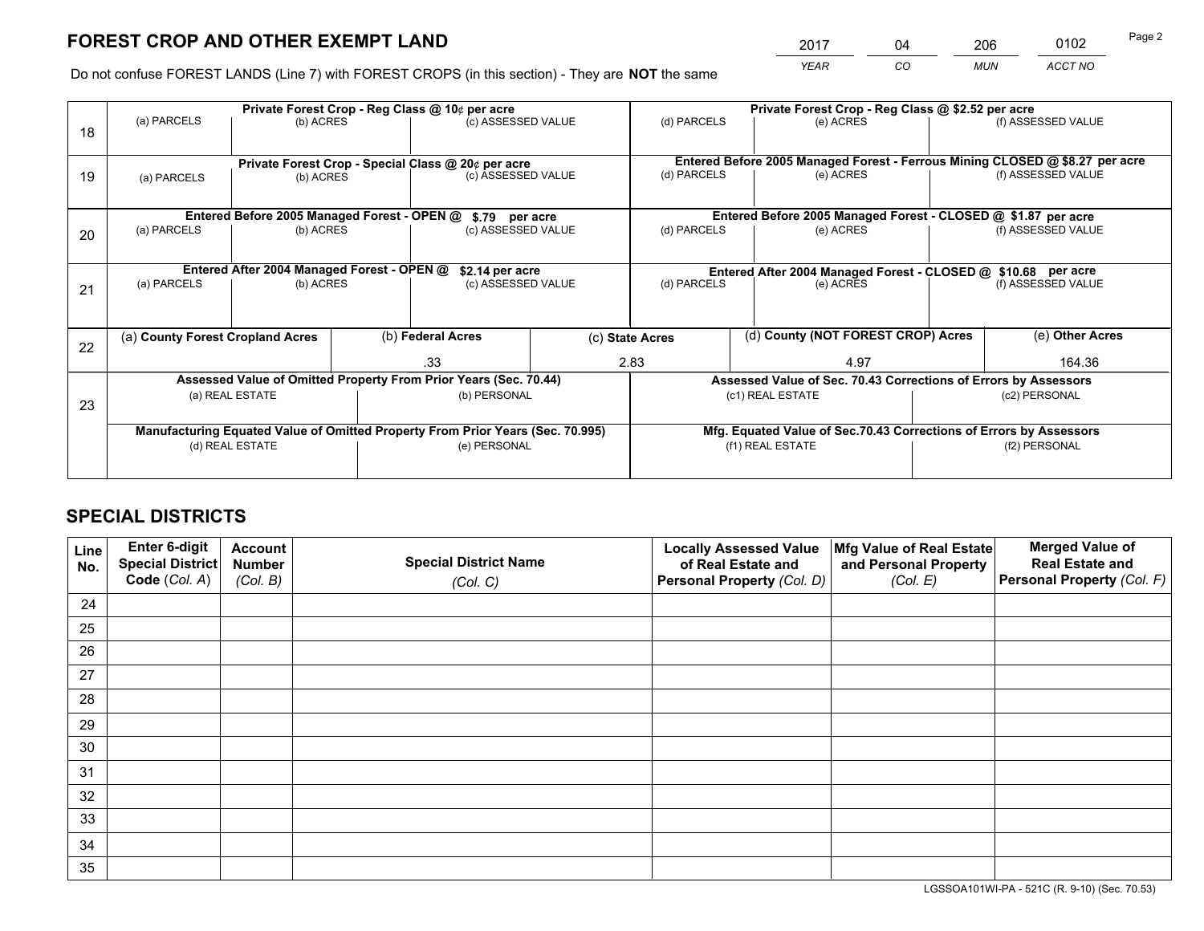# FOREST CROP AND OTHER EXEMPT LAND

| 2017 | 04 | 206 | 0102 |
|---|---|---|---|
| *YEAR* | *CO* | *MUN* | *ACCT NO* |

Do not confuse FOREST LANDS (Line 7) with FOREST CROPS (in this section) - They are **NOT** the same

| Line | Private Forest Crop - Reg Class @ 10¢ per acre | | | Private Forest Crop - Reg Class @ $2.52 per acre | | |
|---|---|---|---|---|---|---|
| 18 | (a) PARCELS | (b) ACRES | (c) ASSESSED VALUE | (d) PARCELS | (e) ACRES | (f) ASSESSED VALUE |
| | | | | | | |
| | **Private Forest Crop - Special Class @ 20¢ per acre** | | | **Entered Before 2005 Managed Forest - Ferrous Mining CLOSED @ $8.27 per acre** | | |
| 19 | (a) PARCELS | (b) ACRES | (c) ASSESSED VALUE | (d) PARCELS | (e) ACRES | (f) ASSESSED VALUE |
| | | | | | | |
| | **Entered Before 2005 Managed Forest - OPEN @ $.79 per acre** | | | **Entered Before 2005 Managed Forest - CLOSED @ $1.87 per acre** | | |
| 20 | (a) PARCELS | (b) ACRES | (c) ASSESSED VALUE | (d) PARCELS | (e) ACRES | (f) ASSESSED VALUE |
| | | | | | | |
| | **Entered After 2004 Managed Forest - OPEN @ $2.14 per acre** | | | **Entered After 2004 Managed Forest - CLOSED @ $10.68 per acre** | | |
| 21 | (a) PARCELS | (b) ACRES | (c) ASSESSED VALUE | (d) PARCELS | (e) ACRES | (f) ASSESSED VALUE |
| | | | | | | |

| Line | (a) County Forest Cropland Acres | (b) Federal Acres | (c) State Acres | (d) County (NOT FOREST CROP) Acres | (e) Other Acres |
|---|---|---|---|---|---|
| 22 | | .33 | 2.83 | 4.97 | 164.36 |

| Line | Assessed Value of Omitted Property From Prior Years (Sec. 70.44) | | Assessed Value of Sec. 70.43 Corrections of Errors by Assessors | |
|---|---|---|---|---|
| 23 | (a) REAL ESTATE | (b) PERSONAL | (c1) REAL ESTATE | (c2) PERSONAL |
| | | | | |
| | **Manufacturing Equated Value of Omitted Property From Prior Years (Sec. 70.995)** | | **Mfg. Equated Value of Sec.70.43 Corrections of Errors by Assessors** | |
| | (d) REAL ESTATE | (e) PERSONAL | (f1) REAL ESTATE | (f2) PERSONAL |
| | | | | |

# SPECIAL DISTRICTS

| Line No. | Enter 6-digit Special District Code (*Col. A*) | Account Number (*Col. B*) | Special District Name (*Col. C*) | Locally Assessed Value of Real Estate and Personal Property (*Col. D*) | Mfg Value of Real Estate and Personal Property (*Col. E*) | Merged Value of Real Estate and Personal Property (*Col. F*) |
|---|---|---|---|---|---|---|
| 24 | | | | | | |
| 25 | | | | | | |
| 26 | | | | | | |
| 27 | | | | | | |
| 28 | | | | | | |
| 29 | | | | | | |
| 30 | | | | | | |
| 31 | | | | | | |
| 32 | | | | | | |
| 33 | | | | | | |
| 34 | | | | | | |
| 35 | | | | | | |

LGSSOA101WI-PA - 521C (R. 9-10) (Sec. 70.53)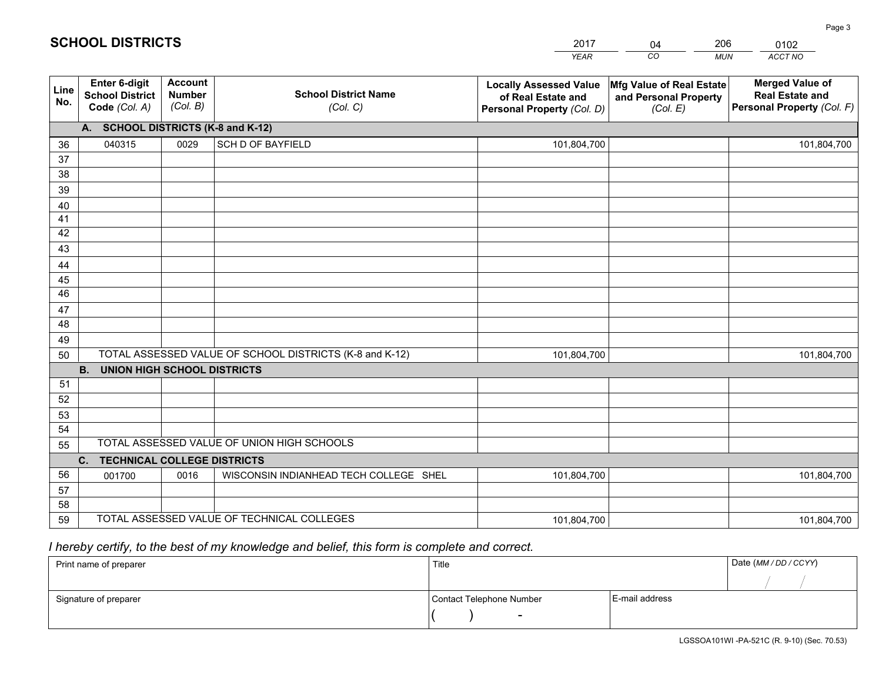# SCHOOL DISTRICTS

| 2017 | 04 | 206 | 0102 |
|---|---|---|---|
| *YEAR* | *CO* | *MUN* | *ACCT NO* |

| Line No. | Enter 6-digit School District Code *(Col. A)* | Account Number *(Col. B)* | School District Name *(Col. C)* | Locally Assessed Value of Real Estate and Personal Property *(Col. D)* | Mfg Value of Real Estate and Personal Property *(Col. E)* | Merged Value of Real Estate and Personal Property *(Col. F)* |
|---|---|---|---|---|---|---|
| | **A. SCHOOL DISTRICTS (K-8 and K-12)** | | | | | |
| 36 | 040315 | 0029 | SCH D OF BAYFIELD | 101,804,700 | | 101,804,700 |
| 37 | | | | | | |
| 38 | | | | | | |
| 39 | | | | | | |
| 40 | | | | | | |
| 41 | | | | | | |
| 42 | | | | | | |
| 43 | | | | | | |
| 44 | | | | | | |
| 45 | | | | | | |
| 46 | | | | | | |
| 47 | | | | | | |
| 48 | | | | | | |
| 49 | | | | | | |
| 50 | TOTAL ASSESSED VALUE OF SCHOOL DISTRICTS (K-8 and K-12) | | | 101,804,700 | | 101,804,700 |
| | **B. UNION HIGH SCHOOL DISTRICTS** | | | | | |
| 51 | | | | | | |
| 52 | | | | | | |
| 53 | | | | | | |
| 54 | | | | | | |
| 55 | TOTAL ASSESSED VALUE OF UNION HIGH SCHOOLS | | | | | |
| | **C. TECHNICAL COLLEGE DISTRICTS** | | | | | |
| 56 | 001700 | 0016 | WISCONSIN INDIANHEAD TECH COLLEGE SHEL | 101,804,700 | | 101,804,700 |
| 57 | | | | | | |
| 58 | | | | | | |
| 59 | TOTAL ASSESSED VALUE OF TECHNICAL COLLEGES | | | 101,804,700 | | 101,804,700 |

*I hereby certify, to the best of my knowledge and belief, this form is complete and correct.*

| Print name of preparer | Title | | Date *(MM / DD / CCYY)* |
|---|---|---|---|
| | | | / / |
| Signature of preparer | Contact Telephone Number | E-mail address | |
| | ( ) - | | |

LGSSOA101WI -PA-521C (R. 9-10) (Sec. 70.53)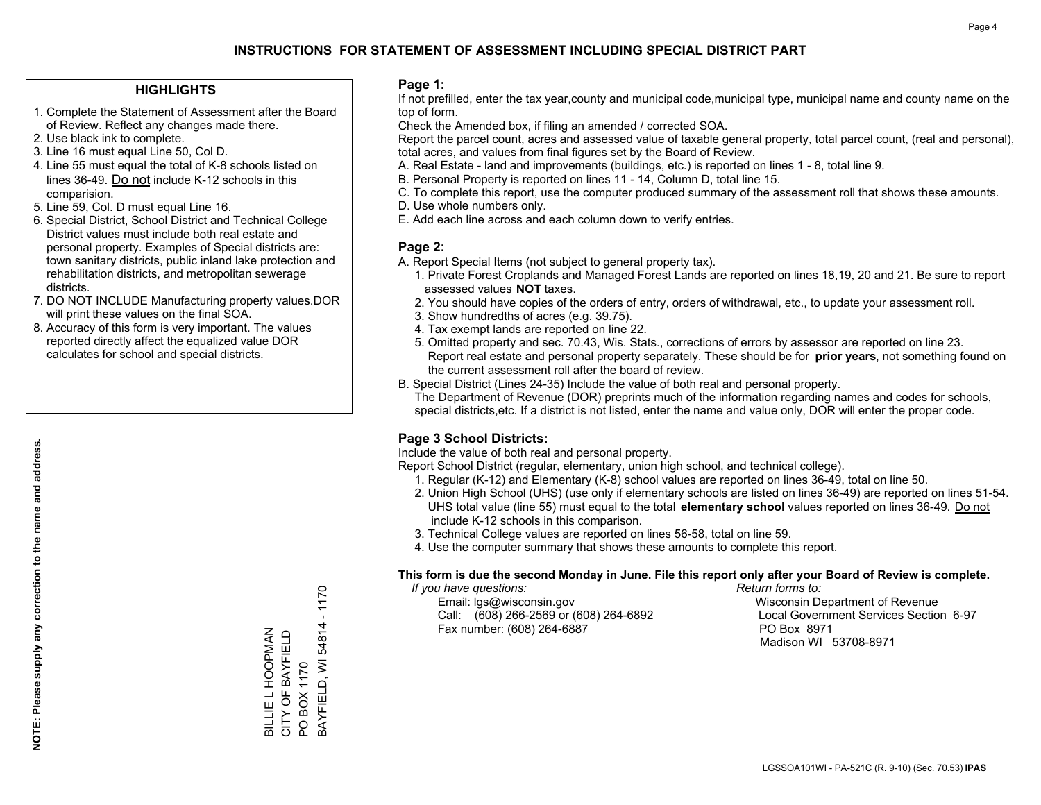# INSTRUCTIONS FOR STATEMENT OF ASSESSMENT INCLUDING SPECIAL DISTRICT PART

## HIGHLIGHTS

1. Complete the Statement of Assessment after the Board of Review. Reflect any changes made there.
2. Use black ink to complete.
3. Line 16 must equal Line 50, Col D.
4. Line 55 must equal the total of K-8 schools listed on lines 36-49. Do not include K-12 schools in this comparision.
5. Line 59, Col. D must equal Line 16.
6. Special District, School District and Technical College District values must include both real estate and personal property. Examples of Special districts are: town sanitary districts, public inland lake protection and rehabilitation districts, and metropolitan sewerage districts.
7. DO NOT INCLUDE Manufacturing property values.DOR will print these values on the final SOA.
8. Accuracy of this form is very important. The values reported directly affect the equalized value DOR calculates for school and special districts.

**NOTE: Please supply any correction to the name and address.**

BILLIE L HOOPMAN
CITY OF BAYFIELD
PO BOX 1170
BAYFIELD, WI 54814 - 1170

## Page 1:

If not prefilled, enter the tax year,county and municipal code,municipal type, municipal name and county name on the top of form.

Check the Amended box, if filing an amended / corrected SOA.

Report the parcel count, acres and assessed value of taxable general property, total parcel count, (real and personal), total acres, and values from final figures set by the Board of Review.

A. Real Estate - land and improvements (buildings, etc.) is reported on lines 1 - 8, total line 9.
B. Personal Property is reported on lines 11 - 14, Column D, total line 15.
C. To complete this report, use the computer produced summary of the assessment roll that shows these amounts.
D. Use whole numbers only.
E. Add each line across and each column down to verify entries.

## Page 2:

A. Report Special Items (not subject to general property tax).
  1. Private Forest Croplands and Managed Forest Lands are reported on lines 18,19, 20 and 21. Be sure to report assessed values **NOT** taxes.
  2. You should have copies of the orders of entry, orders of withdrawal, etc., to update your assessment roll.
  3. Show hundredths of acres (e.g. 39.75).
  4. Tax exempt lands are reported on line 22.
  5. Omitted property and sec. 70.43, Wis. Stats., corrections of errors by assessor are reported on line 23. Report real estate and personal property separately. These should be for **prior years**, not something found on the current assessment roll after the board of review.

B. Special District (Lines 24-35) Include the value of both real and personal property.
  The Department of Revenue (DOR) preprints much of the information regarding names and codes for schools, special districts,etc. If a district is not listed, enter the name and value only, DOR will enter the proper code.

## Page 3 School Districts:

Include the value of both real and personal property.

Report School District (regular, elementary, union high school, and technical college).

1. Regular (K-12) and Elementary (K-8) school values are reported on lines 36-49, total on line 50.
2. Union High School (UHS) (use only if elementary schools are listed on lines 36-49) are reported on lines 51-54. UHS total value (line 55) must equal to the total **elementary school** values reported on lines 36-49. Do not include K-12 schools in this comparison.
3. Technical College values are reported on lines 56-58, total on line 59.
4. Use the computer summary that shows these amounts to complete this report.

**This form is due the second Monday in June. File this report only after your Board of Review is complete.**

*If you have questions:*
Email: lgs@wisconsin.gov
Call: (608) 266-2569 or (608) 264-6892
Fax number: (608) 264-6887

*Return forms to:*
Wisconsin Department of Revenue
Local Government Services Section 6-97
PO Box 8971
Madison WI 53708-8971

LGSSOA101WI - PA-521C (R. 9-10) (Sec. 70.53) **IPAS**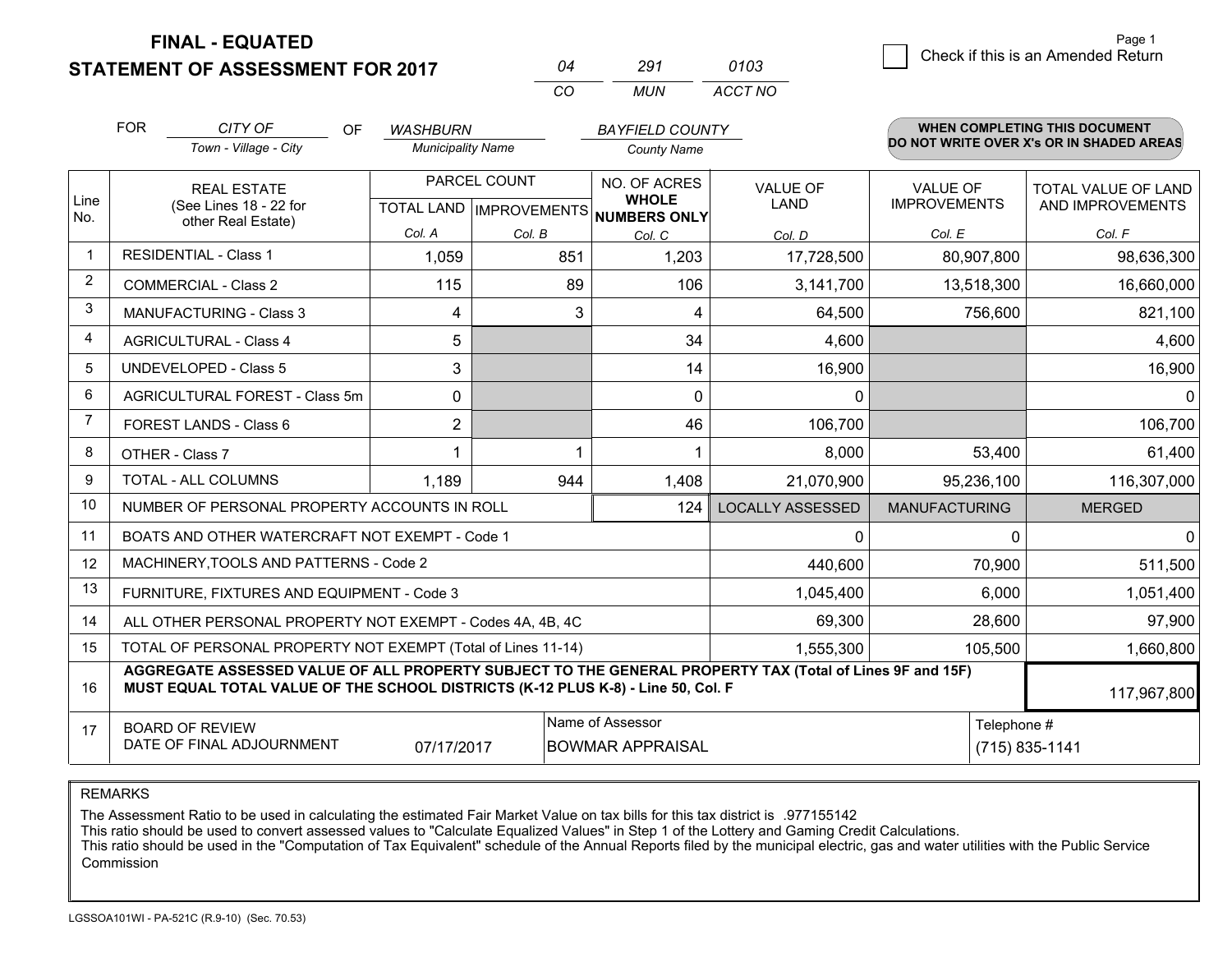# FINAL - EQUATED
# STATEMENT OF ASSESSMENT FOR 2017

| 04 | 291 | 0103 |
|---|---|---|
| CO | MUN | ACCT NO |

Page 1

☐ Check if this is an Amended Return

FOR *CITY OF* (Town - Village - City) OF *WASHBURN* (Municipality Name) *BAYFIELD COUNTY* (County Name)

**WHEN COMPLETING THIS DOCUMENT DO NOT WRITE OVER X's OR IN SHADED AREAS**

| Line No. | REAL ESTATE (See Lines 18 - 22 for other Real Estate) | PARCEL COUNT TOTAL LAND Col. A | PARCEL COUNT IMPROVEMENTS Col. B | NO. OF ACRES WHOLE NUMBERS ONLY Col. C | VALUE OF LAND Col. D | VALUE OF IMPROVEMENTS Col. E | TOTAL VALUE OF LAND AND IMPROVEMENTS Col. F |
|---|---|---|---|---|---|---|---|
| 1 | RESIDENTIAL - Class 1 | 1,059 | 851 | 1,203 | 17,728,500 | 80,907,800 | 98,636,300 |
| 2 | COMMERCIAL - Class 2 | 115 | 89 | 106 | 3,141,700 | 13,518,300 | 16,660,000 |
| 3 | MANUFACTURING - Class 3 | 4 | 3 | 4 | 64,500 | 756,600 | 821,100 |
| 4 | AGRICULTURAL - Class 4 | 5 | | 34 | 4,600 | | 4,600 |
| 5 | UNDEVELOPED - Class 5 | 3 | | 14 | 16,900 | | 16,900 |
| 6 | AGRICULTURAL FOREST - Class 5m | 0 | | 0 | 0 | | 0 |
| 7 | FOREST LANDS - Class 6 | 2 | | 46 | 106,700 | | 106,700 |
| 8 | OTHER - Class 7 | 1 | 1 | 1 | 8,000 | 53,400 | 61,400 |
| 9 | TOTAL - ALL COLUMNS | 1,189 | 944 | 1,408 | 21,070,900 | 95,236,100 | 116,307,000 |
| 10 | NUMBER OF PERSONAL PROPERTY ACCOUNTS IN ROLL | | | 124 | LOCALLY ASSESSED | MANUFACTURING | MERGED |
| 11 | BOATS AND OTHER WATERCRAFT NOT EXEMPT - Code 1 | | | | 0 | 0 | 0 |
| 12 | MACHINERY,TOOLS AND PATTERNS - Code 2 | | | | 440,600 | 70,900 | 511,500 |
| 13 | FURNITURE, FIXTURES AND EQUIPMENT - Code 3 | | | | 1,045,400 | 6,000 | 1,051,400 |
| 14 | ALL OTHER PERSONAL PROPERTY NOT EXEMPT - Codes 4A, 4B, 4C | | | | 69,300 | 28,600 | 97,900 |
| 15 | TOTAL OF PERSONAL PROPERTY NOT EXEMPT (Total of Lines 11-14) | | | | 1,555,300 | 105,500 | 1,660,800 |
| 16 | **AGGREGATE ASSESSED VALUE OF ALL PROPERTY SUBJECT TO THE GENERAL PROPERTY TAX (Total of Lines 9F and 15F) MUST EQUAL TOTAL VALUE OF THE SCHOOL DISTRICTS (K-12 PLUS K-8) - Line 50, Col. F** | | | | | | 117,967,800 |
| 17 | BOARD OF REVIEW DATE OF FINAL ADJOURNMENT | 07/17/2017 | Name of Assessor: BOWMAR APPRAISAL | | | Telephone #: (715) 835-1141 | |

REMARKS

The Assessment Ratio to be used in calculating the estimated Fair Market Value on tax bills for this tax district is .977155142
This ratio should be used to convert assessed values to "Calculate Equalized Values" in Step 1 of the Lottery and Gaming Credit Calculations.
This ratio should be used in the "Computation of Tax Equivalent" schedule of the Annual Reports filed by the municipal electric, gas and water utilities with the Public Service Commission

LGSSOA101WI - PA-521C (R.9-10) (Sec. 70.53)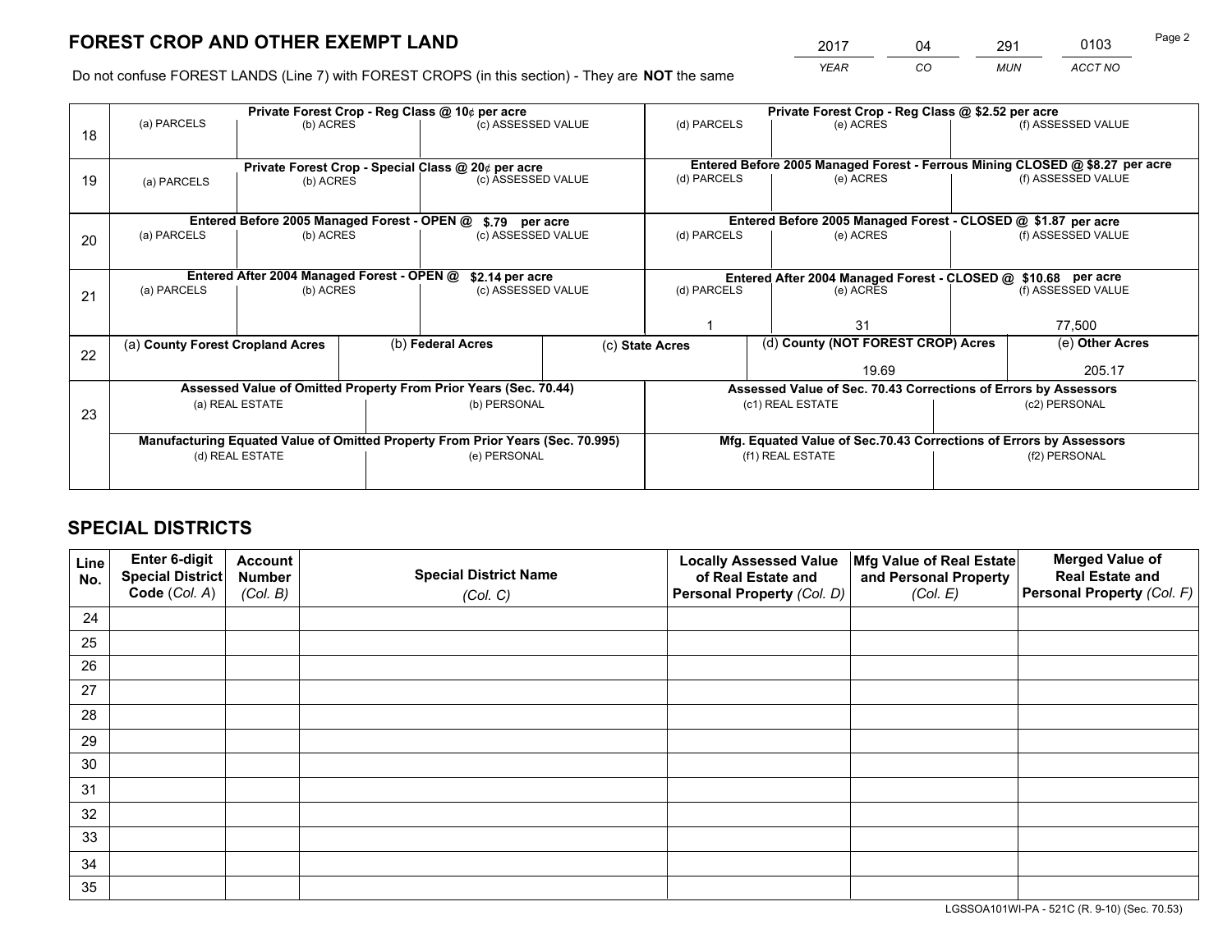# FOREST CROP AND OTHER EXEMPT LAND

| 2017 | 04 | 291 | 0103 |
|---|---|---|---|
| *YEAR* | *CO* | *MUN* | *ACCT NO* |

Do not confuse FOREST LANDS (Line 7) with FOREST CROPS (in this section) - They are **NOT** the same

| Line | Private Forest Crop - Reg Class @ 10¢ per acre | | | Private Forest Crop - Reg Class @ $2.52 per acre | | |
|---|---|---|---|---|---|---|
| 18 | (a) PARCELS | (b) ACRES | (c) ASSESSED VALUE | (d) PARCELS | (e) ACRES | (f) ASSESSED VALUE |
| | | | | | | |
| | **Private Forest Crop - Special Class @ 20¢ per acre** | | | **Entered Before 2005 Managed Forest - Ferrous Mining CLOSED @ $8.27 per acre** | | |
| 19 | (a) PARCELS | (b) ACRES | (c) ASSESSED VALUE | (d) PARCELS | (e) ACRES | (f) ASSESSED VALUE |
| | | | | | | |
| | **Entered Before 2005 Managed Forest - OPEN @ $.79 per acre** | | | **Entered Before 2005 Managed Forest - CLOSED @ $1.87 per acre** | | |
| 20 | (a) PARCELS | (b) ACRES | (c) ASSESSED VALUE | (d) PARCELS | (e) ACRES | (f) ASSESSED VALUE |
| | | | | | | |
| | **Entered After 2004 Managed Forest - OPEN @ $2.14 per acre** | | | **Entered After 2004 Managed Forest - CLOSED @ $10.68 per acre** | | |
| 21 | (a) PARCELS | (b) ACRES | (c) ASSESSED VALUE | (d) PARCELS | (e) ACRES | (f) ASSESSED VALUE |
| | | | | 1 | 31 | 77,500 |

| Line | (a) County Forest Cropland Acres | (b) Federal Acres | (c) State Acres | (d) County (NOT FOREST CROP) Acres | (e) Other Acres |
|---|---|---|---|---|---|
| 22 | | | | 19.69 | 205.17 |

| Line | Assessed Value of Omitted Property From Prior Years (Sec. 70.44) | | Assessed Value of Sec. 70.43 Corrections of Errors by Assessors | |
|---|---|---|---|---|
| 23 | (a) REAL ESTATE | (b) PERSONAL | (c1) REAL ESTATE | (c2) PERSONAL |
| | | | | |
| | **Manufacturing Equated Value of Omitted Property From Prior Years (Sec. 70.995)** | | **Mfg. Equated Value of Sec.70.43 Corrections of Errors by Assessors** | |
| | (d) REAL ESTATE | (e) PERSONAL | (f1) REAL ESTATE | (f2) PERSONAL |
| | | | | |

# SPECIAL DISTRICTS

| Line No. | Enter 6-digit Special District Code (*Col. A*) | Account Number (*Col. B*) | Special District Name (*Col. C*) | Locally Assessed Value of Real Estate and Personal Property (*Col. D*) | Mfg Value of Real Estate and Personal Property (*Col. E*) | Merged Value of Real Estate and Personal Property (*Col. F*) |
|---|---|---|---|---|---|---|
| 24 | | | | | | |
| 25 | | | | | | |
| 26 | | | | | | |
| 27 | | | | | | |
| 28 | | | | | | |
| 29 | | | | | | |
| 30 | | | | | | |
| 31 | | | | | | |
| 32 | | | | | | |
| 33 | | | | | | |
| 34 | | | | | | |
| 35 | | | | | | |

LGSSOA101WI-PA - 521C (R. 9-10) (Sec. 70.53)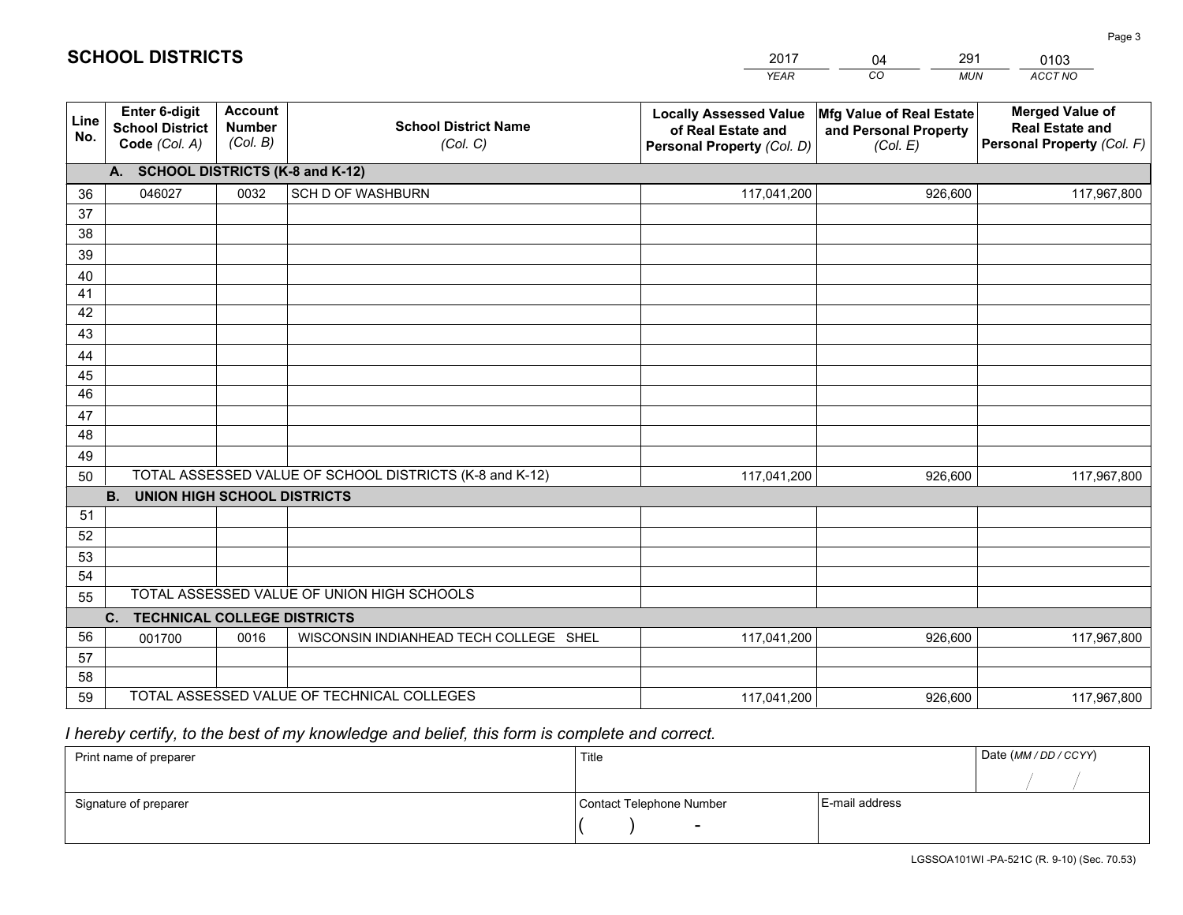# SCHOOL DISTRICTS

| 2017 | 04 | 291 | 0103 |
|---|---|---|---|
| *YEAR* | *CO* | *MUN* | *ACCT NO* |

| Line No. | Enter 6-digit School District Code *(Col. A)* | Account Number *(Col. B)* | School District Name *(Col. C)* | Locally Assessed Value of Real Estate and Personal Property *(Col. D)* | Mfg Value of Real Estate and Personal Property *(Col. E)* | Merged Value of Real Estate and Personal Property *(Col. F)* |
|---|---|---|---|---|---|---|
| **A. SCHOOL DISTRICTS (K-8 and K-12)** | | | | | | |
| 36 | 046027 | 0032 | SCH D OF WASHBURN | 117,041,200 | 926,600 | 117,967,800 |
| 37 | | | | | | |
| 38 | | | | | | |
| 39 | | | | | | |
| 40 | | | | | | |
| 41 | | | | | | |
| 42 | | | | | | |
| 43 | | | | | | |
| 44 | | | | | | |
| 45 | | | | | | |
| 46 | | | | | | |
| 47 | | | | | | |
| 48 | | | | | | |
| 49 | | | | | | |
| 50 | TOTAL ASSESSED VALUE OF SCHOOL DISTRICTS (K-8 and K-12) | | | 117,041,200 | 926,600 | 117,967,800 |
| **B. UNION HIGH SCHOOL DISTRICTS** | | | | | | |
| 51 | | | | | | |
| 52 | | | | | | |
| 53 | | | | | | |
| 54 | | | | | | |
| 55 | TOTAL ASSESSED VALUE OF UNION HIGH SCHOOLS | | | | | |
| **C. TECHNICAL COLLEGE DISTRICTS** | | | | | | |
| 56 | 001700 | 0016 | WISCONSIN INDIANHEAD TECH COLLEGE SHEL | 117,041,200 | 926,600 | 117,967,800 |
| 57 | | | | | | |
| 58 | | | | | | |
| 59 | TOTAL ASSESSED VALUE OF TECHNICAL COLLEGES | | | 117,041,200 | 926,600 | 117,967,800 |

*I hereby certify, to the best of my knowledge and belief, this form is complete and correct.*

| Print name of preparer | Title | | Date *(MM / DD / CCYY)* |
|---|---|---|---|
| | | | / / |
| Signature of preparer | Contact Telephone Number | E-mail address | |
| | ( ) - | | |

LGSSOA101WI -PA-521C (R. 9-10) (Sec. 70.53)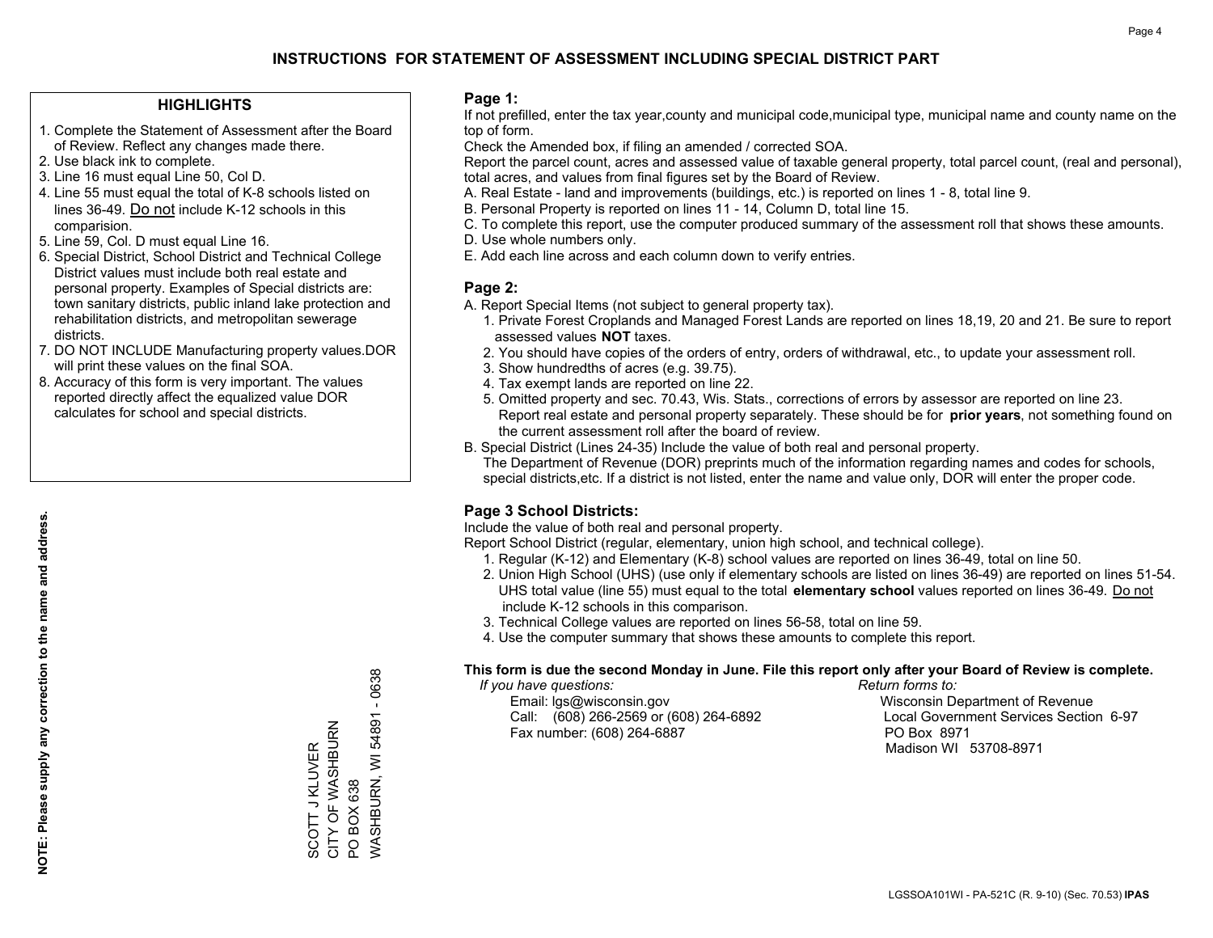# INSTRUCTIONS FOR STATEMENT OF ASSESSMENT INCLUDING SPECIAL DISTRICT PART

## HIGHLIGHTS

1. Complete the Statement of Assessment after the Board of Review. Reflect any changes made there.
2. Use black ink to complete.
3. Line 16 must equal Line 50, Col D.
4. Line 55 must equal the total of K-8 schools listed on lines 36-49. Do not include K-12 schools in this comparision.
5. Line 59, Col. D must equal Line 16.
6. Special District, School District and Technical College District values must include both real estate and personal property. Examples of Special districts are: town sanitary districts, public inland lake protection and rehabilitation districts, and metropolitan sewerage districts.
7. DO NOT INCLUDE Manufacturing property values.DOR will print these values on the final SOA.
8. Accuracy of this form is very important. The values reported directly affect the equalized value DOR calculates for school and special districts.

**NOTE: Please supply any correction to the name and address.**

SCOTT J KLUVER
CITY OF WASHBURN
PO BOX 638
WASHBURN, WI 54891 - 0638

## Page 1:

If not prefilled, enter the tax year,county and municipal code,municipal type, municipal name and county name on the top of form.

Check the Amended box, if filing an amended / corrected SOA.

Report the parcel count, acres and assessed value of taxable general property, total parcel count, (real and personal), total acres, and values from final figures set by the Board of Review.

A. Real Estate - land and improvements (buildings, etc.) is reported on lines 1 - 8, total line 9.
B. Personal Property is reported on lines 11 - 14, Column D, total line 15.
C. To complete this report, use the computer produced summary of the assessment roll that shows these amounts.
D. Use whole numbers only.
E. Add each line across and each column down to verify entries.

## Page 2:

A. Report Special Items (not subject to general property tax).
   1. Private Forest Croplands and Managed Forest Lands are reported on lines 18,19, 20 and 21. Be sure to report assessed values **NOT** taxes.
   2. You should have copies of the orders of entry, orders of withdrawal, etc., to update your assessment roll.
   3. Show hundredths of acres (e.g. 39.75).
   4. Tax exempt lands are reported on line 22.
   5. Omitted property and sec. 70.43, Wis. Stats., corrections of errors by assessor are reported on line 23. Report real estate and personal property separately. These should be for **prior years**, not something found on the current assessment roll after the board of review.
B. Special District (Lines 24-35) Include the value of both real and personal property.
   The Department of Revenue (DOR) preprints much of the information regarding names and codes for schools, special districts,etc. If a district is not listed, enter the name and value only, DOR will enter the proper code.

## Page 3 School Districts:

Include the value of both real and personal property.

Report School District (regular, elementary, union high school, and technical college).

1. Regular (K-12) and Elementary (K-8) school values are reported on lines 36-49, total on line 50.
2. Union High School (UHS) (use only if elementary schools are listed on lines 36-49) are reported on lines 51-54. UHS total value (line 55) must equal to the total **elementary school** values reported on lines 36-49. Do not include K-12 schools in this comparison.
3. Technical College values are reported on lines 56-58, total on line 59.
4. Use the computer summary that shows these amounts to complete this report.

**This form is due the second Monday in June. File this report only after your Board of Review is complete.**

*If you have questions:*
Email: lgs@wisconsin.gov
Call: (608) 266-2569 or (608) 264-6892
Fax number: (608) 264-6887

*Return forms to:*
Wisconsin Department of Revenue
Local Government Services Section 6-97
PO Box 8971
Madison WI 53708-8971

LGSSOA101WI - PA-521C (R. 9-10) (Sec. 70.53) **IPAS**